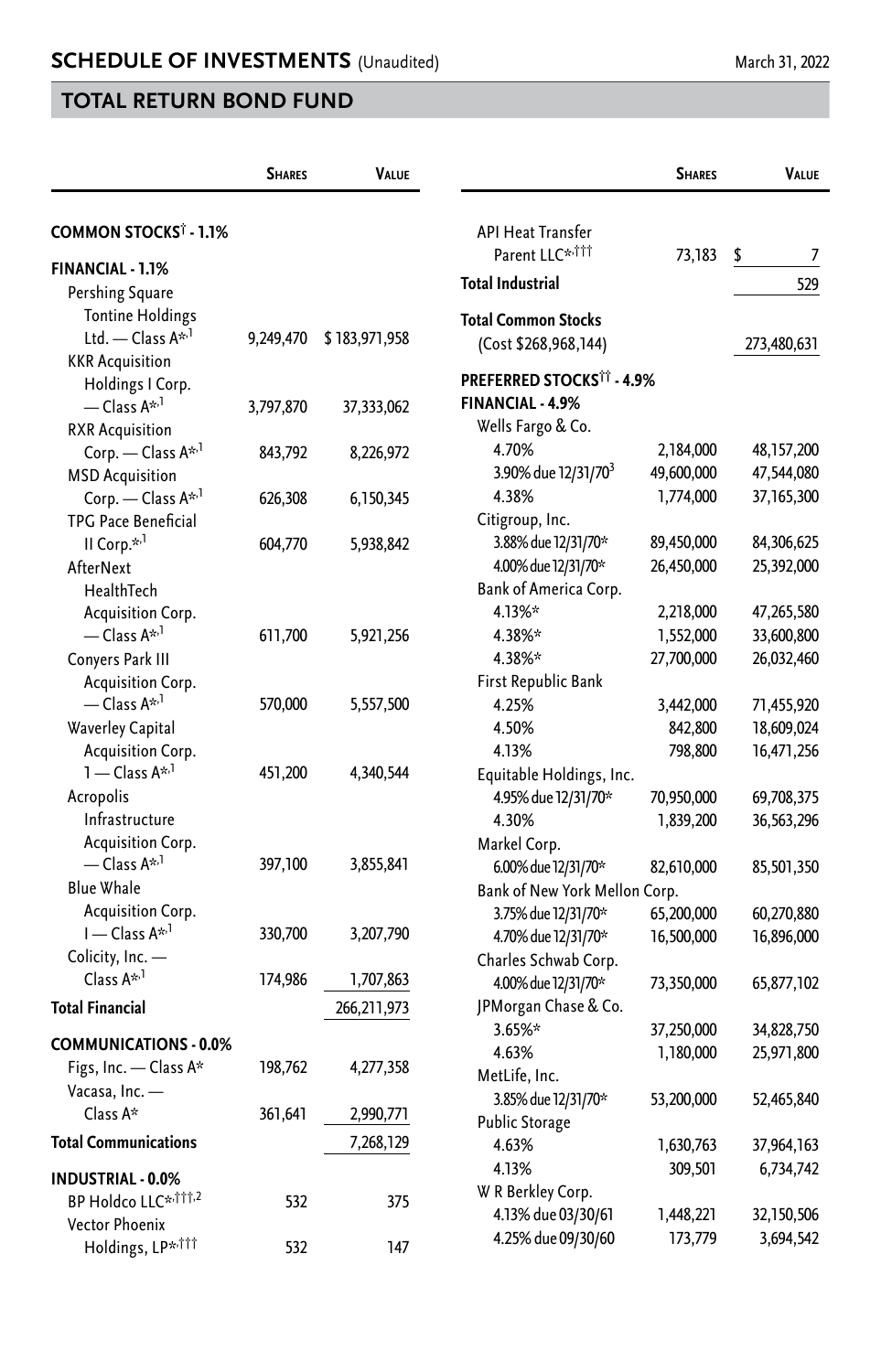## SCHEDULE OF INVESTMENTS (Unaudited)

March 31, 2022

## TOTAL RETURN BOND FUND

| | Shares | Value |
|---|---|---|
| **COMMON STOCKS† - 1.1%** | | |
| **FINANCIAL - 1.1%** | | |
| Pershing Square Tontine Holdings Ltd. — Class A*,[1] | 9,249,470 | $ 183,971,958 |
| KKR Acquisition Holdings I Corp. — Class A*,[1] | 3,797,870 | 37,333,062 |
| RXR Acquisition Corp. — Class A*,[1] | 843,792 | 8,226,972 |
| MSD Acquisition Corp. — Class A*,[1] | 626,308 | 6,150,345 |
| TPG Pace Beneficial II Corp.*,[1] | 604,770 | 5,938,842 |
| AfterNext HealthTech Acquisition Corp. — Class A*,[1] | 611,700 | 5,921,256 |
| Conyers Park III Acquisition Corp. — Class A*,[1] | 570,000 | 5,557,500 |
| Waverley Capital Acquisition Corp. 1 — Class A*,[1] | 451,200 | 4,340,544 |
| Acropolis Infrastructure Acquisition Corp. — Class A*,[1] | 397,100 | 3,855,841 |
| Blue Whale Acquisition Corp. I — Class A*,[1] | 330,700 | 3,207,790 |
| Colicity, Inc. — Class A*,[1] | 174,986 | 1,707,863 |
| **Total Financial** | | 266,211,973 |
| **COMMUNICATIONS - 0.0%** | | |
| Figs, Inc. — Class A* | 198,762 | 4,277,358 |
| Vacasa, Inc. — Class A* | 361,641 | 2,990,771 |
| **Total Communications** | | 7,268,129 |
| **INDUSTRIAL - 0.0%** | | |
| BP Holdco LLC*,†††,[2] | 532 | 375 |
| Vector Phoenix Holdings, LP*,††† | 532 | 147 |
| API Heat Transfer Parent LLC*,††† | 73,183 | $ 7 |
| **Total Industrial** | | 529 |
| **Total Common Stocks** (Cost $268,968,144) | | 273,480,631 |
| **PREFERRED STOCKS†† - 4.9%** | | |
| **FINANCIAL - 4.9%** | | |
| Wells Fargo & Co. | | |
| 4.70% | 2,184,000 | 48,157,200 |
| 3.90% due 12/31/70[3] | 49,600,000 | 47,544,080 |
| 4.38% | 1,774,000 | 37,165,300 |
| Citigroup, Inc. | | |
| 3.88% due 12/31/70* | 89,450,000 | 84,306,625 |
| 4.00% due 12/31/70* | 26,450,000 | 25,392,000 |
| Bank of America Corp. | | |
| 4.13%* | 2,218,000 | 47,265,580 |
| 4.38%* | 1,552,000 | 33,600,800 |
| 4.38%* | 27,700,000 | 26,032,460 |
| First Republic Bank | | |
| 4.25% | 3,442,000 | 71,455,920 |
| 4.50% | 842,800 | 18,609,024 |
| 4.13% | 798,800 | 16,471,256 |
| Equitable Holdings, Inc. | | |
| 4.95% due 12/31/70* | 70,950,000 | 69,708,375 |
| 4.30% | 1,839,200 | 36,563,296 |
| Markel Corp. | | |
| 6.00% due 12/31/70* | 82,610,000 | 85,501,350 |
| Bank of New York Mellon Corp. | | |
| 3.75% due 12/31/70* | 65,200,000 | 60,270,880 |
| 4.70% due 12/31/70* | 16,500,000 | 16,896,000 |
| Charles Schwab Corp. | | |
| 4.00% due 12/31/70* | 73,350,000 | 65,877,102 |
| JPMorgan Chase & Co. | | |
| 3.65%* | 37,250,000 | 34,828,750 |
| 4.63% | 1,180,000 | 25,971,800 |
| MetLife, Inc. | | |
| 3.85% due 12/31/70* | 53,200,000 | 52,465,840 |
| Public Storage | | |
| 4.63% | 1,630,763 | 37,964,163 |
| 4.13% | 309,501 | 6,734,742 |
| W R Berkley Corp. | | |
| 4.13% due 03/30/61 | 1,448,221 | 32,150,506 |
| 4.25% due 09/30/60 | 173,779 | 3,694,542 |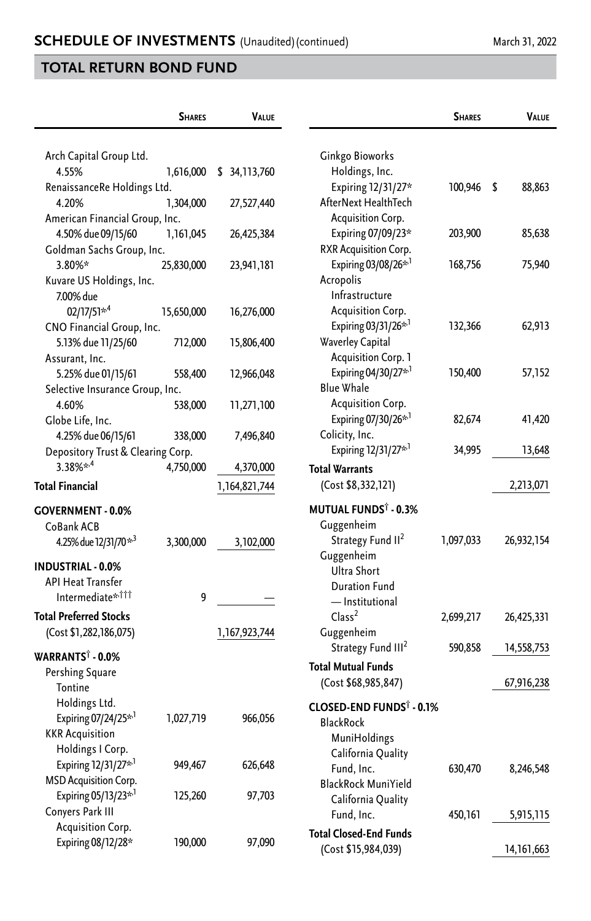## SCHEDULE OF INVESTMENTS (Unaudited) (continued)

March 31, 2022

## TOTAL RETURN BOND FUND

| | Shares | Value |
|---|---|---|
| Arch Capital Group Ltd. 4.55% | 1,616,000 | $ 34,113,760 |
| RenaissanceRe Holdings Ltd. 4.20% | 1,304,000 | 27,527,440 |
| American Financial Group, Inc. 4.50% due 09/15/60 | 1,161,045 | 26,425,384 |
| Goldman Sachs Group, Inc. 3.80%* | 25,830,000 | 23,941,181 |
| Kuvare US Holdings, Inc. 7.00% due 02/17/51*[4] | 15,650,000 | 16,276,000 |
| CNO Financial Group, Inc. 5.13% due 11/25/60 | 712,000 | 15,806,400 |
| Assurant, Inc. 5.25% due 01/15/61 | 558,400 | 12,966,048 |
| Selective Insurance Group, Inc. 4.60% | 538,000 | 11,271,100 |
| Globe Life, Inc. 4.25% due 06/15/61 | 338,000 | 7,496,840 |
| Depository Trust & Clearing Corp. 3.38%*[4] | 4,750,000 | 4,370,000 |
| **Total Financial** | | 1,164,821,744 |
| **GOVERNMENT - 0.0%** | | |
| CoBank ACB 4.25% due 12/31/70*[3] | 3,300,000 | 3,102,000 |
| **INDUSTRIAL - 0.0%** | | |
| API Heat Transfer Intermediate*[†††] | 9 | — |
| **Total Preferred Stocks** (Cost $1,282,186,075) | | 1,167,923,744 |
| **WARRANTS[†] - 0.0%** | | |
| Pershing Square Tontine Holdings Ltd. Expiring 07/24/25*[1] | 1,027,719 | 966,056 |
| KKR Acquisition Holdings I Corp. Expiring 12/31/27*[1] | 949,467 | 626,648 |
| MSD Acquisition Corp. Expiring 05/13/23*[1] | 125,260 | 97,703 |
| Conyers Park III Acquisition Corp. Expiring 08/12/28* | 190,000 | 97,090 |
| Ginkgo Bioworks Holdings, Inc. Expiring 12/31/27* | 100,946 | $ 88,863 |
| AfterNext HealthTech Acquisition Corp. Expiring 07/09/23* | 203,900 | 85,638 |
| RXR Acquisition Corp. Expiring 03/08/26*[1] | 168,756 | 75,940 |
| Acropolis Infrastructure Acquisition Corp. Expiring 03/31/26*[1] | 132,366 | 62,913 |
| Waverley Capital Acquisition Corp. 1 Expiring 04/30/27*[1] | 150,400 | 57,152 |
| Blue Whale Acquisition Corp. Expiring 07/30/26*[1] | 82,674 | 41,420 |
| Colicity, Inc. Expiring 12/31/27*[1] | 34,995 | 13,648 |
| **Total Warrants** (Cost $8,332,121) | | 2,213,071 |
| **MUTUAL FUNDS[†] - 0.3%** | | |
| Guggenheim Strategy Fund II[2] | 1,097,033 | 26,932,154 |
| Guggenheim Ultra Short Duration Fund — Institutional Class[2] | 2,699,217 | 26,425,331 |
| Guggenheim Strategy Fund III[2] | 590,858 | 14,558,753 |
| **Total Mutual Funds** (Cost $68,985,847) | | 67,916,238 |
| **CLOSED-END FUNDS[†] - 0.1%** | | |
| BlackRock MuniHoldings California Quality Fund, Inc. | 630,470 | 8,246,548 |
| BlackRock MuniYield California Quality Fund, Inc. | 450,161 | 5,915,115 |
| **Total Closed-End Funds** (Cost $15,984,039) | | 14,161,663 |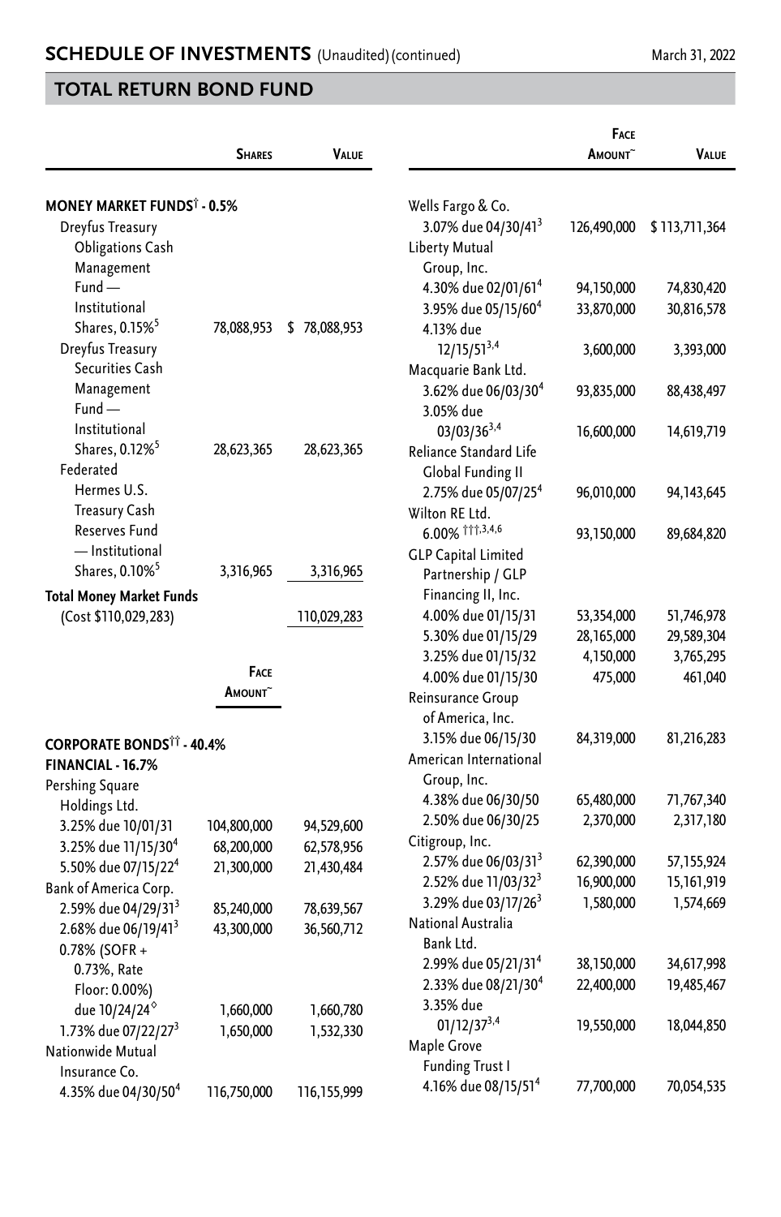## SCHEDULE OF INVESTMENTS (Unaudited) (continued)

March 31, 2022

## TOTAL RETURN BOND FUND

| | Shares | Value |
|---|---|---|
| **MONEY MARKET FUNDS† - 0.5%** | | |
| Dreyfus Treasury Obligations Cash Management Fund — Institutional Shares, 0.15%[5] | 78,088,953 | $ 78,088,953 |
| Dreyfus Treasury Securities Cash Management Fund — Institutional Shares, 0.12%[5] | 28,623,365 | 28,623,365 |
| Federated Hermes U.S. Treasury Cash Reserves Fund — Institutional Shares, 0.10%[5] | 3,316,965 | 3,316,965 |
| **Total Money Market Funds** (Cost $110,029,283) | | 110,029,283 |

| | Face Amount~ | Value |
|---|---|---|
| **CORPORATE BONDS†† - 40.4%** | | |
| **FINANCIAL - 16.7%** | | |
| Pershing Square Holdings Ltd. | | |
| 3.25% due 10/01/31 | 104,800,000 | 94,529,600 |
| 3.25% due 11/15/30[4] | 68,200,000 | 62,578,956 |
| 5.50% due 07/15/22[4] | 21,300,000 | 21,430,484 |
| Bank of America Corp. | | |
| 2.59% due 04/29/31[3] | 85,240,000 | 78,639,567 |
| 2.68% due 06/19/41[3] | 43,300,000 | 36,560,712 |
| 0.78% (SOFR + 0.73%, Rate Floor: 0.00%) due 10/24/24◊ | 1,660,000 | 1,660,780 |
| 1.73% due 07/22/27[3] | 1,650,000 | 1,532,330 |
| Nationwide Mutual Insurance Co. | | |
| 4.35% due 04/30/50[4] | 116,750,000 | 116,155,999 |
| Wells Fargo & Co. | | |
| 3.07% due 04/30/41[3] | 126,490,000 | $ 113,711,364 |
| Liberty Mutual Group, Inc. | | |
| 4.30% due 02/01/61[4] | 94,150,000 | 74,830,420 |
| 3.95% due 05/15/60[4] | 33,870,000 | 30,816,578 |
| 4.13% due 12/15/51[3,4] | 3,600,000 | 3,393,000 |
| Macquarie Bank Ltd. | | |
| 3.62% due 06/03/30[4] | 93,835,000 | 88,438,497 |
| 3.05% due 03/03/36[3,4] | 16,600,000 | 14,619,719 |
| Reliance Standard Life Global Funding II | | |
| 2.75% due 05/07/25[4] | 96,010,000 | 94,143,645 |
| Wilton RE Ltd. | | |
| 6.00% †††,3,4,6 | 93,150,000 | 89,684,820 |
| GLP Capital Limited Partnership / GLP Financing II, Inc. | | |
| 4.00% due 01/15/31 | 53,354,000 | 51,746,978 |
| 5.30% due 01/15/29 | 28,165,000 | 29,589,304 |
| 3.25% due 01/15/32 | 4,150,000 | 3,765,295 |
| 4.00% due 01/15/30 | 475,000 | 461,040 |
| Reinsurance Group of America, Inc. | | |
| 3.15% due 06/15/30 | 84,319,000 | 81,216,283 |
| American International Group, Inc. | | |
| 4.38% due 06/30/50 | 65,480,000 | 71,767,340 |
| 2.50% due 06/30/25 | 2,370,000 | 2,317,180 |
| Citigroup, Inc. | | |
| 2.57% due 06/03/31[3] | 62,390,000 | 57,155,924 |
| 2.52% due 11/03/32[3] | 16,900,000 | 15,161,919 |
| 3.29% due 03/17/26[3] | 1,580,000 | 1,574,669 |
| National Australia Bank Ltd. | | |
| 2.99% due 05/21/31[4] | 38,150,000 | 34,617,998 |
| 2.33% due 08/21/30[4] | 22,400,000 | 19,485,467 |
| 3.35% due 01/12/37[3,4] | 19,550,000 | 18,044,850 |
| Maple Grove Funding Trust I | | |
| 4.16% due 08/15/51[4] | 77,700,000 | 70,054,535 |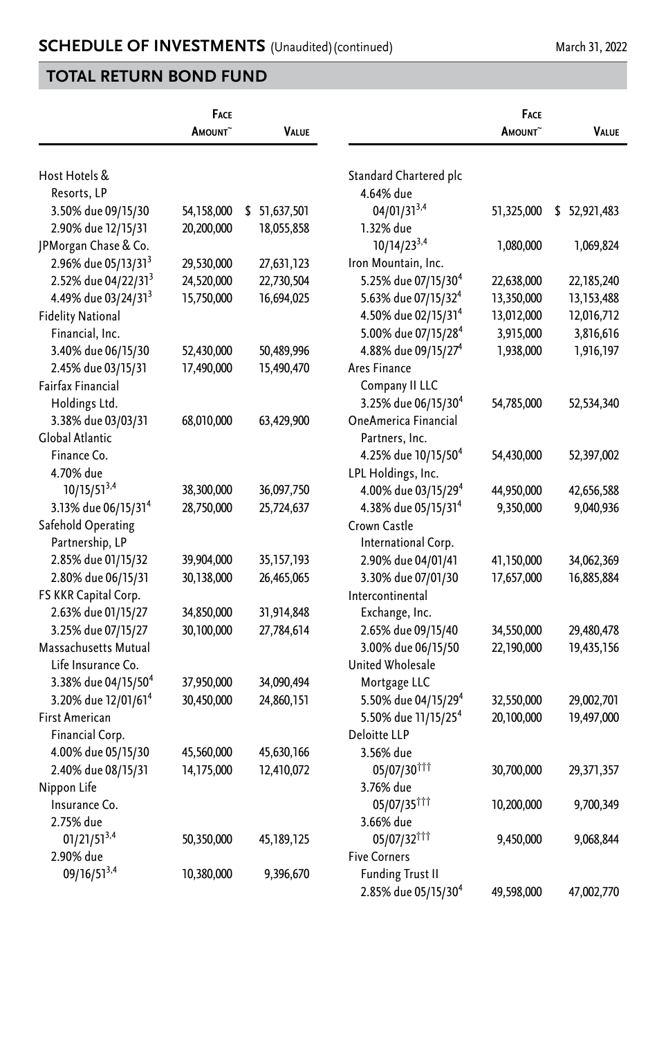## SCHEDULE OF INVESTMENTS (Unaudited) (continued)

March 31, 2022

## TOTAL RETURN BOND FUND

| | Face Amount~ | Value |
|---|---|---|
| Host Hotels & Resorts, LP | | |
| 3.50% due 09/15/30 | 54,158,000 | $ 51,637,501 |
| 2.90% due 12/15/31 | 20,200,000 | 18,055,858 |
| JPMorgan Chase & Co. | | |
| 2.96% due 05/13/31[3] | 29,530,000 | 27,631,123 |
| 2.52% due 04/22/31[3] | 24,520,000 | 22,730,504 |
| 4.49% due 03/24/31[3] | 15,750,000 | 16,694,025 |
| Fidelity National Financial, Inc. | | |
| 3.40% due 06/15/30 | 52,430,000 | 50,489,996 |
| 2.45% due 03/15/31 | 17,490,000 | 15,490,470 |
| Fairfax Financial Holdings Ltd. | | |
| 3.38% due 03/03/31 | 68,010,000 | 63,429,900 |
| Global Atlantic Finance Co. | | |
| 4.70% due 10/15/51[3,4] | 38,300,000 | 36,097,750 |
| 3.13% due 06/15/31[4] | 28,750,000 | 25,724,637 |
| Safehold Operating Partnership, LP | | |
| 2.85% due 01/15/32 | 39,904,000 | 35,157,193 |
| 2.80% due 06/15/31 | 30,138,000 | 26,465,065 |
| FS KKR Capital Corp. | | |
| 2.63% due 01/15/27 | 34,850,000 | 31,914,848 |
| 3.25% due 07/15/27 | 30,100,000 | 27,784,614 |
| Massachusetts Mutual Life Insurance Co. | | |
| 3.38% due 04/15/50[4] | 37,950,000 | 34,090,494 |
| 3.20% due 12/01/61[4] | 30,450,000 | 24,860,151 |
| First American Financial Corp. | | |
| 4.00% due 05/15/30 | 45,560,000 | 45,630,166 |
| 2.40% due 08/15/31 | 14,175,000 | 12,410,072 |
| Nippon Life Insurance Co. | | |
| 2.75% due 01/21/51[3,4] | 50,350,000 | 45,189,125 |
| 2.90% due 09/16/51[3,4] | 10,380,000 | 9,396,670 |
| Standard Chartered plc | | |
| 4.64% due 04/01/31[3,4] | 51,325,000 | $ 52,921,483 |
| 1.32% due 10/14/23[3,4] | 1,080,000 | 1,069,824 |
| Iron Mountain, Inc. | | |
| 5.25% due 07/15/30[4] | 22,638,000 | 22,185,240 |
| 5.63% due 07/15/32[4] | 13,350,000 | 13,153,488 |
| 4.50% due 02/15/31[4] | 13,012,000 | 12,016,712 |
| 5.00% due 07/15/28[4] | 3,915,000 | 3,816,616 |
| 4.88% due 09/15/27[4] | 1,938,000 | 1,916,197 |
| Ares Finance Company II LLC | | |
| 3.25% due 06/15/30[4] | 54,785,000 | 52,534,340 |
| OneAmerica Financial Partners, Inc. | | |
| 4.25% due 10/15/50[4] | 54,430,000 | 52,397,002 |
| LPL Holdings, Inc. | | |
| 4.00% due 03/15/29[4] | 44,950,000 | 42,656,588 |
| 4.38% due 05/15/31[4] | 9,350,000 | 9,040,936 |
| Crown Castle International Corp. | | |
| 2.90% due 04/01/41 | 41,150,000 | 34,062,369 |
| 3.30% due 07/01/30 | 17,657,000 | 16,885,884 |
| Intercontinental Exchange, Inc. | | |
| 2.65% due 09/15/40 | 34,550,000 | 29,480,478 |
| 3.00% due 06/15/50 | 22,190,000 | 19,435,156 |
| United Wholesale Mortgage LLC | | |
| 5.50% due 04/15/29[4] | 32,550,000 | 29,002,701 |
| 5.50% due 11/15/25[4] | 20,100,000 | 19,497,000 |
| Deloitte LLP | | |
| 3.56% due 05/07/30[†††] | 30,700,000 | 29,371,357 |
| 3.76% due 05/07/35[†††] | 10,200,000 | 9,700,349 |
| 3.66% due 05/07/32[†††] | 9,450,000 | 9,068,844 |
| Five Corners Funding Trust II | | |
| 2.85% due 05/15/30[4] | 49,598,000 | 47,002,770 |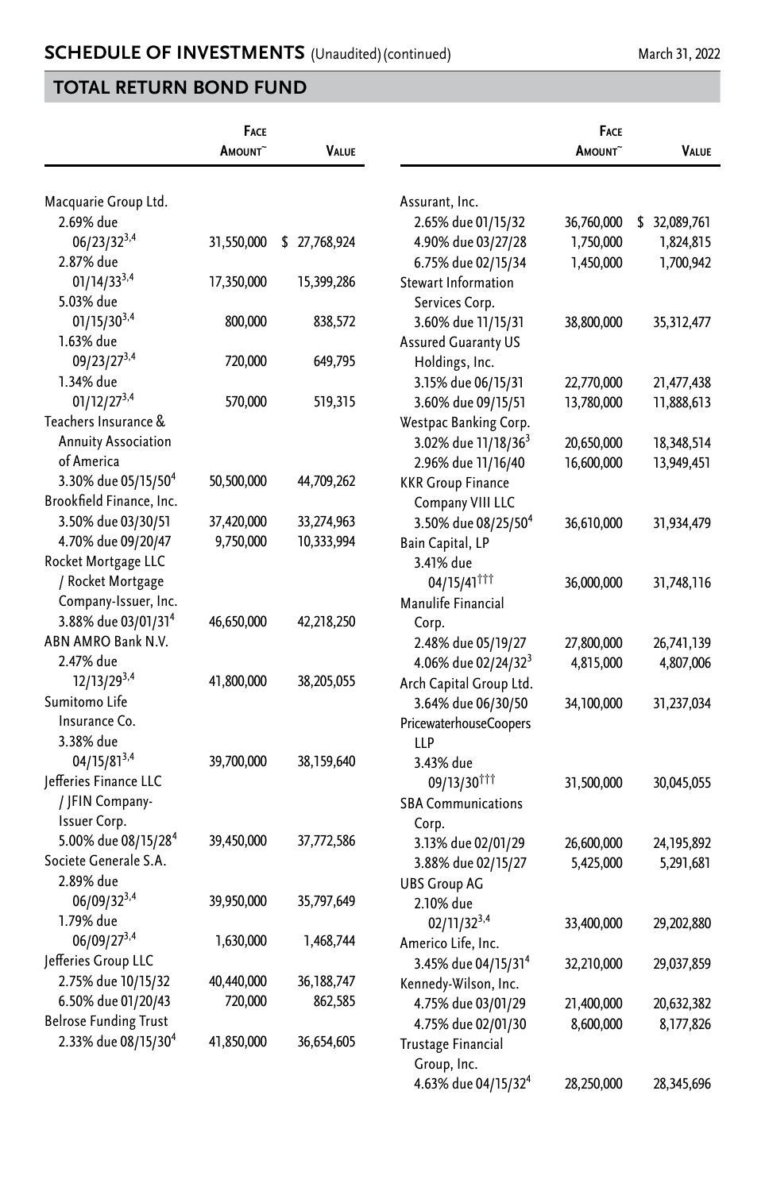## SCHEDULE OF INVESTMENTS (Unaudited) (continued)

March 31, 2022

## TOTAL RETURN BOND FUND

| | Face Amount~ | Value |
|---|---|---|
| Macquarie Group Ltd. | | |
| 2.69% due 06/23/32[3,4] | 31,550,000 | $ 27,768,924 |
| 2.87% due 01/14/33[3,4] | 17,350,000 | 15,399,286 |
| 5.03% due 01/15/30[3,4] | 800,000 | 838,572 |
| 1.63% due 09/23/27[3,4] | 720,000 | 649,795 |
| 1.34% due 01/12/27[3,4] | 570,000 | 519,315 |
| Teachers Insurance & Annuity Association of America | | |
| 3.30% due 05/15/50[4] | 50,500,000 | 44,709,262 |
| Brookfield Finance, Inc. | | |
| 3.50% due 03/30/51 | 37,420,000 | 33,274,963 |
| 4.70% due 09/20/47 | 9,750,000 | 10,333,994 |
| Rocket Mortgage LLC / Rocket Mortgage Company-Issuer, Inc. | | |
| 3.88% due 03/01/31[4] | 46,650,000 | 42,218,250 |
| ABN AMRO Bank N.V. | | |
| 2.47% due 12/13/29[3,4] | 41,800,000 | 38,205,055 |
| Sumitomo Life Insurance Co. | | |
| 3.38% due 04/15/81[3,4] | 39,700,000 | 38,159,640 |
| Jefferies Finance LLC / JFIN Company-Issuer Corp. | | |
| 5.00% due 08/15/28[4] | 39,450,000 | 37,772,586 |
| Societe Generale S.A. | | |
| 2.89% due 06/09/32[3,4] | 39,950,000 | 35,797,649 |
| 1.79% due 06/09/27[3,4] | 1,630,000 | 1,468,744 |
| Jefferies Group LLC | | |
| 2.75% due 10/15/32 | 40,440,000 | 36,188,747 |
| 6.50% due 01/20/43 | 720,000 | 862,585 |
| Belrose Funding Trust | | |
| 2.33% due 08/15/30[4] | 41,850,000 | 36,654,605 |
| Assurant, Inc. | | |
| 2.65% due 01/15/32 | 36,760,000 | $ 32,089,761 |
| 4.90% due 03/27/28 | 1,750,000 | 1,824,815 |
| 6.75% due 02/15/34 | 1,450,000 | 1,700,942 |
| Stewart Information Services Corp. | | |
| 3.60% due 11/15/31 | 38,800,000 | 35,312,477 |
| Assured Guaranty US Holdings, Inc. | | |
| 3.15% due 06/15/31 | 22,770,000 | 21,477,438 |
| 3.60% due 09/15/51 | 13,780,000 | 11,888,613 |
| Westpac Banking Corp. | | |
| 3.02% due 11/18/36[3] | 20,650,000 | 18,348,514 |
| 2.96% due 11/16/40 | 16,600,000 | 13,949,451 |
| KKR Group Finance Company VIII LLC | | |
| 3.50% due 08/25/50[4] | 36,610,000 | 31,934,479 |
| Bain Capital, LP | | |
| 3.41% due 04/15/41[†††] | 36,000,000 | 31,748,116 |
| Manulife Financial Corp. | | |
| 2.48% due 05/19/27 | 27,800,000 | 26,741,139 |
| 4.06% due 02/24/32[3] | 4,815,000 | 4,807,006 |
| Arch Capital Group Ltd. | | |
| 3.64% due 06/30/50 | 34,100,000 | 31,237,034 |
| PricewaterhouseCoopers LLP | | |
| 3.43% due 09/13/30[†††] | 31,500,000 | 30,045,055 |
| SBA Communications Corp. | | |
| 3.13% due 02/01/29 | 26,600,000 | 24,195,892 |
| 3.88% due 02/15/27 | 5,425,000 | 5,291,681 |
| UBS Group AG | | |
| 2.10% due 02/11/32[3,4] | 33,400,000 | 29,202,880 |
| Americo Life, Inc. | | |
| 3.45% due 04/15/31[4] | 32,210,000 | 29,037,859 |
| Kennedy-Wilson, Inc. | | |
| 4.75% due 03/01/29 | 21,400,000 | 20,632,382 |
| 4.75% due 02/01/30 | 8,600,000 | 8,177,826 |
| Trustage Financial Group, Inc. | | |
| 4.63% due 04/15/32[4] | 28,250,000 | 28,345,696 |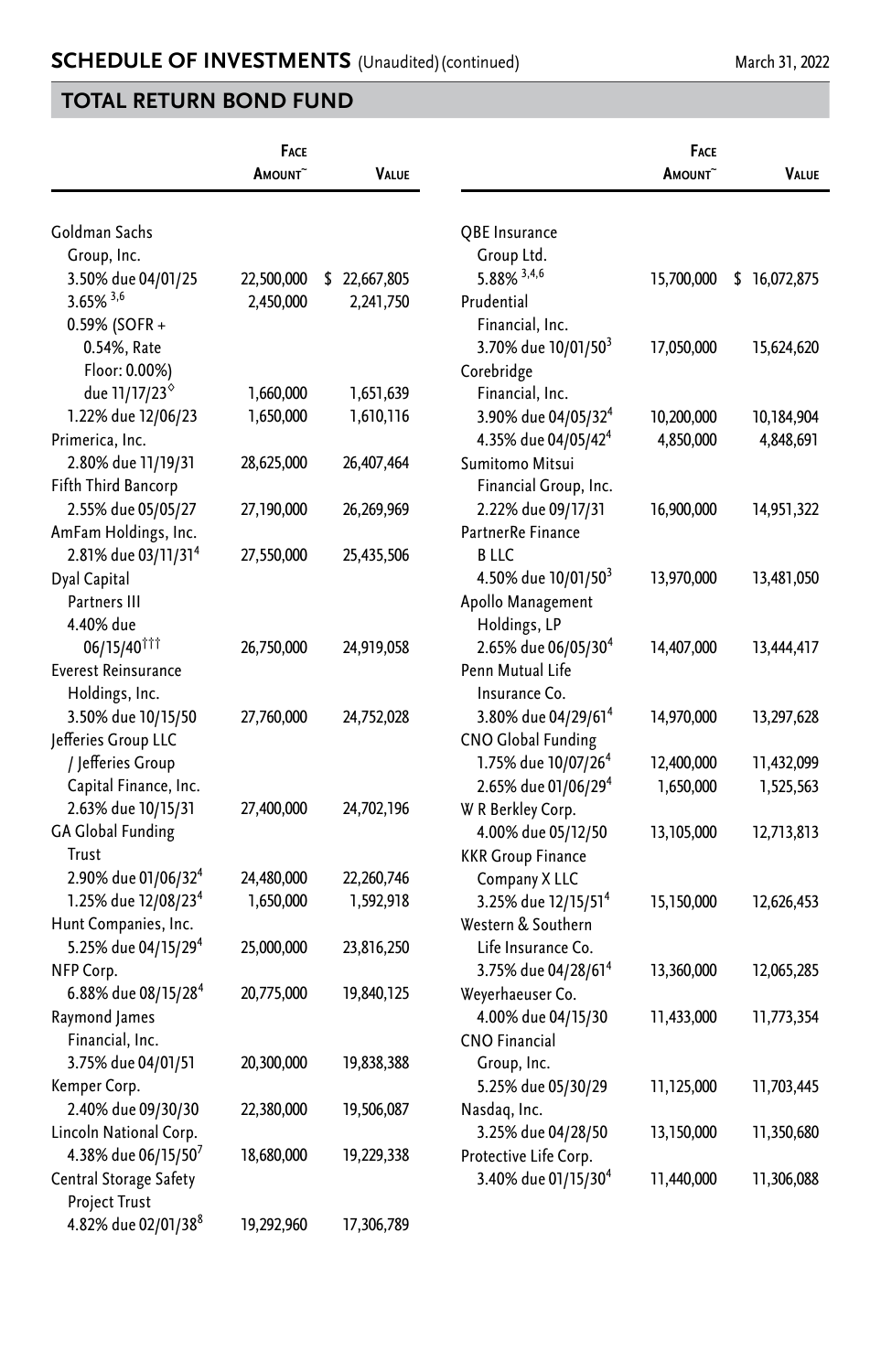## SCHEDULE OF INVESTMENTS (Unaudited) (continued)

March 31, 2022

## TOTAL RETURN BOND FUND

| | Face Amount~ | Value |
|---|---|---|
| Goldman Sachs Group, Inc. | | |
| 3.50% due 04/01/25 | 22,500,000 | $ 22,667,805 |
| 3.65% [3,6] | 2,450,000 | 2,241,750 |
| 0.59% (SOFR + 0.54%, Rate Floor: 0.00%) due 11/17/23◊ | 1,660,000 | 1,651,639 |
| 1.22% due 12/06/23 | 1,650,000 | 1,610,116 |
| Primerica, Inc. | | |
| 2.80% due 11/19/31 | 28,625,000 | 26,407,464 |
| Fifth Third Bancorp | | |
| 2.55% due 05/05/27 | 27,190,000 | 26,269,969 |
| AmFam Holdings, Inc. | | |
| 2.81% due 03/11/31[4] | 27,550,000 | 25,435,506 |
| Dyal Capital Partners III | | |
| 4.40% due 06/15/40††† | 26,750,000 | 24,919,058 |
| Everest Reinsurance Holdings, Inc. | | |
| 3.50% due 10/15/50 | 27,760,000 | 24,752,028 |
| Jefferies Group LLC / Jefferies Group Capital Finance, Inc. | | |
| 2.63% due 10/15/31 | 27,400,000 | 24,702,196 |
| GA Global Funding Trust | | |
| 2.90% due 01/06/32[4] | 24,480,000 | 22,260,746 |
| 1.25% due 12/08/23[4] | 1,650,000 | 1,592,918 |
| Hunt Companies, Inc. | | |
| 5.25% due 04/15/29[4] | 25,000,000 | 23,816,250 |
| NFP Corp. | | |
| 6.88% due 08/15/28[4] | 20,775,000 | 19,840,125 |
| Raymond James Financial, Inc. | | |
| 3.75% due 04/01/51 | 20,300,000 | 19,838,388 |
| Kemper Corp. | | |
| 2.40% due 09/30/30 | 22,380,000 | 19,506,087 |
| Lincoln National Corp. | | |
| 4.38% due 06/15/50[7] | 18,680,000 | 19,229,338 |
| Central Storage Safety Project Trust | | |
| 4.82% due 02/01/38[8] | 19,292,960 | 17,306,789 |
| QBE Insurance Group Ltd. | | |
| 5.88% [3,4,6] | 15,700,000 | $ 16,072,875 |
| Prudential Financial, Inc. | | |
| 3.70% due 10/01/50[3] | 17,050,000 | 15,624,620 |
| Corebridge Financial, Inc. | | |
| 3.90% due 04/05/32[4] | 10,200,000 | 10,184,904 |
| 4.35% due 04/05/42[4] | 4,850,000 | 4,848,691 |
| Sumitomo Mitsui Financial Group, Inc. | | |
| 2.22% due 09/17/31 | 16,900,000 | 14,951,322 |
| PartnerRe Finance B LLC | | |
| 4.50% due 10/01/50[3] | 13,970,000 | 13,481,050 |
| Apollo Management Holdings, LP | | |
| 2.65% due 06/05/30[4] | 14,407,000 | 13,444,417 |
| Penn Mutual Life Insurance Co. | | |
| 3.80% due 04/29/61[4] | 14,970,000 | 13,297,628 |
| CNO Global Funding | | |
| 1.75% due 10/07/26[4] | 12,400,000 | 11,432,099 |
| 2.65% due 01/06/29[4] | 1,650,000 | 1,525,563 |
| W R Berkley Corp. | | |
| 4.00% due 05/12/50 | 13,105,000 | 12,713,813 |
| KKR Group Finance Company X LLC | | |
| 3.25% due 12/15/51[4] | 15,150,000 | 12,626,453 |
| Western & Southern Life Insurance Co. | | |
| 3.75% due 04/28/61[4] | 13,360,000 | 12,065,285 |
| Weyerhaeuser Co. | | |
| 4.00% due 04/15/30 | 11,433,000 | 11,773,354 |
| CNO Financial Group, Inc. | | |
| 5.25% due 05/30/29 | 11,125,000 | 11,703,445 |
| Nasdaq, Inc. | | |
| 3.25% due 04/28/50 | 13,150,000 | 11,350,680 |
| Protective Life Corp. | | |
| 3.40% due 01/15/30[4] | 11,440,000 | 11,306,088 |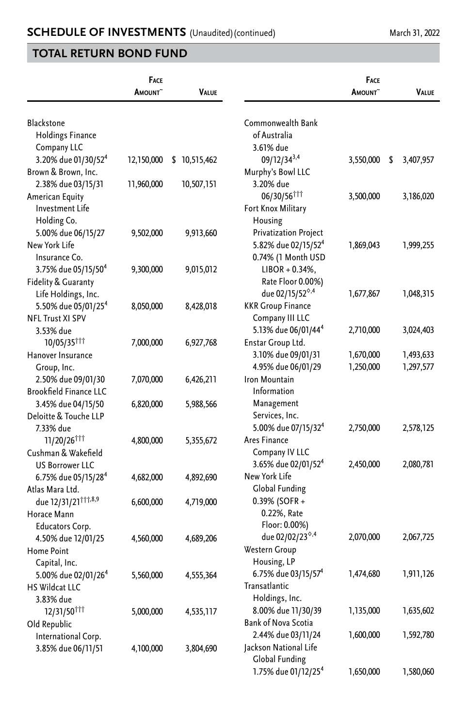## SCHEDULE OF INVESTMENTS (Unaudited)(continued)

March 31, 2022

## TOTAL RETURN BOND FUND

| | Face Amount~ | Value |
|---|---|---|
| Blackstone Holdings Finance Company LLC 3.20% due 01/30/52[4] | 12,150,000 | $ 10,515,462 |
| Brown & Brown, Inc. 2.38% due 03/15/31 | 11,960,000 | 10,507,151 |
| American Equity Investment Life Holding Co. 5.00% due 06/15/27 | 9,502,000 | 9,913,660 |
| New York Life Insurance Co. 3.75% due 05/15/50[4] | 9,300,000 | 9,015,012 |
| Fidelity & Guaranty Life Holdings, Inc. 5.50% due 05/01/25[4] | 8,050,000 | 8,428,018 |
| NFL Trust XI SPV 3.53% due 10/05/35[†††] | 7,000,000 | 6,927,768 |
| Hanover Insurance Group, Inc. 2.50% due 09/01/30 | 7,070,000 | 6,426,211 |
| Brookfield Finance LLC 3.45% due 04/15/50 | 6,820,000 | 5,988,566 |
| Deloitte & Touche LLP 7.33% due 11/20/26[†††] | 4,800,000 | 5,355,672 |
| Cushman & Wakefield US Borrower LLC 6.75% due 05/15/28[4] | 4,682,000 | 4,892,690 |
| Atlas Mara Ltd. due 12/31/21[†††,8,9] | 6,600,000 | 4,719,000 |
| Horace Mann Educators Corp. 4.50% due 12/01/25 | 4,560,000 | 4,689,206 |
| Home Point Capital, Inc. 5.00% due 02/01/26[4] | 5,560,000 | 4,555,364 |
| HS Wildcat LLC 3.83% due 12/31/50[†††] | 5,000,000 | 4,535,117 |
| Old Republic International Corp. 3.85% due 06/11/51 | 4,100,000 | 3,804,690 |
| Commonwealth Bank of Australia 3.61% due 09/12/34[3,4] | 3,550,000 | $ 3,407,957 |
| Murphy's Bowl LLC 3.20% due 06/30/56[†††] | 3,500,000 | 3,186,020 |
| Fort Knox Military Housing Privatization Project | | |
| 5.82% due 02/15/52[4] | 1,869,043 | 1,999,255 |
| 0.74% (1 Month USD LIBOR + 0.34%, Rate Floor 0.00%) due 02/15/52[◊,4] | 1,677,867 | 1,048,315 |
| KKR Group Finance Company III LLC 5.13% due 06/01/44[4] | 2,710,000 | 3,024,403 |
| Enstar Group Ltd. | | |
| 3.10% due 09/01/31 | 1,670,000 | 1,493,633 |
| 4.95% due 06/01/29 | 1,250,000 | 1,297,577 |
| Iron Mountain Information Management Services, Inc. 5.00% due 07/15/32[4] | 2,750,000 | 2,578,125 |
| Ares Finance Company IV LLC 3.65% due 02/01/52[4] | 2,450,000 | 2,080,781 |
| New York Life Global Funding 0.39% (SOFR + 0.22%, Rate Floor: 0.00%) due 02/02/23[◊,4] | 2,070,000 | 2,067,725 |
| Western Group Housing, LP 6.75% due 03/15/57[4] | 1,474,680 | 1,911,126 |
| Transatlantic Holdings, Inc. 8.00% due 11/30/39 | 1,135,000 | 1,635,602 |
| Bank of Nova Scotia 2.44% due 03/11/24 | 1,600,000 | 1,592,780 |
| Jackson National Life Global Funding 1.75% due 01/12/25[4] | 1,650,000 | 1,580,060 |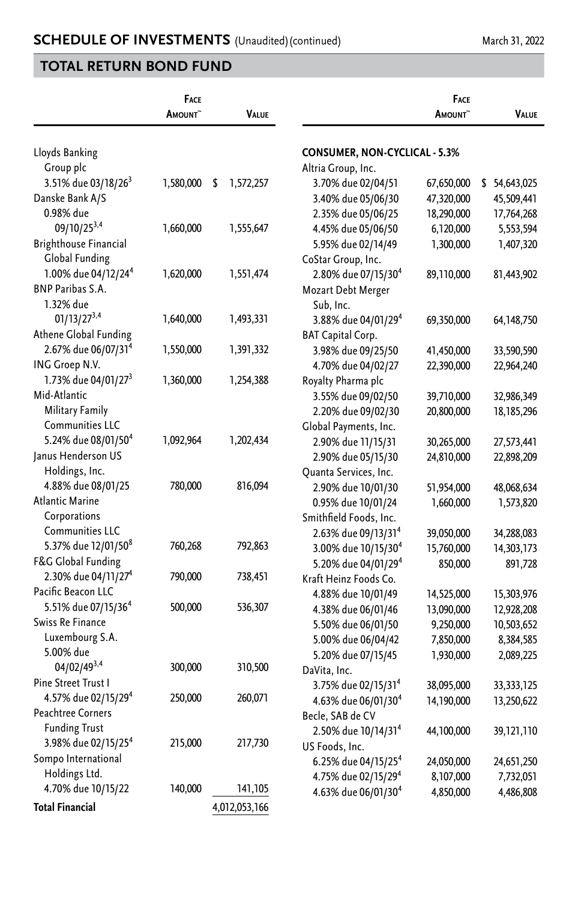## SCHEDULE OF INVESTMENTS (Unaudited) (continued)

March 31, 2022

## TOTAL RETURN BOND FUND

| | Face Amount~ | Value |
|---|---|---|
| Lloyds Banking Group plc | | |
| 3.51% due 03/18/26[3] | 1,580,000 | $ 1,572,257 |
| Danske Bank A/S | | |
| 0.98% due 09/10/25[3,4] | 1,660,000 | 1,555,647 |
| Brighthouse Financial Global Funding | | |
| 1.00% due 04/12/24[4] | 1,620,000 | 1,551,474 |
| BNP Paribas S.A. | | |
| 1.32% due 01/13/27[3,4] | 1,640,000 | 1,493,331 |
| Athene Global Funding | | |
| 2.67% due 06/07/31[4] | 1,550,000 | 1,391,332 |
| ING Groep N.V. | | |
| 1.73% due 04/01/27[3] | 1,360,000 | 1,254,388 |
| Mid-Atlantic Military Family Communities LLC | | |
| 5.24% due 08/01/50[4] | 1,092,964 | 1,202,434 |
| Janus Henderson US Holdings, Inc. | | |
| 4.88% due 08/01/25 | 780,000 | 816,094 |
| Atlantic Marine Corporations Communities LLC | | |
| 5.37% due 12/01/50[8] | 760,268 | 792,863 |
| F&G Global Funding | | |
| 2.30% due 04/11/27[4] | 790,000 | 738,451 |
| Pacific Beacon LLC | | |
| 5.51% due 07/15/36[4] | 500,000 | 536,307 |
| Swiss Re Finance Luxembourg S.A. | | |
| 5.00% due 04/02/49[3,4] | 300,000 | 310,500 |
| Pine Street Trust I | | |
| 4.57% due 02/15/29[4] | 250,000 | 260,071 |
| Peachtree Corners Funding Trust | | |
| 3.98% due 02/15/25[4] | 215,000 | 217,730 |
| Sompo International Holdings Ltd. | | |
| 4.70% due 10/15/22 | 140,000 | 141,105 |
| **Total Financial** | | 4,012,053,166 |

| | Face Amount~ | Value |
|---|---|---|
| **CONSUMER, NON-CYCLICAL - 5.3%** | | |
| Altria Group, Inc. | | |
| 3.70% due 02/04/51 | 67,650,000 | $ 54,643,025 |
| 3.40% due 05/06/30 | 47,320,000 | 45,509,441 |
| 2.35% due 05/06/25 | 18,290,000 | 17,764,268 |
| 4.45% due 05/06/50 | 6,120,000 | 5,553,594 |
| 5.95% due 02/14/49 | 1,300,000 | 1,407,320 |
| CoStar Group, Inc. | | |
| 2.80% due 07/15/30[4] | 89,110,000 | 81,443,902 |
| Mozart Debt Merger Sub, Inc. | | |
| 3.88% due 04/01/29[4] | 69,350,000 | 64,148,750 |
| BAT Capital Corp. | | |
| 3.98% due 09/25/50 | 41,450,000 | 33,590,590 |
| 4.70% due 04/02/27 | 22,390,000 | 22,964,240 |
| Royalty Pharma plc | | |
| 3.55% due 09/02/50 | 39,710,000 | 32,986,349 |
| 2.20% due 09/02/30 | 20,800,000 | 18,185,296 |
| Global Payments, Inc. | | |
| 2.90% due 11/15/31 | 30,265,000 | 27,573,441 |
| 2.90% due 05/15/30 | 24,810,000 | 22,898,209 |
| Quanta Services, Inc. | | |
| 2.90% due 10/01/30 | 51,954,000 | 48,068,634 |
| 0.95% due 10/01/24 | 1,660,000 | 1,573,820 |
| Smithfield Foods, Inc. | | |
| 2.63% due 09/13/31[4] | 39,050,000 | 34,288,083 |
| 3.00% due 10/15/30[4] | 15,760,000 | 14,303,173 |
| 5.20% due 04/01/29[4] | 850,000 | 891,728 |
| Kraft Heinz Foods Co. | | |
| 4.88% due 10/01/49 | 14,525,000 | 15,303,976 |
| 4.38% due 06/01/46 | 13,090,000 | 12,928,208 |
| 5.50% due 06/01/50 | 9,250,000 | 10,503,652 |
| 5.00% due 06/04/42 | 7,850,000 | 8,384,585 |
| 5.20% due 07/15/45 | 1,930,000 | 2,089,225 |
| DaVita, Inc. | | |
| 3.75% due 02/15/31[4] | 38,095,000 | 33,333,125 |
| 4.63% due 06/01/30[4] | 14,190,000 | 13,250,622 |
| Becle, SAB de CV | | |
| 2.50% due 10/14/31[4] | 44,100,000 | 39,121,110 |
| US Foods, Inc. | | |
| 6.25% due 04/15/25[4] | 24,050,000 | 24,651,250 |
| 4.75% due 02/15/29[4] | 8,107,000 | 7,732,051 |
| 4.63% due 06/01/30[4] | 4,850,000 | 4,486,808 |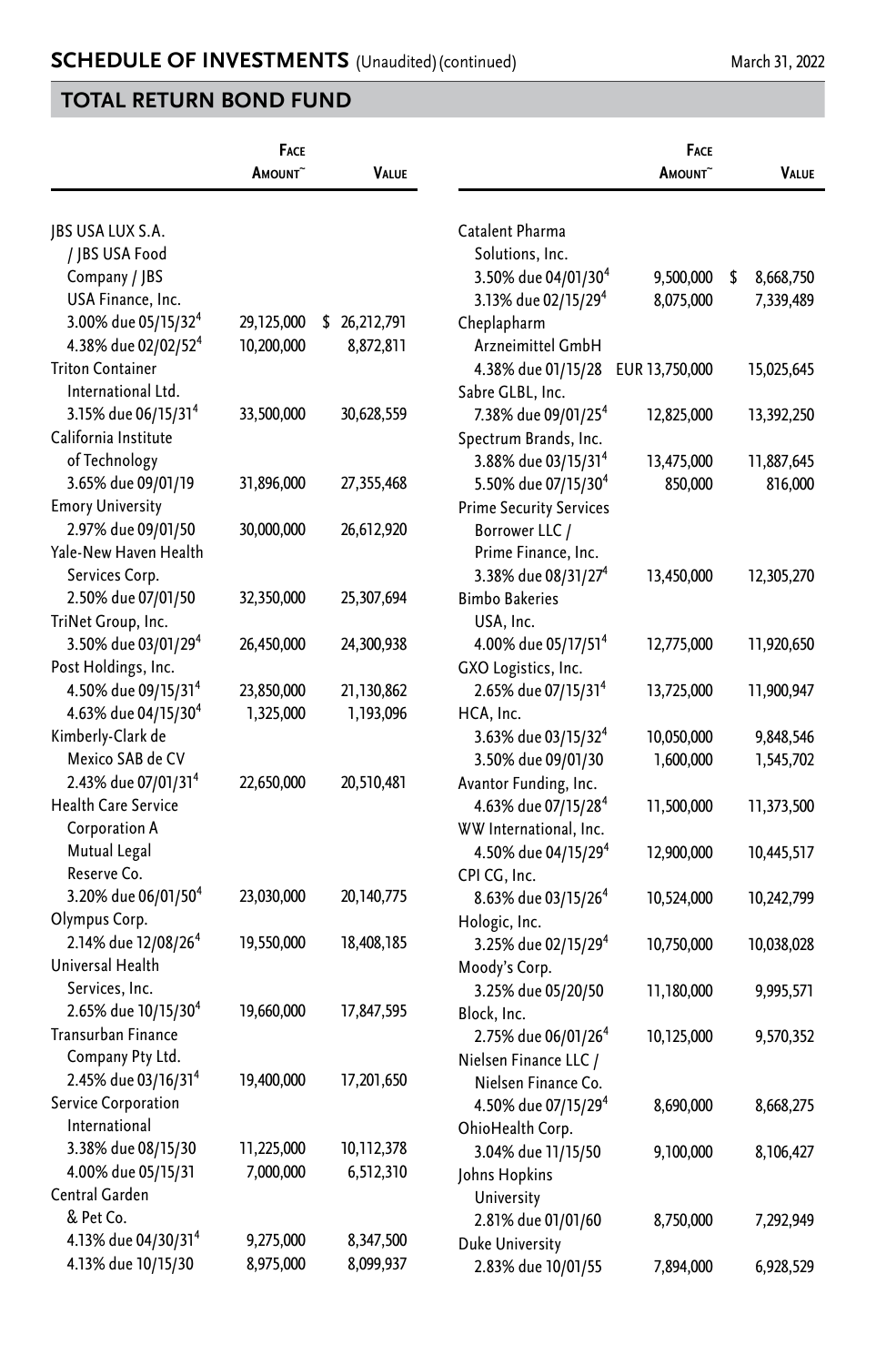## SCHEDULE OF INVESTMENTS (Unaudited) (continued)

March 31, 2022

## TOTAL RETURN BOND FUND

| | Face Amount~ | Value |
|---|---|---|
| JBS USA LUX S.A. / JBS USA Food Company / JBS USA Finance, Inc. | | |
| 3.00% due 05/15/32[4] | 29,125,000 | $ 26,212,791 |
| 4.38% due 02/02/52[4] | 10,200,000 | 8,872,811 |
| Triton Container International Ltd. | | |
| 3.15% due 06/15/31[4] | 33,500,000 | 30,628,559 |
| California Institute of Technology | | |
| 3.65% due 09/01/19 | 31,896,000 | 27,355,468 |
| Emory University | | |
| 2.97% due 09/01/50 | 30,000,000 | 26,612,920 |
| Yale-New Haven Health Services Corp. | | |
| 2.50% due 07/01/50 | 32,350,000 | 25,307,694 |
| TriNet Group, Inc. | | |
| 3.50% due 03/01/29[4] | 26,450,000 | 24,300,938 |
| Post Holdings, Inc. | | |
| 4.50% due 09/15/31[4] | 23,850,000 | 21,130,862 |
| 4.63% due 04/15/30[4] | 1,325,000 | 1,193,096 |
| Kimberly-Clark de Mexico SAB de CV | | |
| 2.43% due 07/01/31[4] | 22,650,000 | 20,510,481 |
| Health Care Service Corporation A Mutual Legal Reserve Co. | | |
| 3.20% due 06/01/50[4] | 23,030,000 | 20,140,775 |
| Olympus Corp. | | |
| 2.14% due 12/08/26[4] | 19,550,000 | 18,408,185 |
| Universal Health Services, Inc. | | |
| 2.65% due 10/15/30[4] | 19,660,000 | 17,847,595 |
| Transurban Finance Company Pty Ltd. | | |
| 2.45% due 03/16/31[4] | 19,400,000 | 17,201,650 |
| Service Corporation International | | |
| 3.38% due 08/15/30 | 11,225,000 | 10,112,378 |
| 4.00% due 05/15/31 | 7,000,000 | 6,512,310 |
| Central Garden & Pet Co. | | |
| 4.13% due 04/30/31[4] | 9,275,000 | 8,347,500 |
| 4.13% due 10/15/30 | 8,975,000 | 8,099,937 |
| Catalent Pharma Solutions, Inc. | | |
| 3.50% due 04/01/30[4] | 9,500,000 | $ 8,668,750 |
| 3.13% due 02/15/29[4] | 8,075,000 | 7,339,489 |
| Cheplapharm Arzneimittel GmbH | | |
| 4.38% due 01/15/28 | EUR 13,750,000 | 15,025,645 |
| Sabre GLBL, Inc. | | |
| 7.38% due 09/01/25[4] | 12,825,000 | 13,392,250 |
| Spectrum Brands, Inc. | | |
| 3.88% due 03/15/31[4] | 13,475,000 | 11,887,645 |
| 5.50% due 07/15/30[4] | 850,000 | 816,000 |
| Prime Security Services Borrower LLC / Prime Finance, Inc. | | |
| 3.38% due 08/31/27[4] | 13,450,000 | 12,305,270 |
| Bimbo Bakeries USA, Inc. | | |
| 4.00% due 05/17/51[4] | 12,775,000 | 11,920,650 |
| GXO Logistics, Inc. | | |
| 2.65% due 07/15/31[4] | 13,725,000 | 11,900,947 |
| HCA, Inc. | | |
| 3.63% due 03/15/32[4] | 10,050,000 | 9,848,546 |
| 3.50% due 09/01/30 | 1,600,000 | 1,545,702 |
| Avantor Funding, Inc. | | |
| 4.63% due 07/15/28[4] | 11,500,000 | 11,373,500 |
| WW International, Inc. | | |
| 4.50% due 04/15/29[4] | 12,900,000 | 10,445,517 |
| CPI CG, Inc. | | |
| 8.63% due 03/15/26[4] | 10,524,000 | 10,242,799 |
| Hologic, Inc. | | |
| 3.25% due 02/15/29[4] | 10,750,000 | 10,038,028 |
| Moody's Corp. | | |
| 3.25% due 05/20/50 | 11,180,000 | 9,995,571 |
| Block, Inc. | | |
| 2.75% due 06/01/26[4] | 10,125,000 | 9,570,352 |
| Nielsen Finance LLC / Nielsen Finance Co. | | |
| 4.50% due 07/15/29[4] | 8,690,000 | 8,668,275 |
| OhioHealth Corp. | | |
| 3.04% due 11/15/50 | 9,100,000 | 8,106,427 |
| Johns Hopkins University | | |
| 2.81% due 01/01/60 | 8,750,000 | 7,292,949 |
| Duke University | | |
| 2.83% due 10/01/55 | 7,894,000 | 6,928,529 |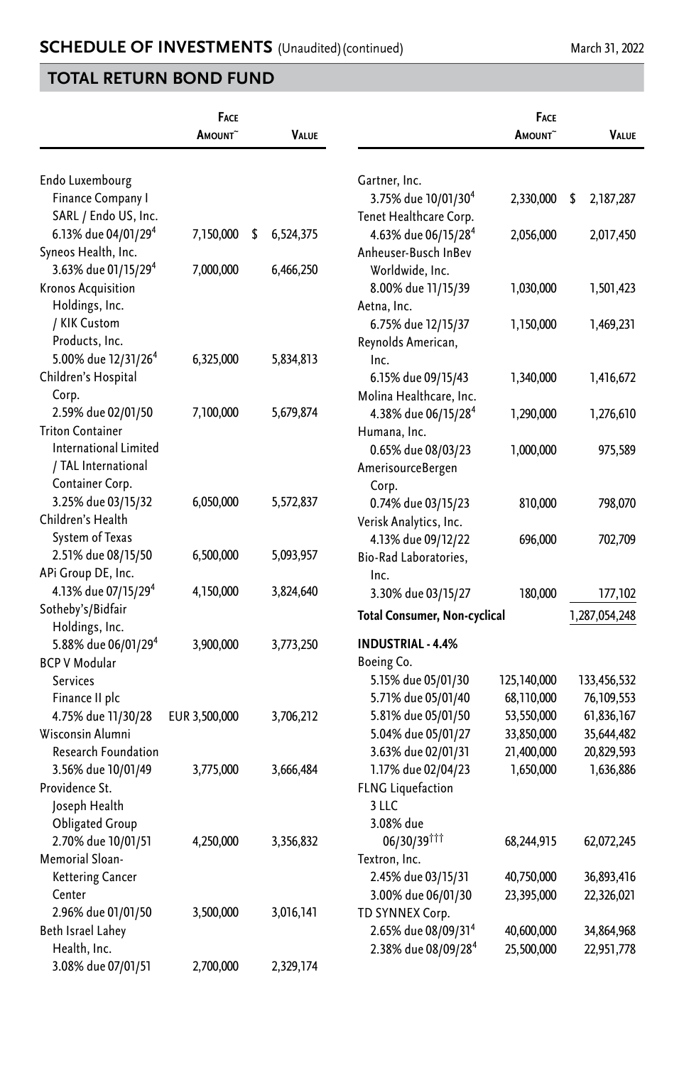## SCHEDULE OF INVESTMENTS (Unaudited) (continued)

March 31, 2022

## TOTAL RETURN BOND FUND

| | Face Amount~ | Value |
|---|---|---|
| Endo Luxembourg Finance Company I SARL / Endo US, Inc. | | |
| 6.13% due 04/01/29[4] | 7,150,000 | $ 6,524,375 |
| Syneos Health, Inc. | | |
| 3.63% due 01/15/29[4] | 7,000,000 | 6,466,250 |
| Kronos Acquisition Holdings, Inc. / KIK Custom Products, Inc. | | |
| 5.00% due 12/31/26[4] | 6,325,000 | 5,834,813 |
| Children's Hospital Corp. | | |
| 2.59% due 02/01/50 | 7,100,000 | 5,679,874 |
| Triton Container International Limited / TAL International Container Corp. | | |
| 3.25% due 03/15/32 | 6,050,000 | 5,572,837 |
| Children's Health System of Texas | | |
| 2.51% due 08/15/50 | 6,500,000 | 5,093,957 |
| APi Group DE, Inc. | | |
| 4.13% due 07/15/29[4] | 4,150,000 | 3,824,640 |
| Sotheby's/Bidfair Holdings, Inc. | | |
| 5.88% due 06/01/29[4] | 3,900,000 | 3,773,250 |
| BCP V Modular Services Finance II plc | | |
| 4.75% due 11/30/28 | EUR 3,500,000 | 3,706,212 |
| Wisconsin Alumni Research Foundation | | |
| 3.56% due 10/01/49 | 3,775,000 | 3,666,484 |
| Providence St. Joseph Health Obligated Group | | |
| 2.70% due 10/01/51 | 4,250,000 | 3,356,832 |
| Memorial Sloan-Kettering Cancer Center | | |
| 2.96% due 01/01/50 | 3,500,000 | 3,016,141 |
| Beth Israel Lahey Health, Inc. | | |
| 3.08% due 07/01/51 | 2,700,000 | 2,329,174 |
| Gartner, Inc. | | |
| 3.75% due 10/01/30[4] | 2,330,000 | $ 2,187,287 |
| Tenet Healthcare Corp. | | |
| 4.63% due 06/15/28[4] | 2,056,000 | 2,017,450 |
| Anheuser-Busch InBev Worldwide, Inc. | | |
| 8.00% due 11/15/39 | 1,030,000 | 1,501,423 |
| Aetna, Inc. | | |
| 6.75% due 12/15/37 | 1,150,000 | 1,469,231 |
| Reynolds American, Inc. | | |
| 6.15% due 09/15/43 | 1,340,000 | 1,416,672 |
| Molina Healthcare, Inc. | | |
| 4.38% due 06/15/28[4] | 1,290,000 | 1,276,610 |
| Humana, Inc. | | |
| 0.65% due 08/03/23 | 1,000,000 | 975,589 |
| AmerisourceBergen Corp. | | |
| 0.74% due 03/15/23 | 810,000 | 798,070 |
| Verisk Analytics, Inc. | | |
| 4.13% due 09/12/22 | 696,000 | 702,709 |
| Bio-Rad Laboratories, Inc. | | |
| 3.30% due 03/15/27 | 180,000 | 177,102 |
| **Total Consumer, Non-cyclical** | | 1,287,054,248 |
| **INDUSTRIAL - 4.4%** | | |
| Boeing Co. | | |
| 5.15% due 05/01/30 | 125,140,000 | 133,456,532 |
| 5.71% due 05/01/40 | 68,110,000 | 76,109,553 |
| 5.81% due 05/01/50 | 53,550,000 | 61,836,167 |
| 5.04% due 05/01/27 | 33,850,000 | 35,644,482 |
| 3.63% due 02/01/31 | 21,400,000 | 20,829,593 |
| 1.17% due 02/04/23 | 1,650,000 | 1,636,886 |
| FLNG Liquefaction 3 LLC | | |
| 3.08% due 06/30/39[†††] | 68,244,915 | 62,072,245 |
| Textron, Inc. | | |
| 2.45% due 03/15/31 | 40,750,000 | 36,893,416 |
| 3.00% due 06/01/30 | 23,395,000 | 22,326,021 |
| TD SYNNEX Corp. | | |
| 2.65% due 08/09/31[4] | 40,600,000 | 34,864,968 |
| 2.38% due 08/09/28[4] | 25,500,000 | 22,951,778 |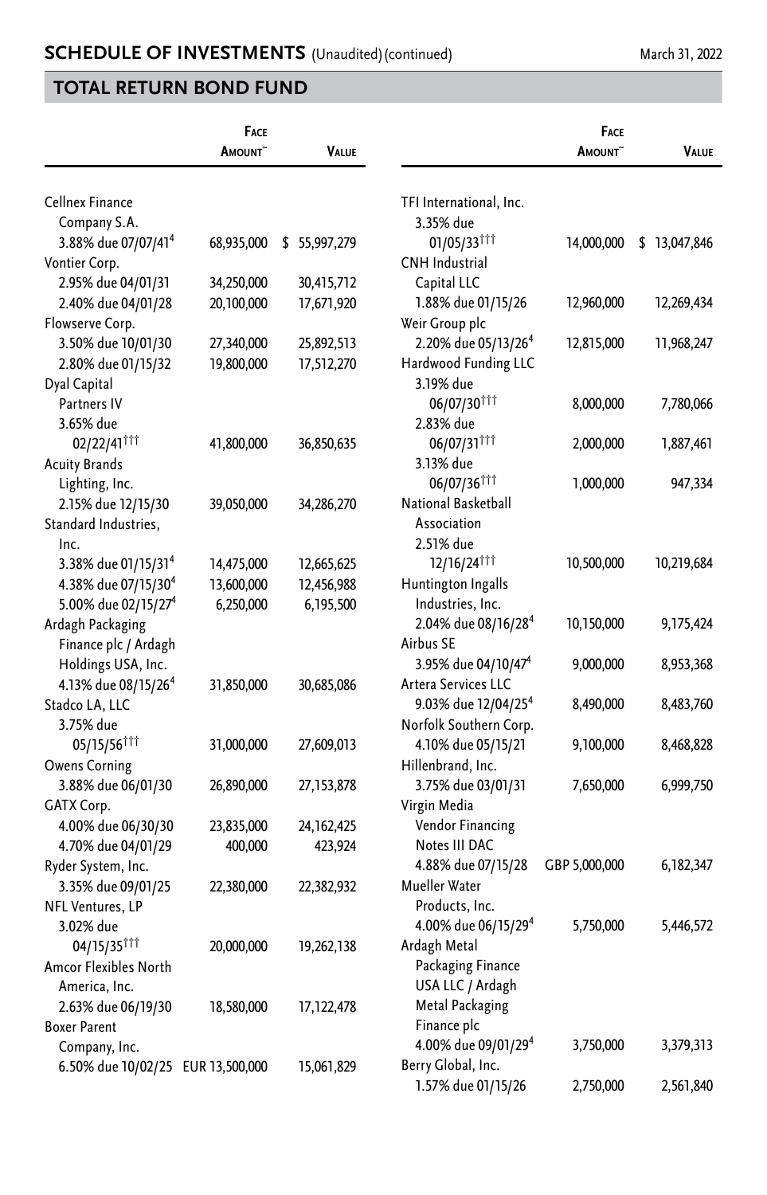## TOTAL RETURN BOND FUND

| | Face Amount~ | Value |
|---|---|---|
| Cellnex Finance Company S.A. | | |
| 3.88% due 07/07/41[4] | 68,935,000 | $ 55,997,279 |
| Vontier Corp. | | |
| 2.95% due 04/01/31 | 34,250,000 | 30,415,712 |
| 2.40% due 04/01/28 | 20,100,000 | 17,671,920 |
| Flowserve Corp. | | |
| 3.50% due 10/01/30 | 27,340,000 | 25,892,513 |
| 2.80% due 01/15/32 | 19,800,000 | 17,512,270 |
| Dyal Capital Partners IV | | |
| 3.65% due 02/22/41††† | 41,800,000 | 36,850,635 |
| Acuity Brands Lighting, Inc. | | |
| 2.15% due 12/15/30 | 39,050,000 | 34,286,270 |
| Standard Industries, Inc. | | |
| 3.38% due 01/15/31[4] | 14,475,000 | 12,665,625 |
| 4.38% due 07/15/30[4] | 13,600,000 | 12,456,988 |
| 5.00% due 02/15/27[4] | 6,250,000 | 6,195,500 |
| Ardagh Packaging Finance plc / Ardagh Holdings USA, Inc. | | |
| 4.13% due 08/15/26[4] | 31,850,000 | 30,685,086 |
| Stadco LA, LLC | | |
| 3.75% due 05/15/56††† | 31,000,000 | 27,609,013 |
| Owens Corning | | |
| 3.88% due 06/01/30 | 26,890,000 | 27,153,878 |
| GATX Corp. | | |
| 4.00% due 06/30/30 | 23,835,000 | 24,162,425 |
| 4.70% due 04/01/29 | 400,000 | 423,924 |
| Ryder System, Inc. | | |
| 3.35% due 09/01/25 | 22,380,000 | 22,382,932 |
| NFL Ventures, LP | | |
| 3.02% due 04/15/35††† | 20,000,000 | 19,262,138 |
| Amcor Flexibles North America, Inc. | | |
| 2.63% due 06/19/30 | 18,580,000 | 17,122,478 |
| Boxer Parent Company, Inc. | | |
| 6.50% due 10/02/25 | EUR 13,500,000 | 15,061,829 |
| TFI International, Inc. | | |
| 3.35% due 01/05/33††† | 14,000,000 | $ 13,047,846 |
| CNH Industrial Capital LLC | | |
| 1.88% due 01/15/26 | 12,960,000 | 12,269,434 |
| Weir Group plc | | |
| 2.20% due 05/13/26[4] | 12,815,000 | 11,968,247 |
| Hardwood Funding LLC | | |
| 3.19% due 06/07/30††† | 8,000,000 | 7,780,066 |
| 2.83% due 06/07/31††† | 2,000,000 | 1,887,461 |
| 3.13% due 06/07/36††† | 1,000,000 | 947,334 |
| National Basketball Association | | |
| 2.51% due 12/16/24††† | 10,500,000 | 10,219,684 |
| Huntington Ingalls Industries, Inc. | | |
| 2.04% due 08/16/28[4] | 10,150,000 | 9,175,424 |
| Airbus SE | | |
| 3.95% due 04/10/47[4] | 9,000,000 | 8,953,368 |
| Artera Services LLC | | |
| 9.03% due 12/04/25[4] | 8,490,000 | 8,483,760 |
| Norfolk Southern Corp. | | |
| 4.10% due 05/15/21 | 9,100,000 | 8,468,828 |
| Hillenbrand, Inc. | | |
| 3.75% due 03/01/31 | 7,650,000 | 6,999,750 |
| Virgin Media Vendor Financing Notes III DAC | | |
| 4.88% due 07/15/28 | GBP 5,000,000 | 6,182,347 |
| Mueller Water Products, Inc. | | |
| 4.00% due 06/15/29[4] | 5,750,000 | 5,446,572 |
| Ardagh Metal Packaging Finance USA LLC / Ardagh Metal Packaging Finance plc | | |
| 4.00% due 09/01/29[4] | 3,750,000 | 3,379,313 |
| Berry Global, Inc. | | |
| 1.57% due 01/15/26 | 2,750,000 | 2,561,840 |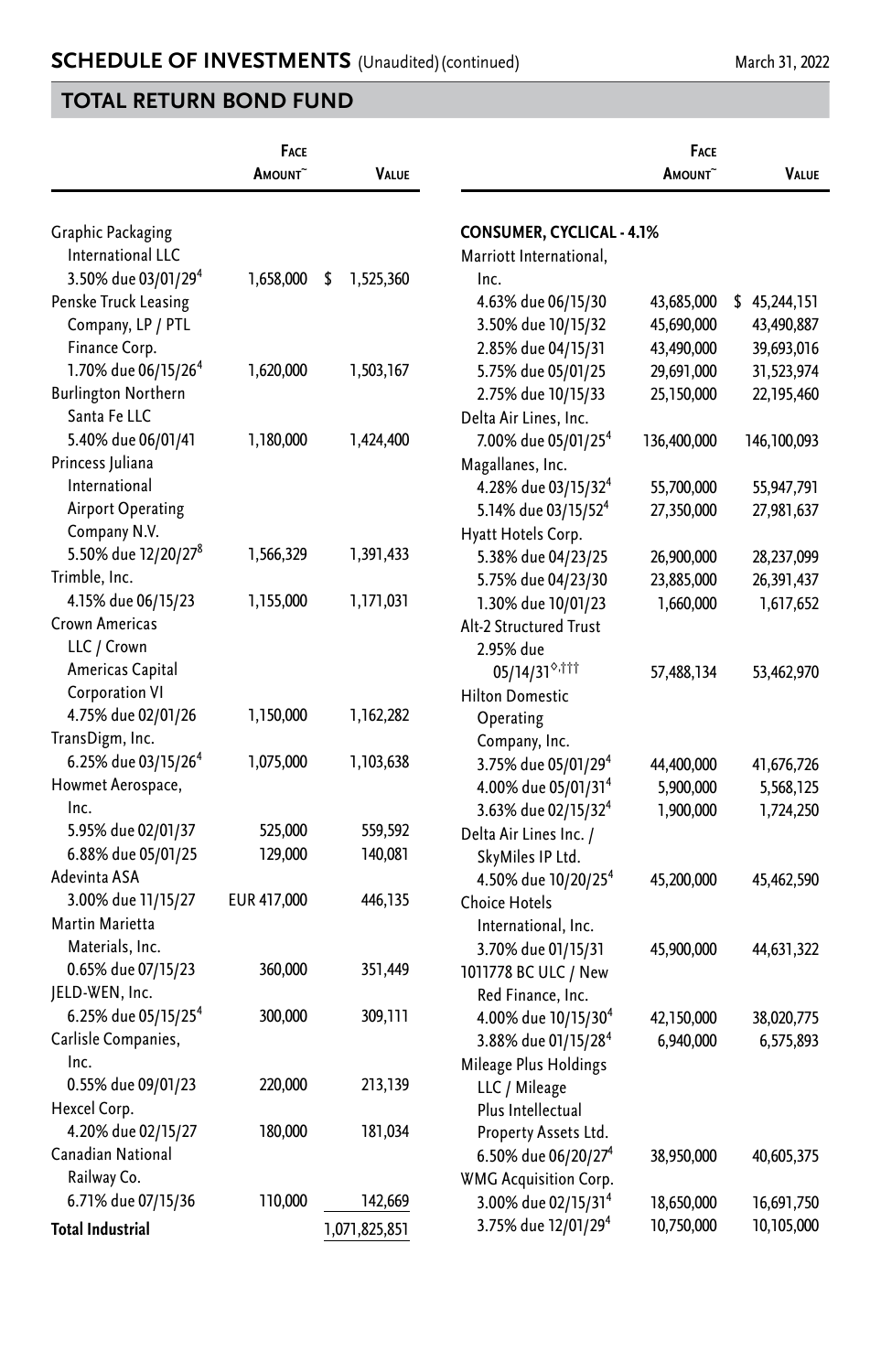## SCHEDULE OF INVESTMENTS (Unaudited) (continued)

March 31, 2022

## TOTAL RETURN BOND FUND

| | Face Amount~ | Value |
|---|---|---|
| Graphic Packaging International LLC | | |
| 3.50% due 03/01/29[4] | 1,658,000 | $ 1,525,360 |
| Penske Truck Leasing Company, LP / PTL Finance Corp. | | |
| 1.70% due 06/15/26[4] | 1,620,000 | 1,503,167 |
| Burlington Northern Santa Fe LLC | | |
| 5.40% due 06/01/41 | 1,180,000 | 1,424,400 |
| Princess Juliana International Airport Operating Company N.V. | | |
| 5.50% due 12/20/27[8] | 1,566,329 | 1,391,433 |
| Trimble, Inc. | | |
| 4.15% due 06/15/23 | 1,155,000 | 1,171,031 |
| Crown Americas LLC / Crown Americas Capital Corporation VI | | |
| 4.75% due 02/01/26 | 1,150,000 | 1,162,282 |
| TransDigm, Inc. | | |
| 6.25% due 03/15/26[4] | 1,075,000 | 1,103,638 |
| Howmet Aerospace, Inc. | | |
| 5.95% due 02/01/37 | 525,000 | 559,592 |
| 6.88% due 05/01/25 | 129,000 | 140,081 |
| Adevinta ASA | | |
| 3.00% due 11/15/27 | EUR 417,000 | 446,135 |
| Martin Marietta Materials, Inc. | | |
| 0.65% due 07/15/23 | 360,000 | 351,449 |
| JELD-WEN, Inc. | | |
| 6.25% due 05/15/25[4] | 300,000 | 309,111 |
| Carlisle Companies, Inc. | | |
| 0.55% due 09/01/23 | 220,000 | 213,139 |
| Hexcel Corp. | | |
| 4.20% due 02/15/27 | 180,000 | 181,034 |
| Canadian National Railway Co. | | |
| 6.71% due 07/15/36 | 110,000 | 142,669 |
| **Total Industrial** | | 1,071,825,851 |

| | Face Amount~ | Value |
|---|---|---|
| **CONSUMER, CYCLICAL - 4.1%** | | |
| Marriott International, Inc. | | |
| 4.63% due 06/15/30 | 43,685,000 | $ 45,244,151 |
| 3.50% due 10/15/32 | 45,690,000 | 43,490,887 |
| 2.85% due 04/15/31 | 43,490,000 | 39,693,016 |
| 5.75% due 05/01/25 | 29,691,000 | 31,523,974 |
| 2.75% due 10/15/33 | 25,150,000 | 22,195,460 |
| Delta Air Lines, Inc. | | |
| 7.00% due 05/01/25[4] | 136,400,000 | 146,100,093 |
| Magallanes, Inc. | | |
| 4.28% due 03/15/32[4] | 55,700,000 | 55,947,791 |
| 5.14% due 03/15/52[4] | 27,350,000 | 27,981,637 |
| Hyatt Hotels Corp. | | |
| 5.38% due 04/23/25 | 26,900,000 | 28,237,099 |
| 5.75% due 04/23/30 | 23,885,000 | 26,391,437 |
| 1.30% due 10/01/23 | 1,660,000 | 1,617,652 |
| Alt-2 Structured Trust | | |
| 2.95% due 05/14/31[◊,†††] | 57,488,134 | 53,462,970 |
| Hilton Domestic Operating Company, Inc. | | |
| 3.75% due 05/01/29[4] | 44,400,000 | 41,676,726 |
| 4.00% due 05/01/31[4] | 5,900,000 | 5,568,125 |
| 3.63% due 02/15/32[4] | 1,900,000 | 1,724,250 |
| Delta Air Lines Inc. / SkyMiles IP Ltd. | | |
| 4.50% due 10/20/25[4] | 45,200,000 | 45,462,590 |
| Choice Hotels International, Inc. | | |
| 3.70% due 01/15/31 | 45,900,000 | 44,631,322 |
| 1011778 BC ULC / New Red Finance, Inc. | | |
| 4.00% due 10/15/30[4] | 42,150,000 | 38,020,775 |
| 3.88% due 01/15/28[4] | 6,940,000 | 6,575,893 |
| Mileage Plus Holdings LLC / Mileage Plus Intellectual Property Assets Ltd. | | |
| 6.50% due 06/20/27[4] | 38,950,000 | 40,605,375 |
| WMG Acquisition Corp. | | |
| 3.00% due 02/15/31[4] | 18,650,000 | 16,691,750 |
| 3.75% due 12/01/29[4] | 10,750,000 | 10,105,000 |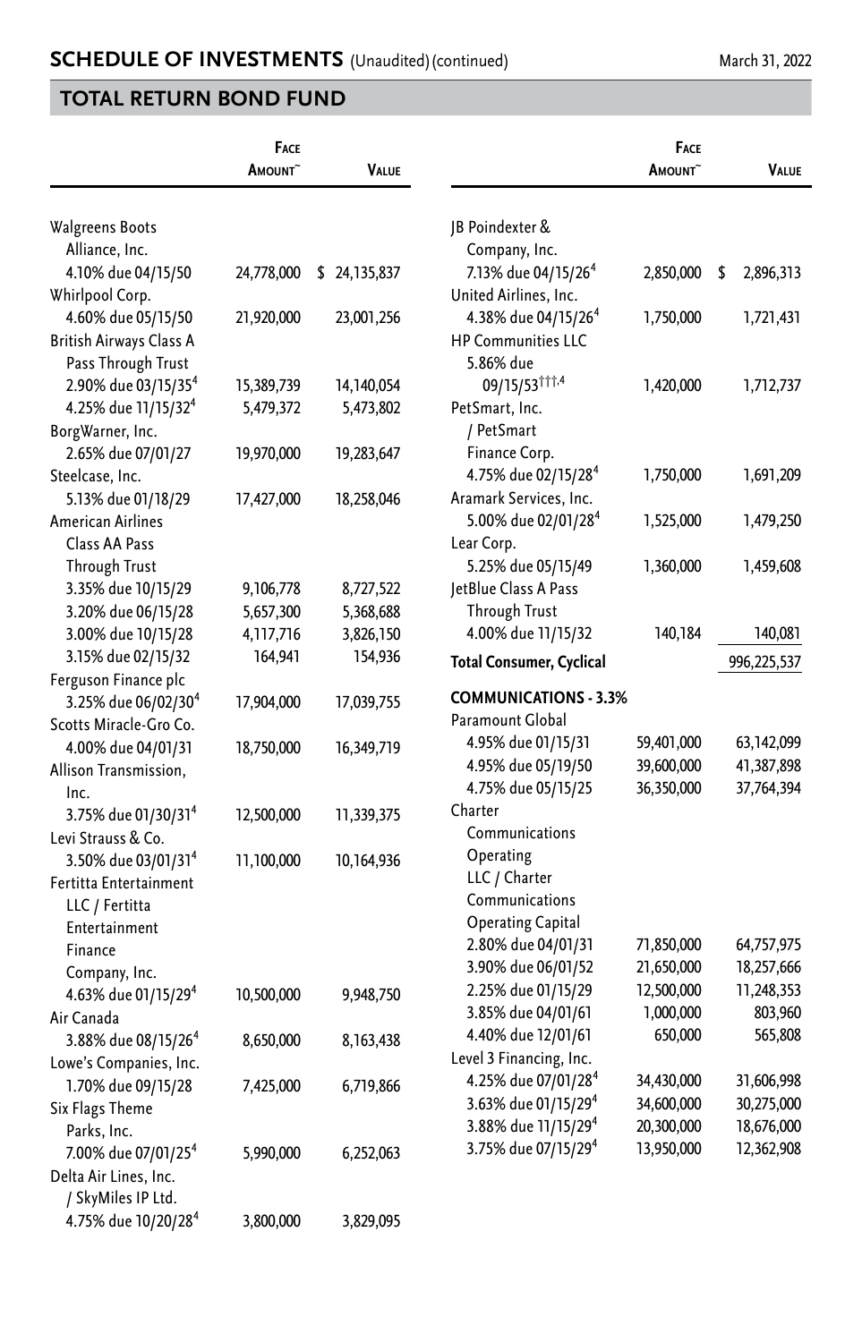## SCHEDULE OF INVESTMENTS (Unaudited) (continued)

March 31, 2022

## TOTAL RETURN BOND FUND

| | Face Amount~ | Value |
|---|---|---|
| Walgreens Boots Alliance, Inc. | | |
| 4.10% due 04/15/50 | 24,778,000 | $ 24,135,837 |
| Whirlpool Corp. | | |
| 4.60% due 05/15/50 | 21,920,000 | 23,001,256 |
| British Airways Class A Pass Through Trust | | |
| 2.90% due 03/15/35[4] | 15,389,739 | 14,140,054 |
| 4.25% due 11/15/32[4] | 5,479,372 | 5,473,802 |
| BorgWarner, Inc. | | |
| 2.65% due 07/01/27 | 19,970,000 | 19,283,647 |
| Steelcase, Inc. | | |
| 5.13% due 01/18/29 | 17,427,000 | 18,258,046 |
| American Airlines Class AA Pass Through Trust | | |
| 3.35% due 10/15/29 | 9,106,778 | 8,727,522 |
| 3.20% due 06/15/28 | 5,657,300 | 5,368,688 |
| 3.00% due 10/15/28 | 4,117,716 | 3,826,150 |
| 3.15% due 02/15/32 | 164,941 | 154,936 |
| Ferguson Finance plc | | |
| 3.25% due 06/02/30[4] | 17,904,000 | 17,039,755 |
| Scotts Miracle-Gro Co. | | |
| 4.00% due 04/01/31 | 18,750,000 | 16,349,719 |
| Allison Transmission, Inc. | | |
| 3.75% due 01/30/31[4] | 12,500,000 | 11,339,375 |
| Levi Strauss & Co. | | |
| 3.50% due 03/01/31[4] | 11,100,000 | 10,164,936 |
| Fertitta Entertainment LLC / Fertitta Entertainment Finance Company, Inc. | | |
| 4.63% due 01/15/29[4] | 10,500,000 | 9,948,750 |
| Air Canada | | |
| 3.88% due 08/15/26[4] | 8,650,000 | 8,163,438 |
| Lowe's Companies, Inc. | | |
| 1.70% due 09/15/28 | 7,425,000 | 6,719,866 |
| Six Flags Theme Parks, Inc. | | |
| 7.00% due 07/01/25[4] | 5,990,000 | 6,252,063 |
| Delta Air Lines, Inc. / SkyMiles IP Ltd. | | |
| 4.75% due 10/20/28[4] | 3,800,000 | 3,829,095 |
| JB Poindexter & Company, Inc. | | |
| 7.13% due 04/15/26[4] | 2,850,000 | $ 2,896,313 |
| United Airlines, Inc. | | |
| 4.38% due 04/15/26[4] | 1,750,000 | 1,721,431 |
| HP Communities LLC | | |
| 5.86% due 09/15/53[†††,4] | 1,420,000 | 1,712,737 |
| PetSmart, Inc. / PetSmart Finance Corp. | | |
| 4.75% due 02/15/28[4] | 1,750,000 | 1,691,209 |
| Aramark Services, Inc. | | |
| 5.00% due 02/01/28[4] | 1,525,000 | 1,479,250 |
| Lear Corp. | | |
| 5.25% due 05/15/49 | 1,360,000 | 1,459,608 |
| JetBlue Class A Pass Through Trust | | |
| 4.00% due 11/15/32 | 140,184 | 140,081 |
| **Total Consumer, Cyclical** | | 996,225,537 |
| **COMMUNICATIONS - 3.3%** | | |
| Paramount Global | | |
| 4.95% due 01/15/31 | 59,401,000 | 63,142,099 |
| 4.95% due 05/19/50 | 39,600,000 | 41,387,898 |
| 4.75% due 05/15/25 | 36,350,000 | 37,764,394 |
| Charter Communications Operating LLC / Charter Communications Operating Capital | | |
| 2.80% due 04/01/31 | 71,850,000 | 64,757,975 |
| 3.90% due 06/01/52 | 21,650,000 | 18,257,666 |
| 2.25% due 01/15/29 | 12,500,000 | 11,248,353 |
| 3.85% due 04/01/61 | 1,000,000 | 803,960 |
| 4.40% due 12/01/61 | 650,000 | 565,808 |
| Level 3 Financing, Inc. | | |
| 4.25% due 07/01/28[4] | 34,430,000 | 31,606,998 |
| 3.63% due 01/15/29[4] | 34,600,000 | 30,275,000 |
| 3.88% due 11/15/29[4] | 20,300,000 | 18,676,000 |
| 3.75% due 07/15/29[4] | 13,950,000 | 12,362,908 |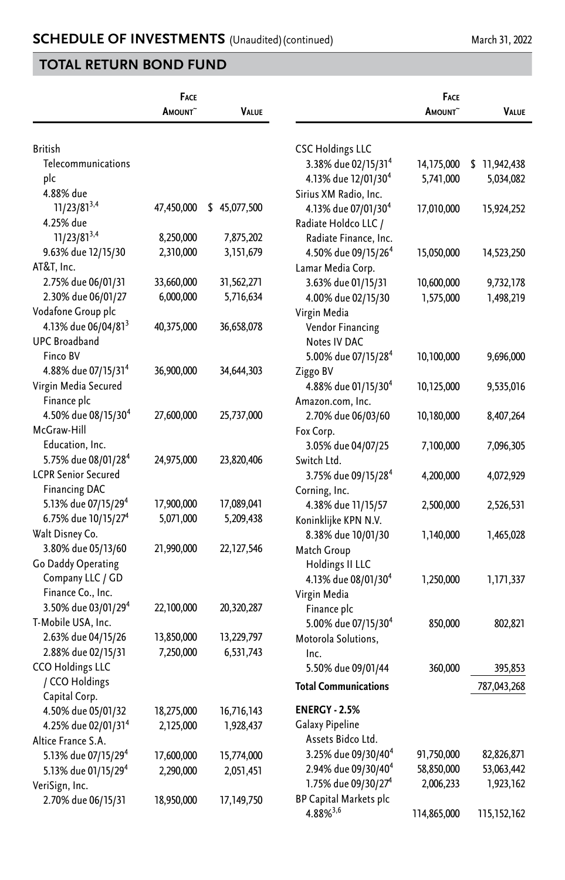## SCHEDULE OF INVESTMENTS (Unaudited) (continued)

March 31, 2022

## TOTAL RETURN BOND FUND

| | Face Amount~ | Value |
|---|---|---|
| British Telecommunications plc | | |
| 4.88% due 11/23/81[3,4] | 47,450,000 | $ 45,077,500 |
| 4.25% due 11/23/81[3,4] | 8,250,000 | 7,875,202 |
| 9.63% due 12/15/30 | 2,310,000 | 3,151,679 |
| AT&T, Inc. | | |
| 2.75% due 06/01/31 | 33,660,000 | 31,562,271 |
| 2.30% due 06/01/27 | 6,000,000 | 5,716,634 |
| Vodafone Group plc | | |
| 4.13% due 06/04/81[3] | 40,375,000 | 36,658,078 |
| UPC Broadband Finco BV | | |
| 4.88% due 07/15/31[4] | 36,900,000 | 34,644,303 |
| Virgin Media Secured Finance plc | | |
| 4.50% due 08/15/30[4] | 27,600,000 | 25,737,000 |
| McGraw-Hill Education, Inc. | | |
| 5.75% due 08/01/28[4] | 24,975,000 | 23,820,406 |
| LCPR Senior Secured Financing DAC | | |
| 5.13% due 07/15/29[4] | 17,900,000 | 17,089,041 |
| 6.75% due 10/15/27[4] | 5,071,000 | 5,209,438 |
| Walt Disney Co. | | |
| 3.80% due 05/13/60 | 21,990,000 | 22,127,546 |
| Go Daddy Operating Company LLC / GD Finance Co., Inc. | | |
| 3.50% due 03/01/29[4] | 22,100,000 | 20,320,287 |
| T-Mobile USA, Inc. | | |
| 2.63% due 04/15/26 | 13,850,000 | 13,229,797 |
| 2.88% due 02/15/31 | 7,250,000 | 6,531,743 |
| CCO Holdings LLC / CCO Holdings Capital Corp. | | |
| 4.50% due 05/01/32 | 18,275,000 | 16,716,143 |
| 4.25% due 02/01/31[4] | 2,125,000 | 1,928,437 |
| Altice France S.A. | | |
| 5.13% due 07/15/29[4] | 17,600,000 | 15,774,000 |
| 5.13% due 01/15/29[4] | 2,290,000 | 2,051,451 |
| VeriSign, Inc. | | |
| 2.70% due 06/15/31 | 18,950,000 | 17,149,750 |
| CSC Holdings LLC | | |
| 3.38% due 02/15/31[4] | 14,175,000 | $ 11,942,438 |
| 4.13% due 12/01/30[4] | 5,741,000 | 5,034,082 |
| Sirius XM Radio, Inc. | | |
| 4.13% due 07/01/30[4] | 17,010,000 | 15,924,252 |
| Radiate Holdco LLC / Radiate Finance, Inc. | | |
| 4.50% due 09/15/26[4] | 15,050,000 | 14,523,250 |
| Lamar Media Corp. | | |
| 3.63% due 01/15/31 | 10,600,000 | 9,732,178 |
| 4.00% due 02/15/30 | 1,575,000 | 1,498,219 |
| Virgin Media Vendor Financing Notes IV DAC | | |
| 5.00% due 07/15/28[4] | 10,100,000 | 9,696,000 |
| Ziggo BV | | |
| 4.88% due 01/15/30[4] | 10,125,000 | 9,535,016 |
| Amazon.com, Inc. | | |
| 2.70% due 06/03/60 | 10,180,000 | 8,407,264 |
| Fox Corp. | | |
| 3.05% due 04/07/25 | 7,100,000 | 7,096,305 |
| Switch Ltd. | | |
| 3.75% due 09/15/28[4] | 4,200,000 | 4,072,929 |
| Corning, Inc. | | |
| 4.38% due 11/15/57 | 2,500,000 | 2,526,531 |
| Koninklijke KPN N.V. | | |
| 8.38% due 10/01/30 | 1,140,000 | 1,465,028 |
| Match Group Holdings II LLC | | |
| 4.13% due 08/01/30[4] | 1,250,000 | 1,171,337 |
| Virgin Media Finance plc | | |
| 5.00% due 07/15/30[4] | 850,000 | 802,821 |
| Motorola Solutions, Inc. | | |
| 5.50% due 09/01/44 | 360,000 | 395,853 |
| **Total Communications** | | 787,043,268 |
| **ENERGY - 2.5%** | | |
| Galaxy Pipeline Assets Bidco Ltd. | | |
| 3.25% due 09/30/40[4] | 91,750,000 | 82,826,871 |
| 2.94% due 09/30/40[4] | 58,850,000 | 53,063,442 |
| 1.75% due 09/30/27[4] | 2,006,233 | 1,923,162 |
| BP Capital Markets plc | | |
| 4.88%[3,6] | 114,865,000 | 115,152,162 |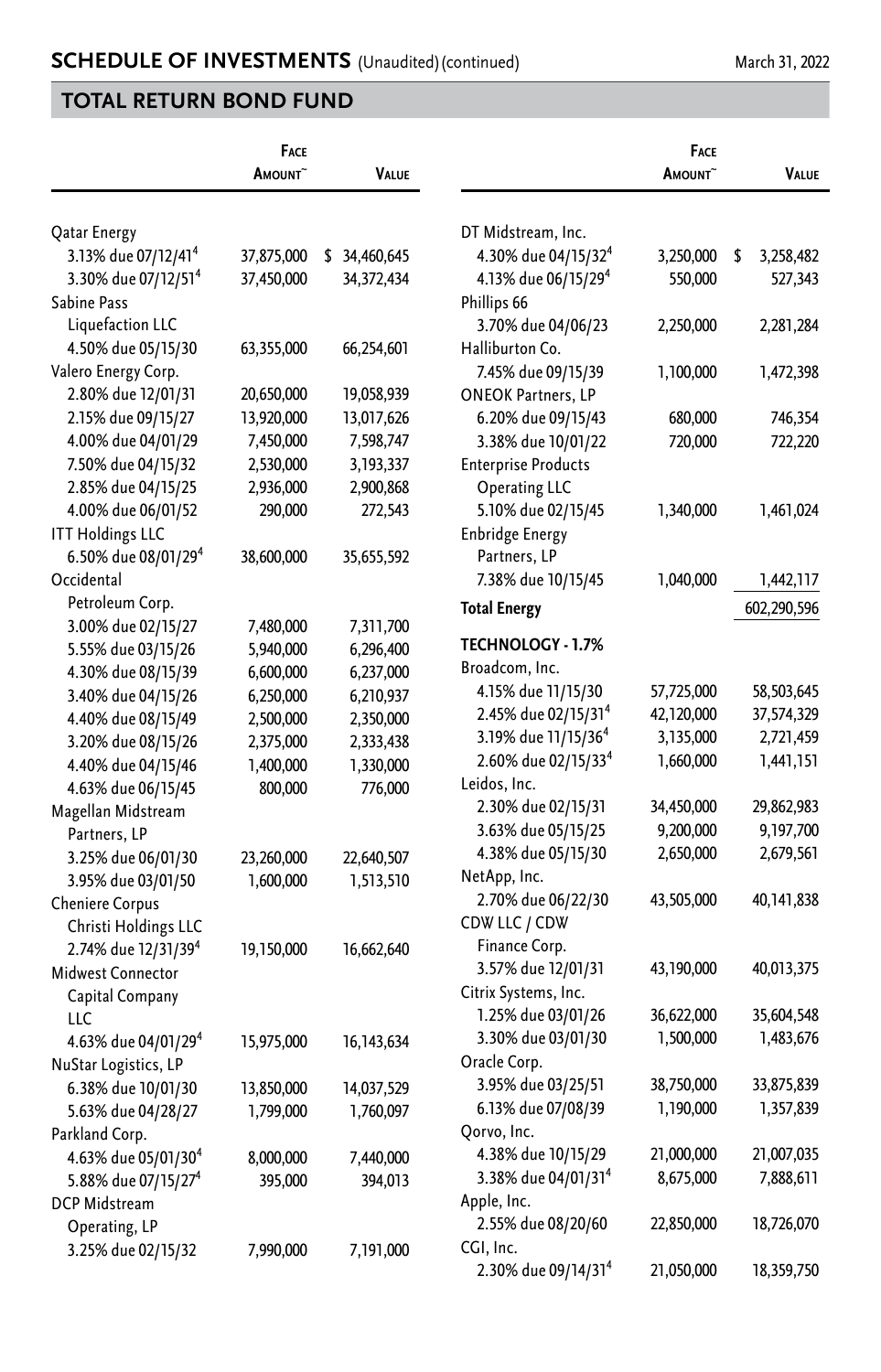## SCHEDULE OF INVESTMENTS (Unaudited) (continued)

March 31, 2022

## TOTAL RETURN BOND FUND

| | Face Amount~ | Value |
|---|---|---|
| Qatar Energy | | |
| 3.13% due 07/12/41[4] | 37,875,000 | $ 34,460,645 |
| 3.30% due 07/12/51[4] | 37,450,000 | 34,372,434 |
| Sabine Pass Liquefaction LLC | | |
| 4.50% due 05/15/30 | 63,355,000 | 66,254,601 |
| Valero Energy Corp. | | |
| 2.80% due 12/01/31 | 20,650,000 | 19,058,939 |
| 2.15% due 09/15/27 | 13,920,000 | 13,017,626 |
| 4.00% due 04/01/29 | 7,450,000 | 7,598,747 |
| 7.50% due 04/15/32 | 2,530,000 | 3,193,337 |
| 2.85% due 04/15/25 | 2,936,000 | 2,900,868 |
| 4.00% due 06/01/52 | 290,000 | 272,543 |
| ITT Holdings LLC | | |
| 6.50% due 08/01/29[4] | 38,600,000 | 35,655,592 |
| Occidental Petroleum Corp. | | |
| 3.00% due 02/15/27 | 7,480,000 | 7,311,700 |
| 5.55% due 03/15/26 | 5,940,000 | 6,296,400 |
| 4.30% due 08/15/39 | 6,600,000 | 6,237,000 |
| 3.40% due 04/15/26 | 6,250,000 | 6,210,937 |
| 4.40% due 08/15/49 | 2,500,000 | 2,350,000 |
| 3.20% due 08/15/26 | 2,375,000 | 2,333,438 |
| 4.40% due 04/15/46 | 1,400,000 | 1,330,000 |
| 4.63% due 06/15/45 | 800,000 | 776,000 |
| Magellan Midstream Partners, LP | | |
| 3.25% due 06/01/30 | 23,260,000 | 22,640,507 |
| 3.95% due 03/01/50 | 1,600,000 | 1,513,510 |
| Cheniere Corpus Christi Holdings LLC | | |
| 2.74% due 12/31/39[4] | 19,150,000 | 16,662,640 |
| Midwest Connector Capital Company LLC | | |
| 4.63% due 04/01/29[4] | 15,975,000 | 16,143,634 |
| NuStar Logistics, LP | | |
| 6.38% due 10/01/30 | 13,850,000 | 14,037,529 |
| 5.63% due 04/28/27 | 1,799,000 | 1,760,097 |
| Parkland Corp. | | |
| 4.63% due 05/01/30[4] | 8,000,000 | 7,440,000 |
| 5.88% due 07/15/27[4] | 395,000 | 394,013 |
| DCP Midstream Operating, LP | | |
| 3.25% due 02/15/32 | 7,990,000 | 7,191,000 |
| DT Midstream, Inc. | | |
| 4.30% due 04/15/32[4] | 3,250,000 | $ 3,258,482 |
| 4.13% due 06/15/29[4] | 550,000 | 527,343 |
| Phillips 66 | | |
| 3.70% due 04/06/23 | 2,250,000 | 2,281,284 |
| Halliburton Co. | | |
| 7.45% due 09/15/39 | 1,100,000 | 1,472,398 |
| ONEOK Partners, LP | | |
| 6.20% due 09/15/43 | 680,000 | 746,354 |
| 3.38% due 10/01/22 | 720,000 | 722,220 |
| Enterprise Products Operating LLC | | |
| 5.10% due 02/15/45 | 1,340,000 | 1,461,024 |
| Enbridge Energy Partners, LP | | |
| 7.38% due 10/15/45 | 1,040,000 | 1,442,117 |
| **Total Energy** | | 602,290,596 |
| **TECHNOLOGY - 1.7%** | | |
| Broadcom, Inc. | | |
| 4.15% due 11/15/30 | 57,725,000 | 58,503,645 |
| 2.45% due 02/15/31[4] | 42,120,000 | 37,574,329 |
| 3.19% due 11/15/36[4] | 3,135,000 | 2,721,459 |
| 2.60% due 02/15/33[4] | 1,660,000 | 1,441,151 |
| Leidos, Inc. | | |
| 2.30% due 02/15/31 | 34,450,000 | 29,862,983 |
| 3.63% due 05/15/25 | 9,200,000 | 9,197,700 |
| 4.38% due 05/15/30 | 2,650,000 | 2,679,561 |
| NetApp, Inc. | | |
| 2.70% due 06/22/30 | 43,505,000 | 40,141,838 |
| CDW LLC / CDW Finance Corp. | | |
| 3.57% due 12/01/31 | 43,190,000 | 40,013,375 |
| Citrix Systems, Inc. | | |
| 1.25% due 03/01/26 | 36,622,000 | 35,604,548 |
| 3.30% due 03/01/30 | 1,500,000 | 1,483,676 |
| Oracle Corp. | | |
| 3.95% due 03/25/51 | 38,750,000 | 33,875,839 |
| 6.13% due 07/08/39 | 1,190,000 | 1,357,839 |
| Qorvo, Inc. | | |
| 4.38% due 10/15/29 | 21,000,000 | 21,007,035 |
| 3.38% due 04/01/31[4] | 8,675,000 | 7,888,611 |
| Apple, Inc. | | |
| 2.55% due 08/20/60 | 22,850,000 | 18,726,070 |
| CGI, Inc. | | |
| 2.30% due 09/14/31[4] | 21,050,000 | 18,359,750 |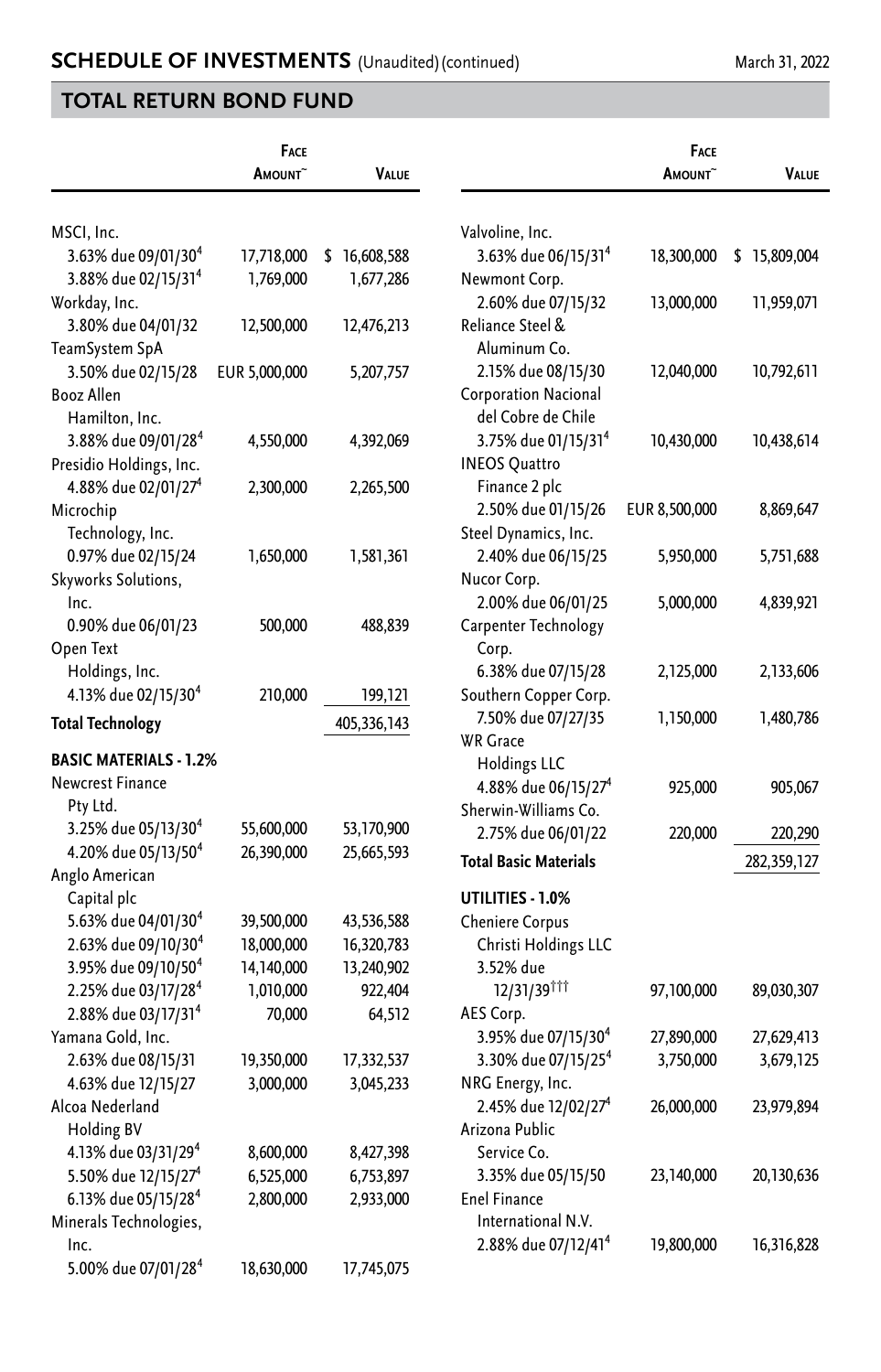## SCHEDULE OF INVESTMENTS (Unaudited) (continued)

March 31, 2022

## TOTAL RETURN BOND FUND

| | Face Amount~ | Value |
|---|---|---|
| MSCI, Inc. | | |
| 3.63% due 09/01/30[4] | 17,718,000 | $ 16,608,588 |
| 3.88% due 02/15/31[4] | 1,769,000 | 1,677,286 |
| Workday, Inc. | | |
| 3.80% due 04/01/32 | 12,500,000 | 12,476,213 |
| TeamSystem SpA | | |
| 3.50% due 02/15/28 | EUR 5,000,000 | 5,207,757 |
| Booz Allen Hamilton, Inc. | | |
| 3.88% due 09/01/28[4] | 4,550,000 | 4,392,069 |
| Presidio Holdings, Inc. | | |
| 4.88% due 02/01/27[4] | 2,300,000 | 2,265,500 |
| Microchip Technology, Inc. | | |
| 0.97% due 02/15/24 | 1,650,000 | 1,581,361 |
| Skyworks Solutions, Inc. | | |
| 0.90% due 06/01/23 | 500,000 | 488,839 |
| Open Text Holdings, Inc. | | |
| 4.13% due 02/15/30[4] | 210,000 | 199,121 |
| **Total Technology** | | 405,336,143 |
| **BASIC MATERIALS - 1.2%** | | |
| Newcrest Finance Pty Ltd. | | |
| 3.25% due 05/13/30[4] | 55,600,000 | 53,170,900 |
| 4.20% due 05/13/50[4] | 26,390,000 | 25,665,593 |
| Anglo American Capital plc | | |
| 5.63% due 04/01/30[4] | 39,500,000 | 43,536,588 |
| 2.63% due 09/10/30[4] | 18,000,000 | 16,320,783 |
| 3.95% due 09/10/50[4] | 14,140,000 | 13,240,902 |
| 2.25% due 03/17/28[4] | 1,010,000 | 922,404 |
| 2.88% due 03/17/31[4] | 70,000 | 64,512 |
| Yamana Gold, Inc. | | |
| 2.63% due 08/15/31 | 19,350,000 | 17,332,537 |
| 4.63% due 12/15/27 | 3,000,000 | 3,045,233 |
| Alcoa Nederland Holding BV | | |
| 4.13% due 03/31/29[4] | 8,600,000 | 8,427,398 |
| 5.50% due 12/15/27[4] | 6,525,000 | 6,753,897 |
| 6.13% due 05/15/28[4] | 2,800,000 | 2,933,000 |
| Minerals Technologies, Inc. | | |
| 5.00% due 07/01/28[4] | 18,630,000 | 17,745,075 |
| Valvoline, Inc. | | |
| 3.63% due 06/15/31[4] | 18,300,000 | $ 15,809,004 |
| Newmont Corp. | | |
| 2.60% due 07/15/32 | 13,000,000 | 11,959,071 |
| Reliance Steel & Aluminum Co. | | |
| 2.15% due 08/15/30 | 12,040,000 | 10,792,611 |
| Corporation Nacional del Cobre de Chile | | |
| 3.75% due 01/15/31[4] | 10,430,000 | 10,438,614 |
| INEOS Quattro Finance 2 plc | | |
| 2.50% due 01/15/26 | EUR 8,500,000 | 8,869,647 |
| Steel Dynamics, Inc. | | |
| 2.40% due 06/15/25 | 5,950,000 | 5,751,688 |
| Nucor Corp. | | |
| 2.00% due 06/01/25 | 5,000,000 | 4,839,921 |
| Carpenter Technology Corp. | | |
| 6.38% due 07/15/28 | 2,125,000 | 2,133,606 |
| Southern Copper Corp. | | |
| 7.50% due 07/27/35 | 1,150,000 | 1,480,786 |
| WR Grace Holdings LLC | | |
| 4.88% due 06/15/27[4] | 925,000 | 905,067 |
| Sherwin-Williams Co. | | |
| 2.75% due 06/01/22 | 220,000 | 220,290 |
| **Total Basic Materials** | | 282,359,127 |
| **UTILITIES - 1.0%** | | |
| Cheniere Corpus Christi Holdings LLC | | |
| 3.52% due 12/31/39[†††] | 97,100,000 | 89,030,307 |
| AES Corp. | | |
| 3.95% due 07/15/30[4] | 27,890,000 | 27,629,413 |
| 3.30% due 07/15/25[4] | 3,750,000 | 3,679,125 |
| NRG Energy, Inc. | | |
| 2.45% due 12/02/27[4] | 26,000,000 | 23,979,894 |
| Arizona Public Service Co. | | |
| 3.35% due 05/15/50 | 23,140,000 | 20,130,636 |
| Enel Finance International N.V. | | |
| 2.88% due 07/12/41[4] | 19,800,000 | 16,316,828 |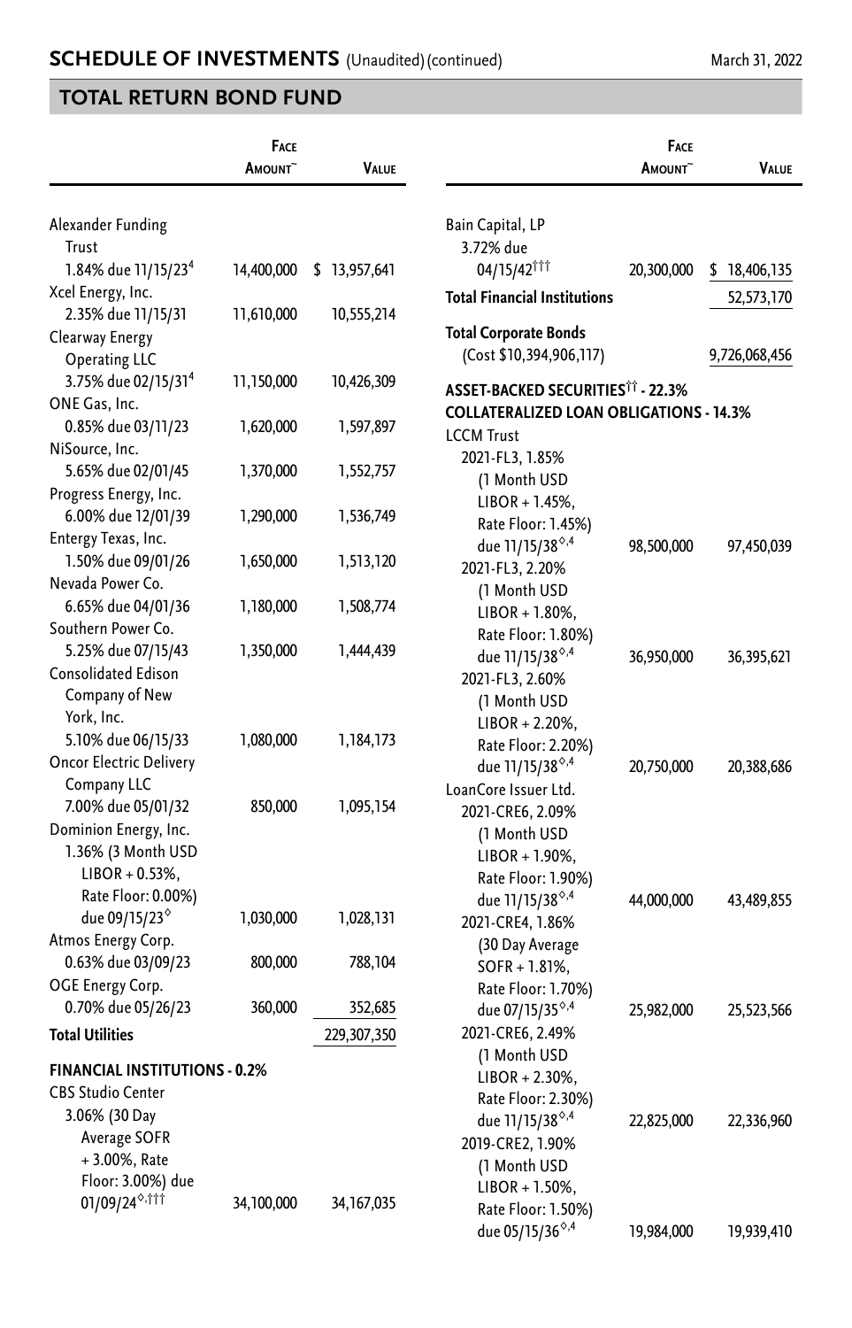## SCHEDULE OF INVESTMENTS (Unaudited) (continued)

March 31, 2022

## TOTAL RETURN BOND FUND

| | Face Amount~ | Value |
|---|---|---|
| Alexander Funding Trust 1.84% due 11/15/23[4] | 14,400,000 | $ 13,957,641 |
| Xcel Energy, Inc. 2.35% due 11/15/31 | 11,610,000 | 10,555,214 |
| Clearway Energy Operating LLC 3.75% due 02/15/31[4] | 11,150,000 | 10,426,309 |
| ONE Gas, Inc. 0.85% due 03/11/23 | 1,620,000 | 1,597,897 |
| NiSource, Inc. 5.65% due 02/01/45 | 1,370,000 | 1,552,757 |
| Progress Energy, Inc. 6.00% due 12/01/39 | 1,290,000 | 1,536,749 |
| Entergy Texas, Inc. 1.50% due 09/01/26 | 1,650,000 | 1,513,120 |
| Nevada Power Co. 6.65% due 04/01/36 | 1,180,000 | 1,508,774 |
| Southern Power Co. 5.25% due 07/15/43 | 1,350,000 | 1,444,439 |
| Consolidated Edison Company of New York, Inc. 5.10% due 06/15/33 | 1,080,000 | 1,184,173 |
| Oncor Electric Delivery Company LLC 7.00% due 05/01/32 | 850,000 | 1,095,154 |
| Dominion Energy, Inc. 1.36% (3 Month USD LIBOR + 0.53%, Rate Floor: 0.00%) due 09/15/23[◊] | 1,030,000 | 1,028,131 |
| Atmos Energy Corp. 0.63% due 03/09/23 | 800,000 | 788,104 |
| OGE Energy Corp. 0.70% due 05/26/23 | 360,000 | 352,685 |
| **Total Utilities** | | 229,307,350 |
| **FINANCIAL INSTITUTIONS - 0.2%** | | |
| CBS Studio Center 3.06% (30 Day Average SOFR + 3.00%, Rate Floor: 3.00%) due 01/09/24[◊,†††] | 34,100,000 | 34,167,035 |
| Bain Capital, LP 3.72% due 04/15/42[†††] | 20,300,000 | $ 18,406,135 |
| **Total Financial Institutions** | | 52,573,170 |
| **Total Corporate Bonds** (Cost $10,394,906,117) | | 9,726,068,456 |
| **ASSET-BACKED SECURITIES[††] - 22.3%** | | |
| **COLLATERALIZED LOAN OBLIGATIONS - 14.3%** | | |
| LCCM Trust | | |
| 2021-FL3, 1.85% (1 Month USD LIBOR + 1.45%, Rate Floor: 1.45%) due 11/15/38[◊,4] | 98,500,000 | 97,450,039 |
| 2021-FL3, 2.20% (1 Month USD LIBOR + 1.80%, Rate Floor: 1.80%) due 11/15/38[◊,4] | 36,950,000 | 36,395,621 |
| 2021-FL3, 2.60% (1 Month USD LIBOR + 2.20%, Rate Floor: 2.20%) due 11/15/38[◊,4] | 20,750,000 | 20,388,686 |
| LoanCore Issuer Ltd. | | |
| 2021-CRE6, 2.09% (1 Month USD LIBOR + 1.90%, Rate Floor: 1.90%) due 11/15/38[◊,4] | 44,000,000 | 43,489,855 |
| 2021-CRE4, 1.86% (30 Day Average SOFR + 1.81%, Rate Floor: 1.70%) due 07/15/35[◊,4] | 25,982,000 | 25,523,566 |
| 2021-CRE6, 2.49% (1 Month USD LIBOR + 2.30%, Rate Floor: 2.30%) due 11/15/38[◊,4] | 22,825,000 | 22,336,960 |
| 2019-CRE2, 1.90% (1 Month USD LIBOR + 1.50%, Rate Floor: 1.50%) due 05/15/36[◊,4] | 19,984,000 | 19,939,410 |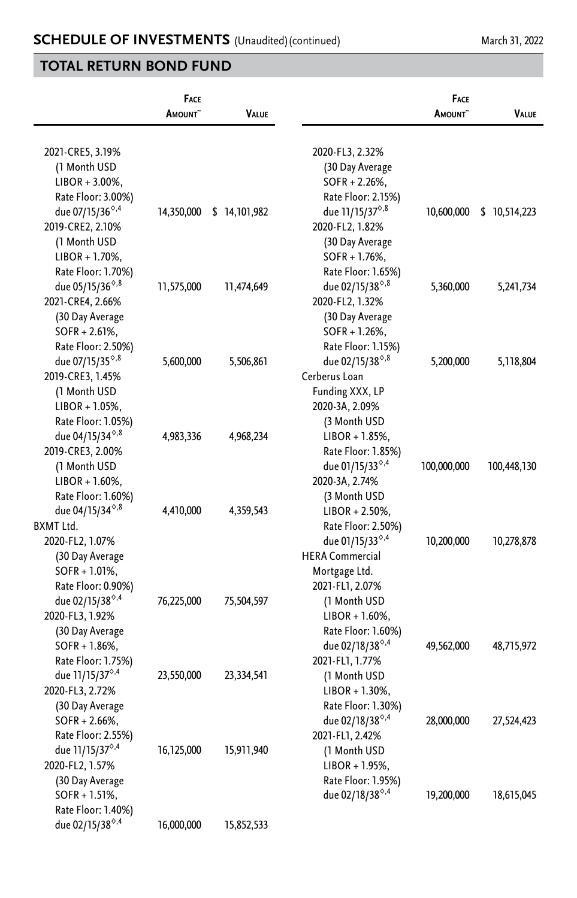## SCHEDULE OF INVESTMENTS (Unaudited) (continued)

March 31, 2022

## TOTAL RETURN BOND FUND

| | Face Amount~ | Value |
|---|---|---|
| 2021-CRE5, 3.19% (1 Month USD LIBOR + 3.00%, Rate Floor: 3.00%) due 07/15/36◊,4 | 14,350,000 | $ 14,101,982 |
| 2019-CRE2, 2.10% (1 Month USD LIBOR + 1.70%, Rate Floor: 1.70%) due 05/15/36◊,8 | 11,575,000 | 11,474,649 |
| 2021-CRE4, 2.66% (30 Day Average SOFR + 2.61%, Rate Floor: 2.50%) due 07/15/35◊,8 | 5,600,000 | 5,506,861 |
| 2019-CRE3, 1.45% (1 Month USD LIBOR + 1.05%, Rate Floor: 1.05%) due 04/15/34◊,8 | 4,983,336 | 4,968,234 |
| 2019-CRE3, 2.00% (1 Month USD LIBOR + 1.60%, Rate Floor: 1.60%) due 04/15/34◊,8 | 4,410,000 | 4,359,543 |
| BXMT Ltd. | | |
| 2020-FL2, 1.07% (30 Day Average SOFR + 1.01%, Rate Floor: 0.90%) due 02/15/38◊,4 | 76,225,000 | 75,504,597 |
| 2020-FL3, 1.92% (30 Day Average SOFR + 1.86%, Rate Floor: 1.75%) due 11/15/37◊,4 | 23,550,000 | 23,334,541 |
| 2020-FL3, 2.72% (30 Day Average SOFR + 2.66%, Rate Floor: 2.55%) due 11/15/37◊,4 | 16,125,000 | 15,911,940 |
| 2020-FL2, 1.57% (30 Day Average SOFR + 1.51%, Rate Floor: 1.40%) due 02/15/38◊,4 | 16,000,000 | 15,852,533 |
| 2020-FL3, 2.32% (30 Day Average SOFR + 2.26%, Rate Floor: 2.15%) due 11/15/37◊,8 | 10,600,000 | $ 10,514,223 |
| 2020-FL2, 1.82% (30 Day Average SOFR + 1.76%, Rate Floor: 1.65%) due 02/15/38◊,8 | 5,360,000 | 5,241,734 |
| 2020-FL2, 1.32% (30 Day Average SOFR + 1.26%, Rate Floor: 1.15%) due 02/15/38◊,8 | 5,200,000 | 5,118,804 |
| Cerberus Loan Funding XXX, LP | | |
| 2020-3A, 2.09% (3 Month USD LIBOR + 1.85%, Rate Floor: 1.85%) due 01/15/33◊,4 | 100,000,000 | 100,448,130 |
| 2020-3A, 2.74% (3 Month USD LIBOR + 2.50%, Rate Floor: 2.50%) due 01/15/33◊,4 | 10,200,000 | 10,278,878 |
| HERA Commercial Mortgage Ltd. | | |
| 2021-FL1, 2.07% (1 Month USD LIBOR + 1.60%, Rate Floor: 1.60%) due 02/18/38◊,4 | 49,562,000 | 48,715,972 |
| 2021-FL1, 1.77% (1 Month USD LIBOR + 1.30%, Rate Floor: 1.30%) due 02/18/38◊,4 | 28,000,000 | 27,524,423 |
| 2021-FL1, 2.42% (1 Month USD LIBOR + 1.95%, Rate Floor: 1.95%) due 02/18/38◊,4 | 19,200,000 | 18,615,045 |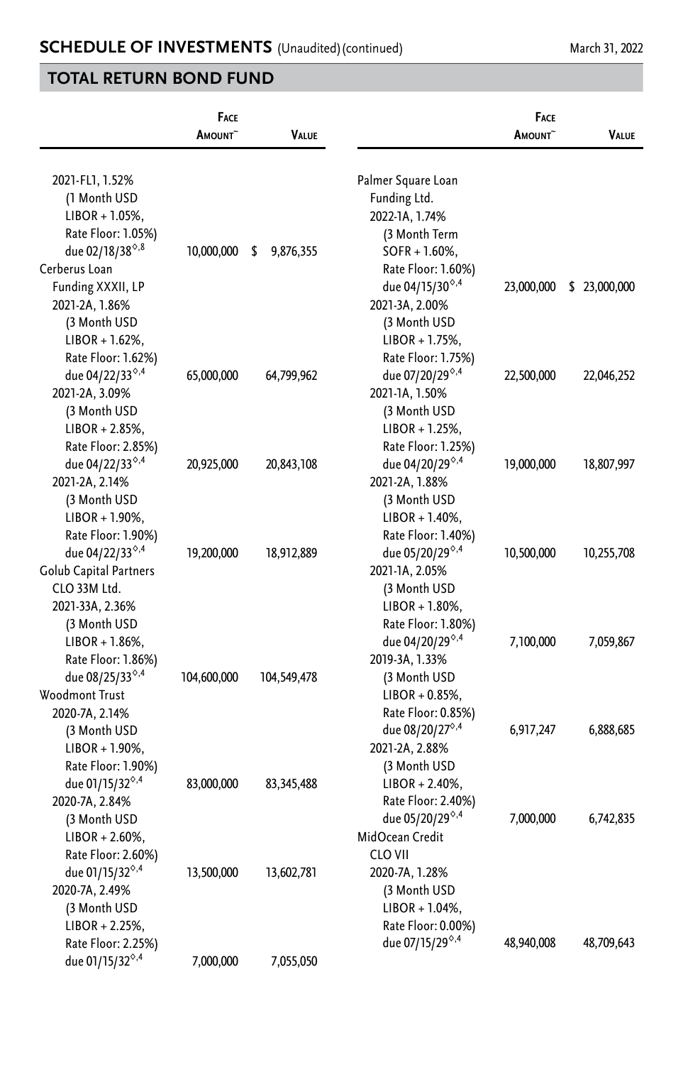## TOTAL RETURN BOND FUND

| | Face Amount~ | Value |
|---|---|---|
| 2021-FL1, 1.52% (1 Month USD LIBOR + 1.05%, Rate Floor: 1.05%) due 02/18/38◊,8 | 10,000,000 | $ 9,876,355 |
| **Cerberus Loan Funding XXXII, LP** | | |
| 2021-2A, 1.86% (3 Month USD LIBOR + 1.62%, Rate Floor: 1.62%) due 04/22/33◊,4 | 65,000,000 | 64,799,962 |
| 2021-2A, 3.09% (3 Month USD LIBOR + 2.85%, Rate Floor: 2.85%) due 04/22/33◊,4 | 20,925,000 | 20,843,108 |
| 2021-2A, 2.14% (3 Month USD LIBOR + 1.90%, Rate Floor: 1.90%) due 04/22/33◊,4 | 19,200,000 | 18,912,889 |
| **Golub Capital Partners CLO 33M Ltd.** | | |
| 2021-33A, 2.36% (3 Month USD LIBOR + 1.86%, Rate Floor: 1.86%) due 08/25/33◊,4 | 104,600,000 | 104,549,478 |
| **Woodmont Trust** | | |
| 2020-7A, 2.14% (3 Month USD LIBOR + 1.90%, Rate Floor: 1.90%) due 01/15/32◊,4 | 83,000,000 | 83,345,488 |
| 2020-7A, 2.84% (3 Month USD LIBOR + 2.60%, Rate Floor: 2.60%) due 01/15/32◊,4 | 13,500,000 | 13,602,781 |
| 2020-7A, 2.49% (3 Month USD LIBOR + 2.25%, Rate Floor: 2.25%) due 01/15/32◊,4 | 7,000,000 | 7,055,050 |
| **Palmer Square Loan Funding Ltd.** | | |
| 2022-1A, 1.74% (3 Month Term SOFR + 1.60%, Rate Floor: 1.60%) due 04/15/30◊,4 | 23,000,000 | $ 23,000,000 |
| 2021-3A, 2.00% (3 Month USD LIBOR + 1.75%, Rate Floor: 1.75%) due 07/20/29◊,4 | 22,500,000 | 22,046,252 |
| 2021-1A, 1.50% (3 Month USD LIBOR + 1.25%, Rate Floor: 1.25%) due 04/20/29◊,4 | 19,000,000 | 18,807,997 |
| 2021-2A, 1.88% (3 Month USD LIBOR + 1.40%, Rate Floor: 1.40%) due 05/20/29◊,4 | 10,500,000 | 10,255,708 |
| 2021-1A, 2.05% (3 Month USD LIBOR + 1.80%, Rate Floor: 1.80%) due 04/20/29◊,4 | 7,100,000 | 7,059,867 |
| 2019-3A, 1.33% (3 Month USD LIBOR + 0.85%, Rate Floor: 0.85%) due 08/20/27◊,4 | 6,917,247 | 6,888,685 |
| 2021-2A, 2.88% (3 Month USD LIBOR + 2.40%, Rate Floor: 2.40%) due 05/20/29◊,4 | 7,000,000 | 6,742,835 |
| **MidOcean Credit CLO VII** | | |
| 2020-7A, 1.28% (3 Month USD LIBOR + 1.04%, Rate Floor: 0.00%) due 07/15/29◊,4 | 48,940,008 | 48,709,643 |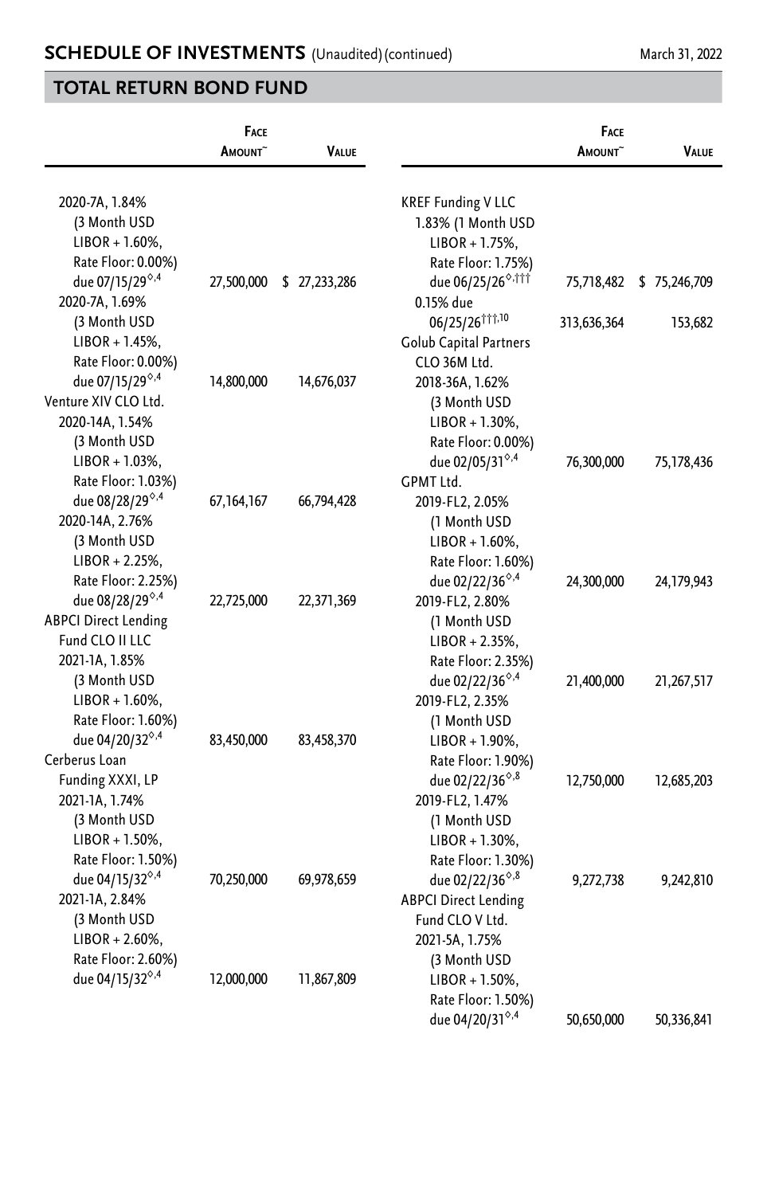## SCHEDULE OF INVESTMENTS (Unaudited) (continued)

March 31, 2022

## TOTAL RETURN BOND FUND

| | Face Amount~ | Value |
|---|---|---|
| 2020-7A, 1.84% (3 Month USD LIBOR + 1.60%, Rate Floor: 0.00%) due 07/15/29◊,4 | 27,500,000 | $ 27,233,286 |
| 2020-7A, 1.69% (3 Month USD LIBOR + 1.45%, Rate Floor: 0.00%) due 07/15/29◊,4 | 14,800,000 | 14,676,037 |
| Venture XIV CLO Ltd. | | |
| 2020-14A, 1.54% (3 Month USD LIBOR + 1.03%, Rate Floor: 1.03%) due 08/28/29◊,4 | 67,164,167 | 66,794,428 |
| 2020-14A, 2.76% (3 Month USD LIBOR + 2.25%, Rate Floor: 2.25%) due 08/28/29◊,4 | 22,725,000 | 22,371,369 |
| ABPCI Direct Lending Fund CLO II LLC | | |
| 2021-1A, 1.85% (3 Month USD LIBOR + 1.60%, Rate Floor: 1.60%) due 04/20/32◊,4 | 83,450,000 | 83,458,370 |
| Cerberus Loan Funding XXXI, LP | | |
| 2021-1A, 1.74% (3 Month USD LIBOR + 1.50%, Rate Floor: 1.50%) due 04/15/32◊,4 | 70,250,000 | 69,978,659 |
| 2021-1A, 2.84% (3 Month USD LIBOR + 2.60%, Rate Floor: 2.60%) due 04/15/32◊,4 | 12,000,000 | 11,867,809 |
| KREF Funding V LLC | | |
| 1.83% (1 Month USD LIBOR + 1.75%, Rate Floor: 1.75%) due 06/25/26◊,††† | 75,718,482 | $ 75,246,709 |
| 0.15% due 06/25/26†††,10 | 313,636,364 | 153,682 |
| Golub Capital Partners CLO 36M Ltd. | | |
| 2018-36A, 1.62% (3 Month USD LIBOR + 1.30%, Rate Floor: 0.00%) due 02/05/31◊,4 | 76,300,000 | 75,178,436 |
| GPMT Ltd. | | |
| 2019-FL2, 2.05% (1 Month USD LIBOR + 1.60%, Rate Floor: 1.60%) due 02/22/36◊,4 | 24,300,000 | 24,179,943 |
| 2019-FL2, 2.80% (1 Month USD LIBOR + 2.35%, Rate Floor: 2.35%) due 02/22/36◊,4 | 21,400,000 | 21,267,517 |
| 2019-FL2, 2.35% (1 Month USD LIBOR + 1.90%, Rate Floor: 1.90%) due 02/22/36◊,8 | 12,750,000 | 12,685,203 |
| 2019-FL2, 1.47% (1 Month USD LIBOR + 1.30%, Rate Floor: 1.30%) due 02/22/36◊,8 | 9,272,738 | 9,242,810 |
| ABPCI Direct Lending Fund CLO V Ltd. | | |
| 2021-5A, 1.75% (3 Month USD LIBOR + 1.50%, Rate Floor: 1.50%) due 04/20/31◊,4 | 50,650,000 | 50,336,841 |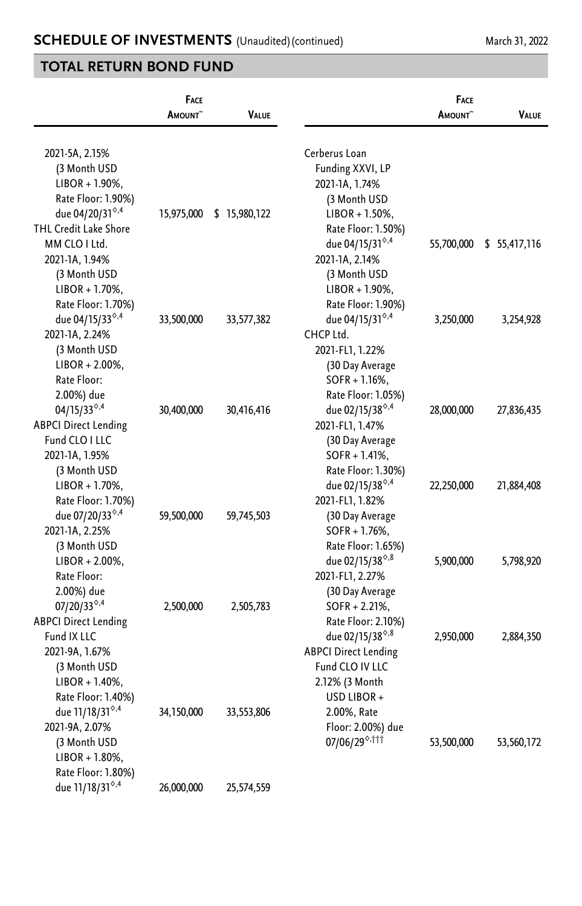## SCHEDULE OF INVESTMENTS (Unaudited) (continued)

March 31, 2022

## TOTAL RETURN BOND FUND

| | Face Amount~ | Value |
|---|---|---|
| 2021-5A, 2.15% (3 Month USD LIBOR + 1.90%, Rate Floor: 1.90%) due 04/20/31◊,4 | 15,975,000 | $ 15,980,122 |
| THL Credit Lake Shore MM CLO I Ltd. | | |
| 2021-1A, 1.94% (3 Month USD LIBOR + 1.70%, Rate Floor: 1.70%) due 04/15/33◊,4 | 33,500,000 | 33,577,382 |
| 2021-1A, 2.24% (3 Month USD LIBOR + 2.00%, Rate Floor: 2.00%) due 04/15/33◊,4 | 30,400,000 | 30,416,416 |
| ABPCI Direct Lending Fund CLO I LLC | | |
| 2021-1A, 1.95% (3 Month USD LIBOR + 1.70%, Rate Floor: 1.70%) due 07/20/33◊,4 | 59,500,000 | 59,745,503 |
| 2021-1A, 2.25% (3 Month USD LIBOR + 2.00%, Rate Floor: 2.00%) due 07/20/33◊,4 | 2,500,000 | 2,505,783 |
| ABPCI Direct Lending Fund IX LLC | | |
| 2021-9A, 1.67% (3 Month USD LIBOR + 1.40%, Rate Floor: 1.40%) due 11/18/31◊,4 | 34,150,000 | 33,553,806 |
| 2021-9A, 2.07% (3 Month USD LIBOR + 1.80%, Rate Floor: 1.80%) due 11/18/31◊,4 | 26,000,000 | 25,574,559 |
| Cerberus Loan Funding XXVI, LP | | |
| 2021-1A, 1.74% (3 Month USD LIBOR + 1.50%, Rate Floor: 1.50%) due 04/15/31◊,4 | 55,700,000 | $ 55,417,116 |
| 2021-1A, 2.14% (3 Month USD LIBOR + 1.90%, Rate Floor: 1.90%) due 04/15/31◊,4 | 3,250,000 | 3,254,928 |
| CHCP Ltd. | | |
| 2021-FL1, 1.22% (30 Day Average SOFR + 1.16%, Rate Floor: 1.05%) due 02/15/38◊,4 | 28,000,000 | 27,836,435 |
| 2021-FL1, 1.47% (30 Day Average SOFR + 1.41%, Rate Floor: 1.30%) due 02/15/38◊,4 | 22,250,000 | 21,884,408 |
| 2021-FL1, 1.82% (30 Day Average SOFR + 1.76%, Rate Floor: 1.65%) due 02/15/38◊,8 | 5,900,000 | 5,798,920 |
| 2021-FL1, 2.27% (30 Day Average SOFR + 2.21%, Rate Floor: 2.10%) due 02/15/38◊,8 | 2,950,000 | 2,884,350 |
| ABPCI Direct Lending Fund CLO IV LLC | | |
| 2.12% (3 Month USD LIBOR + 2.00%, Rate Floor: 2.00%) due 07/06/29◊,††† | 53,500,000 | 53,560,172 |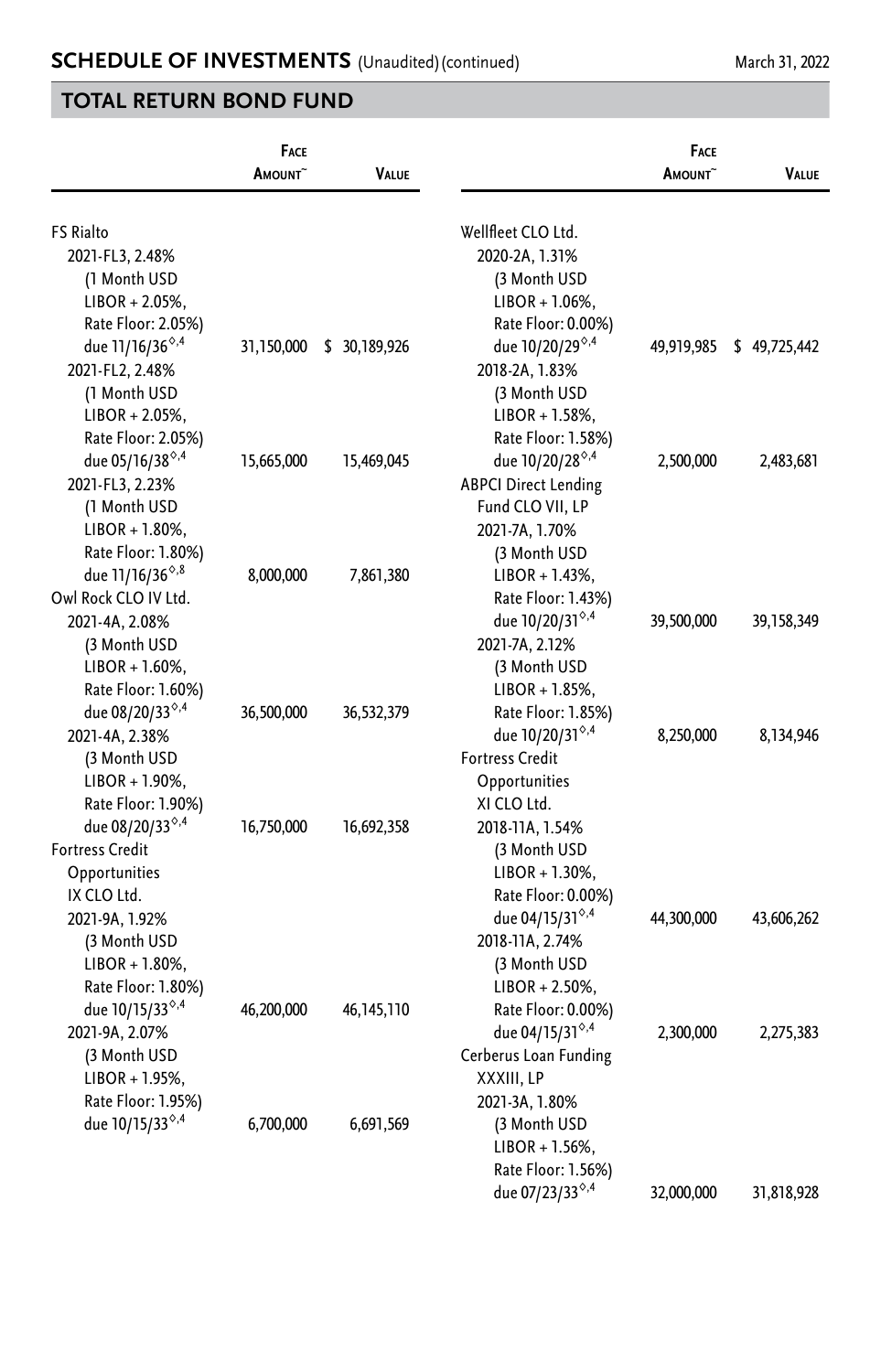## TOTAL RETURN BOND FUND

| | Face Amount~ | Value |
|---|---|---|
| FS Rialto | | |
| 2021-FL3, 2.48% (1 Month USD LIBOR + 2.05%, Rate Floor: 2.05%) due 11/16/36◊,4 | 31,150,000 | $ 30,189,926 |
| 2021-FL2, 2.48% (1 Month USD LIBOR + 2.05%, Rate Floor: 2.05%) due 05/16/38◊,4 | 15,665,000 | 15,469,045 |
| 2021-FL3, 2.23% (1 Month USD LIBOR + 1.80%, Rate Floor: 1.80%) due 11/16/36◊,8 | 8,000,000 | 7,861,380 |
| Owl Rock CLO IV Ltd. | | |
| 2021-4A, 2.08% (3 Month USD LIBOR + 1.60%, Rate Floor: 1.60%) due 08/20/33◊,4 | 36,500,000 | 36,532,379 |
| 2021-4A, 2.38% (3 Month USD LIBOR + 1.90%, Rate Floor: 1.90%) due 08/20/33◊,4 | 16,750,000 | 16,692,358 |
| Fortress Credit Opportunities IX CLO Ltd. | | |
| 2021-9A, 1.92% (3 Month USD LIBOR + 1.80%, Rate Floor: 1.80%) due 10/15/33◊,4 | 46,200,000 | 46,145,110 |
| 2021-9A, 2.07% (3 Month USD LIBOR + 1.95%, Rate Floor: 1.95%) due 10/15/33◊,4 | 6,700,000 | 6,691,569 |
| Wellfleet CLO Ltd. | | |
| 2020-2A, 1.31% (3 Month USD LIBOR + 1.06%, Rate Floor: 0.00%) due 10/20/29◊,4 | 49,919,985 | $ 49,725,442 |
| 2018-2A, 1.83% (3 Month USD LIBOR + 1.58%, Rate Floor: 1.58%) due 10/20/28◊,4 | 2,500,000 | 2,483,681 |
| ABPCI Direct Lending Fund CLO VII, LP | | |
| 2021-7A, 1.70% (3 Month USD LIBOR + 1.43%, Rate Floor: 1.43%) due 10/20/31◊,4 | 39,500,000 | 39,158,349 |
| 2021-7A, 2.12% (3 Month USD LIBOR + 1.85%, Rate Floor: 1.85%) due 10/20/31◊,4 | 8,250,000 | 8,134,946 |
| Fortress Credit Opportunities XI CLO Ltd. | | |
| 2018-11A, 1.54% (3 Month USD LIBOR + 1.30%, Rate Floor: 0.00%) due 04/15/31◊,4 | 44,300,000 | 43,606,262 |
| 2018-11A, 2.74% (3 Month USD LIBOR + 2.50%, Rate Floor: 0.00%) due 04/15/31◊,4 | 2,300,000 | 2,275,383 |
| Cerberus Loan Funding XXXIII, LP | | |
| 2021-3A, 1.80% (3 Month USD LIBOR + 1.56%, Rate Floor: 1.56%) due 07/23/33◊,4 | 32,000,000 | 31,818,928 |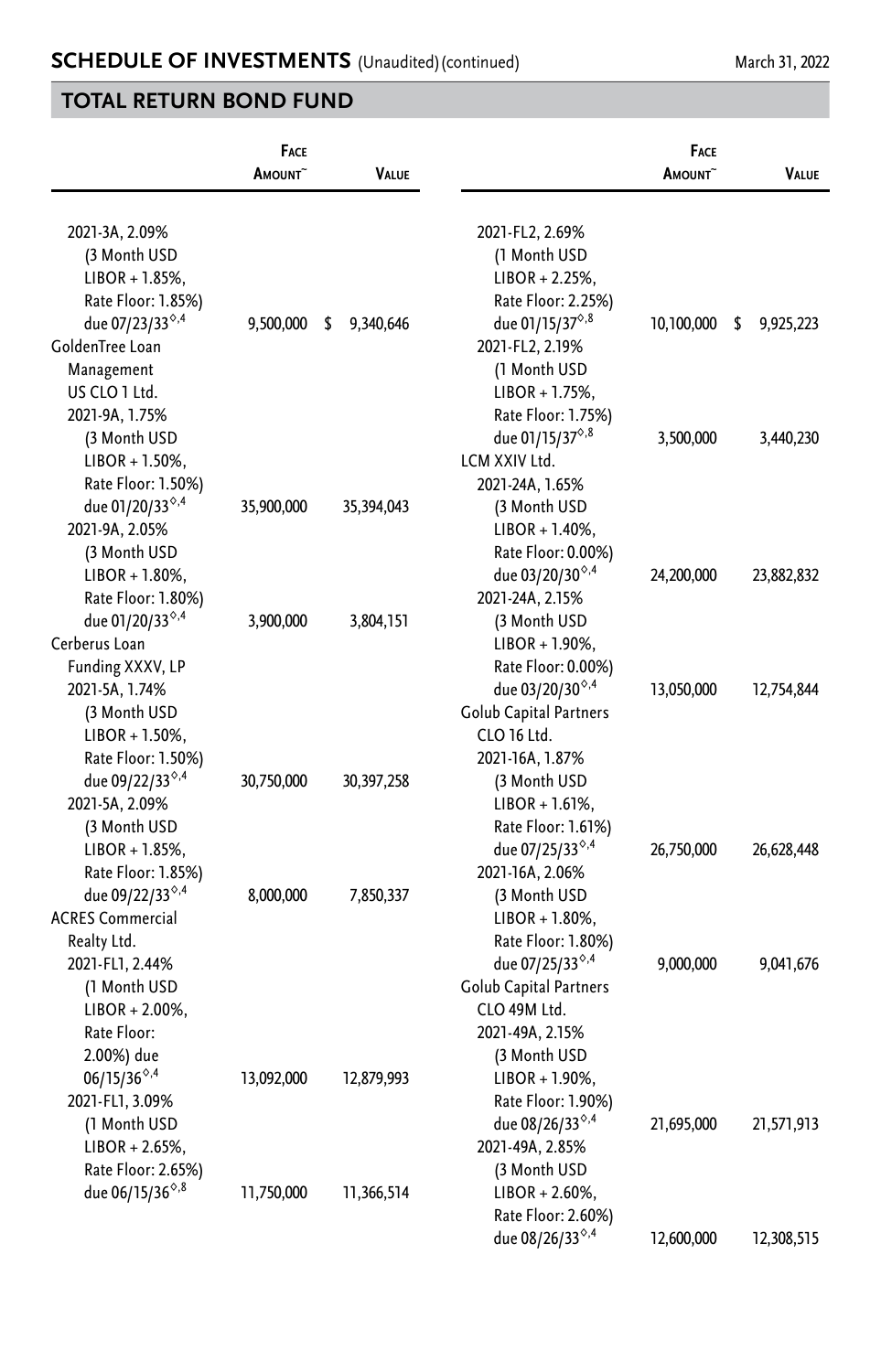## SCHEDULE OF INVESTMENTS (Unaudited) (continued)

March 31, 2022

## TOTAL RETURN BOND FUND

| | Face Amount~ | Value |
|---|---|---|
| 2021-3A, 2.09% (3 Month USD LIBOR + 1.85%, Rate Floor: 1.85%) due 07/23/33◊,4 | 9,500,000 | $ 9,340,646 |
| GoldenTree Loan Management US CLO 1 Ltd. | | |
| 2021-9A, 1.75% (3 Month USD LIBOR + 1.50%, Rate Floor: 1.50%) due 01/20/33◊,4 | 35,900,000 | 35,394,043 |
| 2021-9A, 2.05% (3 Month USD LIBOR + 1.80%, Rate Floor: 1.80%) due 01/20/33◊,4 | 3,900,000 | 3,804,151 |
| Cerberus Loan Funding XXXV, LP | | |
| 2021-5A, 1.74% (3 Month USD LIBOR + 1.50%, Rate Floor: 1.50%) due 09/22/33◊,4 | 30,750,000 | 30,397,258 |
| 2021-5A, 2.09% (3 Month USD LIBOR + 1.85%, Rate Floor: 1.85%) due 09/22/33◊,4 | 8,000,000 | 7,850,337 |
| ACRES Commercial Realty Ltd. | | |
| 2021-FL1, 2.44% (1 Month USD LIBOR + 2.00%, Rate Floor: 2.00%) due 06/15/36◊,4 | 13,092,000 | 12,879,993 |
| 2021-FL1, 3.09% (1 Month USD LIBOR + 2.65%, Rate Floor: 2.65%) due 06/15/36◊,8 | 11,750,000 | 11,366,514 |
| 2021-FL2, 2.69% (1 Month USD LIBOR + 2.25%, Rate Floor: 2.25%) due 01/15/37◊,8 | 10,100,000 | $ 9,925,223 |
| 2021-FL2, 2.19% (1 Month USD LIBOR + 1.75%, Rate Floor: 1.75%) due 01/15/37◊,8 | 3,500,000 | 3,440,230 |
| LCM XXIV Ltd. | | |
| 2021-24A, 1.65% (3 Month USD LIBOR + 1.40%, Rate Floor: 0.00%) due 03/20/30◊,4 | 24,200,000 | 23,882,832 |
| 2021-24A, 2.15% (3 Month USD LIBOR + 1.90%, Rate Floor: 0.00%) due 03/20/30◊,4 | 13,050,000 | 12,754,844 |
| Golub Capital Partners CLO 16 Ltd. | | |
| 2021-16A, 1.87% (3 Month USD LIBOR + 1.61%, Rate Floor: 1.61%) due 07/25/33◊,4 | 26,750,000 | 26,628,448 |
| 2021-16A, 2.06% (3 Month USD LIBOR + 1.80%, Rate Floor: 1.80%) due 07/25/33◊,4 | 9,000,000 | 9,041,676 |
| Golub Capital Partners CLO 49M Ltd. | | |
| 2021-49A, 2.15% (3 Month USD LIBOR + 1.90%, Rate Floor: 1.90%) due 08/26/33◊,4 | 21,695,000 | 21,571,913 |
| 2021-49A, 2.85% (3 Month USD LIBOR + 2.60%, Rate Floor: 2.60%) due 08/26/33◊,4 | 12,600,000 | 12,308,515 |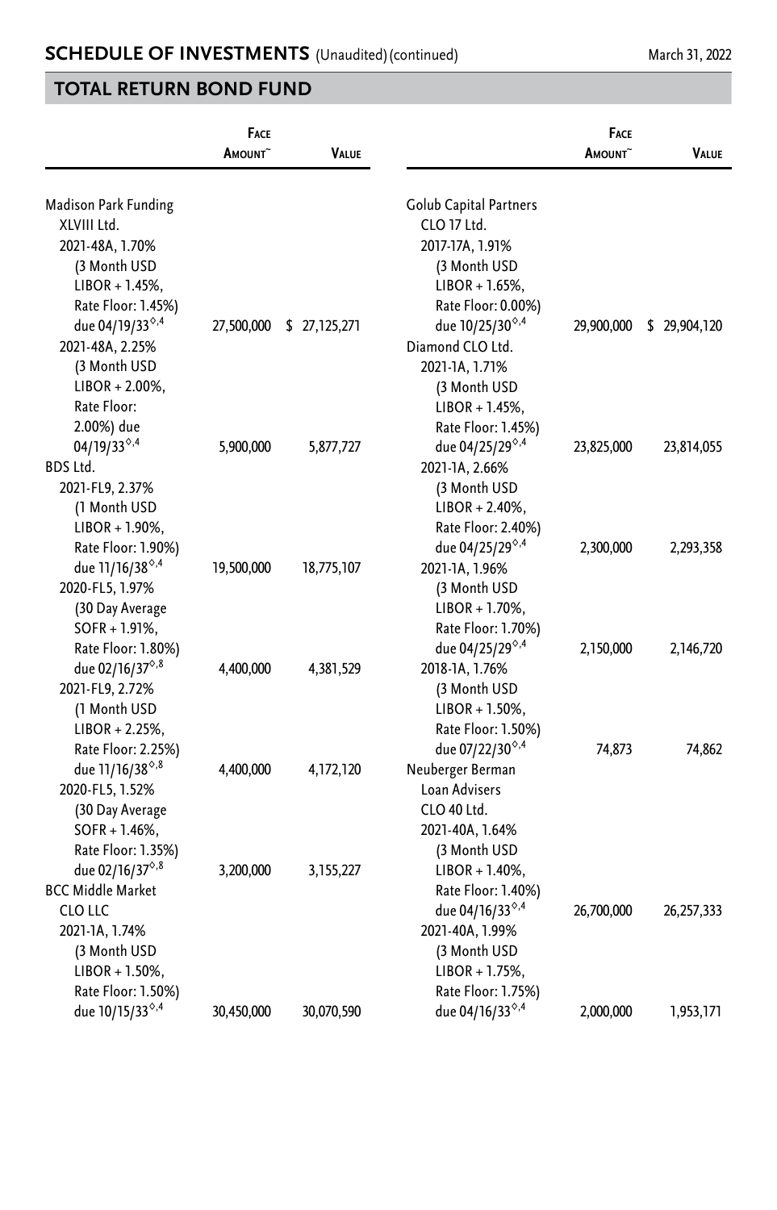## SCHEDULE OF INVESTMENTS (Unaudited) (continued)

March 31, 2022

## TOTAL RETURN BOND FUND

| | Face Amount~ | Value |
|---|---|---|
| Madison Park Funding XLVIII Ltd. | | |
| 2021-48A, 1.70% (3 Month USD LIBOR + 1.45%, Rate Floor: 1.45%) due 04/19/33◊,4 | 27,500,000 | $ 27,125,271 |
| 2021-48A, 2.25% (3 Month USD LIBOR + 2.00%, Rate Floor: 2.00%) due 04/19/33◊,4 | 5,900,000 | 5,877,727 |
| BDS Ltd. | | |
| 2021-FL9, 2.37% (1 Month USD LIBOR + 1.90%, Rate Floor: 1.90%) due 11/16/38◊,4 | 19,500,000 | 18,775,107 |
| 2020-FL5, 1.97% (30 Day Average SOFR + 1.91%, Rate Floor: 1.80%) due 02/16/37◊,8 | 4,400,000 | 4,381,529 |
| 2021-FL9, 2.72% (1 Month USD LIBOR + 2.25%, Rate Floor: 2.25%) due 11/16/38◊,8 | 4,400,000 | 4,172,120 |
| 2020-FL5, 1.52% (30 Day Average SOFR + 1.46%, Rate Floor: 1.35%) due 02/16/37◊,8 | 3,200,000 | 3,155,227 |
| BCC Middle Market CLO LLC | | |
| 2021-1A, 1.74% (3 Month USD LIBOR + 1.50%, Rate Floor: 1.50%) due 10/15/33◊,4 | 30,450,000 | 30,070,590 |
| Golub Capital Partners CLO 17 Ltd. | | |
| 2017-17A, 1.91% (3 Month USD LIBOR + 1.65%, Rate Floor: 0.00%) due 10/25/30◊,4 | 29,900,000 | $ 29,904,120 |
| Diamond CLO Ltd. | | |
| 2021-1A, 1.71% (3 Month USD LIBOR + 1.45%, Rate Floor: 1.45%) due 04/25/29◊,4 | 23,825,000 | 23,814,055 |
| 2021-1A, 2.66% (3 Month USD LIBOR + 2.40%, Rate Floor: 2.40%) due 04/25/29◊,4 | 2,300,000 | 2,293,358 |
| 2021-1A, 1.96% (3 Month USD LIBOR + 1.70%, Rate Floor: 1.70%) due 04/25/29◊,4 | 2,150,000 | 2,146,720 |
| 2018-1A, 1.76% (3 Month USD LIBOR + 1.50%, Rate Floor: 1.50%) due 07/22/30◊,4 | 74,873 | 74,862 |
| Neuberger Berman Loan Advisers CLO 40 Ltd. | | |
| 2021-40A, 1.64% (3 Month USD LIBOR + 1.40%, Rate Floor: 1.40%) due 04/16/33◊,4 | 26,700,000 | 26,257,333 |
| 2021-40A, 1.99% (3 Month USD LIBOR + 1.75%, Rate Floor: 1.75%) due 04/16/33◊,4 | 2,000,000 | 1,953,171 |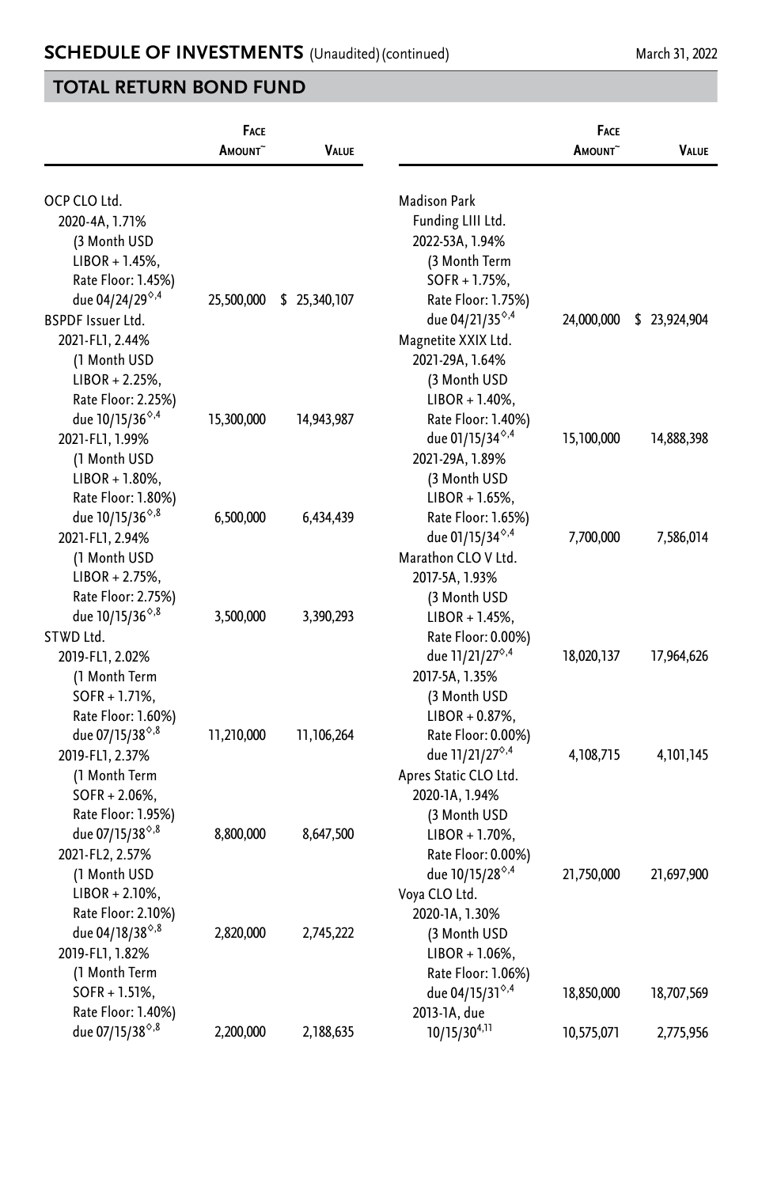## SCHEDULE OF INVESTMENTS (Unaudited) (continued)

March 31, 2022

## TOTAL RETURN BOND FUND

| | Face Amount~ | Value |
|---|---|---|
| OCP CLO Ltd. | | |
| 2020-4A, 1.71% (3 Month USD LIBOR + 1.45%, Rate Floor: 1.45%) due 04/24/29◊,4 | 25,500,000 | $ 25,340,107 |
| BSPDF Issuer Ltd. | | |
| 2021-FL1, 2.44% (1 Month USD LIBOR + 2.25%, Rate Floor: 2.25%) due 10/15/36◊,4 | 15,300,000 | 14,943,987 |
| 2021-FL1, 1.99% (1 Month USD LIBOR + 1.80%, Rate Floor: 1.80%) due 10/15/36◊,8 | 6,500,000 | 6,434,439 |
| 2021-FL1, 2.94% (1 Month USD LIBOR + 2.75%, Rate Floor: 2.75%) due 10/15/36◊,8 | 3,500,000 | 3,390,293 |
| STWD Ltd. | | |
| 2019-FL1, 2.02% (1 Month Term SOFR + 1.71%, Rate Floor: 1.60%) due 07/15/38◊,8 | 11,210,000 | 11,106,264 |
| 2019-FL1, 2.37% (1 Month Term SOFR + 2.06%, Rate Floor: 1.95%) due 07/15/38◊,8 | 8,800,000 | 8,647,500 |
| 2021-FL2, 2.57% (1 Month USD LIBOR + 2.10%, Rate Floor: 2.10%) due 04/18/38◊,8 | 2,820,000 | 2,745,222 |
| 2019-FL1, 1.82% (1 Month Term SOFR + 1.51%, Rate Floor: 1.40%) due 07/15/38◊,8 | 2,200,000 | 2,188,635 |
| Madison Park Funding LIII Ltd. | | |
| 2022-53A, 1.94% (3 Month Term SOFR + 1.75%, Rate Floor: 1.75%) due 04/21/35◊,4 | 24,000,000 | $ 23,924,904 |
| Magnetite XXIX Ltd. | | |
| 2021-29A, 1.64% (3 Month USD LIBOR + 1.40%, Rate Floor: 1.40%) due 01/15/34◊,4 | 15,100,000 | 14,888,398 |
| 2021-29A, 1.89% (3 Month USD LIBOR + 1.65%, Rate Floor: 1.65%) due 01/15/34◊,4 | 7,700,000 | 7,586,014 |
| Marathon CLO V Ltd. | | |
| 2017-5A, 1.93% (3 Month USD LIBOR + 1.45%, Rate Floor: 0.00%) due 11/21/27◊,4 | 18,020,137 | 17,964,626 |
| 2017-5A, 1.35% (3 Month USD LIBOR + 0.87%, Rate Floor: 0.00%) due 11/21/27◊,4 | 4,108,715 | 4,101,145 |
| Apres Static CLO Ltd. | | |
| 2020-1A, 1.94% (3 Month USD LIBOR + 1.70%, Rate Floor: 0.00%) due 10/15/28◊,4 | 21,750,000 | 21,697,900 |
| Voya CLO Ltd. | | |
| 2020-1A, 1.30% (3 Month USD LIBOR + 1.06%, Rate Floor: 1.06%) due 04/15/31◊,4 | 18,850,000 | 18,707,569 |
| 2013-1A, due 10/15/30[4,11] | 10,575,071 | 2,775,956 |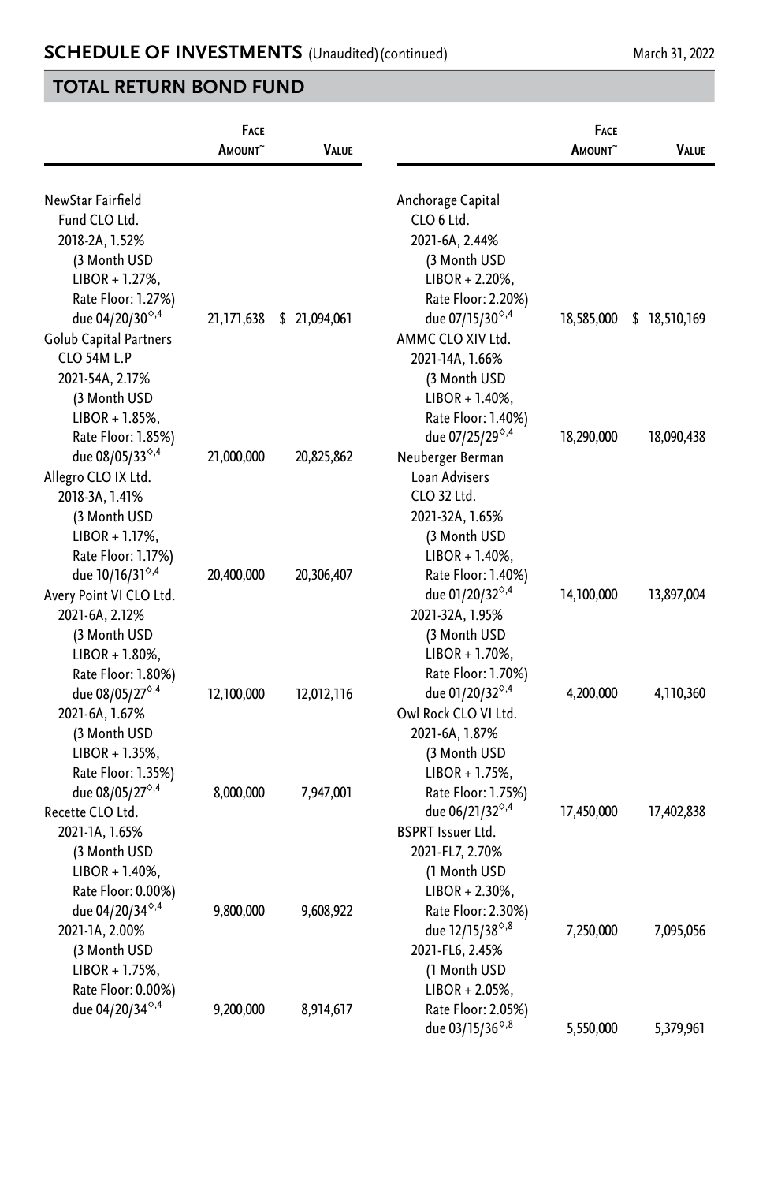## TOTAL RETURN BOND FUND

| | Face Amount~ | Value |
|---|---|---|
| NewStar Fairfield Fund CLO Ltd. | | |
| 2018-2A, 1.52% (3 Month USD LIBOR + 1.27%, Rate Floor: 1.27%) due 04/20/30◊,4 | 21,171,638 | $ 21,094,061 |
| Golub Capital Partners CLO 54M L.P | | |
| 2021-54A, 2.17% (3 Month USD LIBOR + 1.85%, Rate Floor: 1.85%) due 08/05/33◊,4 | 21,000,000 | 20,825,862 |
| Allegro CLO IX Ltd. | | |
| 2018-3A, 1.41% (3 Month USD LIBOR + 1.17%, Rate Floor: 1.17%) due 10/16/31◊,4 | 20,400,000 | 20,306,407 |
| Avery Point VI CLO Ltd. | | |
| 2021-6A, 2.12% (3 Month USD LIBOR + 1.80%, Rate Floor: 1.80%) due 08/05/27◊,4 | 12,100,000 | 12,012,116 |
| 2021-6A, 1.67% (3 Month USD LIBOR + 1.35%, Rate Floor: 1.35%) due 08/05/27◊,4 | 8,000,000 | 7,947,001 |
| Recette CLO Ltd. | | |
| 2021-1A, 1.65% (3 Month USD LIBOR + 1.40%, Rate Floor: 0.00%) due 04/20/34◊,4 | 9,800,000 | 9,608,922 |
| 2021-1A, 2.00% (3 Month USD LIBOR + 1.75%, Rate Floor: 0.00%) due 04/20/34◊,4 | 9,200,000 | 8,914,617 |
| Anchorage Capital CLO 6 Ltd. | | |
| 2021-6A, 2.44% (3 Month USD LIBOR + 2.20%, Rate Floor: 2.20%) due 07/15/30◊,4 | 18,585,000 | $ 18,510,169 |
| AMMC CLO XIV Ltd. | | |
| 2021-14A, 1.66% (3 Month USD LIBOR + 1.40%, Rate Floor: 1.40%) due 07/25/29◊,4 | 18,290,000 | 18,090,438 |
| Neuberger Berman Loan Advisers CLO 32 Ltd. | | |
| 2021-32A, 1.65% (3 Month USD LIBOR + 1.40%, Rate Floor: 1.40%) due 01/20/32◊,4 | 14,100,000 | 13,897,004 |
| 2021-32A, 1.95% (3 Month USD LIBOR + 1.70%, Rate Floor: 1.70%) due 01/20/32◊,4 | 4,200,000 | 4,110,360 |
| Owl Rock CLO VI Ltd. | | |
| 2021-6A, 1.87% (3 Month USD LIBOR + 1.75%, Rate Floor: 1.75%) due 06/21/32◊,4 | 17,450,000 | 17,402,838 |
| BSPRT Issuer Ltd. | | |
| 2021-FL7, 2.70% (1 Month USD LIBOR + 2.30%, Rate Floor: 2.30%) due 12/15/38◊,8 | 7,250,000 | 7,095,056 |
| 2021-FL6, 2.45% (1 Month USD LIBOR + 2.05%, Rate Floor: 2.05%) due 03/15/36◊,8 | 5,550,000 | 5,379,961 |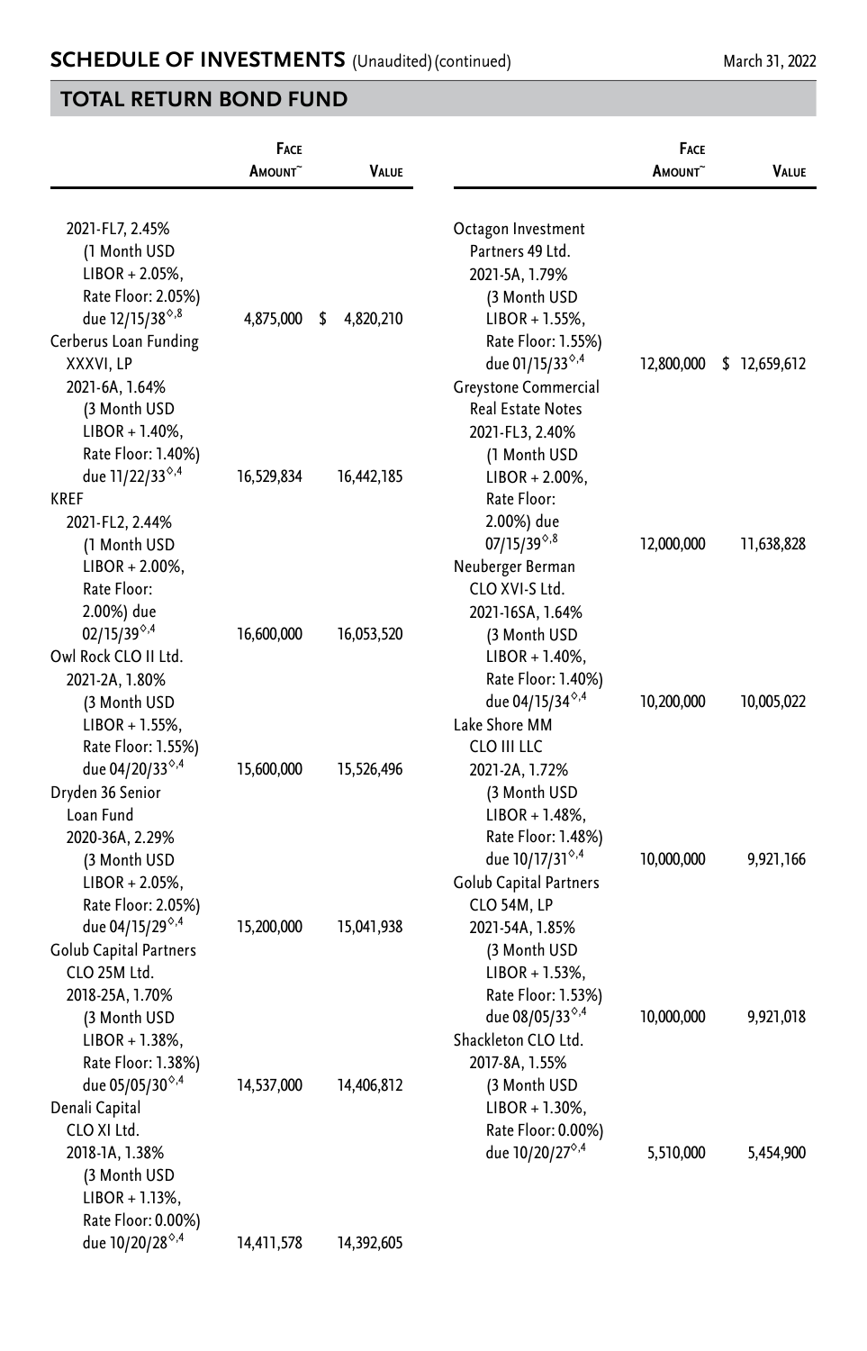## TOTAL RETURN BOND FUND

| | Face Amount~ | Value |
|---|---|---|
| 2021-FL7, 2.45% (1 Month USD LIBOR + 2.05%, Rate Floor: 2.05%) due 12/15/38◊,8 | 4,875,000 | $ 4,820,210 |
| **Cerberus Loan Funding XXXVI, LP** | | |
| 2021-6A, 1.64% (3 Month USD LIBOR + 1.40%, Rate Floor: 1.40%) due 11/22/33◊,4 | 16,529,834 | 16,442,185 |
| **KREF** | | |
| 2021-FL2, 2.44% (1 Month USD LIBOR + 2.00%, Rate Floor: 2.00%) due 02/15/39◊,4 | 16,600,000 | 16,053,520 |
| **Owl Rock CLO II Ltd.** | | |
| 2021-2A, 1.80% (3 Month USD LIBOR + 1.55%, Rate Floor: 1.55%) due 04/20/33◊,4 | 15,600,000 | 15,526,496 |
| **Dryden 36 Senior Loan Fund** | | |
| 2020-36A, 2.29% (3 Month USD LIBOR + 2.05%, Rate Floor: 2.05%) due 04/15/29◊,4 | 15,200,000 | 15,041,938 |
| **Golub Capital Partners CLO 25M Ltd.** | | |
| 2018-25A, 1.70% (3 Month USD LIBOR + 1.38%, Rate Floor: 1.38%) due 05/05/30◊,4 | 14,537,000 | 14,406,812 |
| **Denali Capital CLO XI Ltd.** | | |
| 2018-1A, 1.38% (3 Month USD LIBOR + 1.13%, Rate Floor: 0.00%) due 10/20/28◊,4 | 14,411,578 | 14,392,605 |
| **Octagon Investment Partners 49 Ltd.** | | |
| 2021-5A, 1.79% (3 Month USD LIBOR + 1.55%, Rate Floor: 1.55%) due 01/15/33◊,4 | 12,800,000 | $ 12,659,612 |
| **Greystone Commercial Real Estate Notes** | | |
| 2021-FL3, 2.40% (1 Month USD LIBOR + 2.00%, Rate Floor: 2.00%) due 07/15/39◊,8 | 12,000,000 | 11,638,828 |
| **Neuberger Berman CLO XVI-S Ltd.** | | |
| 2021-16SA, 1.64% (3 Month USD LIBOR + 1.40%, Rate Floor: 1.40%) due 04/15/34◊,4 | 10,200,000 | 10,005,022 |
| **Lake Shore MM CLO III LLC** | | |
| 2021-2A, 1.72% (3 Month USD LIBOR + 1.48%, Rate Floor: 1.48%) due 10/17/31◊,4 | 10,000,000 | 9,921,166 |
| **Golub Capital Partners CLO 54M, LP** | | |
| 2021-54A, 1.85% (3 Month USD LIBOR + 1.53%, Rate Floor: 1.53%) due 08/05/33◊,4 | 10,000,000 | 9,921,018 |
| **Shackleton CLO Ltd.** | | |
| 2017-8A, 1.55% (3 Month USD LIBOR + 1.30%, Rate Floor: 0.00%) due 10/20/27◊,4 | 5,510,000 | 5,454,900 |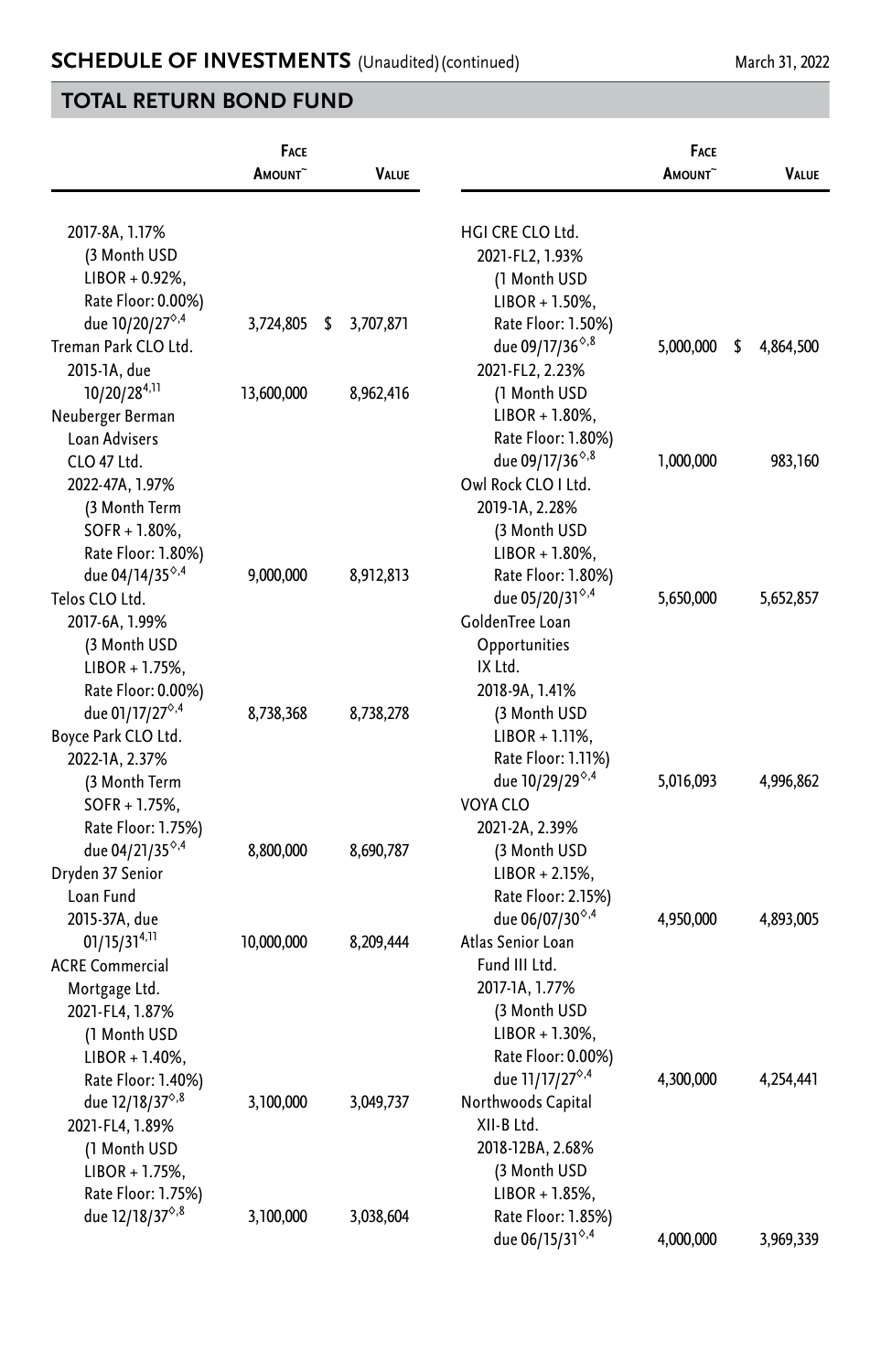## SCHEDULE OF INVESTMENTS (Unaudited) (continued)

March 31, 2022

## TOTAL RETURN BOND FUND

| | Face Amount~ | Value |
|---|---|---|
| 2017-8A, 1.17% (3 Month USD LIBOR + 0.92%, Rate Floor: 0.00%) due 10/20/27◊,4 | 3,724,805 | $ 3,707,871 |
| Treman Park CLO Ltd. | | |
| 2015-1A, due 10/20/28[4,11] | 13,600,000 | 8,962,416 |
| Neuberger Berman Loan Advisers CLO 47 Ltd. | | |
| 2022-47A, 1.97% (3 Month Term SOFR + 1.80%, Rate Floor: 1.80%) due 04/14/35◊,4 | 9,000,000 | 8,912,813 |
| Telos CLO Ltd. | | |
| 2017-6A, 1.99% (3 Month USD LIBOR + 1.75%, Rate Floor: 0.00%) due 01/17/27◊,4 | 8,738,368 | 8,738,278 |
| Boyce Park CLO Ltd. | | |
| 2022-1A, 2.37% (3 Month Term SOFR + 1.75%, Rate Floor: 1.75%) due 04/21/35◊,4 | 8,800,000 | 8,690,787 |
| Dryden 37 Senior Loan Fund | | |
| 2015-37A, due 01/15/31[4,11] | 10,000,000 | 8,209,444 |
| ACRE Commercial Mortgage Ltd. | | |
| 2021-FL4, 1.87% (1 Month USD LIBOR + 1.40%, Rate Floor: 1.40%) due 12/18/37◊,8 | 3,100,000 | 3,049,737 |
| 2021-FL4, 1.89% (1 Month USD LIBOR + 1.75%, Rate Floor: 1.75%) due 12/18/37◊,8 | 3,100,000 | 3,038,604 |
| HGI CRE CLO Ltd. | | |
| 2021-FL2, 1.93% (1 Month USD LIBOR + 1.50%, Rate Floor: 1.50%) due 09/17/36◊,8 | 5,000,000 | $ 4,864,500 |
| 2021-FL2, 2.23% (1 Month USD LIBOR + 1.80%, Rate Floor: 1.80%) due 09/17/36◊,8 | 1,000,000 | 983,160 |
| Owl Rock CLO I Ltd. | | |
| 2019-1A, 2.28% (3 Month USD LIBOR + 1.80%, Rate Floor: 1.80%) due 05/20/31◊,4 | 5,650,000 | 5,652,857 |
| GoldenTree Loan Opportunities IX Ltd. | | |
| 2018-9A, 1.41% (3 Month USD LIBOR + 1.11%, Rate Floor: 1.11%) due 10/29/29◊,4 | 5,016,093 | 4,996,862 |
| VOYA CLO | | |
| 2021-2A, 2.39% (3 Month USD LIBOR + 2.15%, Rate Floor: 2.15%) due 06/07/30◊,4 | 4,950,000 | 4,893,005 |
| Atlas Senior Loan Fund III Ltd. | | |
| 2017-1A, 1.77% (3 Month USD LIBOR + 1.30%, Rate Floor: 0.00%) due 11/17/27◊,4 | 4,300,000 | 4,254,441 |
| Northwoods Capital XII-B Ltd. | | |
| 2018-12BA, 2.68% (3 Month USD LIBOR + 1.85%, Rate Floor: 1.85%) due 06/15/31◊,4 | 4,000,000 | 3,969,339 |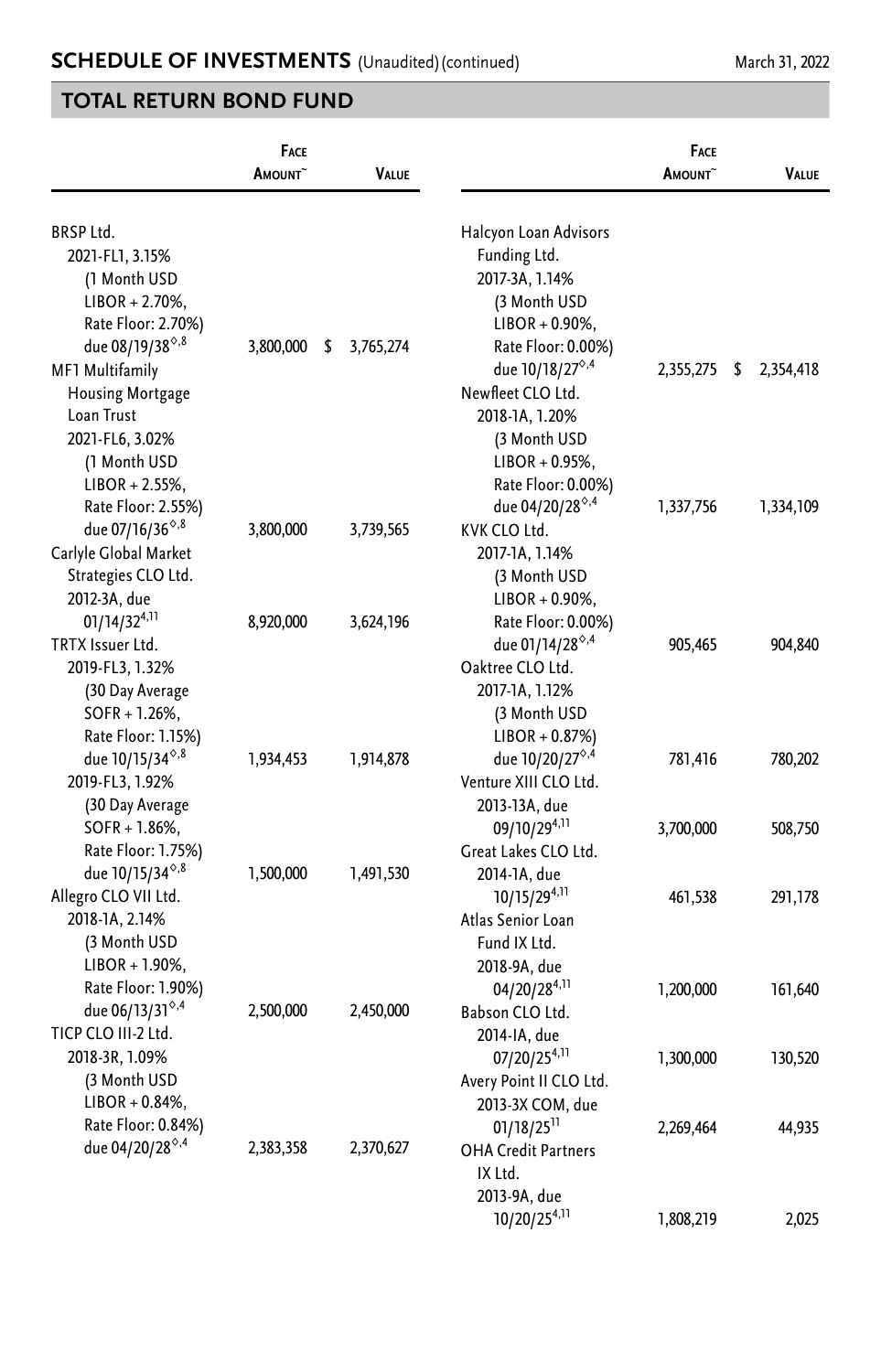## SCHEDULE OF INVESTMENTS (Unaudited) (continued)

March 31, 2022

## TOTAL RETURN BOND FUND

| | Face Amount~ | Value |
|---|---|---|
| BRSP Ltd. | | |
| 2021-FL1, 3.15% (1 Month USD LIBOR + 2.70%, Rate Floor: 2.70%) due 08/19/38◇,8 | 3,800,000 | $ 3,765,274 |
| MF1 Multifamily Housing Mortgage Loan Trust | | |
| 2021-FL6, 3.02% (1 Month USD LIBOR + 2.55%, Rate Floor: 2.55%) due 07/16/36◇,8 | 3,800,000 | 3,739,565 |
| Carlyle Global Market Strategies CLO Ltd. | | |
| 2012-3A, due 01/14/32[4,11] | 8,920,000 | 3,624,196 |
| TRTX Issuer Ltd. | | |
| 2019-FL3, 1.32% (30 Day Average SOFR + 1.26%, Rate Floor: 1.15%) due 10/15/34◇,8 | 1,934,453 | 1,914,878 |
| 2019-FL3, 1.92% (30 Day Average SOFR + 1.86%, Rate Floor: 1.75%) due 10/15/34◇,8 | 1,500,000 | 1,491,530 |
| Allegro CLO VII Ltd. | | |
| 2018-1A, 2.14% (3 Month USD LIBOR + 1.90%, Rate Floor: 1.90%) due 06/13/31◇,4 | 2,500,000 | 2,450,000 |
| TICP CLO III-2 Ltd. | | |
| 2018-3R, 1.09% (3 Month USD LIBOR + 0.84%, Rate Floor: 0.84%) due 04/20/28◇,4 | 2,383,358 | 2,370,627 |
| Halcyon Loan Advisors Funding Ltd. | | |
| 2017-3A, 1.14% (3 Month USD LIBOR + 0.90%, Rate Floor: 0.00%) due 10/18/27◇,4 | 2,355,275 | $ 2,354,418 |
| Newfleet CLO Ltd. | | |
| 2018-1A, 1.20% (3 Month USD LIBOR + 0.95%, Rate Floor: 0.00%) due 04/20/28◇,4 | 1,337,756 | 1,334,109 |
| KVK CLO Ltd. | | |
| 2017-1A, 1.14% (3 Month USD LIBOR + 0.90%, Rate Floor: 0.00%) due 01/14/28◇,4 | 905,465 | 904,840 |
| Oaktree CLO Ltd. | | |
| 2017-1A, 1.12% (3 Month USD LIBOR + 0.87%) due 10/20/27◇,4 | 781,416 | 780,202 |
| Venture XIII CLO Ltd. | | |
| 2013-13A, due 09/10/29[4,11] | 3,700,000 | 508,750 |
| Great Lakes CLO Ltd. | | |
| 2014-1A, due 10/15/29[4,11] | 461,538 | 291,178 |
| Atlas Senior Loan Fund IX Ltd. | | |
| 2018-9A, due 04/20/28[4,11] | 1,200,000 | 161,640 |
| Babson CLO Ltd. | | |
| 2014-IA, due 07/20/25[4,11] | 1,300,000 | 130,520 |
| Avery Point II CLO Ltd. | | |
| 2013-3X COM, due 01/18/25[11] | 2,269,464 | 44,935 |
| OHA Credit Partners IX Ltd. | | |
| 2013-9A, due 10/20/25[4,11] | 1,808,219 | 2,025 |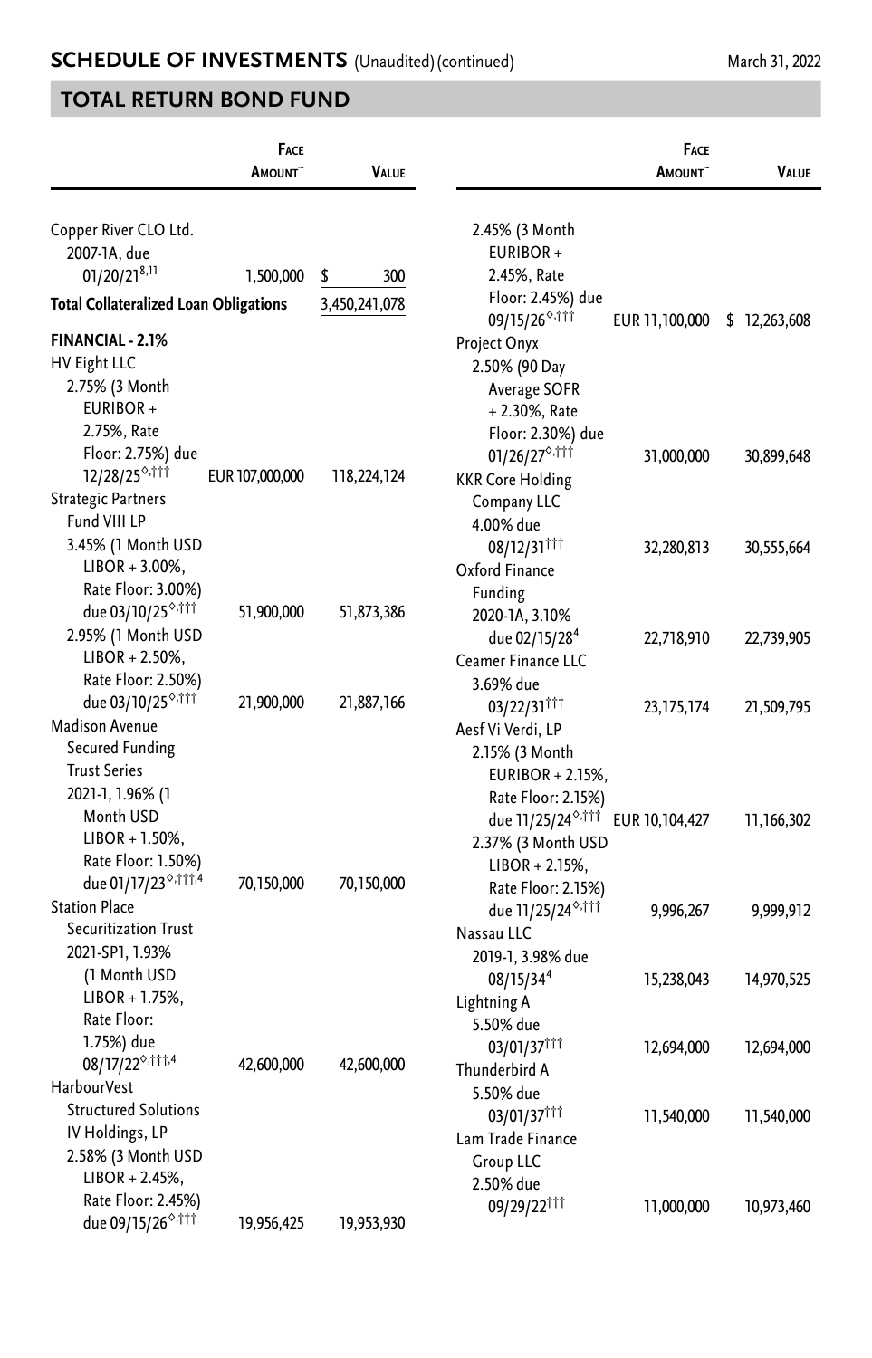## SCHEDULE OF INVESTMENTS (Unaudited) (continued)

March 31, 2022

## TOTAL RETURN BOND FUND

| | Face Amount~ | Value |
|---|---|---|
| Copper River CLO Ltd. 2007-1A, due 01/20/21[8,11] | 1,500,000 | $ 300 |
| **Total Collateralized Loan Obligations** | | 3,450,241,078 |
| **FINANCIAL - 2.1%** | | |
| HV Eight LLC | | |
| 2.75% (3 Month EURIBOR + 2.75%, Rate Floor: 2.75%) due 12/28/25◊,††† | EUR 107,000,000 | 118,224,124 |
| Strategic Partners Fund VIII LP | | |
| 3.45% (1 Month USD LIBOR + 3.00%, Rate Floor: 3.00%) due 03/10/25◊,††† | 51,900,000 | 51,873,386 |
| 2.95% (1 Month USD LIBOR + 2.50%, Rate Floor: 2.50%) due 03/10/25◊,††† | 21,900,000 | 21,887,166 |
| Madison Avenue Secured Funding Trust Series 2021-1, 1.96% (1 Month USD LIBOR + 1.50%, Rate Floor: 1.50%) due 01/17/23◊,†††,4 | 70,150,000 | 70,150,000 |
| Station Place Securitization Trust 2021-SP1, 1.93% (1 Month USD LIBOR + 1.75%, Rate Floor: 1.75%) due 08/17/22◊,†††,4 | 42,600,000 | 42,600,000 |
| HarbourVest Structured Solutions IV Holdings, LP | | |
| 2.58% (3 Month USD LIBOR + 2.45%, Rate Floor: 2.45%) due 09/15/26◊,††† | 19,956,425 | 19,953,930 |
| 2.45% (3 Month EURIBOR + 2.45%, Rate Floor: 2.45%) due 09/15/26◊,††† | EUR 11,100,000 | $ 12,263,608 |
| Project Onyx 2.50% (90 Day Average SOFR + 2.30%, Rate Floor: 2.30%) due 01/26/27◊,††† | 31,000,000 | 30,899,648 |
| KKR Core Holding Company LLC 4.00% due 08/12/31††† | 32,280,813 | 30,555,664 |
| Oxford Finance Funding 2020-1A, 3.10% due 02/15/28[4] | 22,718,910 | 22,739,905 |
| Ceamer Finance LLC 3.69% due 03/22/31††† | 23,175,174 | 21,509,795 |
| Aesf Vi Verdi, LP | | |
| 2.15% (3 Month EURIBOR + 2.15%, Rate Floor: 2.15%) due 11/25/24◊,††† | EUR 10,104,427 | 11,166,302 |
| 2.37% (3 Month USD LIBOR + 2.15%, Rate Floor: 2.15%) due 11/25/24◊,††† | 9,996,267 | 9,999,912 |
| Nassau LLC 2019-1, 3.98% due 08/15/34[4] | 15,238,043 | 14,970,525 |
| Lightning A 5.50% due 03/01/37††† | 12,694,000 | 12,694,000 |
| Thunderbird A 5.50% due 03/01/37††† | 11,540,000 | 11,540,000 |
| Lam Trade Finance Group LLC 2.50% due 09/29/22††† | 11,000,000 | 10,973,460 |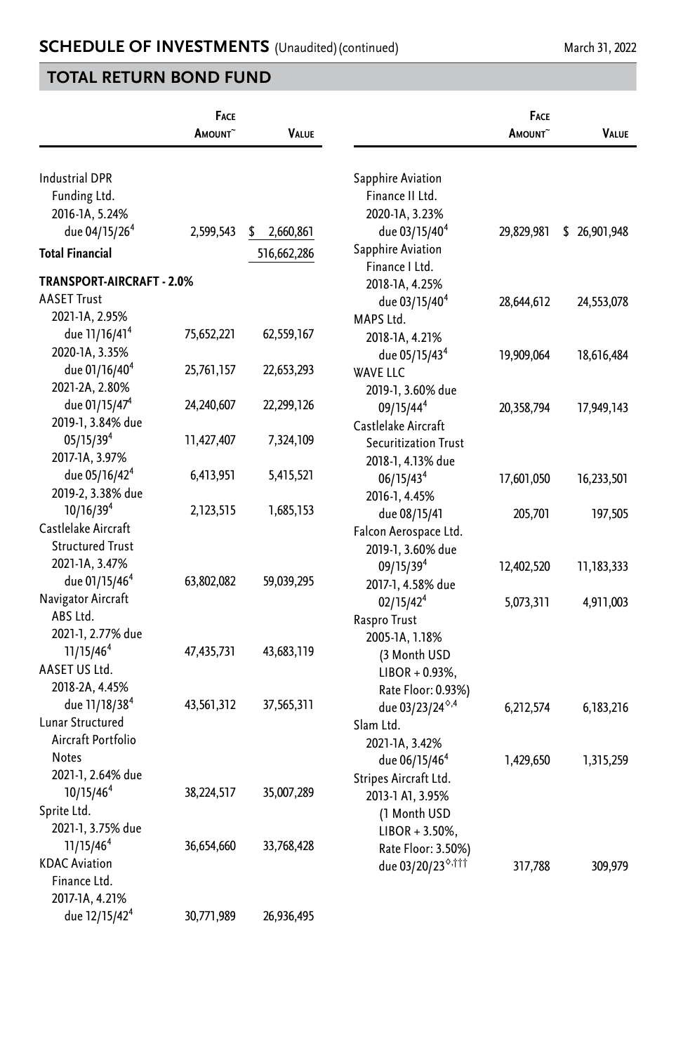## SCHEDULE OF INVESTMENTS (Unaudited) (continued)

March 31, 2022

## TOTAL RETURN BOND FUND

| | Face Amount~ | Value |
|---|---|---|
| Industrial DPR Funding Ltd. | | |
| 2016-1A, 5.24% due 04/15/26[4] | 2,599,543 | $ 2,660,861 |
| **Total Financial** | | 516,662,286 |
| **TRANSPORT-AIRCRAFT - 2.0%** | | |
| AASET Trust | | |
| 2021-1A, 2.95% due 11/16/41[4] | 75,652,221 | 62,559,167 |
| 2020-1A, 3.35% due 01/16/40[4] | 25,761,157 | 22,653,293 |
| 2021-2A, 2.80% due 01/15/47[4] | 24,240,607 | 22,299,126 |
| 2019-1, 3.84% due 05/15/39[4] | 11,427,407 | 7,324,109 |
| 2017-1A, 3.97% due 05/16/42[4] | 6,413,951 | 5,415,521 |
| 2019-2, 3.38% due 10/16/39[4] | 2,123,515 | 1,685,153 |
| Castlelake Aircraft Structured Trust | | |
| 2021-1A, 3.47% due 01/15/46[4] | 63,802,082 | 59,039,295 |
| Navigator Aircraft ABS Ltd. | | |
| 2021-1, 2.77% due 11/15/46[4] | 47,435,731 | 43,683,119 |
| AASET US Ltd. | | |
| 2018-2A, 4.45% due 11/18/38[4] | 43,561,312 | 37,565,311 |
| Lunar Structured Aircraft Portfolio Notes | | |
| 2021-1, 2.64% due 10/15/46[4] | 38,224,517 | 35,007,289 |
| Sprite Ltd. | | |
| 2021-1, 3.75% due 11/15/46[4] | 36,654,660 | 33,768,428 |
| KDAC Aviation Finance Ltd. | | |
| 2017-1A, 4.21% due 12/15/42[4] | 30,771,989 | 26,936,495 |
| Sapphire Aviation Finance II Ltd. | | |
| 2020-1A, 3.23% due 03/15/40[4] | 29,829,981 | $ 26,901,948 |
| Sapphire Aviation Finance I Ltd. | | |
| 2018-1A, 4.25% due 03/15/40[4] | 28,644,612 | 24,553,078 |
| MAPS Ltd. | | |
| 2018-1A, 4.21% due 05/15/43[4] | 19,909,064 | 18,616,484 |
| WAVE LLC | | |
| 2019-1, 3.60% due 09/15/44[4] | 20,358,794 | 17,949,143 |
| Castlelake Aircraft Securitization Trust | | |
| 2018-1, 4.13% due 06/15/43[4] | 17,601,050 | 16,233,501 |
| 2016-1, 4.45% due 08/15/41 | 205,701 | 197,505 |
| Falcon Aerospace Ltd. | | |
| 2019-1, 3.60% due 09/15/39[4] | 12,402,520 | 11,183,333 |
| 2017-1, 4.58% due 02/15/42[4] | 5,073,311 | 4,911,003 |
| Raspro Trust | | |
| 2005-1A, 1.18% (3 Month USD LIBOR + 0.93%, Rate Floor: 0.93%) due 03/23/24[◊,4] | 6,212,574 | 6,183,216 |
| Slam Ltd. | | |
| 2021-1A, 3.42% due 06/15/46[4] | 1,429,650 | 1,315,259 |
| Stripes Aircraft Ltd. | | |
| 2013-1 A1, 3.95% (1 Month USD LIBOR + 3.50%, Rate Floor: 3.50%) due 03/20/23[◊,†††] | 317,788 | 309,979 |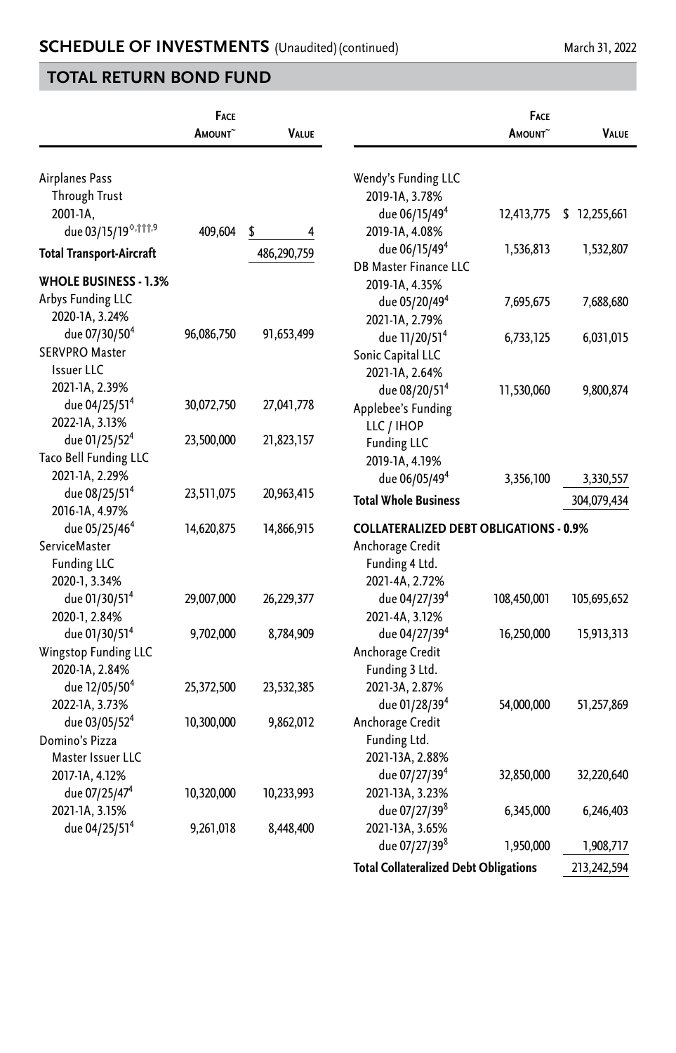## SCHEDULE OF INVESTMENTS (Unaudited) (continued)

March 31, 2022

## TOTAL RETURN BOND FUND

| | Face Amount~ | Value |
|---|---|---|
| Airplanes Pass Through Trust 2001-1A, due 03/15/19◊,†††,9 | 409,604 | $ 4 |
| **Total Transport-Aircraft** | | 486,290,759 |
| **WHOLE BUSINESS - 1.3%** | | |
| Arbys Funding LLC | | |
| 2020-1A, 3.24% due 07/30/50[4] | 96,086,750 | 91,653,499 |
| SERVPRO Master Issuer LLC | | |
| 2021-1A, 2.39% due 04/25/51[4] | 30,072,750 | 27,041,778 |
| 2022-1A, 3.13% due 01/25/52[4] | 23,500,000 | 21,823,157 |
| Taco Bell Funding LLC | | |
| 2021-1A, 2.29% due 08/25/51[4] | 23,511,075 | 20,963,415 |
| 2016-1A, 4.97% due 05/25/46[4] | 14,620,875 | 14,866,915 |
| ServiceMaster Funding LLC | | |
| 2020-1, 3.34% due 01/30/51[4] | 29,007,000 | 26,229,377 |
| 2020-1, 2.84% due 01/30/51[4] | 9,702,000 | 8,784,909 |
| Wingstop Funding LLC | | |
| 2020-1A, 2.84% due 12/05/50[4] | 25,372,500 | 23,532,385 |
| 2022-1A, 3.73% due 03/05/52[4] | 10,300,000 | 9,862,012 |
| Domino's Pizza Master Issuer LLC | | |
| 2017-1A, 4.12% due 07/25/47[4] | 10,320,000 | 10,233,993 |
| 2021-1A, 3.15% due 04/25/51[4] | 9,261,018 | 8,448,400 |
| Wendy's Funding LLC | | |
| 2019-1A, 3.78% due 06/15/49[4] | 12,413,775 | $ 12,255,661 |
| 2019-1A, 4.08% due 06/15/49[4] | 1,536,813 | 1,532,807 |
| DB Master Finance LLC | | |
| 2019-1A, 4.35% due 05/20/49[4] | 7,695,675 | 7,688,680 |
| 2021-1A, 2.79% due 11/20/51[4] | 6,733,125 | 6,031,015 |
| Sonic Capital LLC | | |
| 2021-1A, 2.64% due 08/20/51[4] | 11,530,060 | 9,800,874 |
| Applebee's Funding LLC / IHOP Funding LLC | | |
| 2019-1A, 4.19% due 06/05/49[4] | 3,356,100 | 3,330,557 |
| **Total Whole Business** | | 304,079,434 |
| **COLLATERALIZED DEBT OBLIGATIONS - 0.9%** | | |
| Anchorage Credit Funding 4 Ltd. | | |
| 2021-4A, 2.72% due 04/27/39[4] | 108,450,001 | 105,695,652 |
| 2021-4A, 3.12% due 04/27/39[4] | 16,250,000 | 15,913,313 |
| Anchorage Credit Funding 3 Ltd. | | |
| 2021-3A, 2.87% due 01/28/39[4] | 54,000,000 | 51,257,869 |
| Anchorage Credit Funding Ltd. | | |
| 2021-13A, 2.88% due 07/27/39[4] | 32,850,000 | 32,220,640 |
| 2021-13A, 3.23% due 07/27/39[8] | 6,345,000 | 6,246,403 |
| 2021-13A, 3.65% due 07/27/39[8] | 1,950,000 | 1,908,717 |
| **Total Collateralized Debt Obligations** | | 213,242,594 |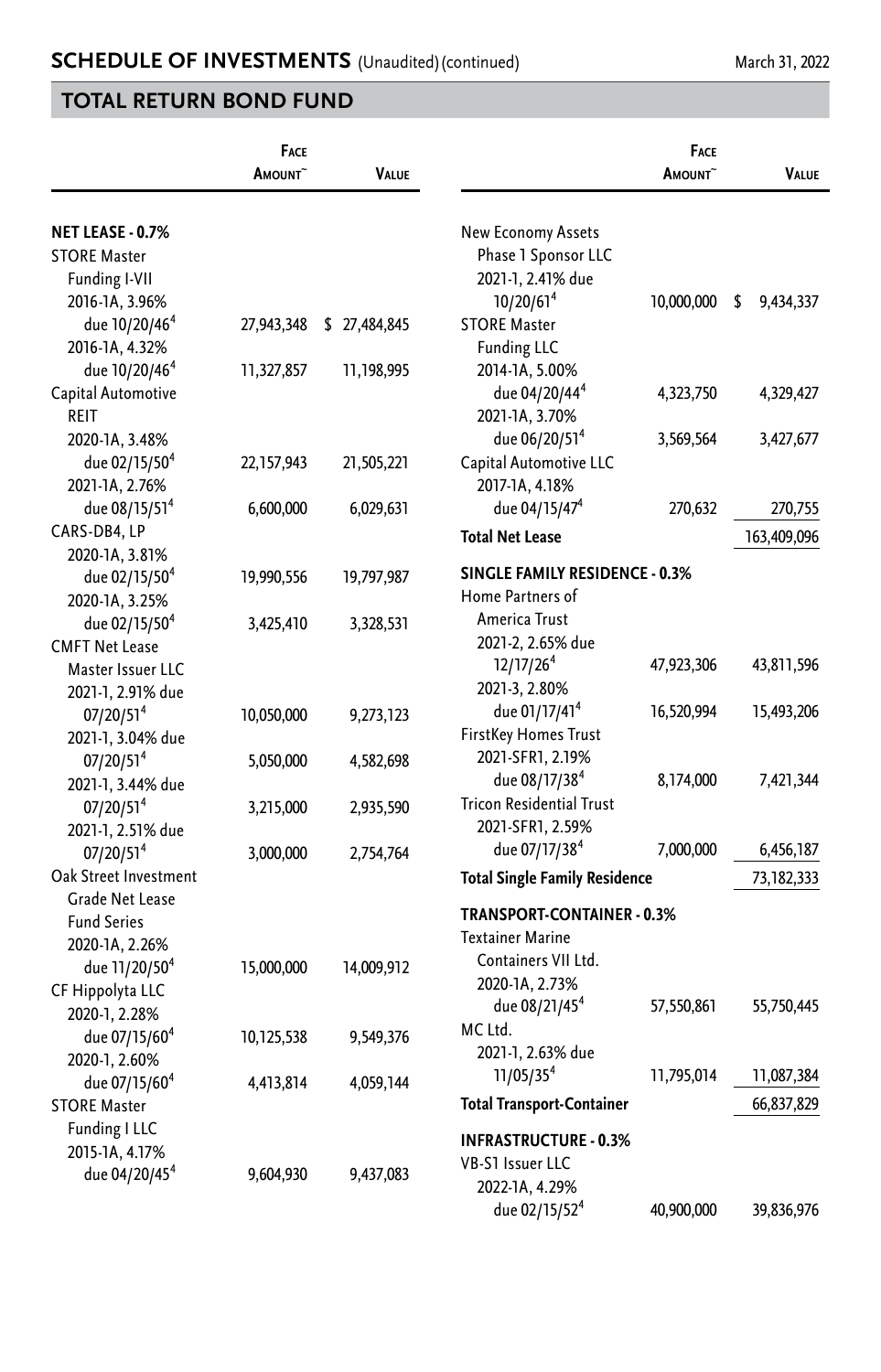## SCHEDULE OF INVESTMENTS (Unaudited) (continued)

March 31, 2022

## TOTAL RETURN BOND FUND

| | Face Amount~ | Value |
|---|---|---|
| **NET LEASE - 0.7%** | | |
| STORE Master Funding I-VII | | |
| 2016-1A, 3.96% due 10/20/46[4] | 27,943,348 | $ 27,484,845 |
| 2016-1A, 4.32% due 10/20/46[4] | 11,327,857 | 11,198,995 |
| Capital Automotive REIT | | |
| 2020-1A, 3.48% due 02/15/50[4] | 22,157,943 | 21,505,221 |
| 2021-1A, 2.76% due 08/15/51[4] | 6,600,000 | 6,029,631 |
| CARS-DB4, LP | | |
| 2020-1A, 3.81% due 02/15/50[4] | 19,990,556 | 19,797,987 |
| 2020-1A, 3.25% due 02/15/50[4] | 3,425,410 | 3,328,531 |
| CMFT Net Lease Master Issuer LLC | | |
| 2021-1, 2.91% due 07/20/51[4] | 10,050,000 | 9,273,123 |
| 2021-1, 3.04% due 07/20/51[4] | 5,050,000 | 4,582,698 |
| 2021-1, 3.44% due 07/20/51[4] | 3,215,000 | 2,935,590 |
| 2021-1, 2.51% due 07/20/51[4] | 3,000,000 | 2,754,764 |
| Oak Street Investment Grade Net Lease Fund Series | | |
| 2020-1A, 2.26% due 11/20/50[4] | 15,000,000 | 14,009,912 |
| CF Hippolyta LLC | | |
| 2020-1, 2.28% due 07/15/60[4] | 10,125,538 | 9,549,376 |
| 2020-1, 2.60% due 07/15/60[4] | 4,413,814 | 4,059,144 |
| STORE Master Funding I LLC | | |
| 2015-1A, 4.17% due 04/20/45[4] | 9,604,930 | 9,437,083 |
| New Economy Assets Phase 1 Sponsor LLC | | |
| 2021-1, 2.41% due 10/20/61[4] | 10,000,000 | $ 9,434,337 |
| STORE Master Funding LLC | | |
| 2014-1A, 5.00% due 04/20/44[4] | 4,323,750 | 4,329,427 |
| 2021-1A, 3.70% due 06/20/51[4] | 3,569,564 | 3,427,677 |
| Capital Automotive LLC | | |
| 2017-1A, 4.18% due 04/15/47[4] | 270,632 | 270,755 |
| **Total Net Lease** | | 163,409,096 |
| **SINGLE FAMILY RESIDENCE - 0.3%** | | |
| Home Partners of America Trust | | |
| 2021-2, 2.65% due 12/17/26[4] | 47,923,306 | 43,811,596 |
| 2021-3, 2.80% due 01/17/41[4] | 16,520,994 | 15,493,206 |
| FirstKey Homes Trust | | |
| 2021-SFR1, 2.19% due 08/17/38[4] | 8,174,000 | 7,421,344 |
| Tricon Residential Trust | | |
| 2021-SFR1, 2.59% due 07/17/38[4] | 7,000,000 | 6,456,187 |
| **Total Single Family Residence** | | 73,182,333 |
| **TRANSPORT-CONTAINER - 0.3%** | | |
| Textainer Marine Containers VII Ltd. | | |
| 2020-1A, 2.73% due 08/21/45[4] | 57,550,861 | 55,750,445 |
| MC Ltd. | | |
| 2021-1, 2.63% due 11/05/35[4] | 11,795,014 | 11,087,384 |
| **Total Transport-Container** | | 66,837,829 |
| **INFRASTRUCTURE - 0.3%** | | |
| VB-S1 Issuer LLC | | |
| 2022-1A, 4.29% due 02/15/52[4] | 40,900,000 | 39,836,976 |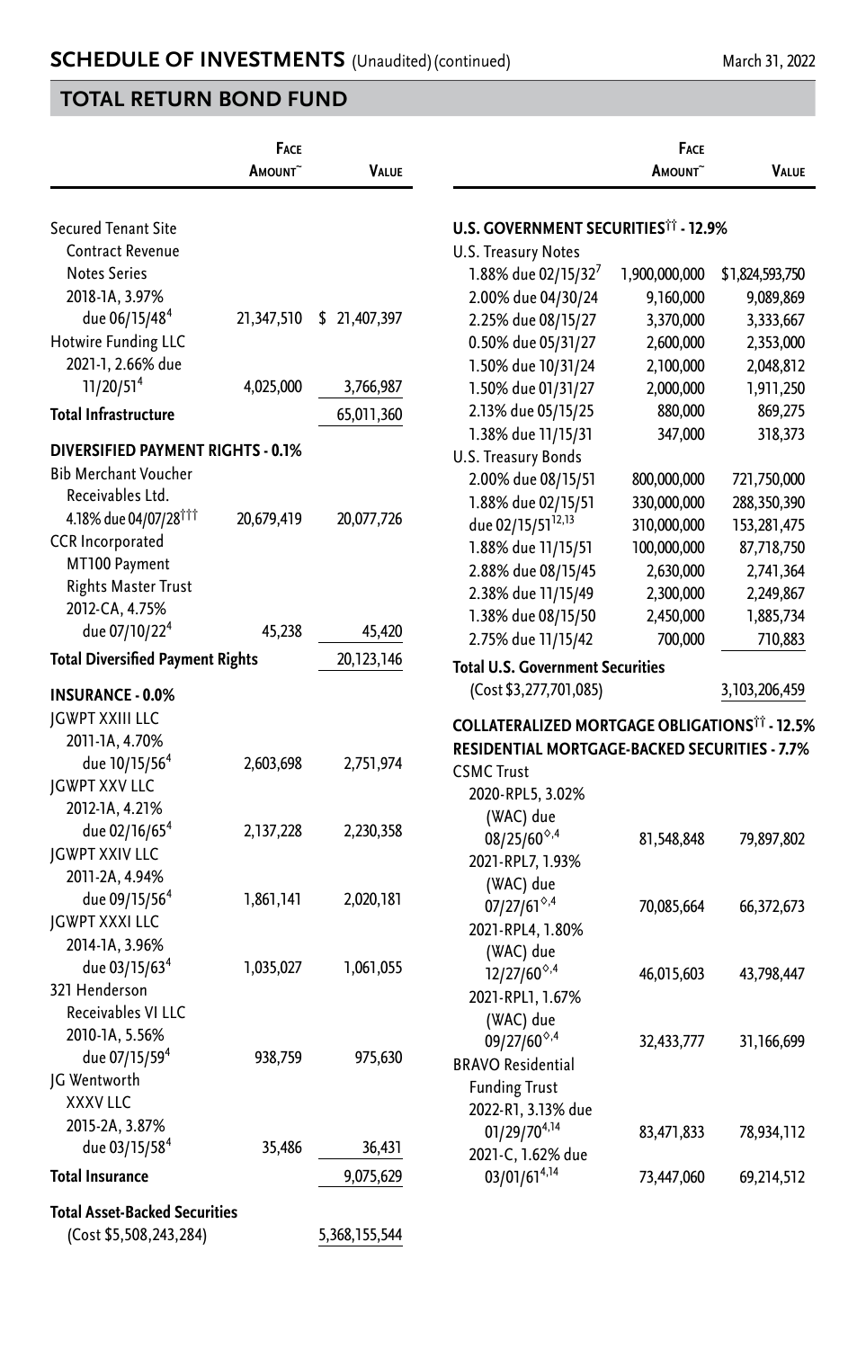## SCHEDULE OF INVESTMENTS (Unaudited) (continued)

March 31, 2022

## TOTAL RETURN BOND FUND

| | Face Amount~ | Value |
|---|---|---|
| Secured Tenant Site Contract Revenue Notes Series 2018-1A, 3.97% due 06/15/48[4] | 21,347,510 | $ 21,407,397 |
| Hotwire Funding LLC 2021-1, 2.66% due 11/20/51[4] | 4,025,000 | 3,766,987 |
| **Total Infrastructure** | | 65,011,360 |
| **DIVERSIFIED PAYMENT RIGHTS - 0.1%** | | |
| Bib Merchant Voucher Receivables Ltd. 4.18% due 04/07/28[†††] | 20,679,419 | 20,077,726 |
| CCR Incorporated MT100 Payment Rights Master Trust 2012-CA, 4.75% due 07/10/22[4] | 45,238 | 45,420 |
| **Total Diversified Payment Rights** | | 20,123,146 |
| **INSURANCE - 0.0%** | | |
| JGWPT XXIII LLC 2011-1A, 4.70% due 10/15/56[4] | 2,603,698 | 2,751,974 |
| JGWPT XXV LLC 2012-1A, 4.21% due 02/16/65[4] | 2,137,228 | 2,230,358 |
| JGWPT XXIV LLC 2011-2A, 4.94% due 09/15/56[4] | 1,861,141 | 2,020,181 |
| JGWPT XXXI LLC 2014-1A, 3.96% due 03/15/63[4] | 1,035,027 | 1,061,055 |
| 321 Henderson Receivables VI LLC 2010-1A, 5.56% due 07/15/59[4] | 938,759 | 975,630 |
| JG Wentworth XXXV LLC 2015-2A, 3.87% due 03/15/58[4] | 35,486 | 36,431 |
| **Total Insurance** | | 9,075,629 |
| **Total Asset-Backed Securities** (Cost $5,508,243,284) | | 5,368,155,544 |
| **U.S. GOVERNMENT SECURITIES[††] - 12.9%** | | |
| U.S. Treasury Notes | | |
| 1.88% due 02/15/32[7] | 1,900,000,000 | $1,824,593,750 |
| 2.00% due 04/30/24 | 9,160,000 | 9,089,869 |
| 2.25% due 08/15/27 | 3,370,000 | 3,333,667 |
| 0.50% due 05/31/27 | 2,600,000 | 2,353,000 |
| 1.50% due 10/31/24 | 2,100,000 | 2,048,812 |
| 1.50% due 01/31/27 | 2,000,000 | 1,911,250 |
| 2.13% due 05/15/25 | 880,000 | 869,275 |
| 1.38% due 11/15/31 | 347,000 | 318,373 |
| U.S. Treasury Bonds | | |
| 2.00% due 08/15/51 | 800,000,000 | 721,750,000 |
| 1.88% due 02/15/51 | 330,000,000 | 288,350,390 |
| due 02/15/51[12,13] | 310,000,000 | 153,281,475 |
| 1.88% due 11/15/51 | 100,000,000 | 87,718,750 |
| 2.88% due 08/15/45 | 2,630,000 | 2,741,364 |
| 2.38% due 11/15/49 | 2,300,000 | 2,249,867 |
| 1.38% due 08/15/50 | 2,450,000 | 1,885,734 |
| 2.75% due 11/15/42 | 700,000 | 710,883 |
| **Total U.S. Government Securities** (Cost $3,277,701,085) | | 3,103,206,459 |
| **COLLATERALIZED MORTGAGE OBLIGATIONS[††] - 12.5%** | | |
| **RESIDENTIAL MORTGAGE-BACKED SECURITIES - 7.7%** | | |
| CSMC Trust | | |
| 2020-RPL5, 3.02% (WAC) due 08/25/60[◊,4] | 81,548,848 | 79,897,802 |
| 2021-RPL7, 1.93% (WAC) due 07/27/61[◊,4] | 70,085,664 | 66,372,673 |
| 2021-RPL4, 1.80% (WAC) due 12/27/60[◊,4] | 46,015,603 | 43,798,447 |
| 2021-RPL1, 1.67% (WAC) due 09/27/60[◊,4] | 32,433,777 | 31,166,699 |
| BRAVO Residential Funding Trust | | |
| 2022-R1, 3.13% due 01/29/70[4,14] | 83,471,833 | 78,934,112 |
| 2021-C, 1.62% due 03/01/61[4,14] | 73,447,060 | 69,214,512 |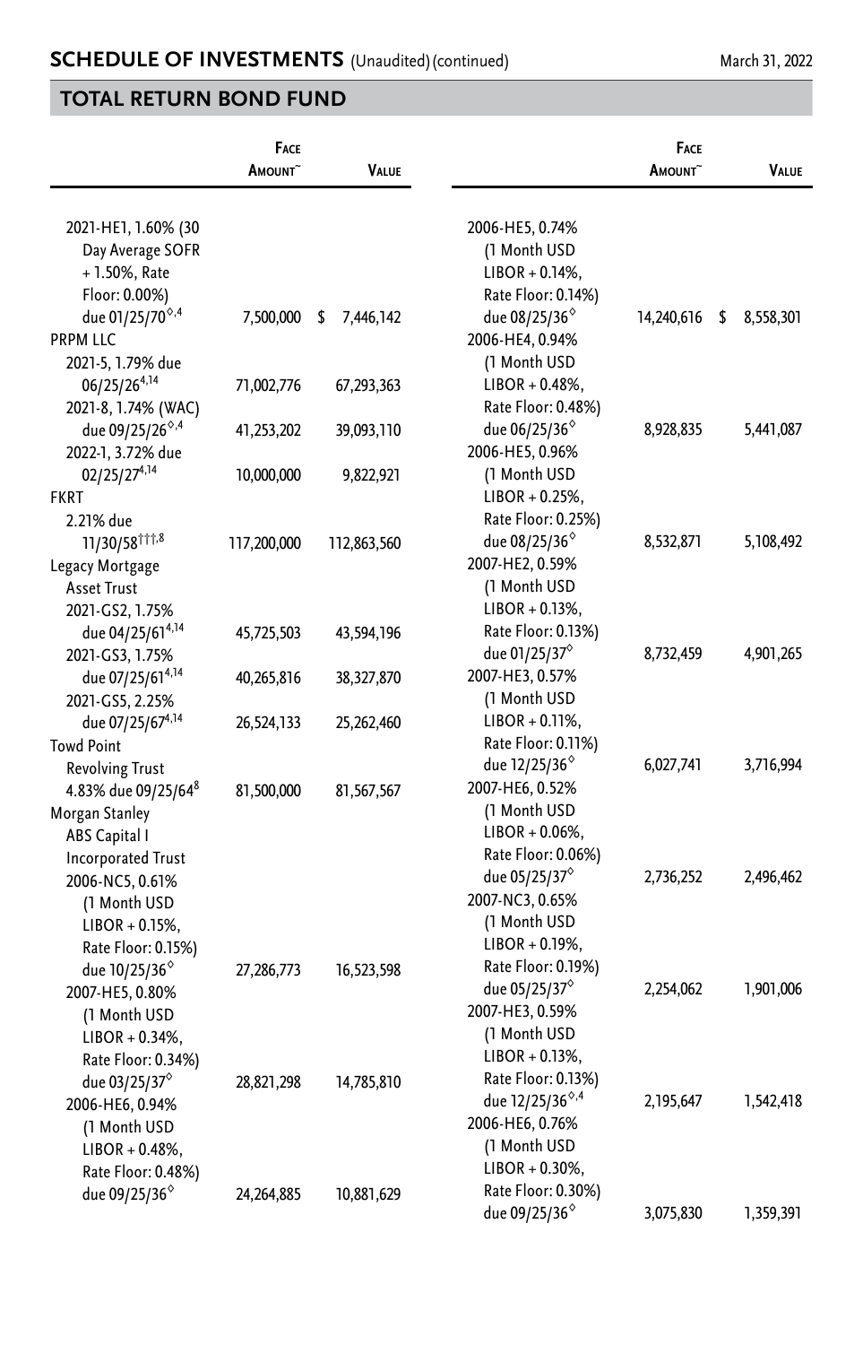## SCHEDULE OF INVESTMENTS (Unaudited) (continued)

March 31, 2022

## TOTAL RETURN BOND FUND

| | Face Amount~ | Value |
|---|---|---|
| 2021-HE1, 1.60% (30 Day Average SOFR + 1.50%, Rate Floor: 0.00%) due 01/25/70◊,4 | 7,500,000 | $ 7,446,142 |
| PRPM LLC | | |
| 2021-5, 1.79% due 06/25/26[4,14] | 71,002,776 | 67,293,363 |
| 2021-8, 1.74% (WAC) due 09/25/26◊,4 | 41,253,202 | 39,093,110 |
| 2022-1, 3.72% due 02/25/27[4,14] | 10,000,000 | 9,822,921 |
| FKRT | | |
| 2.21% due 11/30/58†††,8 | 117,200,000 | 112,863,560 |
| Legacy Mortgage Asset Trust | | |
| 2021-GS2, 1.75% due 04/25/61[4,14] | 45,725,503 | 43,594,196 |
| 2021-GS3, 1.75% due 07/25/61[4,14] | 40,265,816 | 38,327,870 |
| 2021-GS5, 2.25% due 07/25/67[4,14] | 26,524,133 | 25,262,460 |
| Towd Point Revolving Trust | | |
| 4.83% due 09/25/64[8] | 81,500,000 | 81,567,567 |
| Morgan Stanley ABS Capital I Incorporated Trust | | |
| 2006-NC5, 0.61% (1 Month USD LIBOR + 0.15%, Rate Floor: 0.15%) due 10/25/36◊ | 27,286,773 | 16,523,598 |
| 2007-HE5, 0.80% (1 Month USD LIBOR + 0.34%, Rate Floor: 0.34%) due 03/25/37◊ | 28,821,298 | 14,785,810 |
| 2006-HE6, 0.94% (1 Month USD LIBOR + 0.48%, Rate Floor: 0.48%) due 09/25/36◊ | 24,264,885 | 10,881,629 |
| 2006-HE5, 0.74% (1 Month USD LIBOR + 0.14%, Rate Floor: 0.14%) due 08/25/36◊ | 14,240,616 | $ 8,558,301 |
| 2006-HE4, 0.94% (1 Month USD LIBOR + 0.48%, Rate Floor: 0.48%) due 06/25/36◊ | 8,928,835 | 5,441,087 |
| 2006-HE5, 0.96% (1 Month USD LIBOR + 0.25%, Rate Floor: 0.25%) due 08/25/36◊ | 8,532,871 | 5,108,492 |
| 2007-HE2, 0.59% (1 Month USD LIBOR + 0.13%, Rate Floor: 0.13%) due 01/25/37◊ | 8,732,459 | 4,901,265 |
| 2007-HE3, 0.57% (1 Month USD LIBOR + 0.11%, Rate Floor: 0.11%) due 12/25/36◊ | 6,027,741 | 3,716,994 |
| 2007-HE6, 0.52% (1 Month USD LIBOR + 0.06%, Rate Floor: 0.06%) due 05/25/37◊ | 2,736,252 | 2,496,462 |
| 2007-NC3, 0.65% (1 Month USD LIBOR + 0.19%, Rate Floor: 0.19%) due 05/25/37◊ | 2,254,062 | 1,901,006 |
| 2007-HE3, 0.59% (1 Month USD LIBOR + 0.13%, Rate Floor: 0.13%) due 12/25/36◊,4 | 2,195,647 | 1,542,418 |
| 2006-HE6, 0.76% (1 Month USD LIBOR + 0.30%, Rate Floor: 0.30%) due 09/25/36◊ | 3,075,830 | 1,359,391 |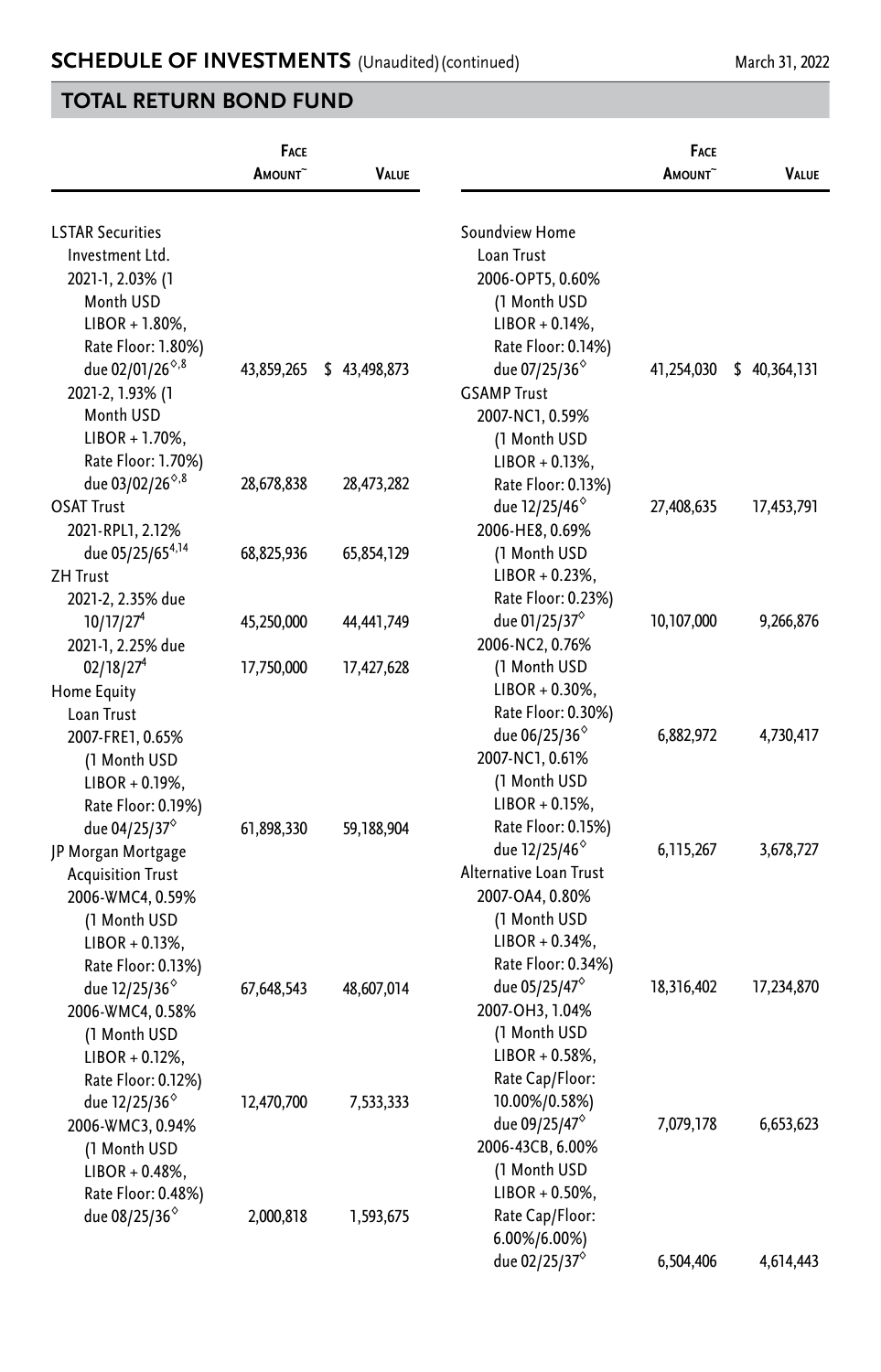## SCHEDULE OF INVESTMENTS (Unaudited) (continued)

March 31, 2022

## TOTAL RETURN BOND FUND

| | Face Amount~ | Value |
|---|---|---|
| LSTAR Securities Investment Ltd. | | |
| 2021-1, 2.03% (1 Month USD LIBOR + 1.80%, Rate Floor: 1.80%) due 02/01/26◊,8 | 43,859,265 | $ 43,498,873 |
| 2021-2, 1.93% (1 Month USD LIBOR + 1.70%, Rate Floor: 1.70%) due 03/02/26◊,8 | 28,678,838 | 28,473,282 |
| OSAT Trust | | |
| 2021-RPL1, 2.12% due 05/25/65[4,14] | 68,825,936 | 65,854,129 |
| ZH Trust | | |
| 2021-2, 2.35% due 10/17/27[4] | 45,250,000 | 44,441,749 |
| 2021-1, 2.25% due 02/18/27[4] | 17,750,000 | 17,427,628 |
| Home Equity Loan Trust | | |
| 2007-FRE1, 0.65% (1 Month USD LIBOR + 0.19%, Rate Floor: 0.19%) due 04/25/37◊ | 61,898,330 | 59,188,904 |
| JP Morgan Mortgage Acquisition Trust | | |
| 2006-WMC4, 0.59% (1 Month USD LIBOR + 0.13%, Rate Floor: 0.13%) due 12/25/36◊ | 67,648,543 | 48,607,014 |
| 2006-WMC4, 0.58% (1 Month USD LIBOR + 0.12%, Rate Floor: 0.12%) due 12/25/36◊ | 12,470,700 | 7,533,333 |
| 2006-WMC3, 0.94% (1 Month USD LIBOR + 0.48%, Rate Floor: 0.48%) due 08/25/36◊ | 2,000,818 | 1,593,675 |
| Soundview Home Loan Trust | | |
| 2006-OPT5, 0.60% (1 Month USD LIBOR + 0.14%, Rate Floor: 0.14%) due 07/25/36◊ | 41,254,030 | $ 40,364,131 |
| GSAMP Trust | | |
| 2007-NC1, 0.59% (1 Month USD LIBOR + 0.13%, Rate Floor: 0.13%) due 12/25/46◊ | 27,408,635 | 17,453,791 |
| 2006-HE8, 0.69% (1 Month USD LIBOR + 0.23%, Rate Floor: 0.23%) due 01/25/37◊ | 10,107,000 | 9,266,876 |
| 2006-NC2, 0.76% (1 Month USD LIBOR + 0.30%, Rate Floor: 0.30%) due 06/25/36◊ | 6,882,972 | 4,730,417 |
| 2007-NC1, 0.61% (1 Month USD LIBOR + 0.15%, Rate Floor: 0.15%) due 12/25/46◊ | 6,115,267 | 3,678,727 |
| Alternative Loan Trust | | |
| 2007-OA4, 0.80% (1 Month USD LIBOR + 0.34%, Rate Floor: 0.34%) due 05/25/47◊ | 18,316,402 | 17,234,870 |
| 2007-OH3, 1.04% (1 Month USD LIBOR + 0.58%, Rate Cap/Floor: 10.00%/0.58%) due 09/25/47◊ | 7,079,178 | 6,653,623 |
| 2006-43CB, 6.00% (1 Month USD LIBOR + 0.50%, Rate Cap/Floor: 6.00%/6.00%) due 02/25/37◊ | 6,504,406 | 4,614,443 |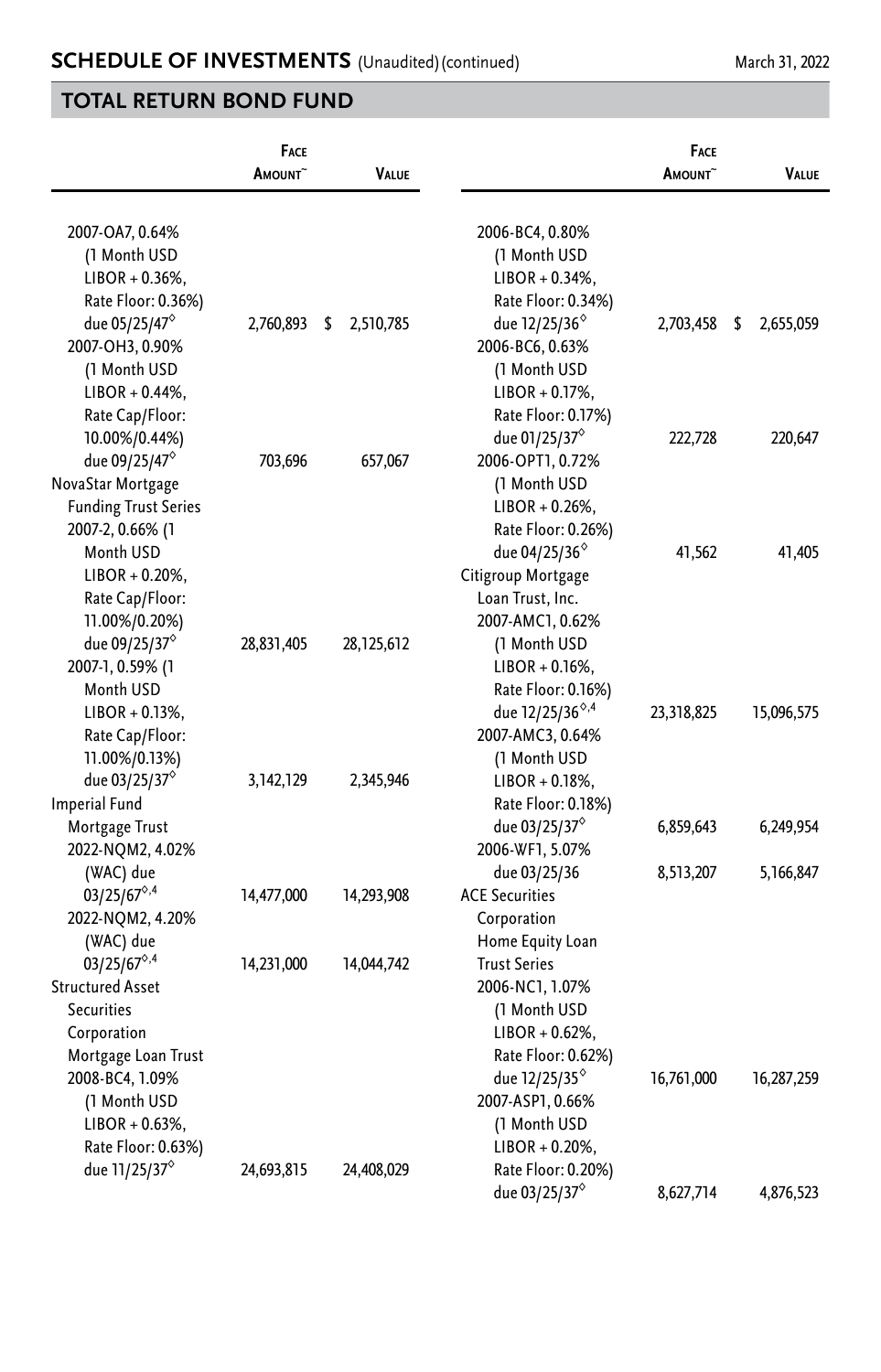## SCHEDULE OF INVESTMENTS (Unaudited) (continued)

March 31, 2022

## TOTAL RETURN BOND FUND

| | Face Amount~ | Value |
|---|---|---|
| 2007-OA7, 0.64% (1 Month USD LIBOR + 0.36%, Rate Floor: 0.36%) due 05/25/47◊ | 2,760,893 | $ 2,510,785 |
| 2007-OH3, 0.90% (1 Month USD LIBOR + 0.44%, Rate Cap/Floor: 10.00%/0.44%) due 09/25/47◊ | 703,696 | 657,067 |
| NovaStar Mortgage Funding Trust Series | | |
| 2007-2, 0.66% (1 Month USD LIBOR + 0.20%, Rate Cap/Floor: 11.00%/0.20%) due 09/25/37◊ | 28,831,405 | 28,125,612 |
| 2007-1, 0.59% (1 Month USD LIBOR + 0.13%, Rate Cap/Floor: 11.00%/0.13%) due 03/25/37◊ | 3,142,129 | 2,345,946 |
| Imperial Fund Mortgage Trust | | |
| 2022-NQM2, 4.02% (WAC) due 03/25/67◊,4 | 14,477,000 | 14,293,908 |
| 2022-NQM2, 4.20% (WAC) due 03/25/67◊,4 | 14,231,000 | 14,044,742 |
| Structured Asset Securities Corporation Mortgage Loan Trust | | |
| 2008-BC4, 1.09% (1 Month USD LIBOR + 0.63%, Rate Floor: 0.63%) due 11/25/37◊ | 24,693,815 | 24,408,029 |
| 2006-BC4, 0.80% (1 Month USD LIBOR + 0.34%, Rate Floor: 0.34%) due 12/25/36◊ | 2,703,458 | $ 2,655,059 |
| 2006-BC6, 0.63% (1 Month USD LIBOR + 0.17%, Rate Floor: 0.17%) due 01/25/37◊ | 222,728 | 220,647 |
| 2006-OPT1, 0.72% (1 Month USD LIBOR + 0.26%, Rate Floor: 0.26%) due 04/25/36◊ | 41,562 | 41,405 |
| Citigroup Mortgage Loan Trust, Inc. | | |
| 2007-AMC1, 0.62% (1 Month USD LIBOR + 0.16%, Rate Floor: 0.16%) due 12/25/36◊,4 | 23,318,825 | 15,096,575 |
| 2007-AMC3, 0.64% (1 Month USD LIBOR + 0.18%, Rate Floor: 0.18%) due 03/25/37◊ | 6,859,643 | 6,249,954 |
| 2006-WF1, 5.07% due 03/25/36 | 8,513,207 | 5,166,847 |
| ACE Securities Corporation Home Equity Loan Trust Series | | |
| 2006-NC1, 1.07% (1 Month USD LIBOR + 0.62%, Rate Floor: 0.62%) due 12/25/35◊ | 16,761,000 | 16,287,259 |
| 2007-ASP1, 0.66% (1 Month USD LIBOR + 0.20%, Rate Floor: 0.20%) due 03/25/37◊ | 8,627,714 | 4,876,523 |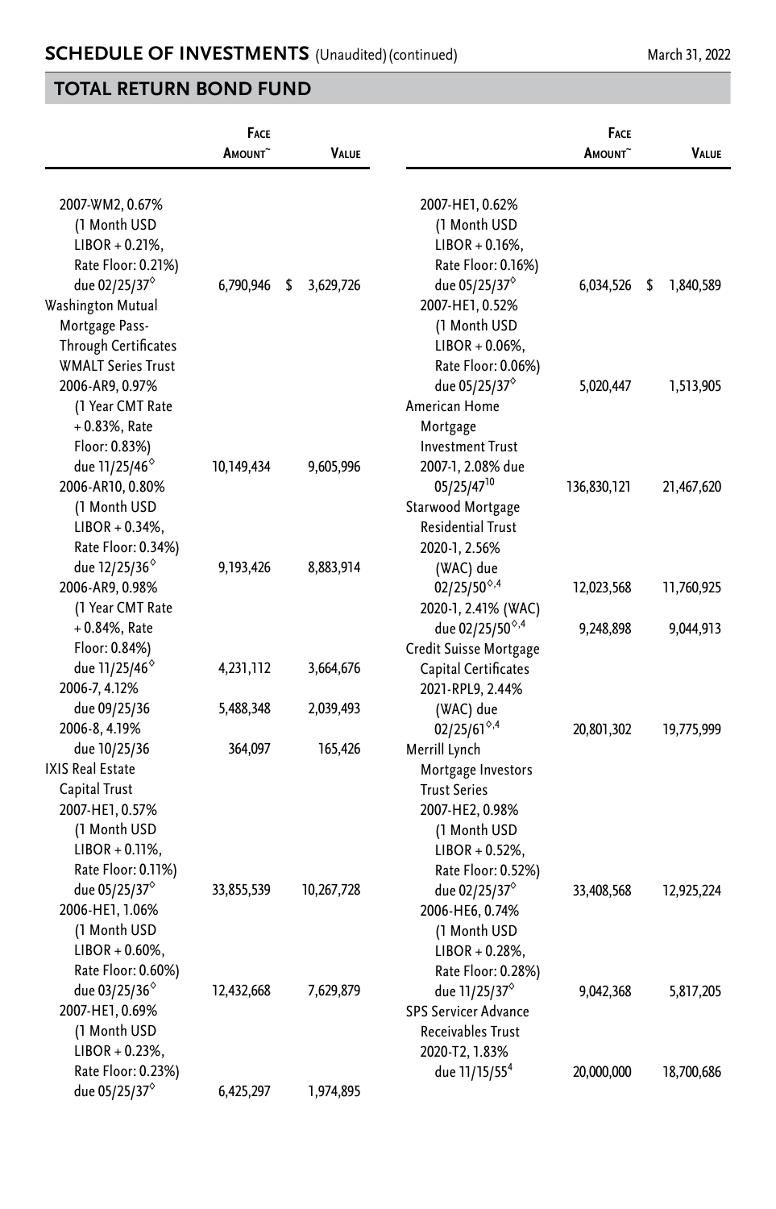## SCHEDULE OF INVESTMENTS (Unaudited) (continued)

March 31, 2022

## TOTAL RETURN BOND FUND

| | Face Amount~ | Value |
|---|---|---|
| 2007-WM2, 0.67% (1 Month USD LIBOR + 0.21%, Rate Floor: 0.21%) due 02/25/37◊ | 6,790,946 | $ 3,629,726 |
| Washington Mutual Mortgage Pass-Through Certificates WMALT Series Trust | | |
| 2006-AR9, 0.97% (1 Year CMT Rate + 0.83%, Rate Floor: 0.83%) due 11/25/46◊ | 10,149,434 | 9,605,996 |
| 2006-AR10, 0.80% (1 Month USD LIBOR + 0.34%, Rate Floor: 0.34%) due 12/25/36◊ | 9,193,426 | 8,883,914 |
| 2006-AR9, 0.98% (1 Year CMT Rate + 0.84%, Rate Floor: 0.84%) due 11/25/46◊ | 4,231,112 | 3,664,676 |
| 2006-7, 4.12% due 09/25/36 | 5,488,348 | 2,039,493 |
| 2006-8, 4.19% due 10/25/36 | 364,097 | 165,426 |
| IXIS Real Estate Capital Trust | | |
| 2007-HE1, 0.57% (1 Month USD LIBOR + 0.11%, Rate Floor: 0.11%) due 05/25/37◊ | 33,855,539 | 10,267,728 |
| 2006-HE1, 1.06% (1 Month USD LIBOR + 0.60%, Rate Floor: 0.60%) due 03/25/36◊ | 12,432,668 | 7,629,879 |
| 2007-HE1, 0.69% (1 Month USD LIBOR + 0.23%, Rate Floor: 0.23%) due 05/25/37◊ | 6,425,297 | 1,974,895 |
| 2007-HE1, 0.62% (1 Month USD LIBOR + 0.16%, Rate Floor: 0.16%) due 05/25/37◊ | 6,034,526 | $ 1,840,589 |
| 2007-HE1, 0.52% (1 Month USD LIBOR + 0.06%, Rate Floor: 0.06%) due 05/25/37◊ | 5,020,447 | 1,513,905 |
| American Home Mortgage Investment Trust | | |
| 2007-1, 2.08% due 05/25/47[10] | 136,830,121 | 21,467,620 |
| Starwood Mortgage Residential Trust | | |
| 2020-1, 2.56% (WAC) due 02/25/50◊,4 | 12,023,568 | 11,760,925 |
| 2020-1, 2.41% (WAC) due 02/25/50◊,4 | 9,248,898 | 9,044,913 |
| Credit Suisse Mortgage Capital Certificates | | |
| 2021-RPL9, 2.44% (WAC) due 02/25/61◊,4 | 20,801,302 | 19,775,999 |
| Merrill Lynch Mortgage Investors Trust Series | | |
| 2007-HE2, 0.98% (1 Month USD LIBOR + 0.52%, Rate Floor: 0.52%) due 02/25/37◊ | 33,408,568 | 12,925,224 |
| 2006-HE6, 0.74% (1 Month USD LIBOR + 0.28%, Rate Floor: 0.28%) due 11/25/37◊ | 9,042,368 | 5,817,205 |
| SPS Servicer Advance Receivables Trust | | |
| 2020-T2, 1.83% due 11/15/55[4] | 20,000,000 | 18,700,686 |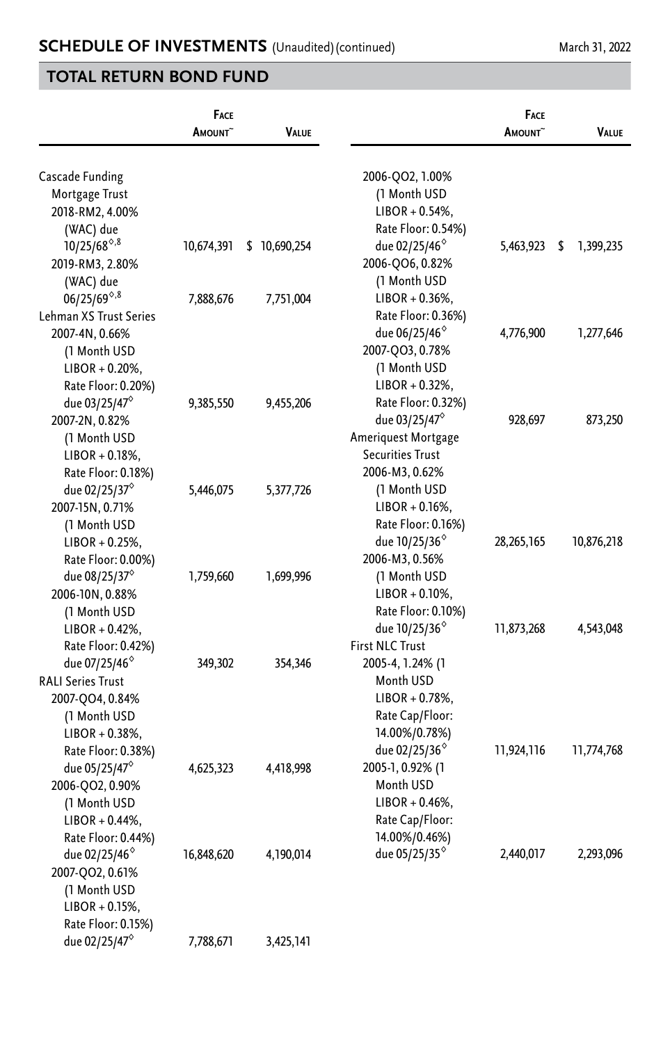## SCHEDULE OF INVESTMENTS (Unaudited) (continued)

March 31, 2022

## TOTAL RETURN BOND FUND

| | Face Amount~ | Value |
|---|---|---|
| Cascade Funding Mortgage Trust | | |
| 2018-RM2, 4.00% (WAC) due 10/25/68◊,8 | 10,674,391 | $ 10,690,254 |
| 2019-RM3, 2.80% (WAC) due 06/25/69◊,8 | 7,888,676 | 7,751,004 |
| Lehman XS Trust Series | | |
| 2007-4N, 0.66% (1 Month USD LIBOR + 0.20%, Rate Floor: 0.20%) due 03/25/47◊ | 9,385,550 | 9,455,206 |
| 2007-2N, 0.82% (1 Month USD LIBOR + 0.18%, Rate Floor: 0.18%) due 02/25/37◊ | 5,446,075 | 5,377,726 |
| 2007-15N, 0.71% (1 Month USD LIBOR + 0.25%, Rate Floor: 0.00%) due 08/25/37◊ | 1,759,660 | 1,699,996 |
| 2006-10N, 0.88% (1 Month USD LIBOR + 0.42%, Rate Floor: 0.42%) due 07/25/46◊ | 349,302 | 354,346 |
| RALI Series Trust | | |
| 2007-QO4, 0.84% (1 Month USD LIBOR + 0.38%, Rate Floor: 0.38%) due 05/25/47◊ | 4,625,323 | 4,418,998 |
| 2006-QO2, 0.90% (1 Month USD LIBOR + 0.44%, Rate Floor: 0.44%) due 02/25/46◊ | 16,848,620 | 4,190,014 |
| 2007-QO2, 0.61% (1 Month USD LIBOR + 0.15%, Rate Floor: 0.15%) due 02/25/47◊ | 7,788,671 | 3,425,141 |
| 2006-QO2, 1.00% (1 Month USD LIBOR + 0.54%, Rate Floor: 0.54%) due 02/25/46◊ | 5,463,923 | $ 1,399,235 |
| 2006-QO6, 0.82% (1 Month USD LIBOR + 0.36%, Rate Floor: 0.36%) due 06/25/46◊ | 4,776,900 | 1,277,646 |
| 2007-QO3, 0.78% (1 Month USD LIBOR + 0.32%, Rate Floor: 0.32%) due 03/25/47◊ | 928,697 | 873,250 |
| Ameriquest Mortgage Securities Trust | | |
| 2006-M3, 0.62% (1 Month USD LIBOR + 0.16%, Rate Floor: 0.16%) due 10/25/36◊ | 28,265,165 | 10,876,218 |
| 2006-M3, 0.56% (1 Month USD LIBOR + 0.10%, Rate Floor: 0.10%) due 10/25/36◊ | 11,873,268 | 4,543,048 |
| First NLC Trust | | |
| 2005-4, 1.24% (1 Month USD LIBOR + 0.78%, Rate Cap/Floor: 14.00%/0.78%) due 02/25/36◊ | 11,924,116 | 11,774,768 |
| 2005-1, 0.92% (1 Month USD LIBOR + 0.46%, Rate Cap/Floor: 14.00%/0.46%) due 05/25/35◊ | 2,440,017 | 2,293,096 |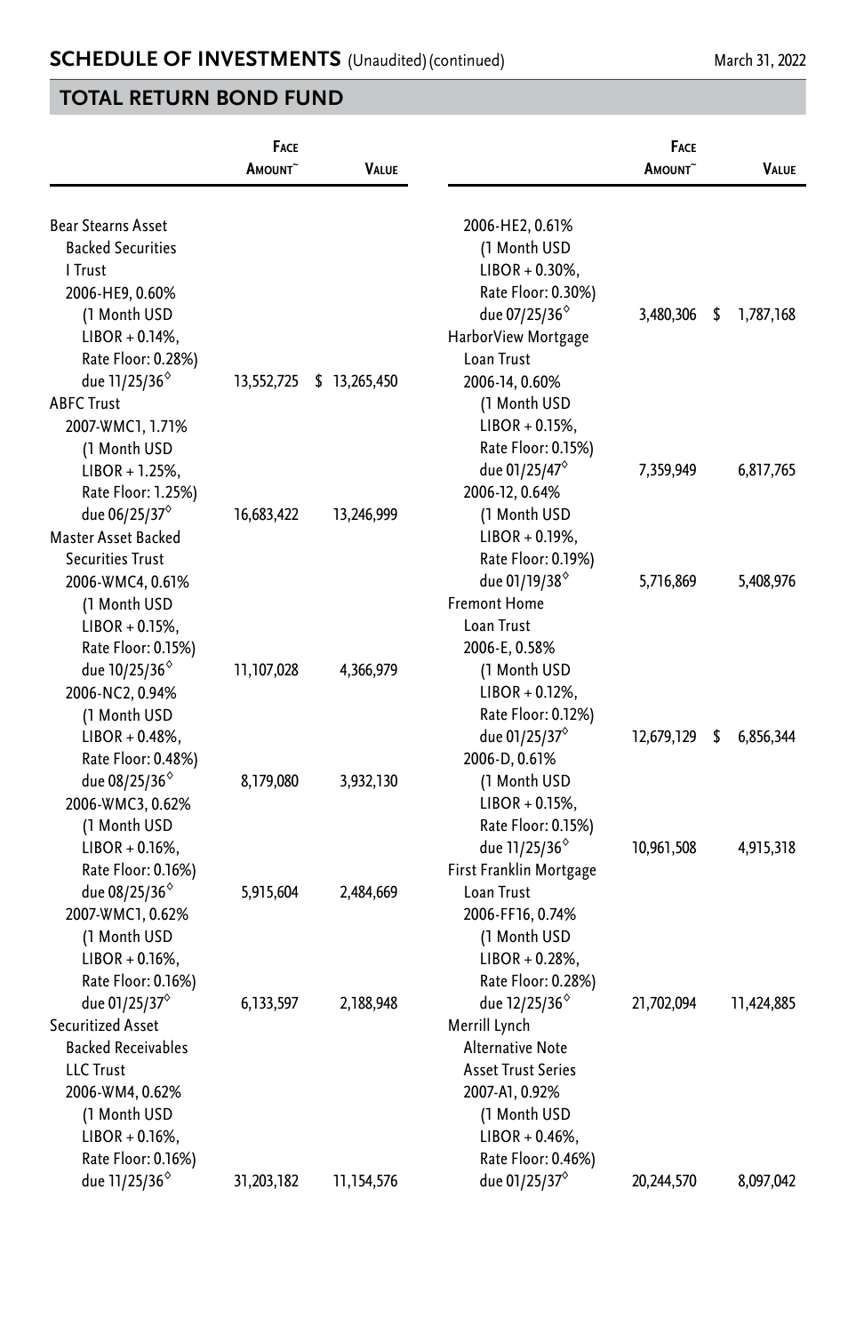## SCHEDULE OF INVESTMENTS (Unaudited) (continued)

March 31, 2022

## TOTAL RETURN BOND FUND

| | Face Amount~ | Value |
|---|---|---|
| Bear Stearns Asset Backed Securities I Trust | | |
| 2006-HE9, 0.60% (1 Month USD LIBOR + 0.14%, Rate Floor: 0.28%) due 11/25/36◊ | 13,552,725 | $ 13,265,450 |
| ABFC Trust | | |
| 2007-WMC1, 1.71% (1 Month USD LIBOR + 1.25%, Rate Floor: 1.25%) due 06/25/37◊ | 16,683,422 | 13,246,999 |
| Master Asset Backed Securities Trust | | |
| 2006-WMC4, 0.61% (1 Month USD LIBOR + 0.15%, Rate Floor: 0.15%) due 10/25/36◊ | 11,107,028 | 4,366,979 |
| 2006-NC2, 0.94% (1 Month USD LIBOR + 0.48%, Rate Floor: 0.48%) due 08/25/36◊ | 8,179,080 | 3,932,130 |
| 2006-WMC3, 0.62% (1 Month USD LIBOR + 0.16%, Rate Floor: 0.16%) due 08/25/36◊ | 5,915,604 | 2,484,669 |
| 2007-WMC1, 0.62% (1 Month USD LIBOR + 0.16%, Rate Floor: 0.16%) due 01/25/37◊ | 6,133,597 | 2,188,948 |
| Securitized Asset Backed Receivables LLC Trust | | |
| 2006-WM4, 0.62% (1 Month USD LIBOR + 0.16%, Rate Floor: 0.16%) due 11/25/36◊ | 31,203,182 | 11,154,576 |
| 2006-HE2, 0.61% (1 Month USD LIBOR + 0.30%, Rate Floor: 0.30%) due 07/25/36◊ | 3,480,306 | $ 1,787,168 |
| HarborView Mortgage Loan Trust | | |
| 2006-14, 0.60% (1 Month USD LIBOR + 0.15%, Rate Floor: 0.15%) due 01/25/47◊ | 7,359,949 | 6,817,765 |
| 2006-12, 0.64% (1 Month USD LIBOR + 0.19%, Rate Floor: 0.19%) due 01/19/38◊ | 5,716,869 | 5,408,976 |
| Fremont Home Loan Trust | | |
| 2006-E, 0.58% (1 Month USD LIBOR + 0.12%, Rate Floor: 0.12%) due 01/25/37◊ | 12,679,129 | $ 6,856,344 |
| 2006-D, 0.61% (1 Month USD LIBOR + 0.15%, Rate Floor: 0.15%) due 11/25/36◊ | 10,961,508 | 4,915,318 |
| First Franklin Mortgage Loan Trust | | |
| 2006-FF16, 0.74% (1 Month USD LIBOR + 0.28%, Rate Floor: 0.28%) due 12/25/36◊ | 21,702,094 | 11,424,885 |
| Merrill Lynch Alternative Note Asset Trust Series | | |
| 2007-A1, 0.92% (1 Month USD LIBOR + 0.46%, Rate Floor: 0.46%) due 01/25/37◊ | 20,244,570 | 8,097,042 |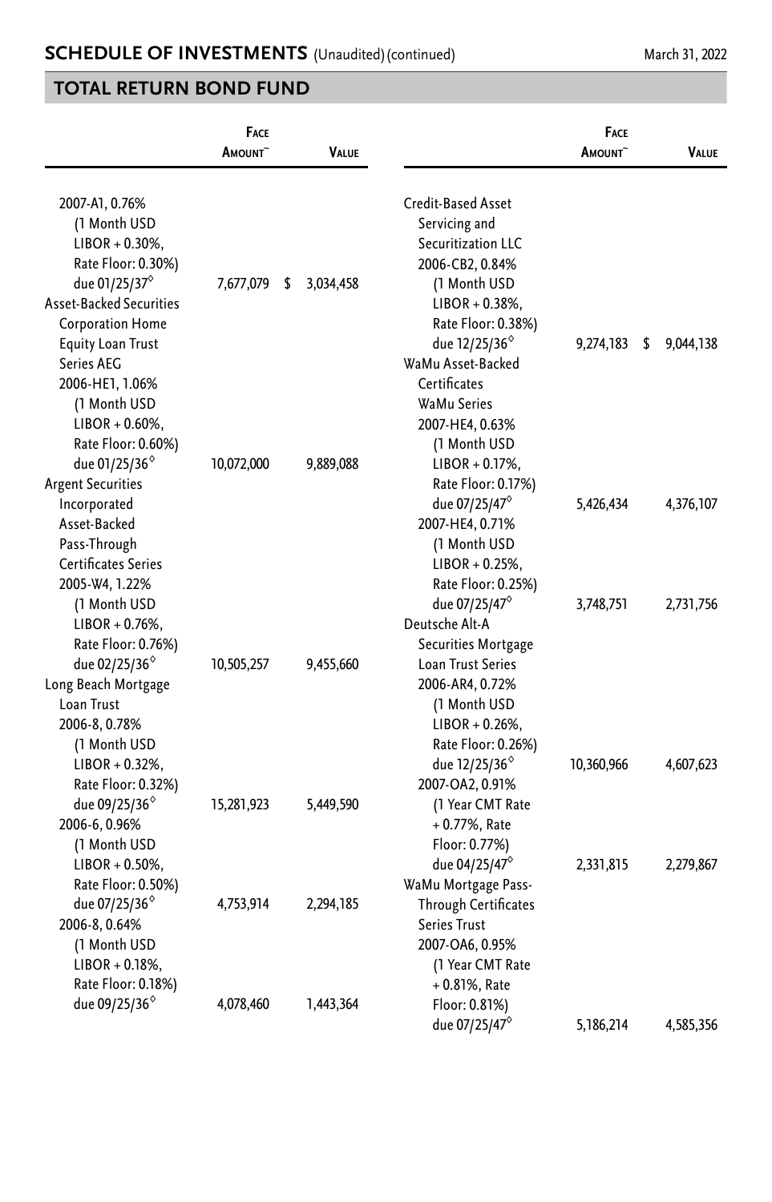## SCHEDULE OF INVESTMENTS (Unaudited) (continued)

March 31, 2022

## TOTAL RETURN BOND FUND

| | Face Amount~ | Value |
|---|---|---|
| 2007-A1, 0.76% (1 Month USD LIBOR + 0.30%, Rate Floor: 0.30%) due 01/25/37◊ | 7,677,079 | $ 3,034,458 |
| Asset-Backed Securities Corporation Home Equity Loan Trust Series AEG | | |
| 2006-HE1, 1.06% (1 Month USD LIBOR + 0.60%, Rate Floor: 0.60%) due 01/25/36◊ | 10,072,000 | 9,889,088 |
| Argent Securities Incorporated Asset-Backed Pass-Through Certificates Series | | |
| 2005-W4, 1.22% (1 Month USD LIBOR + 0.76%, Rate Floor: 0.76%) due 02/25/36◊ | 10,505,257 | 9,455,660 |
| Long Beach Mortgage Loan Trust | | |
| 2006-8, 0.78% (1 Month USD LIBOR + 0.32%, Rate Floor: 0.32%) due 09/25/36◊ | 15,281,923 | 5,449,590 |
| 2006-6, 0.96% (1 Month USD LIBOR + 0.50%, Rate Floor: 0.50%) due 07/25/36◊ | 4,753,914 | 2,294,185 |
| 2006-8, 0.64% (1 Month USD LIBOR + 0.18%, Rate Floor: 0.18%) due 09/25/36◊ | 4,078,460 | 1,443,364 |
| Credit-Based Asset Servicing and Securitization LLC | | |
| 2006-CB2, 0.84% (1 Month USD LIBOR + 0.38%, Rate Floor: 0.38%) due 12/25/36◊ | 9,274,183 | $ 9,044,138 |
| WaMu Asset-Backed Certificates WaMu Series | | |
| 2007-HE4, 0.63% (1 Month USD LIBOR + 0.17%, Rate Floor: 0.17%) due 07/25/47◊ | 5,426,434 | 4,376,107 |
| 2007-HE4, 0.71% (1 Month USD LIBOR + 0.25%, Rate Floor: 0.25%) due 07/25/47◊ | 3,748,751 | 2,731,756 |
| Deutsche Alt-A Securities Mortgage Loan Trust Series | | |
| 2006-AR4, 0.72% (1 Month USD LIBOR + 0.26%, Rate Floor: 0.26%) due 12/25/36◊ | 10,360,966 | 4,607,623 |
| 2007-OA2, 0.91% (1 Year CMT Rate + 0.77%, Rate Floor: 0.77%) due 04/25/47◊ | 2,331,815 | 2,279,867 |
| WaMu Mortgage Pass-Through Certificates Series Trust | | |
| 2007-OA6, 0.95% (1 Year CMT Rate + 0.81%, Rate Floor: 0.81%) due 07/25/47◊ | 5,186,214 | 4,585,356 |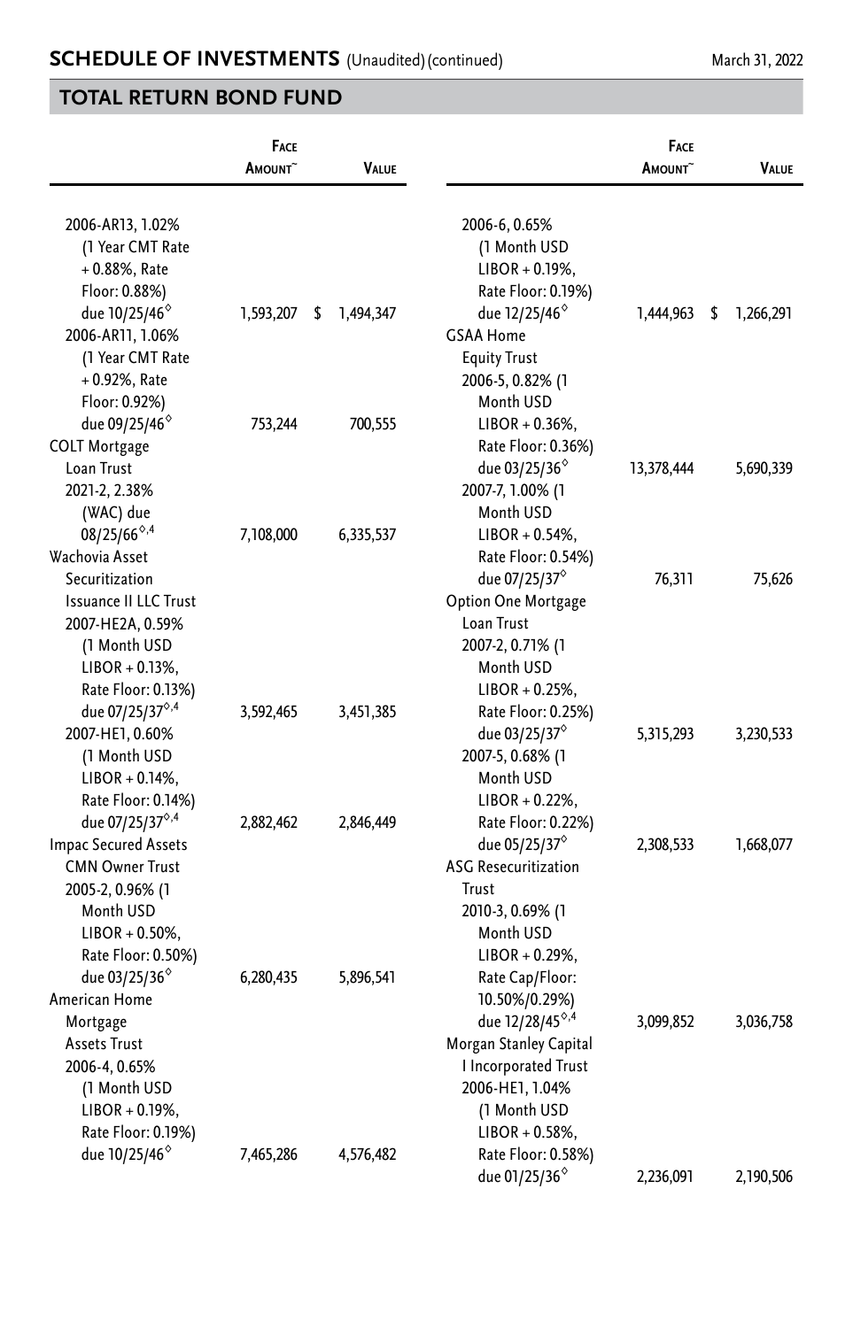## SCHEDULE OF INVESTMENTS (Unaudited) (continued)

March 31, 2022

## TOTAL RETURN BOND FUND

| | Face Amount~ | Value |
|---|---|---|
| 2006-AR13, 1.02% (1 Year CMT Rate + 0.88%, Rate Floor: 0.88%) due 10/25/46◊ | 1,593,207 | $ 1,494,347 |
| 2006-AR11, 1.06% (1 Year CMT Rate + 0.92%, Rate Floor: 0.92%) due 09/25/46◊ | 753,244 | 700,555 |
| COLT Mortgage Loan Trust | | |
| 2021-2, 2.38% (WAC) due 08/25/66◊,4 | 7,108,000 | 6,335,537 |
| Wachovia Asset Securitization Issuance II LLC Trust | | |
| 2007-HE2A, 0.59% (1 Month USD LIBOR + 0.13%, Rate Floor: 0.13%) due 07/25/37◊,4 | 3,592,465 | 3,451,385 |
| 2007-HE1, 0.60% (1 Month USD LIBOR + 0.14%, Rate Floor: 0.14%) due 07/25/37◊,4 | 2,882,462 | 2,846,449 |
| Impac Secured Assets CMN Owner Trust | | |
| 2005-2, 0.96% (1 Month USD LIBOR + 0.50%, Rate Floor: 0.50%) due 03/25/36◊ | 6,280,435 | 5,896,541 |
| American Home Mortgage Assets Trust | | |
| 2006-4, 0.65% (1 Month USD LIBOR + 0.19%, Rate Floor: 0.19%) due 10/25/46◊ | 7,465,286 | 4,576,482 |
| 2006-6, 0.65% (1 Month USD LIBOR + 0.19%, Rate Floor: 0.19%) due 12/25/46◊ | 1,444,963 | $ 1,266,291 |
| GSAA Home Equity Trust | | |
| 2006-5, 0.82% (1 Month USD LIBOR + 0.36%, Rate Floor: 0.36%) due 03/25/36◊ | 13,378,444 | 5,690,339 |
| 2007-7, 1.00% (1 Month USD LIBOR + 0.54%, Rate Floor: 0.54%) due 07/25/37◊ | 76,311 | 75,626 |
| Option One Mortgage Loan Trust | | |
| 2007-2, 0.71% (1 Month USD LIBOR + 0.25%, Rate Floor: 0.25%) due 03/25/37◊ | 5,315,293 | 3,230,533 |
| 2007-5, 0.68% (1 Month USD LIBOR + 0.22%, Rate Floor: 0.22%) due 05/25/37◊ | 2,308,533 | 1,668,077 |
| ASG Resecuritization Trust | | |
| 2010-3, 0.69% (1 Month USD LIBOR + 0.29%, Rate Cap/Floor: 10.50%/0.29%) due 12/28/45◊,4 | 3,099,852 | 3,036,758 |
| Morgan Stanley Capital I Incorporated Trust | | |
| 2006-HE1, 1.04% (1 Month USD LIBOR + 0.58%, Rate Floor: 0.58%) due 01/25/36◊ | 2,236,091 | 2,190,506 |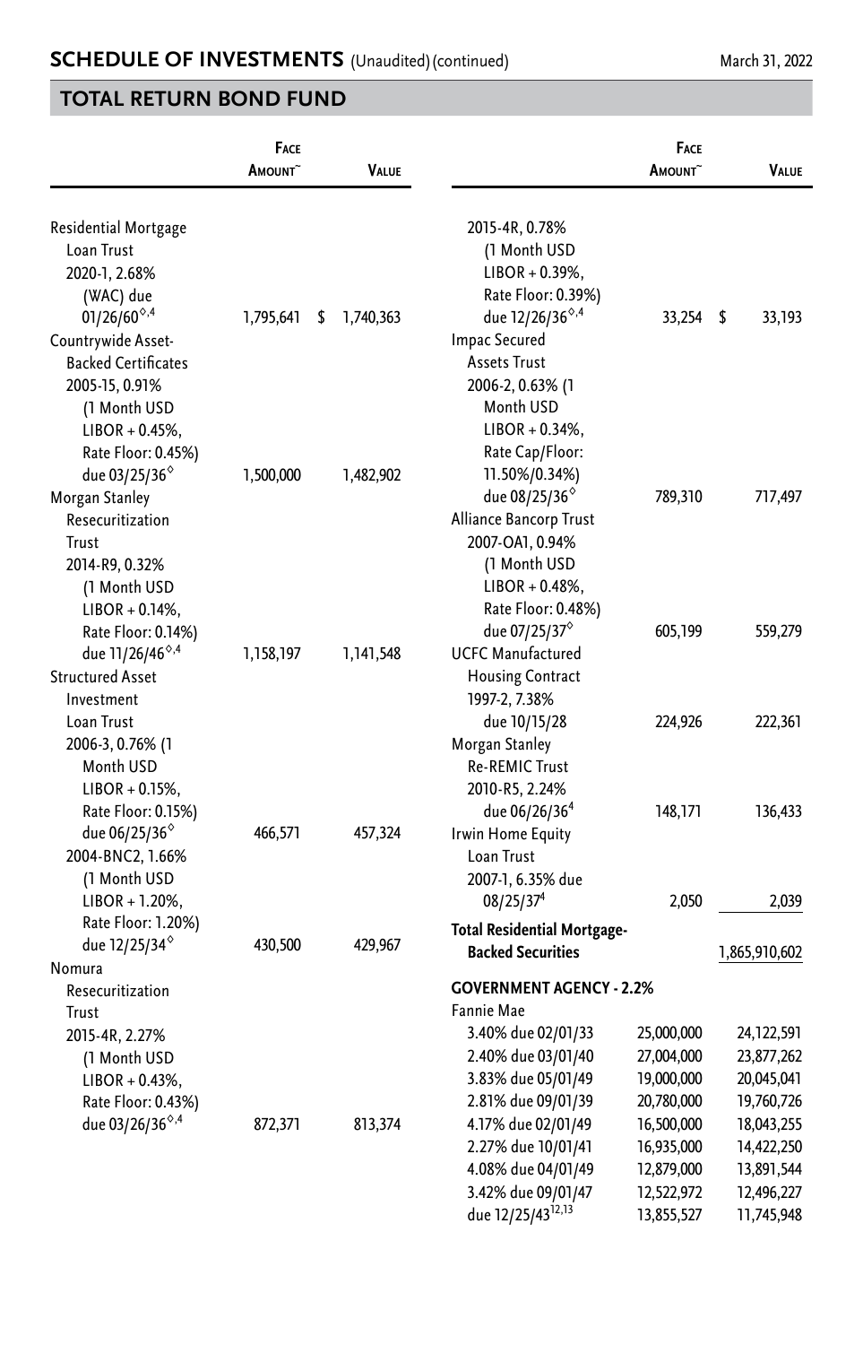## SCHEDULE OF INVESTMENTS (Unaudited) (continued)

March 31, 2022

## TOTAL RETURN BOND FUND

| | Face Amount~ | Value |
|---|---|---|
| Residential Mortgage Loan Trust 2020-1, 2.68% (WAC) due 01/26/60◊,4 | 1,795,641 | $ 1,740,363 |
| Countrywide Asset-Backed Certificates 2005-15, 0.91% (1 Month USD LIBOR + 0.45%, Rate Floor: 0.45%) due 03/25/36◊ | 1,500,000 | 1,482,902 |
| Morgan Stanley Resecuritization Trust 2014-R9, 0.32% (1 Month USD LIBOR + 0.14%, Rate Floor: 0.14%) due 11/26/46◊,4 | 1,158,197 | 1,141,548 |
| Structured Asset Investment Loan Trust 2006-3, 0.76% (1 Month USD LIBOR + 0.15%, Rate Floor: 0.15%) due 06/25/36◊ | 466,571 | 457,324 |
| 2004-BNC2, 1.66% (1 Month USD LIBOR + 1.20%, Rate Floor: 1.20%) due 12/25/34◊ | 430,500 | 429,967 |
| Nomura Resecuritization Trust 2015-4R, 2.27% (1 Month USD LIBOR + 0.43%, Rate Floor: 0.43%) due 03/26/36◊,4 | 872,371 | 813,374 |
| 2015-4R, 0.78% (1 Month USD LIBOR + 0.39%, Rate Floor: 0.39%) due 12/26/36◊,4 | 33,254 | $ 33,193 |
| Impac Secured Assets Trust 2006-2, 0.63% (1 Month USD LIBOR + 0.34%, Rate Cap/Floor: 11.50%/0.34%) due 08/25/36◊ | 789,310 | 717,497 |
| Alliance Bancorp Trust 2007-OA1, 0.94% (1 Month USD LIBOR + 0.48%, Rate Floor: 0.48%) due 07/25/37◊ | 605,199 | 559,279 |
| UCFC Manufactured Housing Contract 1997-2, 7.38% due 10/15/28 | 224,926 | 222,361 |
| Morgan Stanley Re-REMIC Trust 2010-R5, 2.24% due 06/26/36[4] | 148,171 | 136,433 |
| Irwin Home Equity Loan Trust 2007-1, 6.35% due 08/25/37[4] | 2,050 | 2,039 |
| **Total Residential Mortgage-Backed Securities** | | **1,865,910,602** |
| **GOVERNMENT AGENCY - 2.2%** | | |
| Fannie Mae | | |
| 3.40% due 02/01/33 | 25,000,000 | 24,122,591 |
| 2.40% due 03/01/40 | 27,004,000 | 23,877,262 |
| 3.83% due 05/01/49 | 19,000,000 | 20,045,041 |
| 2.81% due 09/01/39 | 20,780,000 | 19,760,726 |
| 4.17% due 02/01/49 | 16,500,000 | 18,043,255 |
| 2.27% due 10/01/41 | 16,935,000 | 14,422,250 |
| 4.08% due 04/01/49 | 12,879,000 | 13,891,544 |
| 3.42% due 09/01/47 | 12,522,972 | 12,496,227 |
| due 12/25/43[12,13] | 13,855,527 | 11,745,948 |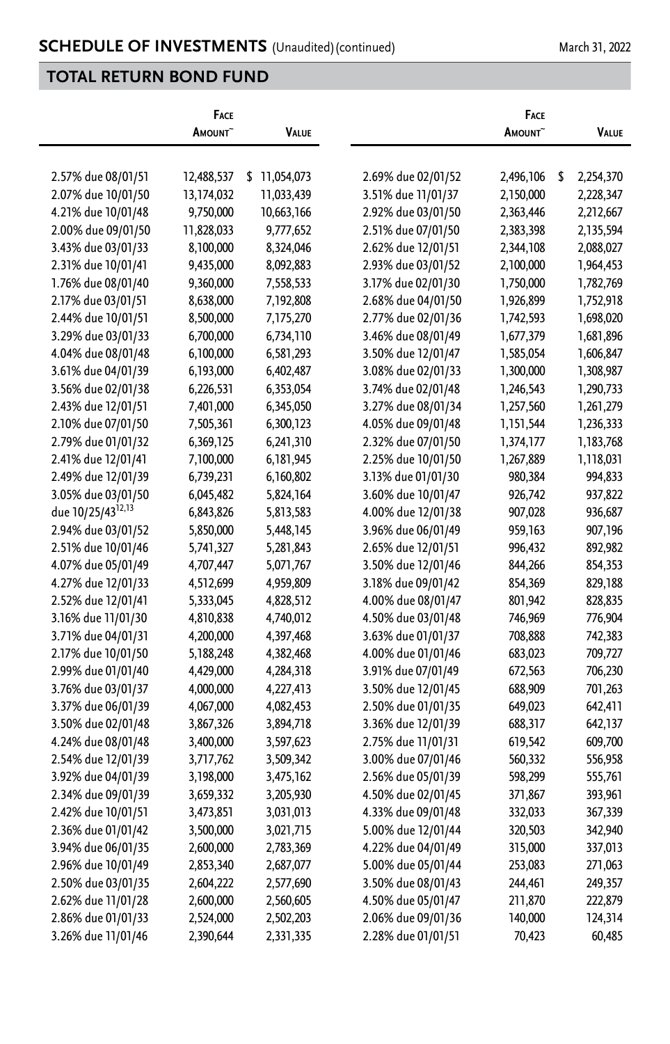## SCHEDULE OF INVESTMENTS (Unaudited) (continued)

March 31, 2022

## TOTAL RETURN BOND FUND

| | Face Amount~ | Value |
|---|---|---|
| 2.57% due 08/01/51 | 12,488,537 | $ 11,054,073 |
| 2.07% due 10/01/50 | 13,174,032 | 11,033,439 |
| 4.21% due 10/01/48 | 9,750,000 | 10,663,166 |
| 2.00% due 09/01/50 | 11,828,033 | 9,777,652 |
| 3.43% due 03/01/33 | 8,100,000 | 8,324,046 |
| 2.31% due 10/01/41 | 9,435,000 | 8,092,883 |
| 1.76% due 08/01/40 | 9,360,000 | 7,558,533 |
| 2.17% due 03/01/51 | 8,638,000 | 7,192,808 |
| 2.44% due 10/01/51 | 8,500,000 | 7,175,270 |
| 3.29% due 03/01/33 | 6,700,000 | 6,734,110 |
| 4.04% due 08/01/48 | 6,100,000 | 6,581,293 |
| 3.61% due 04/01/39 | 6,193,000 | 6,402,487 |
| 3.56% due 02/01/38 | 6,226,531 | 6,353,054 |
| 2.43% due 12/01/51 | 7,401,000 | 6,345,050 |
| 2.10% due 07/01/50 | 7,505,361 | 6,300,123 |
| 2.79% due 01/01/32 | 6,369,125 | 6,241,310 |
| 2.41% due 12/01/41 | 7,100,000 | 6,181,945 |
| 2.49% due 12/01/39 | 6,739,231 | 6,160,802 |
| 3.05% due 03/01/50 | 6,045,482 | 5,824,164 |
| due 10/25/43[12,13] | 6,843,826 | 5,813,583 |
| 2.94% due 03/01/52 | 5,850,000 | 5,448,145 |
| 2.51% due 10/01/46 | 5,741,327 | 5,281,843 |
| 4.07% due 05/01/49 | 4,707,447 | 5,071,767 |
| 4.27% due 12/01/33 | 4,512,699 | 4,959,809 |
| 2.52% due 12/01/41 | 5,333,045 | 4,828,512 |
| 3.16% due 11/01/30 | 4,810,838 | 4,740,012 |
| 3.71% due 04/01/31 | 4,200,000 | 4,397,468 |
| 2.17% due 10/01/50 | 5,188,248 | 4,382,468 |
| 2.99% due 01/01/40 | 4,429,000 | 4,284,318 |
| 3.76% due 03/01/37 | 4,000,000 | 4,227,413 |
| 3.37% due 06/01/39 | 4,067,000 | 4,082,453 |
| 3.50% due 02/01/48 | 3,867,326 | 3,894,718 |
| 4.24% due 08/01/48 | 3,400,000 | 3,597,623 |
| 2.54% due 12/01/39 | 3,717,762 | 3,509,342 |
| 3.92% due 04/01/39 | 3,198,000 | 3,475,162 |
| 2.34% due 09/01/39 | 3,659,332 | 3,205,930 |
| 2.42% due 10/01/51 | 3,473,851 | 3,031,013 |
| 2.36% due 01/01/42 | 3,500,000 | 3,021,715 |
| 3.94% due 06/01/35 | 2,600,000 | 2,783,369 |
| 2.96% due 10/01/49 | 2,853,340 | 2,687,077 |
| 2.50% due 03/01/35 | 2,604,222 | 2,577,690 |
| 2.62% due 11/01/28 | 2,600,000 | 2,560,605 |
| 2.86% due 01/01/33 | 2,524,000 | 2,502,203 |
| 3.26% due 11/01/46 | 2,390,644 | 2,331,335 |
| 2.69% due 02/01/52 | 2,496,106 | $ 2,254,370 |
| 3.51% due 11/01/37 | 2,150,000 | 2,228,347 |
| 2.92% due 03/01/50 | 2,363,446 | 2,212,667 |
| 2.51% due 07/01/50 | 2,383,398 | 2,135,594 |
| 2.62% due 12/01/51 | 2,344,108 | 2,088,027 |
| 2.93% due 03/01/52 | 2,100,000 | 1,964,453 |
| 3.17% due 02/01/30 | 1,750,000 | 1,782,769 |
| 2.68% due 04/01/50 | 1,926,899 | 1,752,918 |
| 2.77% due 02/01/36 | 1,742,593 | 1,698,020 |
| 3.46% due 08/01/49 | 1,677,379 | 1,681,896 |
| 3.50% due 12/01/47 | 1,585,054 | 1,606,847 |
| 3.08% due 02/01/33 | 1,300,000 | 1,308,987 |
| 3.74% due 02/01/48 | 1,246,543 | 1,290,733 |
| 3.27% due 08/01/34 | 1,257,560 | 1,261,279 |
| 4.05% due 09/01/48 | 1,151,544 | 1,236,333 |
| 2.32% due 07/01/50 | 1,374,177 | 1,183,768 |
| 2.25% due 10/01/50 | 1,267,889 | 1,118,031 |
| 3.13% due 01/01/30 | 980,384 | 994,833 |
| 3.60% due 10/01/47 | 926,742 | 937,822 |
| 4.00% due 12/01/38 | 907,028 | 936,687 |
| 3.96% due 06/01/49 | 959,163 | 907,196 |
| 2.65% due 12/01/51 | 996,432 | 892,982 |
| 3.50% due 12/01/46 | 844,266 | 854,353 |
| 3.18% due 09/01/42 | 854,369 | 829,188 |
| 4.00% due 08/01/47 | 801,942 | 828,835 |
| 4.50% due 03/01/48 | 746,969 | 776,904 |
| 3.63% due 01/01/37 | 708,888 | 742,383 |
| 4.00% due 01/01/46 | 683,023 | 709,727 |
| 3.91% due 07/01/49 | 672,563 | 706,230 |
| 3.50% due 12/01/45 | 688,909 | 701,263 |
| 2.50% due 01/01/35 | 649,023 | 642,411 |
| 3.36% due 12/01/39 | 688,317 | 642,137 |
| 2.75% due 11/01/31 | 619,542 | 609,700 |
| 3.00% due 07/01/46 | 560,332 | 556,958 |
| 2.56% due 05/01/39 | 598,299 | 555,761 |
| 4.50% due 02/01/45 | 371,867 | 393,961 |
| 4.33% due 09/01/48 | 332,033 | 367,339 |
| 5.00% due 12/01/44 | 320,503 | 342,940 |
| 4.22% due 04/01/49 | 315,000 | 337,013 |
| 5.00% due 05/01/44 | 253,083 | 271,063 |
| 3.50% due 08/01/43 | 244,461 | 249,357 |
| 4.50% due 05/01/47 | 211,870 | 222,879 |
| 2.06% due 09/01/36 | 140,000 | 124,314 |
| 2.28% due 01/01/51 | 70,423 | 60,485 |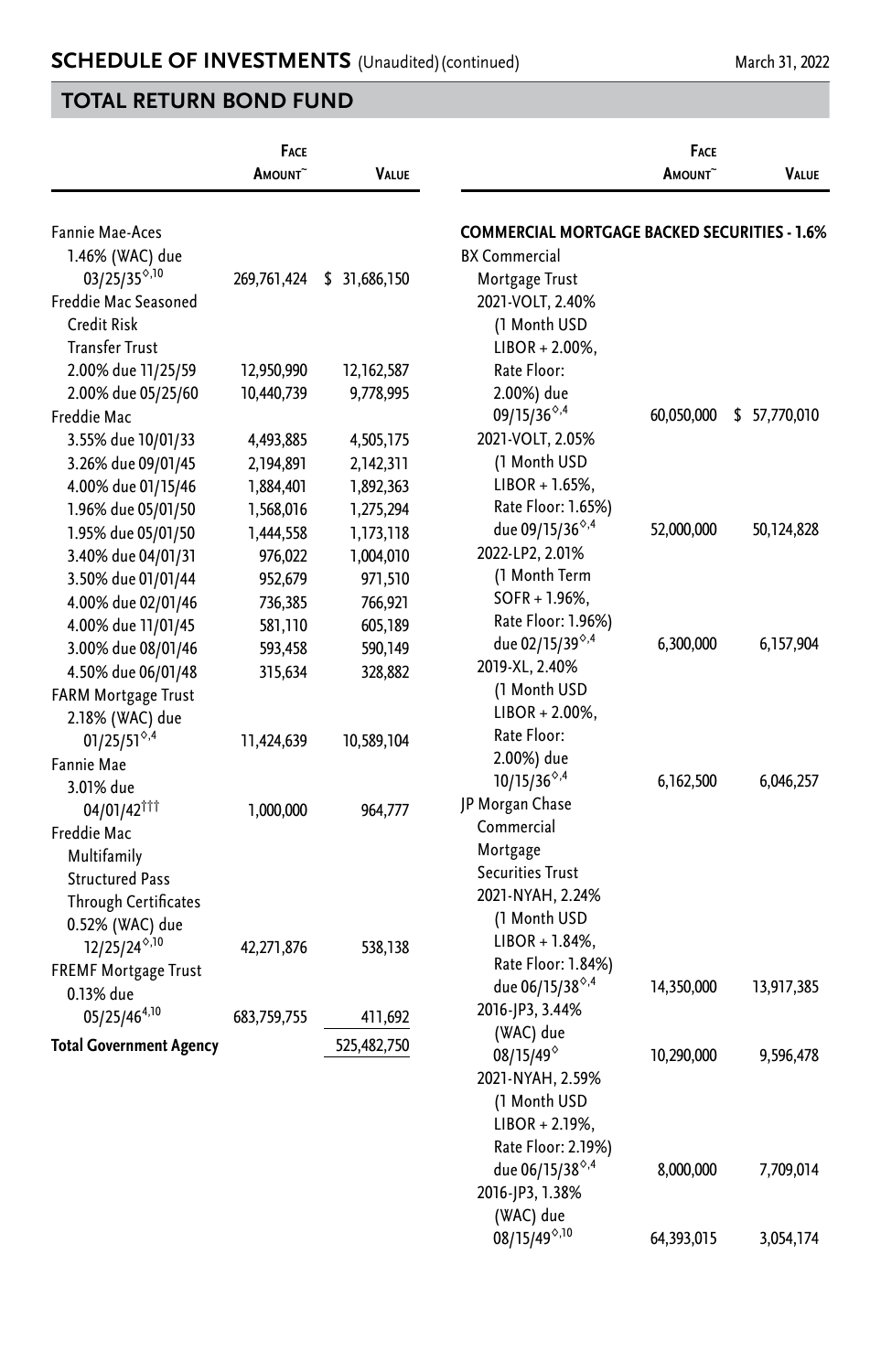## SCHEDULE OF INVESTMENTS (Unaudited) (continued)

March 31, 2022

## TOTAL RETURN BOND FUND

| | Face Amount~ | Value |
|---|---|---|
| Fannie Mae-Aces | | |
| 1.46% (WAC) due 03/25/35◊,10 | 269,761,424 | $ 31,686,150 |
| Freddie Mac Seasoned Credit Risk Transfer Trust | | |
| 2.00% due 11/25/59 | 12,950,990 | 12,162,587 |
| 2.00% due 05/25/60 | 10,440,739 | 9,778,995 |
| Freddie Mac | | |
| 3.55% due 10/01/33 | 4,493,885 | 4,505,175 |
| 3.26% due 09/01/45 | 2,194,891 | 2,142,311 |
| 4.00% due 01/15/46 | 1,884,401 | 1,892,363 |
| 1.96% due 05/01/50 | 1,568,016 | 1,275,294 |
| 1.95% due 05/01/50 | 1,444,558 | 1,173,118 |
| 3.40% due 04/01/31 | 976,022 | 1,004,010 |
| 3.50% due 01/01/44 | 952,679 | 971,510 |
| 4.00% due 02/01/46 | 736,385 | 766,921 |
| 4.00% due 11/01/45 | 581,110 | 605,189 |
| 3.00% due 08/01/46 | 593,458 | 590,149 |
| 4.50% due 06/01/48 | 315,634 | 328,882 |
| FARM Mortgage Trust | | |
| 2.18% (WAC) due 01/25/51◊,4 | 11,424,639 | 10,589,104 |
| Fannie Mae | | |
| 3.01% due 04/01/42††† | 1,000,000 | 964,777 |
| Freddie Mac Multifamily Structured Pass Through Certificates | | |
| 0.52% (WAC) due 12/25/24◊,10 | 42,271,876 | 538,138 |
| FREMF Mortgage Trust | | |
| 0.13% due 05/25/46[4,10] | 683,759,755 | 411,692 |
| **Total Government Agency** | | 525,482,750 |

| | Face Amount~ | Value |
|---|---|---|
| **COMMERCIAL MORTGAGE BACKED SECURITIES - 1.6%** | | |
| BX Commercial Mortgage Trust | | |
| 2021-VOLT, 2.40% (1 Month USD LIBOR + 2.00%, Rate Floor: 2.00%) due 09/15/36◊,4 | 60,050,000 | $ 57,770,010 |
| 2021-VOLT, 2.05% (1 Month USD LIBOR + 1.65%, Rate Floor: 1.65%) due 09/15/36◊,4 | 52,000,000 | 50,124,828 |
| 2022-LP2, 2.01% (1 Month Term SOFR + 1.96%, Rate Floor: 1.96%) due 02/15/39◊,4 | 6,300,000 | 6,157,904 |
| 2019-XL, 2.40% (1 Month USD LIBOR + 2.00%, Rate Floor: 2.00%) due 10/15/36◊,4 | 6,162,500 | 6,046,257 |
| JP Morgan Chase Commercial Mortgage Securities Trust | | |
| 2021-NYAH, 2.24% (1 Month USD LIBOR + 1.84%, Rate Floor: 1.84%) due 06/15/38◊,4 | 14,350,000 | 13,917,385 |
| 2016-JP3, 3.44% (WAC) due 08/15/49◊ | 10,290,000 | 9,596,478 |
| 2021-NYAH, 2.59% (1 Month USD LIBOR + 2.19%, Rate Floor: 2.19%) due 06/15/38◊,4 | 8,000,000 | 7,709,014 |
| 2016-JP3, 1.38% (WAC) due 08/15/49◊,10 | 64,393,015 | 3,054,174 |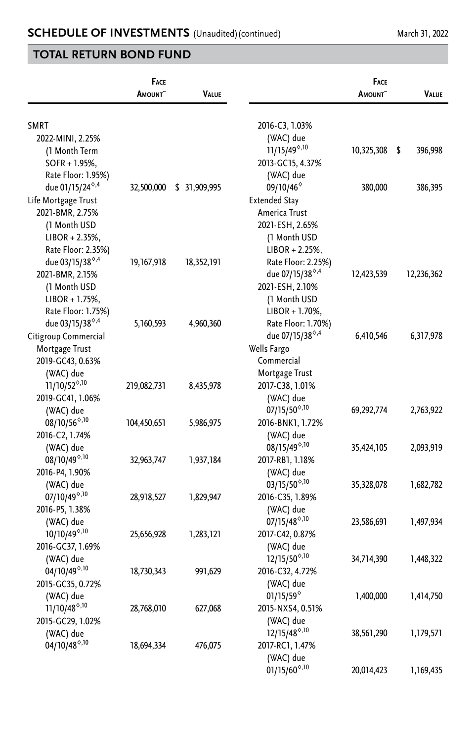## SCHEDULE OF INVESTMENTS (Unaudited) (continued)

March 31, 2022

## TOTAL RETURN BOND FUND

| | Face Amount~ | Value |
|---|---|---|
| SMRT | | |
| 2022-MINI, 2.25% (1 Month Term SOFR + 1.95%, Rate Floor: 1.95%) due 01/15/24◊,4 | 32,500,000 | $ 31,909,995 |
| Life Mortgage Trust | | |
| 2021-BMR, 2.75% (1 Month USD LIBOR + 2.35%, Rate Floor: 2.35%) due 03/15/38◊,4 | 19,167,918 | 18,352,191 |
| 2021-BMR, 2.15% (1 Month USD LIBOR + 1.75%, Rate Floor: 1.75%) due 03/15/38◊,4 | 5,160,593 | 4,960,360 |
| Citigroup Commercial Mortgage Trust | | |
| 2019-GC43, 0.63% (WAC) due 11/10/52◊,10 | 219,082,731 | 8,435,978 |
| 2019-GC41, 1.06% (WAC) due 08/10/56◊,10 | 104,450,651 | 5,986,975 |
| 2016-C2, 1.74% (WAC) due 08/10/49◊,10 | 32,963,747 | 1,937,184 |
| 2016-P4, 1.90% (WAC) due 07/10/49◊,10 | 28,918,527 | 1,829,947 |
| 2016-P5, 1.38% (WAC) due 10/10/49◊,10 | 25,656,928 | 1,283,121 |
| 2016-GC37, 1.69% (WAC) due 04/10/49◊,10 | 18,730,343 | 991,629 |
| 2015-GC35, 0.72% (WAC) due 11/10/48◊,10 | 28,768,010 | 627,068 |
| 2015-GC29, 1.02% (WAC) due 04/10/48◊,10 | 18,694,334 | 476,075 |
| 2016-C3, 1.03% (WAC) due 11/15/49◊,10 | 10,325,308 | $ 396,998 |
| 2013-GC15, 4.37% (WAC) due 09/10/46◊ | 380,000 | 386,395 |
| Extended Stay America Trust | | |
| 2021-ESH, 2.65% (1 Month USD LIBOR + 2.25%, Rate Floor: 2.25%) due 07/15/38◊,4 | 12,423,539 | 12,236,362 |
| 2021-ESH, 2.10% (1 Month USD LIBOR + 1.70%, Rate Floor: 1.70%) due 07/15/38◊,4 | 6,410,546 | 6,317,978 |
| Wells Fargo Commercial Mortgage Trust | | |
| 2017-C38, 1.01% (WAC) due 07/15/50◊,10 | 69,292,774 | 2,763,922 |
| 2016-BNK1, 1.72% (WAC) due 08/15/49◊,10 | 35,424,105 | 2,093,919 |
| 2017-RB1, 1.18% (WAC) due 03/15/50◊,10 | 35,328,078 | 1,682,782 |
| 2016-C35, 1.89% (WAC) due 07/15/48◊,10 | 23,586,691 | 1,497,934 |
| 2017-C42, 0.87% (WAC) due 12/15/50◊,10 | 34,714,390 | 1,448,322 |
| 2016-C32, 4.72% (WAC) due 01/15/59◊ | 1,400,000 | 1,414,750 |
| 2015-NXS4, 0.51% (WAC) due 12/15/48◊,10 | 38,561,290 | 1,179,571 |
| 2017-RC1, 1.47% (WAC) due 01/15/60◊,10 | 20,014,423 | 1,169,435 |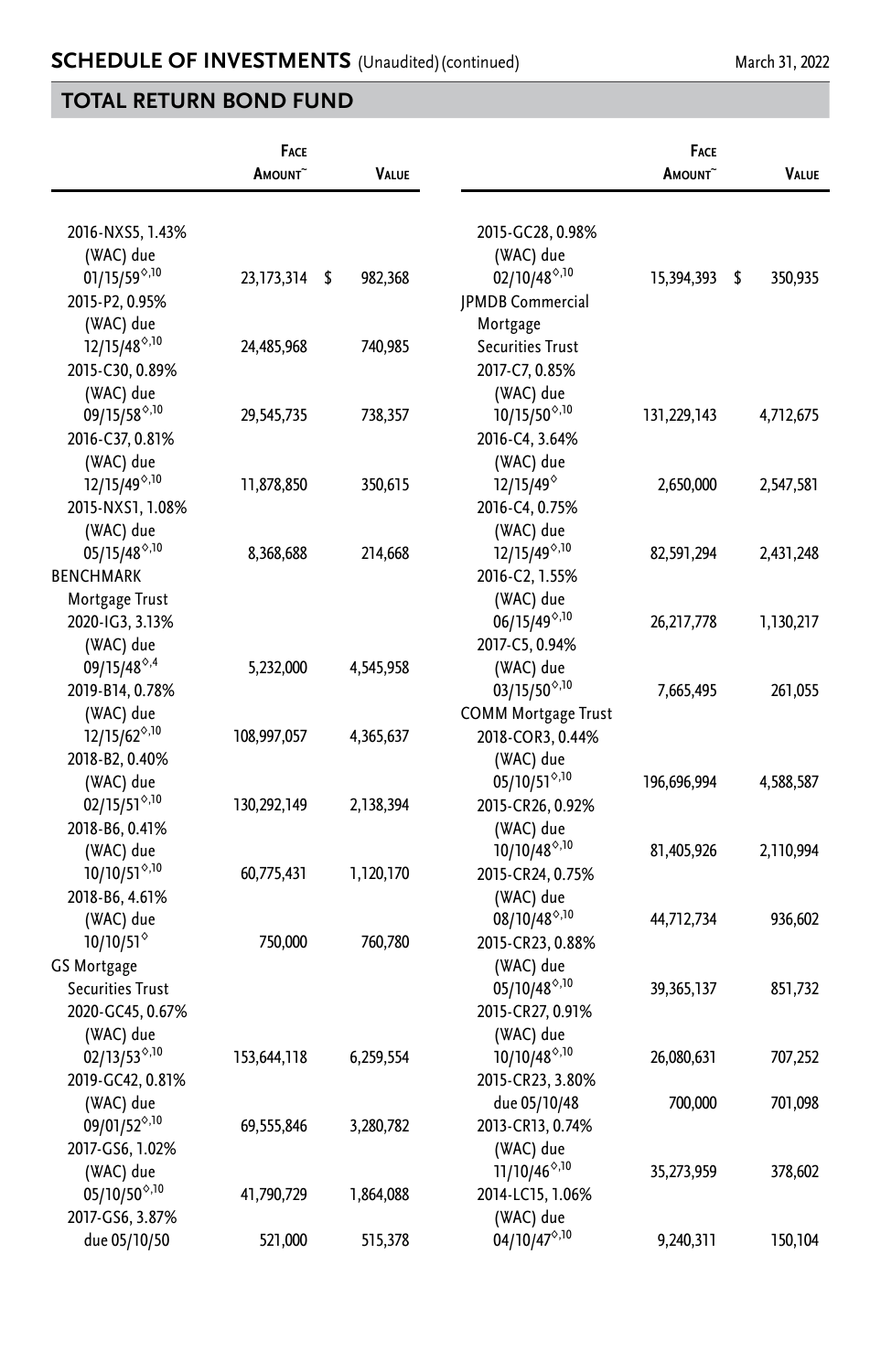## SCHEDULE OF INVESTMENTS (Unaudited) (continued)

March 31, 2022

## TOTAL RETURN BOND FUND

| | Face Amount~ | Value |
|---|---|---|
| 2016-NXS5, 1.43% (WAC) due 01/15/59◊,10 | 23,173,314 | $ 982,368 |
| 2015-P2, 0.95% (WAC) due 12/15/48◊,10 | 24,485,968 | 740,985 |
| 2015-C30, 0.89% (WAC) due 09/15/58◊,10 | 29,545,735 | 738,357 |
| 2016-C37, 0.81% (WAC) due 12/15/49◊,10 | 11,878,850 | 350,615 |
| 2015-NXS1, 1.08% (WAC) due 05/15/48◊,10 | 8,368,688 | 214,668 |
| BENCHMARK Mortgage Trust | | |
| 2020-IG3, 3.13% (WAC) due 09/15/48◊,4 | 5,232,000 | 4,545,958 |
| 2019-B14, 0.78% (WAC) due 12/15/62◊,10 | 108,997,057 | 4,365,637 |
| 2018-B2, 0.40% (WAC) due 02/15/51◊,10 | 130,292,149 | 2,138,394 |
| 2018-B6, 0.41% (WAC) due 10/10/51◊,10 | 60,775,431 | 1,120,170 |
| 2018-B6, 4.61% (WAC) due 10/10/51◊ | 750,000 | 760,780 |
| GS Mortgage Securities Trust | | |
| 2020-GC45, 0.67% (WAC) due 02/13/53◊,10 | 153,644,118 | 6,259,554 |
| 2019-GC42, 0.81% (WAC) due 09/01/52◊,10 | 69,555,846 | 3,280,782 |
| 2017-GS6, 1.02% (WAC) due 05/10/50◊,10 | 41,790,729 | 1,864,088 |
| 2017-GS6, 3.87% due 05/10/50 | 521,000 | 515,378 |
| 2015-GC28, 0.98% (WAC) due 02/10/48◊,10 | 15,394,393 | $ 350,935 |
| JPMDB Commercial Mortgage Securities Trust | | |
| 2017-C7, 0.85% (WAC) due 10/15/50◊,10 | 131,229,143 | 4,712,675 |
| 2016-C4, 3.64% (WAC) due 12/15/49◊ | 2,650,000 | 2,547,581 |
| 2016-C4, 0.75% (WAC) due 12/15/49◊,10 | 82,591,294 | 2,431,248 |
| 2016-C2, 1.55% (WAC) due 06/15/49◊,10 | 26,217,778 | 1,130,217 |
| 2017-C5, 0.94% (WAC) due 03/15/50◊,10 | 7,665,495 | 261,055 |
| COMM Mortgage Trust | | |
| 2018-COR3, 0.44% (WAC) due 05/10/51◊,10 | 196,696,994 | 4,588,587 |
| 2015-CR26, 0.92% (WAC) due 10/10/48◊,10 | 81,405,926 | 2,110,994 |
| 2015-CR24, 0.75% (WAC) due 08/10/48◊,10 | 44,712,734 | 936,602 |
| 2015-CR23, 0.88% (WAC) due 05/10/48◊,10 | 39,365,137 | 851,732 |
| 2015-CR27, 0.91% (WAC) due 10/10/48◊,10 | 26,080,631 | 707,252 |
| 2015-CR23, 3.80% due 05/10/48 | 700,000 | 701,098 |
| 2013-CR13, 0.74% (WAC) due 11/10/46◊,10 | 35,273,959 | 378,602 |
| 2014-LC15, 1.06% (WAC) due 04/10/47◊,10 | 9,240,311 | 150,104 |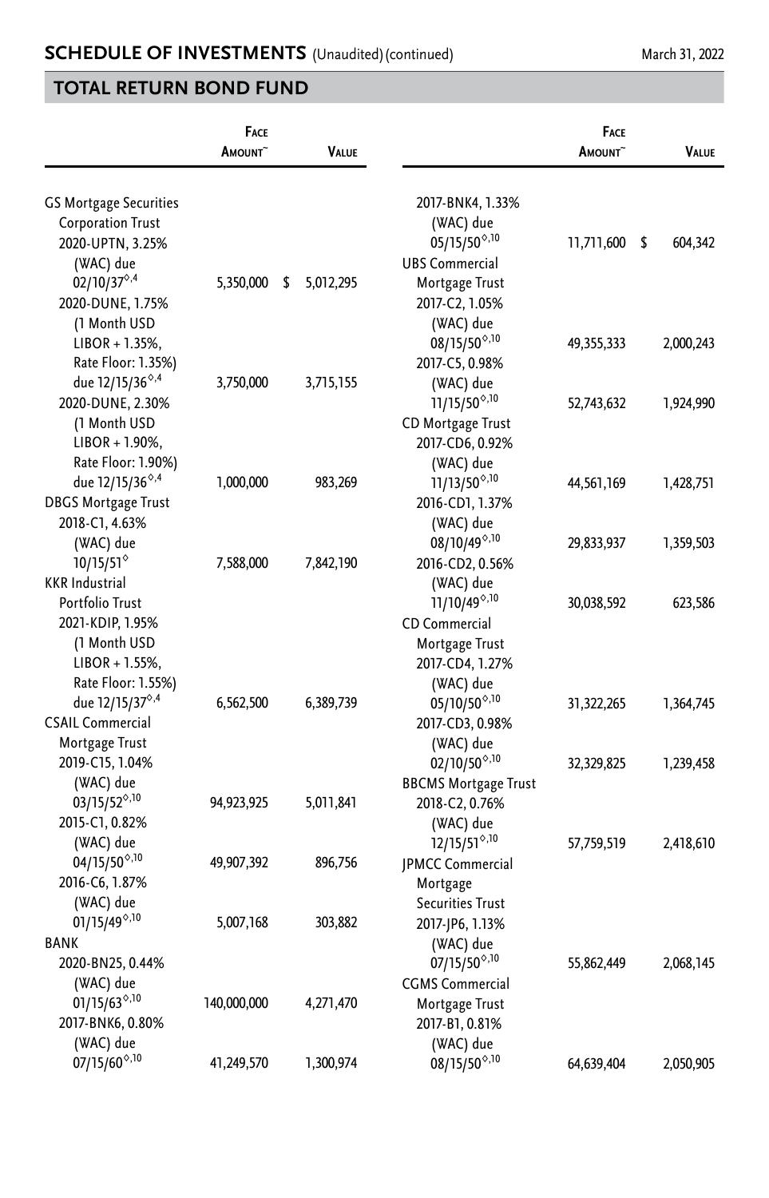## SCHEDULE OF INVESTMENTS (Unaudited) (continued)

March 31, 2022

## TOTAL RETURN BOND FUND

| | Face Amount~ | Value |
|---|---|---|
| GS Mortgage Securities Corporation Trust | | |
| 2020-UPTN, 3.25% (WAC) due 02/10/37◊,4 | 5,350,000 | $ 5,012,295 |
| 2020-DUNE, 1.75% (1 Month USD LIBOR + 1.35%, Rate Floor: 1.35%) due 12/15/36◊,4 | 3,750,000 | 3,715,155 |
| 2020-DUNE, 2.30% (1 Month USD LIBOR + 1.90%, Rate Floor: 1.90%) due 12/15/36◊,4 | 1,000,000 | 983,269 |
| DBGS Mortgage Trust | | |
| 2018-C1, 4.63% (WAC) due 10/15/51◊ | 7,588,000 | 7,842,190 |
| KKR Industrial Portfolio Trust | | |
| 2021-KDIP, 1.95% (1 Month USD LIBOR + 1.55%, Rate Floor: 1.55%) due 12/15/37◊,4 | 6,562,500 | 6,389,739 |
| CSAIL Commercial Mortgage Trust | | |
| 2019-C15, 1.04% (WAC) due 03/15/52◊,10 | 94,923,925 | 5,011,841 |
| 2015-C1, 0.82% (WAC) due 04/15/50◊,10 | 49,907,392 | 896,756 |
| 2016-C6, 1.87% (WAC) due 01/15/49◊,10 | 5,007,168 | 303,882 |
| BANK | | |
| 2020-BN25, 0.44% (WAC) due 01/15/63◊,10 | 140,000,000 | 4,271,470 |
| 2017-BNK6, 0.80% (WAC) due 07/15/60◊,10 | 41,249,570 | 1,300,974 |
| 2017-BNK4, 1.33% (WAC) due 05/15/50◊,10 | 11,711,600 | $ 604,342 |
| UBS Commercial Mortgage Trust | | |
| 2017-C2, 1.05% (WAC) due 08/15/50◊,10 | 49,355,333 | 2,000,243 |
| 2017-C5, 0.98% (WAC) due 11/15/50◊,10 | 52,743,632 | 1,924,990 |
| CD Mortgage Trust | | |
| 2017-CD6, 0.92% (WAC) due 11/13/50◊,10 | 44,561,169 | 1,428,751 |
| 2016-CD1, 1.37% (WAC) due 08/10/49◊,10 | 29,833,937 | 1,359,503 |
| 2016-CD2, 0.56% (WAC) due 11/10/49◊,10 | 30,038,592 | 623,586 |
| CD Commercial Mortgage Trust | | |
| 2017-CD4, 1.27% (WAC) due 05/10/50◊,10 | 31,322,265 | 1,364,745 |
| 2017-CD3, 0.98% (WAC) due 02/10/50◊,10 | 32,329,825 | 1,239,458 |
| BBCMS Mortgage Trust | | |
| 2018-C2, 0.76% (WAC) due 12/15/51◊,10 | 57,759,519 | 2,418,610 |
| JPMCC Commercial Mortgage Securities Trust | | |
| 2017-JP6, 1.13% (WAC) due 07/15/50◊,10 | 55,862,449 | 2,068,145 |
| CGMS Commercial Mortgage Trust | | |
| 2017-B1, 0.81% (WAC) due 08/15/50◊,10 | 64,639,404 | 2,050,905 |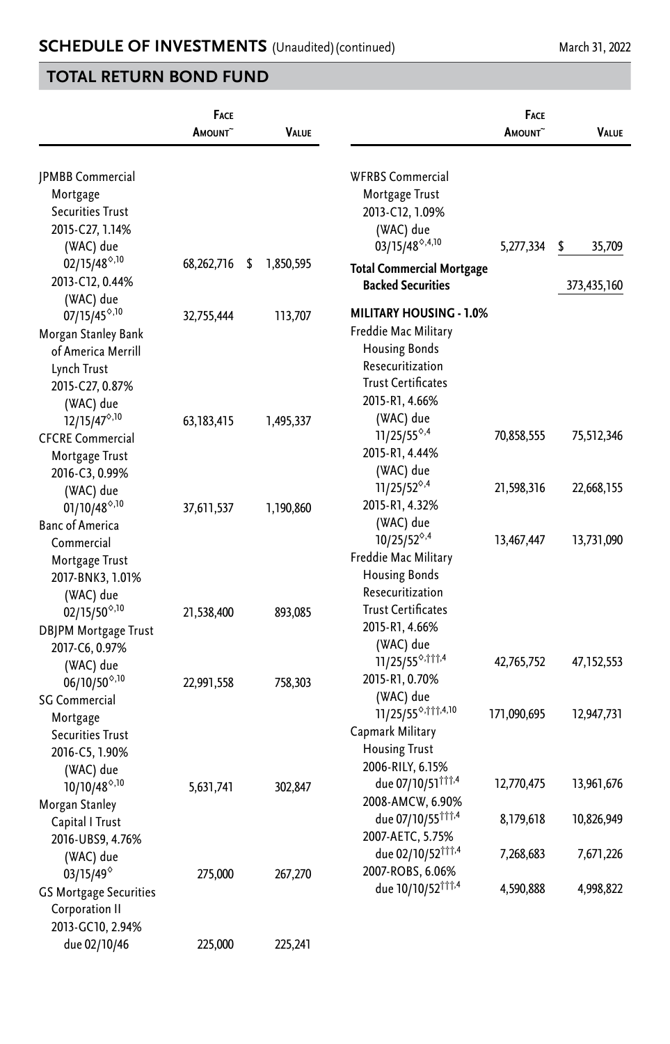## TOTAL RETURN BOND FUND

| | Face Amount~ | Value |
|---|---|---|
| JPMBB Commercial Mortgage Securities Trust | | |
| 2015-C27, 1.14% (WAC) due 02/15/48◊,10 | 68,262,716 | $ 1,850,595 |
| 2013-C12, 0.44% (WAC) due 07/15/45◊,10 | 32,755,444 | 113,707 |
| Morgan Stanley Bank of America Merrill Lynch Trust | | |
| 2015-C27, 0.87% (WAC) due 12/15/47◊,10 | 63,183,415 | 1,495,337 |
| CFCRE Commercial Mortgage Trust | | |
| 2016-C3, 0.99% (WAC) due 01/10/48◊,10 | 37,611,537 | 1,190,860 |
| Banc of America Commercial Mortgage Trust | | |
| 2017-BNK3, 1.01% (WAC) due 02/15/50◊,10 | 21,538,400 | 893,085 |
| DBJPM Mortgage Trust | | |
| 2017-C6, 0.97% (WAC) due 06/10/50◊,10 | 22,991,558 | 758,303 |
| SG Commercial Mortgage Securities Trust | | |
| 2016-C5, 1.90% (WAC) due 10/10/48◊,10 | 5,631,741 | 302,847 |
| Morgan Stanley Capital I Trust | | |
| 2016-UBS9, 4.76% (WAC) due 03/15/49◊ | 275,000 | 267,270 |
| GS Mortgage Securities Corporation II | | |
| 2013-GC10, 2.94% due 02/10/46 | 225,000 | 225,241 |
| WFRBS Commercial Mortgage Trust | | |
| 2013-C12, 1.09% (WAC) due 03/15/48◊,4,10 | 5,277,334 | $ 35,709 |
| **Total Commercial Mortgage Backed Securities** | | 373,435,160 |
| **MILITARY HOUSING - 1.0%** | | |
| Freddie Mac Military Housing Bonds Resecuritization Trust Certificates | | |
| 2015-R1, 4.66% (WAC) due 11/25/55◊,4 | 70,858,555 | 75,512,346 |
| 2015-R1, 4.44% (WAC) due 11/25/52◊,4 | 21,598,316 | 22,668,155 |
| 2015-R1, 4.32% (WAC) due 10/25/52◊,4 | 13,467,447 | 13,731,090 |
| Freddie Mac Military Housing Bonds Resecuritization Trust Certificates | | |
| 2015-R1, 4.66% (WAC) due 11/25/55◊,†††,4 | 42,765,752 | 47,152,553 |
| 2015-R1, 0.70% (WAC) due 11/25/55◊,†††,4,10 | 171,090,695 | 12,947,731 |
| Capmark Military Housing Trust | | |
| 2006-RILY, 6.15% due 07/10/51†††,4 | 12,770,475 | 13,961,676 |
| 2008-AMCW, 6.90% due 07/10/55†††,4 | 8,179,618 | 10,826,949 |
| 2007-AETC, 5.75% due 02/10/52†††,4 | 7,268,683 | 7,671,226 |
| 2007-ROBS, 6.06% due 10/10/52†††,4 | 4,590,888 | 4,998,822 |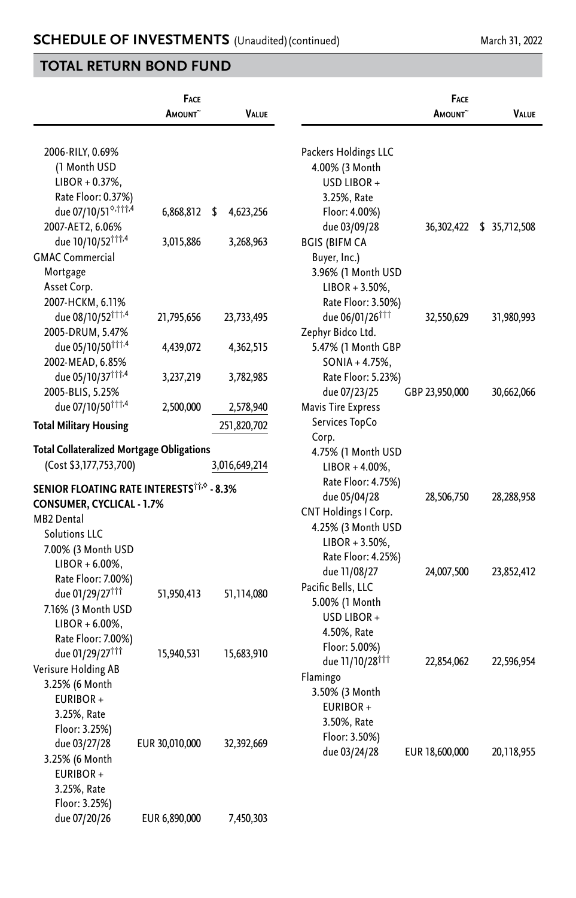## TOTAL RETURN BOND FUND

| | Face Amount~ | Value |
|---|---|---|
| 2006-RILY, 0.69% (1 Month USD LIBOR + 0.37%, Rate Floor: 0.37%) due 07/10/51◊,†††,4 | 6,868,812 | $ 4,623,256 |
| 2007-AET2, 6.06% due 10/10/52†††,4 | 3,015,886 | 3,268,963 |
| GMAC Commercial Mortgage Asset Corp. | | |
| 2007-HCKM, 6.11% due 08/10/52†††,4 | 21,795,656 | 23,733,495 |
| 2005-DRUM, 5.47% due 05/10/50†††,4 | 4,439,072 | 4,362,515 |
| 2002-MEAD, 6.85% due 05/10/37†††,4 | 3,237,219 | 3,782,985 |
| 2005-BLIS, 5.25% due 07/10/50†††,4 | 2,500,000 | 2,578,940 |
| **Total Military Housing** | | 251,820,702 |
| **Total Collateralized Mortgage Obligations** (Cost $3,177,753,700) | | 3,016,649,214 |
| **SENIOR FLOATING RATE INTERESTS††,◊ - 8.3%** | | |
| **CONSUMER, CYCLICAL - 1.7%** | | |
| MB2 Dental Solutions LLC | | |
| 7.00% (3 Month USD LIBOR + 6.00%, Rate Floor: 7.00%) due 01/29/27††† | 51,950,413 | 51,114,080 |
| 7.16% (3 Month USD LIBOR + 6.00%, Rate Floor: 7.00%) due 01/29/27††† | 15,940,531 | 15,683,910 |
| Verisure Holding AB | | |
| 3.25% (6 Month EURIBOR + 3.25%, Rate Floor: 3.25%) due 03/27/28 | EUR 30,010,000 | 32,392,669 |
| 3.25% (6 Month EURIBOR + 3.25%, Rate Floor: 3.25%) due 07/20/26 | EUR 6,890,000 | 7,450,303 |
| Packers Holdings LLC | | |
| 4.00% (3 Month USD LIBOR + 3.25%, Rate Floor: 4.00%) due 03/09/28 | 36,302,422 | $ 35,712,508 |
| BGIS (BIFM CA Buyer, Inc.) | | |
| 3.96% (1 Month USD LIBOR + 3.50%, Rate Floor: 3.50%) due 06/01/26††† | 32,550,629 | 31,980,993 |
| Zephyr Bidco Ltd. | | |
| 5.47% (1 Month GBP SONIA + 4.75%, Rate Floor: 5.23%) due 07/23/25 | GBP 23,950,000 | 30,662,066 |
| Mavis Tire Express Services TopCo Corp. | | |
| 4.75% (1 Month USD LIBOR + 4.00%, Rate Floor: 4.75%) due 05/04/28 | 28,506,750 | 28,288,958 |
| CNT Holdings I Corp. | | |
| 4.25% (3 Month USD LIBOR + 3.50%, Rate Floor: 4.25%) due 11/08/27 | 24,007,500 | 23,852,412 |
| Pacific Bells, LLC | | |
| 5.00% (1 Month USD LIBOR + 4.50%, Rate Floor: 5.00%) due 11/10/28††† | 22,854,062 | 22,596,954 |
| Flamingo | | |
| 3.50% (3 Month EURIBOR + 3.50%, Rate Floor: 3.50%) due 03/24/28 | EUR 18,600,000 | 20,118,955 |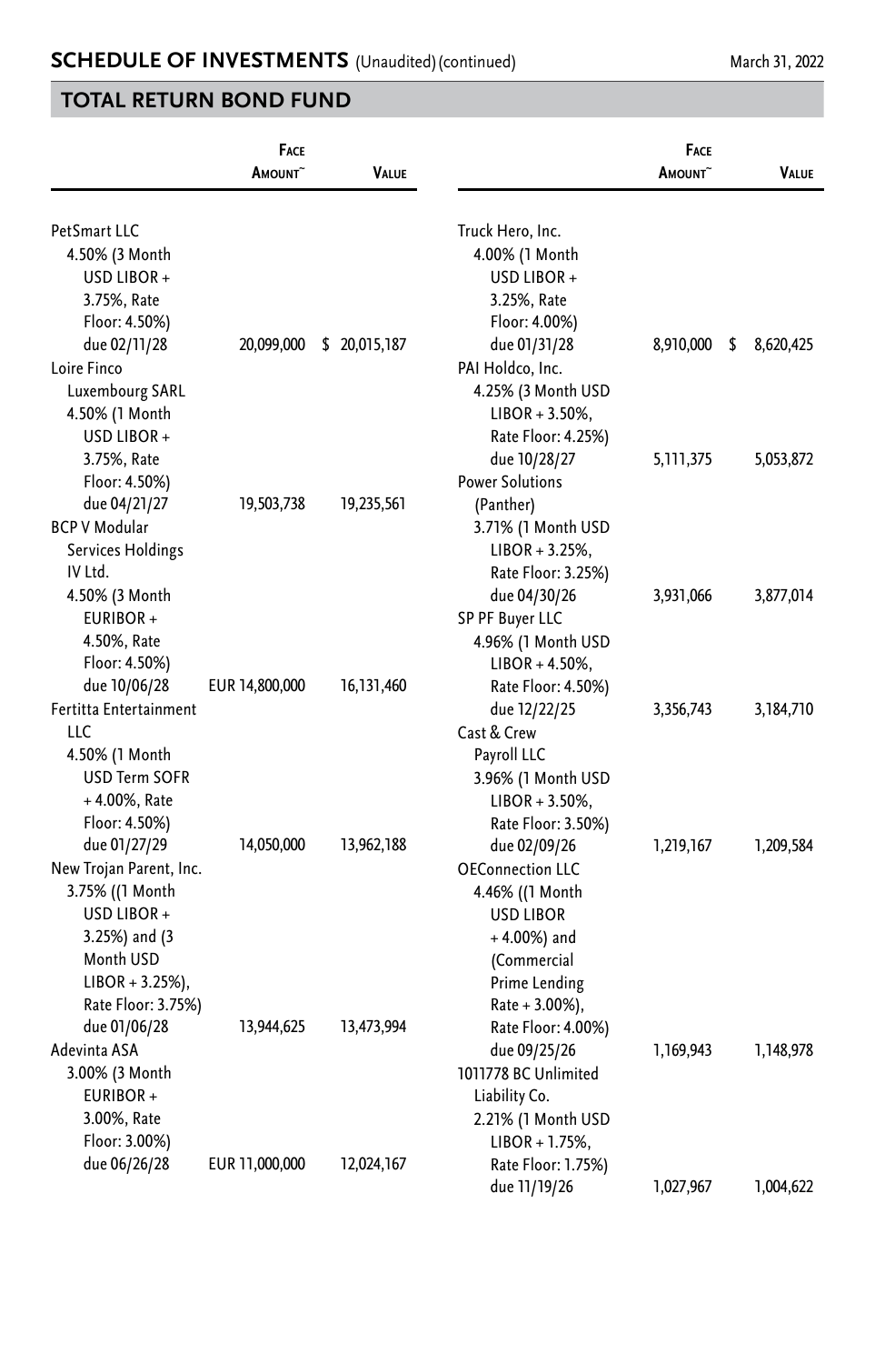## SCHEDULE OF INVESTMENTS (Unaudited) (continued)

March 31, 2022

## TOTAL RETURN BOND FUND

| | Face Amount~ | Value |
|---|---|---|
| PetSmart LLC 4.50% (3 Month USD LIBOR + 3.75%, Rate Floor: 4.50%) due 02/11/28 | 20,099,000 | $ 20,015,187 |
| Loire Finco Luxembourg SARL 4.50% (1 Month USD LIBOR + 3.75%, Rate Floor: 4.50%) due 04/21/27 | 19,503,738 | 19,235,561 |
| BCP V Modular Services Holdings IV Ltd. 4.50% (3 Month EURIBOR + 4.50%, Rate Floor: 4.50%) due 10/06/28 | EUR 14,800,000 | 16,131,460 |
| Fertitta Entertainment LLC 4.50% (1 Month USD Term SOFR + 4.00%, Rate Floor: 4.50%) due 01/27/29 | 14,050,000 | 13,962,188 |
| New Trojan Parent, Inc. 3.75% ((1 Month USD LIBOR + 3.25%) and (3 Month USD LIBOR + 3.25%), Rate Floor: 3.75%) due 01/06/28 | 13,944,625 | 13,473,994 |
| Adevinta ASA 3.00% (3 Month EURIBOR + 3.00%, Rate Floor: 3.00%) due 06/26/28 | EUR 11,000,000 | 12,024,167 |
| Truck Hero, Inc. 4.00% (1 Month USD LIBOR + 3.25%, Rate Floor: 4.00%) due 01/31/28 | 8,910,000 | $ 8,620,425 |
| PAI Holdco, Inc. 4.25% (3 Month USD LIBOR + 3.50%, Rate Floor: 4.25%) due 10/28/27 | 5,111,375 | 5,053,872 |
| Power Solutions (Panther) 3.71% (1 Month USD LIBOR + 3.25%, Rate Floor: 3.25%) due 04/30/26 | 3,931,066 | 3,877,014 |
| SP PF Buyer LLC 4.96% (1 Month USD LIBOR + 4.50%, Rate Floor: 4.50%) due 12/22/25 | 3,356,743 | 3,184,710 |
| Cast & Crew Payroll LLC 3.96% (1 Month USD LIBOR + 3.50%, Rate Floor: 3.50%) due 02/09/26 | 1,219,167 | 1,209,584 |
| OEConnection LLC 4.46% ((1 Month USD LIBOR + 4.00%) and (Commercial Prime Lending Rate + 3.00%), Rate Floor: 4.00%) due 09/25/26 | 1,169,943 | 1,148,978 |
| 1011778 BC Unlimited Liability Co. 2.21% (1 Month USD LIBOR + 1.75%, Rate Floor: 1.75%) due 11/19/26 | 1,027,967 | 1,004,622 |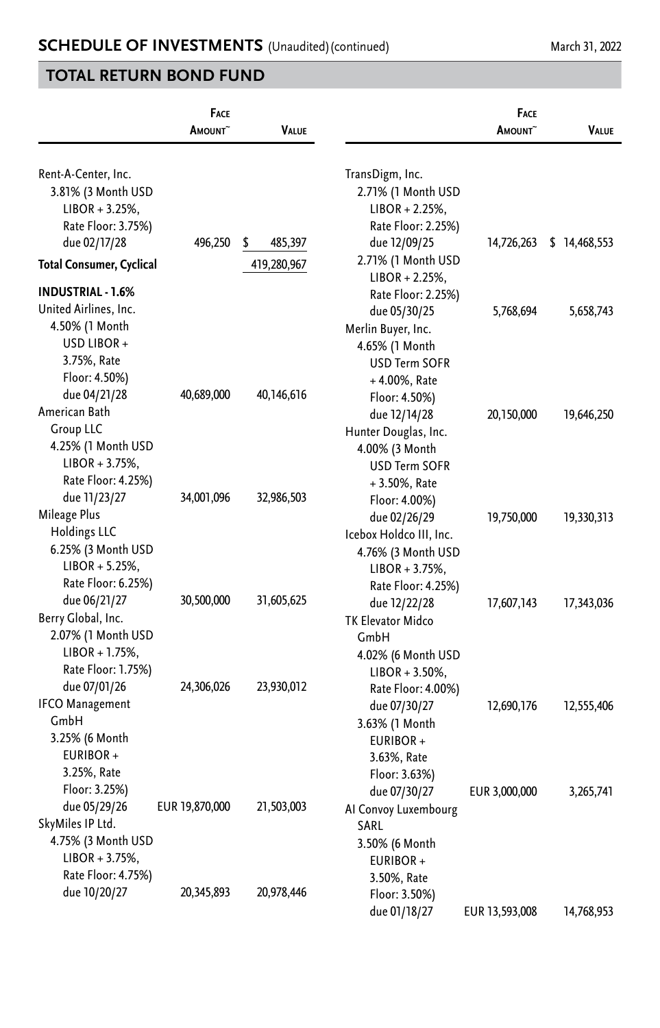## SCHEDULE OF INVESTMENTS (Unaudited) (continued)

March 31, 2022

## TOTAL RETURN BOND FUND

| | Face Amount~ | Value |
|---|---|---|
| Rent-A-Center, Inc. | | |
| 3.81% (3 Month USD LIBOR + 3.25%, Rate Floor: 3.75%) due 02/17/28 | 496,250 | $ 485,397 |
| **Total Consumer, Cyclical** | | 419,280,967 |
| **INDUSTRIAL - 1.6%** | | |
| United Airlines, Inc. | | |
| 4.50% (1 Month USD LIBOR + 3.75%, Rate Floor: 4.50%) due 04/21/28 | 40,689,000 | 40,146,616 |
| American Bath Group LLC | | |
| 4.25% (1 Month USD LIBOR + 3.75%, Rate Floor: 4.25%) due 11/23/27 | 34,001,096 | 32,986,503 |
| Mileage Plus Holdings LLC | | |
| 6.25% (3 Month USD LIBOR + 5.25%, Rate Floor: 6.25%) due 06/21/27 | 30,500,000 | 31,605,625 |
| Berry Global, Inc. | | |
| 2.07% (1 Month USD LIBOR + 1.75%, Rate Floor: 1.75%) due 07/01/26 | 24,306,026 | 23,930,012 |
| IFCO Management GmbH | | |
| 3.25% (6 Month EURIBOR + 3.25%, Rate Floor: 3.25%) due 05/29/26 | EUR 19,870,000 | 21,503,003 |
| SkyMiles IP Ltd. | | |
| 4.75% (3 Month USD LIBOR + 3.75%, Rate Floor: 4.75%) due 10/20/27 | 20,345,893 | 20,978,446 |
| TransDigm, Inc. | | |
| 2.71% (1 Month USD LIBOR + 2.25%, Rate Floor: 2.25%) due 12/09/25 | 14,726,263 | $ 14,468,553 |
| 2.71% (1 Month USD LIBOR + 2.25%, Rate Floor: 2.25%) due 05/30/25 | 5,768,694 | 5,658,743 |
| Merlin Buyer, Inc. | | |
| 4.65% (1 Month USD Term SOFR + 4.00%, Rate Floor: 4.50%) due 12/14/28 | 20,150,000 | 19,646,250 |
| Hunter Douglas, Inc. | | |
| 4.00% (3 Month USD Term SOFR + 3.50%, Rate Floor: 4.00%) due 02/26/29 | 19,750,000 | 19,330,313 |
| Icebox Holdco III, Inc. | | |
| 4.76% (3 Month USD LIBOR + 3.75%, Rate Floor: 4.25%) due 12/22/28 | 17,607,143 | 17,343,036 |
| TK Elevator Midco GmbH | | |
| 4.02% (6 Month USD LIBOR + 3.50%, Rate Floor: 4.00%) due 07/30/27 | 12,690,176 | 12,555,406 |
| 3.63% (1 Month EURIBOR + 3.63%, Rate Floor: 3.63%) due 07/30/27 | EUR 3,000,000 | 3,265,741 |
| AI Convoy Luxembourg SARL | | |
| 3.50% (6 Month EURIBOR + 3.50%, Rate Floor: 3.50%) due 01/18/27 | EUR 13,593,008 | 14,768,953 |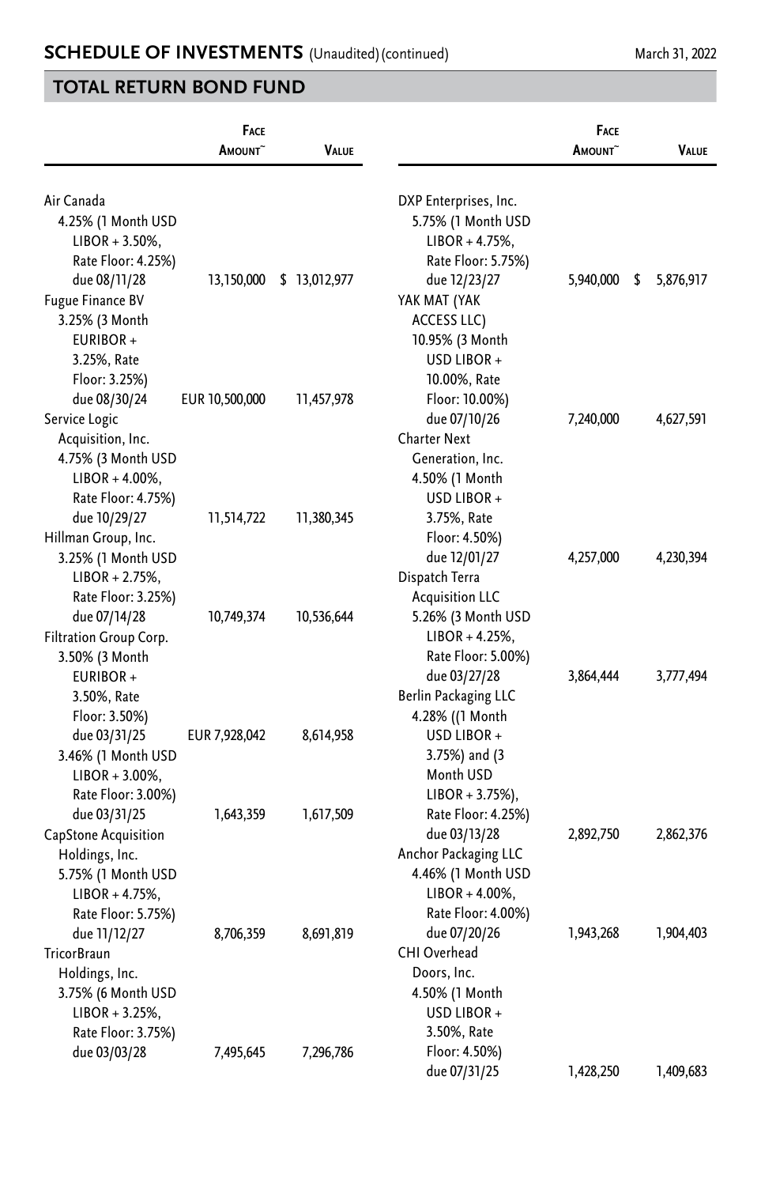## SCHEDULE OF INVESTMENTS (Unaudited) (continued)

March 31, 2022

## TOTAL RETURN BOND FUND

| | Face Amount~ | Value |
|---|---|---|
| Air Canada 4.25% (1 Month USD LIBOR + 3.50%, Rate Floor: 4.25%) due 08/11/28 | 13,150,000 | $ 13,012,977 |
| Fugue Finance BV 3.25% (3 Month EURIBOR + 3.25%, Rate Floor: 3.25%) due 08/30/24 | EUR 10,500,000 | 11,457,978 |
| Service Logic Acquisition, Inc. 4.75% (3 Month USD LIBOR + 4.00%, Rate Floor: 4.75%) due 10/29/27 | 11,514,722 | 11,380,345 |
| Hillman Group, Inc. 3.25% (1 Month USD LIBOR + 2.75%, Rate Floor: 3.25%) due 07/14/28 | 10,749,374 | 10,536,644 |
| Filtration Group Corp. | | |
| 3.50% (3 Month EURIBOR + 3.50%, Rate Floor: 3.50%) due 03/31/25 | EUR 7,928,042 | 8,614,958 |
| 3.46% (1 Month USD LIBOR + 3.00%, Rate Floor: 3.00%) due 03/31/25 | 1,643,359 | 1,617,509 |
| CapStone Acquisition Holdings, Inc. 5.75% (1 Month USD LIBOR + 4.75%, Rate Floor: 5.75%) due 11/12/27 | 8,706,359 | 8,691,819 |
| TricorBraun Holdings, Inc. 3.75% (6 Month USD LIBOR + 3.25%, Rate Floor: 3.75%) due 03/03/28 | 7,495,645 | 7,296,786 |
| DXP Enterprises, Inc. 5.75% (1 Month USD LIBOR + 4.75%, Rate Floor: 5.75%) due 12/23/27 | 5,940,000 | $ 5,876,917 |
| YAK MAT (YAK ACCESS LLC) 10.95% (3 Month USD LIBOR + 10.00%, Rate Floor: 10.00%) due 07/10/26 | 7,240,000 | 4,627,591 |
| Charter Next Generation, Inc. 4.50% (1 Month USD LIBOR + 3.75%, Rate Floor: 4.50%) due 12/01/27 | 4,257,000 | 4,230,394 |
| Dispatch Terra Acquisition LLC 5.26% (3 Month USD LIBOR + 4.25%, Rate Floor: 5.00%) due 03/27/28 | 3,864,444 | 3,777,494 |
| Berlin Packaging LLC 4.28% ((1 Month USD LIBOR + 3.75%) and (3 Month USD LIBOR + 3.75%), Rate Floor: 4.25%) due 03/13/28 | 2,892,750 | 2,862,376 |
| Anchor Packaging LLC 4.46% (1 Month USD LIBOR + 4.00%, Rate Floor: 4.00%) due 07/20/26 | 1,943,268 | 1,904,403 |
| CHI Overhead Doors, Inc. 4.50% (1 Month USD LIBOR + 3.50%, Rate Floor: 4.50%) due 07/31/25 | 1,428,250 | 1,409,683 |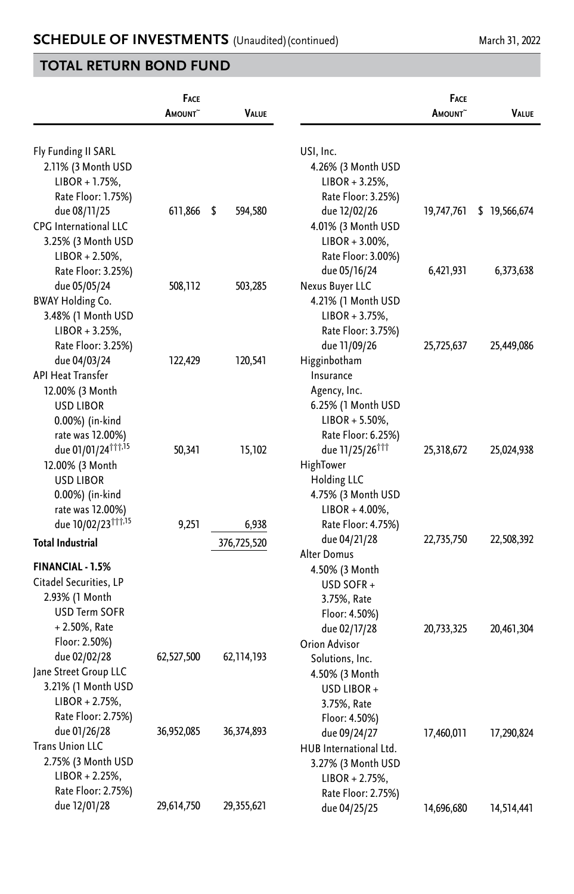## SCHEDULE OF INVESTMENTS (Unaudited)(continued)

March 31, 2022

## TOTAL RETURN BOND FUND

| | Face Amount~ | Value |
|---|---|---|
| Fly Funding II SARL 2.11% (3 Month USD LIBOR + 1.75%, Rate Floor: 1.75%) due 08/11/25 | 611,866 | $ 594,580 |
| CPG International LLC 3.25% (3 Month USD LIBOR + 2.50%, Rate Floor: 3.25%) due 05/05/24 | 508,112 | 503,285 |
| BWAY Holding Co. 3.48% (1 Month USD LIBOR + 3.25%, Rate Floor: 3.25%) due 04/03/24 | 122,429 | 120,541 |
| API Heat Transfer 12.00% (3 Month USD LIBOR 0.00%) (in-kind rate was 12.00%) due 01/01/24[†††,15] | 50,341 | 15,102 |
| 12.00% (3 Month USD LIBOR 0.00%) (in-kind rate was 12.00%) due 10/02/23[†††,15] | 9,251 | 6,938 |
| **Total Industrial** | | 376,725,520 |
| **FINANCIAL - 1.5%** | | |
| Citadel Securities, LP 2.93% (1 Month USD Term SOFR + 2.50%, Rate Floor: 2.50%) due 02/02/28 | 62,527,500 | 62,114,193 |
| Jane Street Group LLC 3.21% (1 Month USD LIBOR + 2.75%, Rate Floor: 2.75%) due 01/26/28 | 36,952,085 | 36,374,893 |
| Trans Union LLC 2.75% (3 Month USD LIBOR + 2.25%, Rate Floor: 2.75%) due 12/01/28 | 29,614,750 | 29,355,621 |
| USI, Inc. 4.26% (3 Month USD LIBOR + 3.25%, Rate Floor: 3.25%) due 12/02/26 | 19,747,761 | $ 19,566,674 |
| 4.01% (3 Month USD LIBOR + 3.00%, Rate Floor: 3.00%) due 05/16/24 | 6,421,931 | 6,373,638 |
| Nexus Buyer LLC 4.21% (1 Month USD LIBOR + 3.75%, Rate Floor: 3.75%) due 11/09/26 | 25,725,637 | 25,449,086 |
| Higginbotham Insurance Agency, Inc. 6.25% (1 Month USD LIBOR + 5.50%, Rate Floor: 6.25%) due 11/25/26[†††] | 25,318,672 | 25,024,938 |
| HighTower Holding LLC 4.75% (3 Month USD LIBOR + 4.00%, Rate Floor: 4.75%) due 04/21/28 | 22,735,750 | 22,508,392 |
| Alter Domus 4.50% (3 Month USD SOFR + 3.75%, Rate Floor: 4.50%) due 02/17/28 | 20,733,325 | 20,461,304 |
| Orion Advisor Solutions, Inc. 4.50% (3 Month USD LIBOR + 3.75%, Rate Floor: 4.50%) due 09/24/27 | 17,460,011 | 17,290,824 |
| HUB International Ltd. 3.27% (3 Month USD LIBOR + 2.75%, Rate Floor: 2.75%) due 04/25/25 | 14,696,680 | 14,514,441 |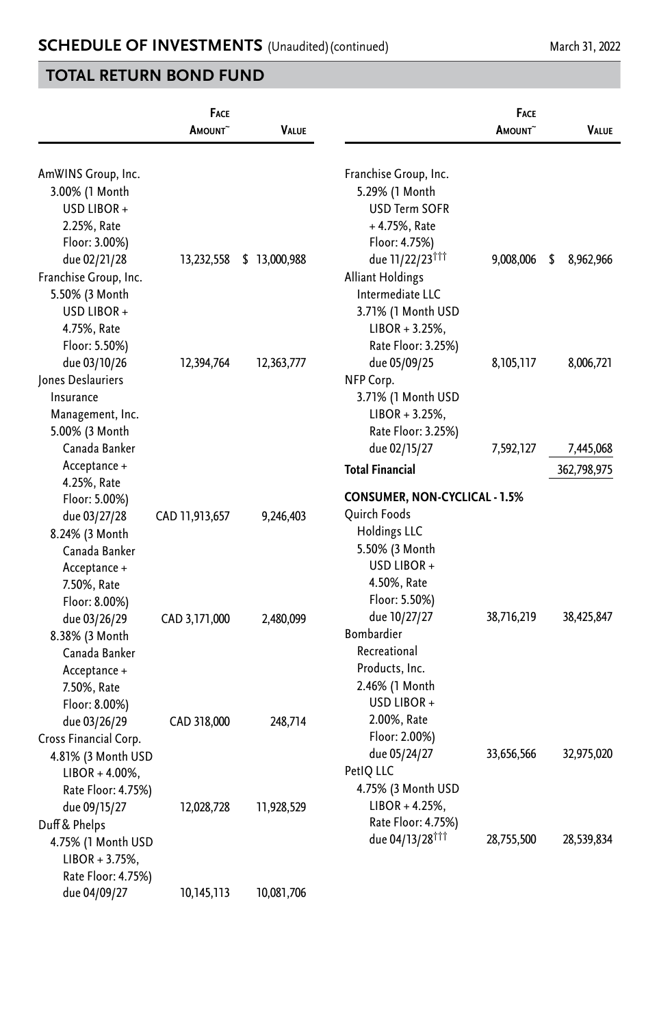## SCHEDULE OF INVESTMENTS (Unaudited) (continued)

March 31, 2022

## TOTAL RETURN BOND FUND

| | Face Amount~ | Value |
|---|---|---|
| AmWINS Group, Inc. | | |
| 3.00% (1 Month USD LIBOR + 2.25%, Rate Floor: 3.00%) due 02/21/28 | 13,232,558 | $ 13,000,988 |
| Franchise Group, Inc. | | |
| 5.50% (3 Month USD LIBOR + 4.75%, Rate Floor: 5.50%) due 03/10/26 | 12,394,764 | 12,363,777 |
| Jones Deslauriers Insurance Management, Inc. | | |
| 5.00% (3 Month Canada Banker Acceptance + 4.25%, Rate Floor: 5.00%) due 03/27/28 | CAD 11,913,657 | 9,246,403 |
| 8.24% (3 Month Canada Banker Acceptance + 7.50%, Rate Floor: 8.00%) due 03/26/29 | CAD 3,171,000 | 2,480,099 |
| 8.38% (3 Month Canada Banker Acceptance + 7.50%, Rate Floor: 8.00%) due 03/26/29 | CAD 318,000 | 248,714 |
| Cross Financial Corp. | | |
| 4.81% (3 Month USD LIBOR + 4.00%, Rate Floor: 4.75%) due 09/15/27 | 12,028,728 | 11,928,529 |
| Duff & Phelps | | |
| 4.75% (1 Month USD LIBOR + 3.75%, Rate Floor: 4.75%) due 04/09/27 | 10,145,113 | 10,081,706 |
| Franchise Group, Inc. | | |
| 5.29% (1 Month USD Term SOFR + 4.75%, Rate Floor: 4.75%) due 11/22/23††† | 9,008,006 | $ 8,962,966 |
| Alliant Holdings Intermediate LLC | | |
| 3.71% (1 Month USD LIBOR + 3.25%, Rate Floor: 3.25%) due 05/09/25 | 8,105,117 | 8,006,721 |
| NFP Corp. | | |
| 3.71% (1 Month USD LIBOR + 3.25%, Rate Floor: 3.25%) due 02/15/27 | 7,592,127 | 7,445,068 |
| **Total Financial** | | 362,798,975 |
| **CONSUMER, NON-CYCLICAL - 1.5%** | | |
| Quirch Foods Holdings LLC | | |
| 5.50% (3 Month USD LIBOR + 4.50%, Rate Floor: 5.50%) due 10/27/27 | 38,716,219 | 38,425,847 |
| Bombardier Recreational Products, Inc. | | |
| 2.46% (1 Month USD LIBOR + 2.00%, Rate Floor: 2.00%) due 05/24/27 | 33,656,566 | 32,975,020 |
| PetIQ LLC | | |
| 4.75% (3 Month USD LIBOR + 4.25%, Rate Floor: 4.75%) due 04/13/28††† | 28,755,500 | 28,539,834 |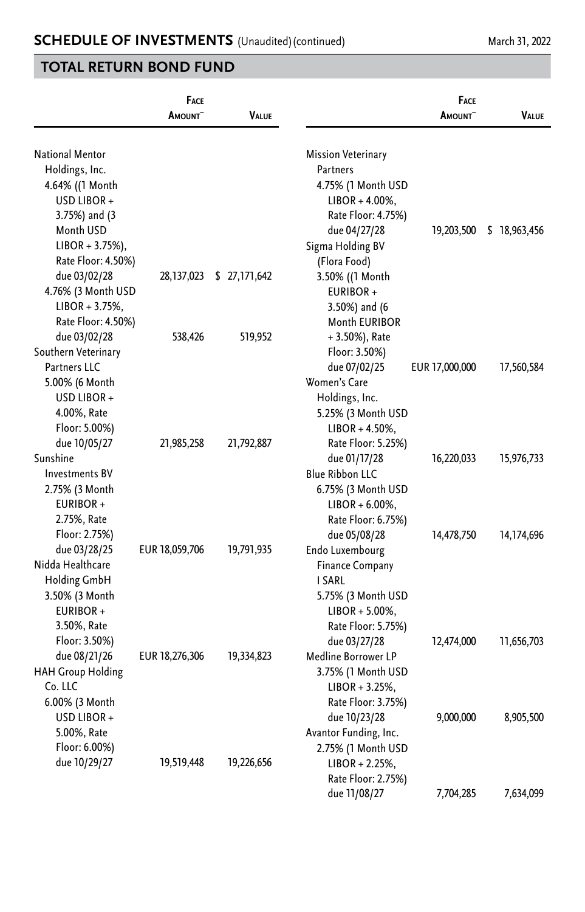## SCHEDULE OF INVESTMENTS (Unaudited) (continued)

March 31, 2022

## TOTAL RETURN BOND FUND

| | Face Amount~ | Value |
|---|---|---|
| National Mentor Holdings, Inc. | | |
| 4.64% ((1 Month USD LIBOR + 3.75%) and (3 Month USD LIBOR + 3.75%), Rate Floor: 4.50%) due 03/02/28 | 28,137,023 | $ 27,171,642 |
| 4.76% (3 Month USD LIBOR + 3.75%, Rate Floor: 4.50%) due 03/02/28 | 538,426 | 519,952 |
| Southern Veterinary Partners LLC | | |
| 5.00% (6 Month USD LIBOR + 4.00%, Rate Floor: 5.00%) due 10/05/27 | 21,985,258 | 21,792,887 |
| Sunshine Investments BV | | |
| 2.75% (3 Month EURIBOR + 2.75%, Rate Floor: 2.75%) due 03/28/25 | EUR 18,059,706 | 19,791,935 |
| Nidda Healthcare Holding GmbH | | |
| 3.50% (3 Month EURIBOR + 3.50%, Rate Floor: 3.50%) due 08/21/26 | EUR 18,276,306 | 19,334,823 |
| HAH Group Holding Co. LLC | | |
| 6.00% (3 Month USD LIBOR + 5.00%, Rate Floor: 6.00%) due 10/29/27 | 19,519,448 | 19,226,656 |
| Mission Veterinary Partners | | |
| 4.75% (1 Month USD LIBOR + 4.00%, Rate Floor: 4.75%) due 04/27/28 | 19,203,500 | $ 18,963,456 |
| Sigma Holding BV (Flora Food) | | |
| 3.50% ((1 Month EURIBOR + 3.50%) and (6 Month EURIBOR + 3.50%), Rate Floor: 3.50%) due 07/02/25 | EUR 17,000,000 | 17,560,584 |
| Women's Care Holdings, Inc. | | |
| 5.25% (3 Month USD LIBOR + 4.50%, Rate Floor: 5.25%) due 01/17/28 | 16,220,033 | 15,976,733 |
| Blue Ribbon LLC | | |
| 6.75% (3 Month USD LIBOR + 6.00%, Rate Floor: 6.75%) due 05/08/28 | 14,478,750 | 14,174,696 |
| Endo Luxembourg Finance Company I SARL | | |
| 5.75% (3 Month USD LIBOR + 5.00%, Rate Floor: 5.75%) due 03/27/28 | 12,474,000 | 11,656,703 |
| Medline Borrower LP | | |
| 3.75% (1 Month USD LIBOR + 3.25%, Rate Floor: 3.75%) due 10/23/28 | 9,000,000 | 8,905,500 |
| Avantor Funding, Inc. | | |
| 2.75% (1 Month USD LIBOR + 2.25%, Rate Floor: 2.75%) due 11/08/27 | 7,704,285 | 7,634,099 |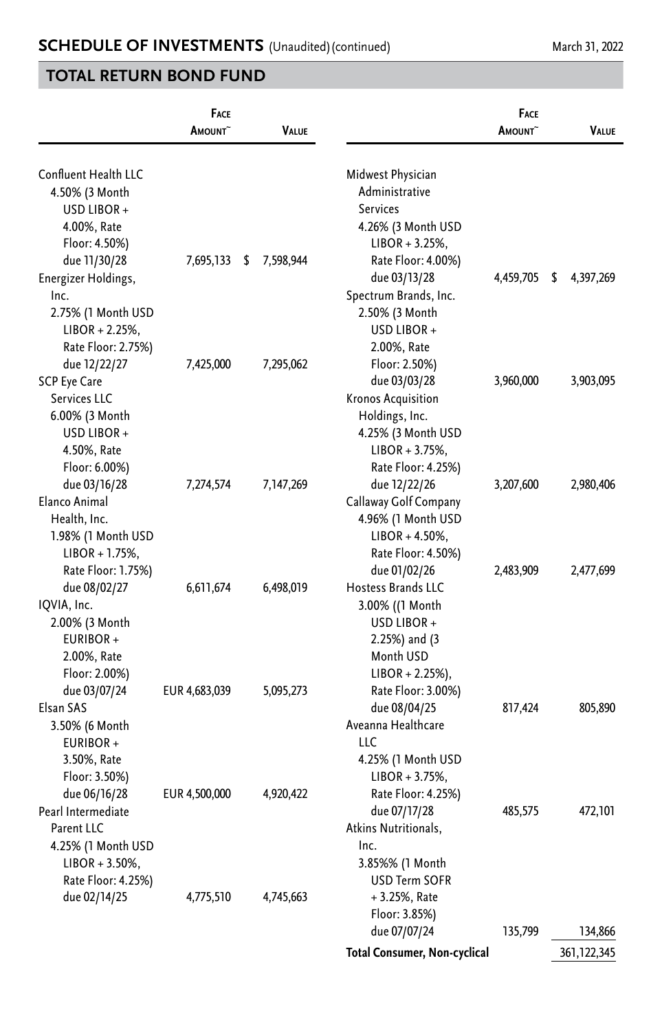## SCHEDULE OF INVESTMENTS (Unaudited) (continued)

March 31, 2022

## TOTAL RETURN BOND FUND

| | Face Amount~ | Value |
|---|---|---|
| Confluent Health LLC 4.50% (3 Month USD LIBOR + 4.00%, Rate Floor: 4.50%) due 11/30/28 | 7,695,133 | $ 7,598,944 |
| Energizer Holdings, Inc. 2.75% (1 Month USD LIBOR + 2.25%, Rate Floor: 2.75%) due 12/22/27 | 7,425,000 | 7,295,062 |
| SCP Eye Care Services LLC 6.00% (3 Month USD LIBOR + 4.50%, Rate Floor: 6.00%) due 03/16/28 | 7,274,574 | 7,147,269 |
| Elanco Animal Health, Inc. 1.98% (1 Month USD LIBOR + 1.75%, Rate Floor: 1.75%) due 08/02/27 | 6,611,674 | 6,498,019 |
| IQVIA, Inc. 2.00% (3 Month EURIBOR + 2.00%, Rate Floor: 2.00%) due 03/07/24 | EUR 4,683,039 | 5,095,273 |
| Elsan SAS 3.50% (6 Month EURIBOR + 3.50%, Rate Floor: 3.50%) due 06/16/28 | EUR 4,500,000 | 4,920,422 |
| Pearl Intermediate Parent LLC 4.25% (1 Month USD LIBOR + 3.50%, Rate Floor: 4.25%) due 02/14/25 | 4,775,510 | 4,745,663 |
| Midwest Physician Administrative Services 4.26% (3 Month USD LIBOR + 3.25%, Rate Floor: 4.00%) due 03/13/28 | 4,459,705 | $ 4,397,269 |
| Spectrum Brands, Inc. 2.50% (3 Month USD LIBOR + 2.00%, Rate Floor: 2.50%) due 03/03/28 | 3,960,000 | 3,903,095 |
| Kronos Acquisition Holdings, Inc. 4.25% (3 Month USD LIBOR + 3.75%, Rate Floor: 4.25%) due 12/22/26 | 3,207,600 | 2,980,406 |
| Callaway Golf Company 4.96% (1 Month USD LIBOR + 4.50%, Rate Floor: 4.50%) due 01/02/26 | 2,483,909 | 2,477,699 |
| Hostess Brands LLC 3.00% ((1 Month USD LIBOR + 2.25%) and (3 Month USD LIBOR + 2.25%), Rate Floor: 3.00%) due 08/04/25 | 817,424 | 805,890 |
| Aveanna Healthcare LLC 4.25% (1 Month USD LIBOR + 3.75%, Rate Floor: 4.25%) due 07/17/28 | 485,575 | 472,101 |
| Atkins Nutritionals, Inc. 3.85%% (1 Month USD Term SOFR + 3.25%, Rate Floor: 3.85%) due 07/07/24 | 135,799 | 134,866 |
| **Total Consumer, Non-cyclical** | | 361,122,345 |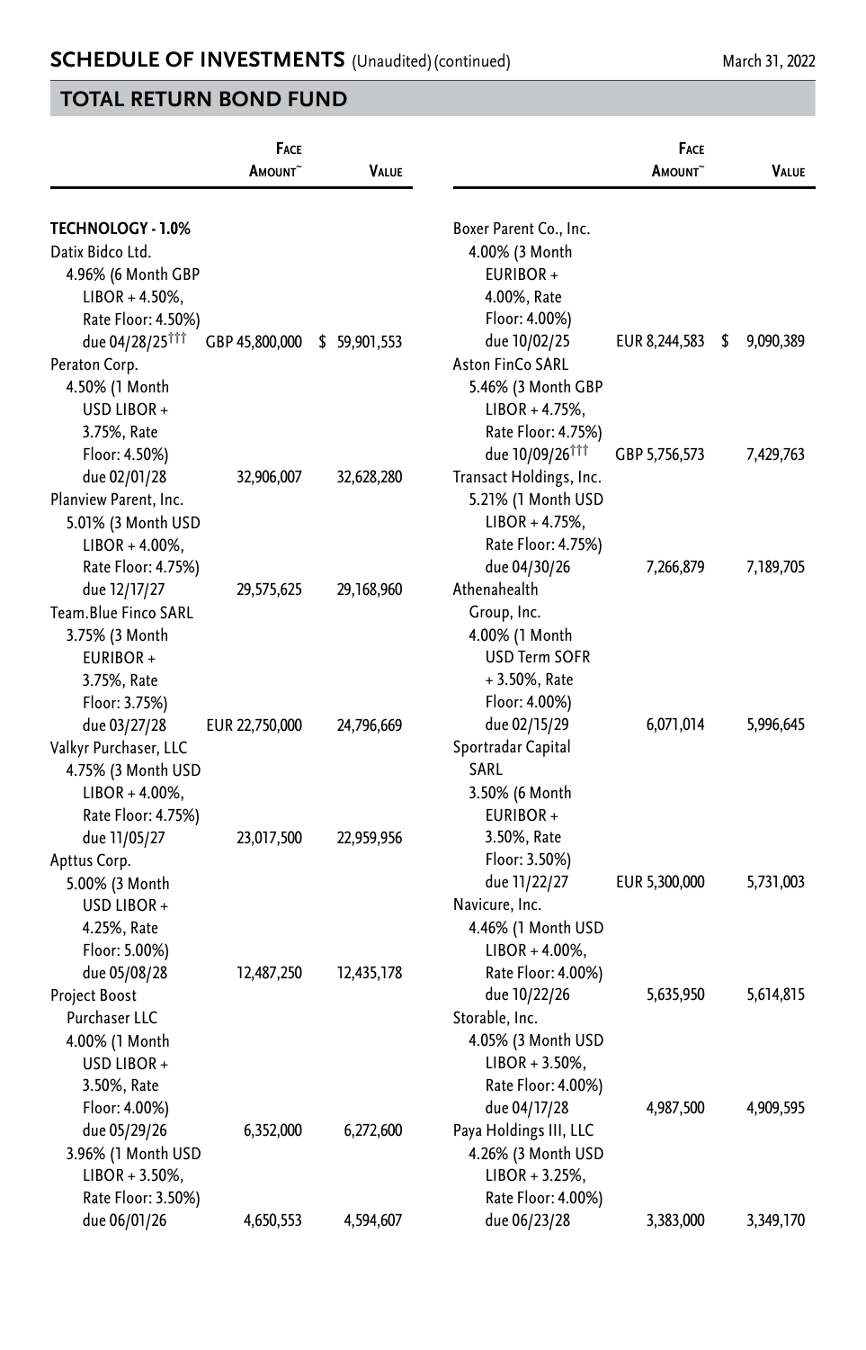## SCHEDULE OF INVESTMENTS (Unaudited) (continued)

March 31, 2022

## TOTAL RETURN BOND FUND

| | Face Amount~ | Value |
|---|---|---|
| **TECHNOLOGY - 1.0%** | | |
| Datix Bidco Ltd. | | |
| 4.96% (6 Month GBP LIBOR + 4.50%, Rate Floor: 4.50%) due 04/28/25††† | GBP 45,800,000 | $ 59,901,553 |
| Peraton Corp. | | |
| 4.50% (1 Month USD LIBOR + 3.75%, Rate Floor: 4.50%) due 02/01/28 | 32,906,007 | 32,628,280 |
| Planview Parent, Inc. | | |
| 5.01% (3 Month USD LIBOR + 4.00%, Rate Floor: 4.75%) due 12/17/27 | 29,575,625 | 29,168,960 |
| Team.Blue Finco SARL | | |
| 3.75% (3 Month EURIBOR + 3.75%, Rate Floor: 3.75%) due 03/27/28 | EUR 22,750,000 | 24,796,669 |
| Valkyr Purchaser, LLC | | |
| 4.75% (3 Month USD LIBOR + 4.00%, Rate Floor: 4.75%) due 11/05/27 | 23,017,500 | 22,959,956 |
| Apttus Corp. | | |
| 5.00% (3 Month USD LIBOR + 4.25%, Rate Floor: 5.00%) due 05/08/28 | 12,487,250 | 12,435,178 |
| Project Boost Purchaser LLC | | |
| 4.00% (1 Month USD LIBOR + 3.50%, Rate Floor: 4.00%) due 05/29/26 | 6,352,000 | 6,272,600 |
| 3.96% (1 Month USD LIBOR + 3.50%, Rate Floor: 3.50%) due 06/01/26 | 4,650,553 | 4,594,607 |
| Boxer Parent Co., Inc. | | |
| 4.00% (3 Month EURIBOR + 4.00%, Rate Floor: 4.00%) due 10/02/25 | EUR 8,244,583 | $ 9,090,389 |
| Aston FinCo SARL | | |
| 5.46% (3 Month GBP LIBOR + 4.75%, Rate Floor: 4.75%) due 10/09/26††† | GBP 5,756,573 | 7,429,763 |
| Transact Holdings, Inc. | | |
| 5.21% (1 Month USD LIBOR + 4.75%, Rate Floor: 4.75%) due 04/30/26 | 7,266,879 | 7,189,705 |
| Athenahealth Group, Inc. | | |
| 4.00% (1 Month USD Term SOFR + 3.50%, Rate Floor: 4.00%) due 02/15/29 | 6,071,014 | 5,996,645 |
| Sportradar Capital SARL | | |
| 3.50% (6 Month EURIBOR + 3.50%, Rate Floor: 3.50%) due 11/22/27 | EUR 5,300,000 | 5,731,003 |
| Navicure, Inc. | | |
| 4.46% (1 Month USD LIBOR + 4.00%, Rate Floor: 4.00%) due 10/22/26 | 5,635,950 | 5,614,815 |
| Storable, Inc. | | |
| 4.05% (3 Month USD LIBOR + 3.50%, Rate Floor: 4.00%) due 04/17/28 | 4,987,500 | 4,909,595 |
| Paya Holdings III, LLC | | |
| 4.26% (3 Month USD LIBOR + 3.25%, Rate Floor: 4.00%) due 06/23/28 | 3,383,000 | 3,349,170 |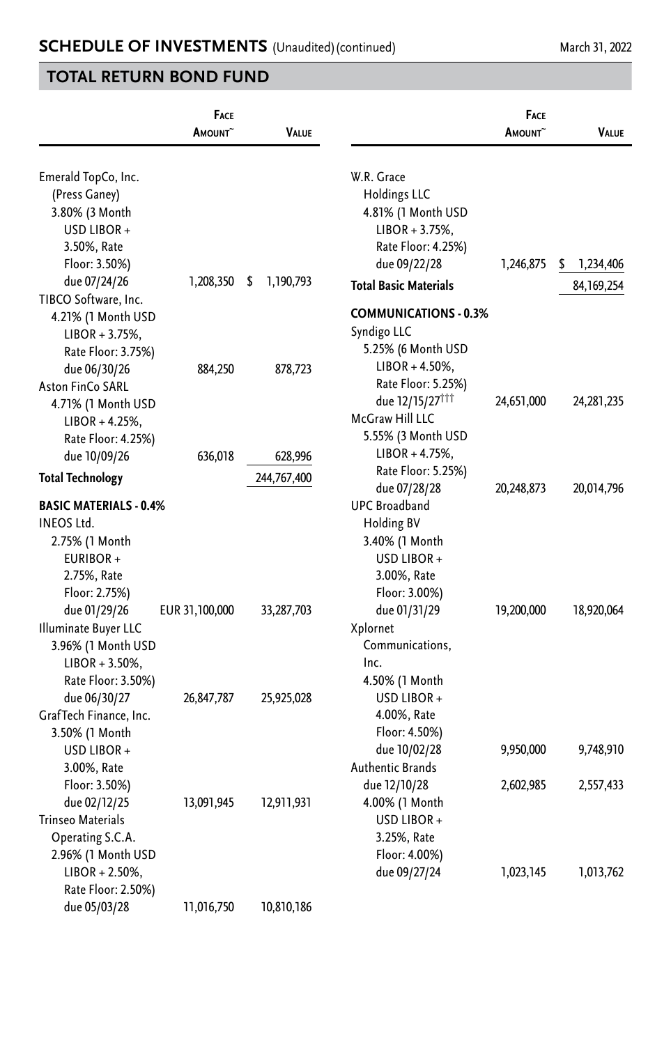## SCHEDULE OF INVESTMENTS (Unaudited) (continued)

March 31, 2022

## TOTAL RETURN BOND FUND

| | Face Amount~ | Value |
|---|---|---|
| Emerald TopCo, Inc. (Press Ganey) 3.80% (3 Month USD LIBOR + 3.50%, Rate Floor: 3.50%) due 07/24/26 | 1,208,350 | $ 1,190,793 |
| TIBCO Software, Inc. 4.21% (1 Month USD LIBOR + 3.75%, Rate Floor: 3.75%) due 06/30/26 | 884,250 | 878,723 |
| Aston FinCo SARL 4.71% (1 Month USD LIBOR + 4.25%, Rate Floor: 4.25%) due 10/09/26 | 636,018 | 628,996 |
| **Total Technology** | | 244,767,400 |
| **BASIC MATERIALS - 0.4%** | | |
| INEOS Ltd. 2.75% (1 Month EURIBOR + 2.75%, Rate Floor: 2.75%) due 01/29/26 | EUR 31,100,000 | 33,287,703 |
| Illuminate Buyer LLC 3.96% (1 Month USD LIBOR + 3.50%, Rate Floor: 3.50%) due 06/30/27 | 26,847,787 | 25,925,028 |
| GrafTech Finance, Inc. 3.50% (1 Month USD LIBOR + 3.00%, Rate Floor: 3.50%) due 02/12/25 | 13,091,945 | 12,911,931 |
| Trinseo Materials Operating S.C.A. 2.96% (1 Month USD LIBOR + 2.50%, Rate Floor: 2.50%) due 05/03/28 | 11,016,750 | 10,810,186 |
| W.R. Grace Holdings LLC 4.81% (1 Month USD LIBOR + 3.75%, Rate Floor: 4.25%) due 09/22/28 | 1,246,875 | $ 1,234,406 |
| **Total Basic Materials** | | 84,169,254 |
| **COMMUNICATIONS - 0.3%** | | |
| Syndigo LLC 5.25% (6 Month USD LIBOR + 4.50%, Rate Floor: 5.25%) due 12/15/27††† | 24,651,000 | 24,281,235 |
| McGraw Hill LLC 5.55% (3 Month USD LIBOR + 4.75%, Rate Floor: 5.25%) due 07/28/28 | 20,248,873 | 20,014,796 |
| UPC Broadband Holding BV 3.40% (1 Month USD LIBOR + 3.00%, Rate Floor: 3.00%) due 01/31/29 | 19,200,000 | 18,920,064 |
| Xplornet Communications, Inc. 4.50% (1 Month USD LIBOR + 4.00%, Rate Floor: 4.50%) due 10/02/28 | 9,950,000 | 9,748,910 |
| Authentic Brands due 12/10/28 | 2,602,985 | 2,557,433 |
| 4.00% (1 Month USD LIBOR + 3.25%, Rate Floor: 4.00%) due 09/27/24 | 1,023,145 | 1,013,762 |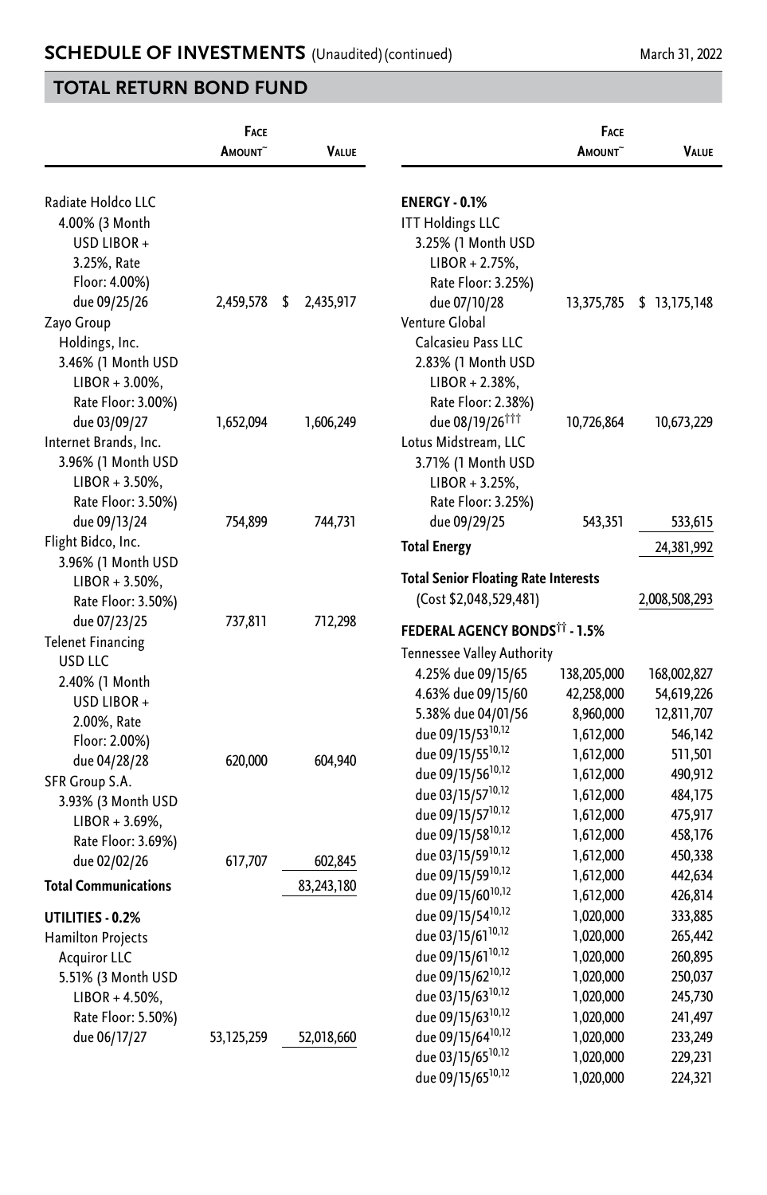## TOTAL RETURN BOND FUND

| | Face Amount~ | Value |
|---|---|---|
| Radiate Holdco LLC 4.00% (3 Month USD LIBOR + 3.25%, Rate Floor: 4.00%) due 09/25/26 | 2,459,578 | $ 2,435,917 |
| Zayo Group Holdings, Inc. 3.46% (1 Month USD LIBOR + 3.00%, Rate Floor: 3.00%) due 03/09/27 | 1,652,094 | 1,606,249 |
| Internet Brands, Inc. 3.96% (1 Month USD LIBOR + 3.50%, Rate Floor: 3.50%) due 09/13/24 | 754,899 | 744,731 |
| Flight Bidco, Inc. 3.96% (1 Month USD LIBOR + 3.50%, Rate Floor: 3.50%) due 07/23/25 | 737,811 | 712,298 |
| Telenet Financing USD LLC 2.40% (1 Month USD LIBOR + 2.00%, Rate Floor: 2.00%) due 04/28/28 | 620,000 | 604,940 |
| SFR Group S.A. 3.93% (3 Month USD LIBOR + 3.69%, Rate Floor: 3.69%) due 02/02/26 | 617,707 | 602,845 |
| **Total Communications** | | 83,243,180 |
| **UTILITIES - 0.2%** | | |
| Hamilton Projects Acquiror LLC 5.51% (3 Month USD LIBOR + 4.50%, Rate Floor: 5.50%) due 06/17/27 | 53,125,259 | 52,018,660 |
| **ENERGY - 0.1%** | | |
| ITT Holdings LLC 3.25% (1 Month USD LIBOR + 2.75%, Rate Floor: 3.25%) due 07/10/28 | 13,375,785 | $ 13,175,148 |
| Venture Global Calcasieu Pass LLC 2.83% (1 Month USD LIBOR + 2.38%, Rate Floor: 2.38%) due 08/19/26††† | 10,726,864 | 10,673,229 |
| Lotus Midstream, LLC 3.71% (1 Month USD LIBOR + 3.25%, Rate Floor: 3.25%) due 09/29/25 | 543,351 | 533,615 |
| **Total Energy** | | 24,381,992 |
| **Total Senior Floating Rate Interests** (Cost $2,048,529,481) | | 2,008,508,293 |
| **FEDERAL AGENCY BONDS†† - 1.5%** | | |
| Tennessee Valley Authority | | |
| 4.25% due 09/15/65 | 138,205,000 | 168,002,827 |
| 4.63% due 09/15/60 | 42,258,000 | 54,619,226 |
| 5.38% due 04/01/56 | 8,960,000 | 12,811,707 |
| due 09/15/53[10,12] | 1,612,000 | 546,142 |
| due 09/15/55[10,12] | 1,612,000 | 511,501 |
| due 09/15/56[10,12] | 1,612,000 | 490,912 |
| due 03/15/57[10,12] | 1,612,000 | 484,175 |
| due 09/15/57[10,12] | 1,612,000 | 475,917 |
| due 09/15/58[10,12] | 1,612,000 | 458,176 |
| due 03/15/59[10,12] | 1,612,000 | 450,338 |
| due 09/15/59[10,12] | 1,612,000 | 442,634 |
| due 09/15/60[10,12] | 1,612,000 | 426,814 |
| due 09/15/54[10,12] | 1,020,000 | 333,885 |
| due 03/15/61[10,12] | 1,020,000 | 265,442 |
| due 09/15/61[10,12] | 1,020,000 | 260,895 |
| due 09/15/62[10,12] | 1,020,000 | 250,037 |
| due 03/15/63[10,12] | 1,020,000 | 245,730 |
| due 09/15/63[10,12] | 1,020,000 | 241,497 |
| due 09/15/64[10,12] | 1,020,000 | 233,249 |
| due 03/15/65[10,12] | 1,020,000 | 229,231 |
| due 09/15/65[10,12] | 1,020,000 | 224,321 |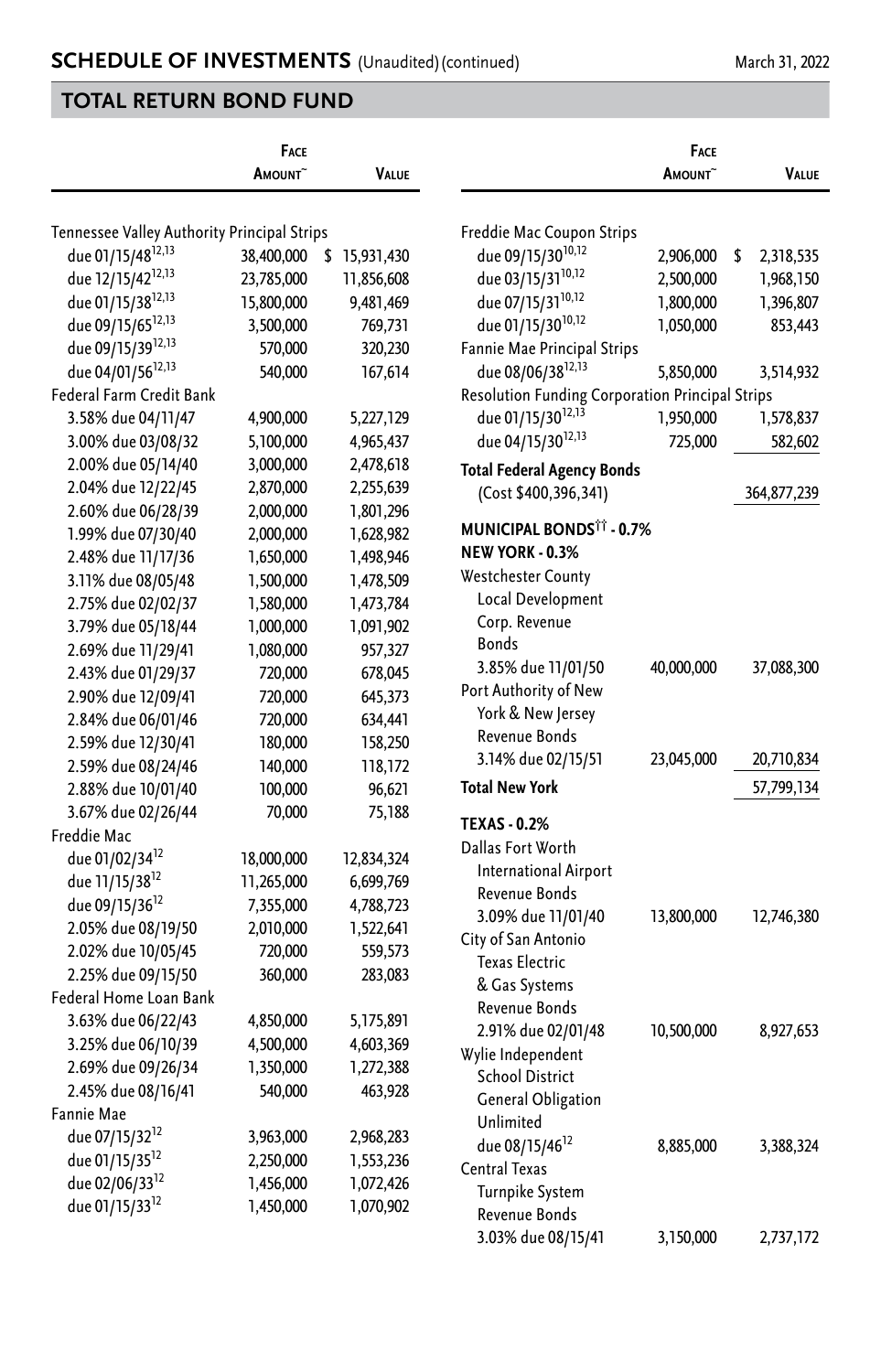## SCHEDULE OF INVESTMENTS (Unaudited) (continued)

March 31, 2022

## TOTAL RETURN BOND FUND

| | Face Amount~ | Value |
|---|---|---|
| Tennessee Valley Authority Principal Strips | | |
| due 01/15/48[12,13] | 38,400,000 | $ 15,931,430 |
| due 12/15/42[12,13] | 23,785,000 | 11,856,608 |
| due 01/15/38[12,13] | 15,800,000 | 9,481,469 |
| due 09/15/65[12,13] | 3,500,000 | 769,731 |
| due 09/15/39[12,13] | 570,000 | 320,230 |
| due 04/01/56[12,13] | 540,000 | 167,614 |
| Federal Farm Credit Bank | | |
| 3.58% due 04/11/47 | 4,900,000 | 5,227,129 |
| 3.00% due 03/08/32 | 5,100,000 | 4,965,437 |
| 2.00% due 05/14/40 | 3,000,000 | 2,478,618 |
| 2.04% due 12/22/45 | 2,870,000 | 2,255,639 |
| 2.60% due 06/28/39 | 2,000,000 | 1,801,296 |
| 1.99% due 07/30/40 | 2,000,000 | 1,628,982 |
| 2.48% due 11/17/36 | 1,650,000 | 1,498,946 |
| 3.11% due 08/05/48 | 1,500,000 | 1,478,509 |
| 2.75% due 02/02/37 | 1,580,000 | 1,473,784 |
| 3.79% due 05/18/44 | 1,000,000 | 1,091,902 |
| 2.69% due 11/29/41 | 1,080,000 | 957,327 |
| 2.43% due 01/29/37 | 720,000 | 678,045 |
| 2.90% due 12/09/41 | 720,000 | 645,373 |
| 2.84% due 06/01/46 | 720,000 | 634,441 |
| 2.59% due 12/30/41 | 180,000 | 158,250 |
| 2.59% due 08/24/46 | 140,000 | 118,172 |
| 2.88% due 10/01/40 | 100,000 | 96,621 |
| 3.67% due 02/26/44 | 70,000 | 75,188 |
| Freddie Mac | | |
| due 01/02/34[12] | 18,000,000 | 12,834,324 |
| due 11/15/38[12] | 11,265,000 | 6,699,769 |
| due 09/15/36[12] | 7,355,000 | 4,788,723 |
| 2.05% due 08/19/50 | 2,010,000 | 1,522,641 |
| 2.02% due 10/05/45 | 720,000 | 559,573 |
| 2.25% due 09/15/50 | 360,000 | 283,083 |
| Federal Home Loan Bank | | |
| 3.63% due 06/22/43 | 4,850,000 | 5,175,891 |
| 3.25% due 06/10/39 | 4,500,000 | 4,603,369 |
| 2.69% due 09/26/34 | 1,350,000 | 1,272,388 |
| 2.45% due 08/16/41 | 540,000 | 463,928 |
| Fannie Mae | | |
| due 07/15/32[12] | 3,963,000 | 2,968,283 |
| due 01/15/35[12] | 2,250,000 | 1,553,236 |
| due 02/06/33[12] | 1,456,000 | 1,072,426 |
| due 01/15/33[12] | 1,450,000 | 1,070,902 |
| Freddie Mac Coupon Strips | | |
| due 09/15/30[10,12] | 2,906,000 | $ 2,318,535 |
| due 03/15/31[10,12] | 2,500,000 | 1,968,150 |
| due 07/15/31[10,12] | 1,800,000 | 1,396,807 |
| due 01/15/30[10,12] | 1,050,000 | 853,443 |
| Fannie Mae Principal Strips | | |
| due 08/06/38[12,13] | 5,850,000 | 3,514,932 |
| Resolution Funding Corporation Principal Strips | | |
| due 01/15/30[12,13] | 1,950,000 | 1,578,837 |
| due 04/15/30[12,13] | 725,000 | 582,602 |
| **Total Federal Agency Bonds** (Cost $400,396,341) | | 364,877,239 |
| **MUNICIPAL BONDS[††] - 0.7%** | | |
| **NEW YORK - 0.3%** | | |
| Westchester County Local Development Corp. Revenue Bonds | | |
| 3.85% due 11/01/50 | 40,000,000 | 37,088,300 |
| Port Authority of New York & New Jersey Revenue Bonds | | |
| 3.14% due 02/15/51 | 23,045,000 | 20,710,834 |
| **Total New York** | | 57,799,134 |
| **TEXAS - 0.2%** | | |
| Dallas Fort Worth International Airport Revenue Bonds | | |
| 3.09% due 11/01/40 | 13,800,000 | 12,746,380 |
| City of San Antonio Texas Electric & Gas Systems Revenue Bonds | | |
| 2.91% due 02/01/48 | 10,500,000 | 8,927,653 |
| Wylie Independent School District General Obligation Unlimited | | |
| due 08/15/46[12] | 8,885,000 | 3,388,324 |
| Central Texas Turnpike System Revenue Bonds | | |
| 3.03% due 08/15/41 | 3,150,000 | 2,737,172 |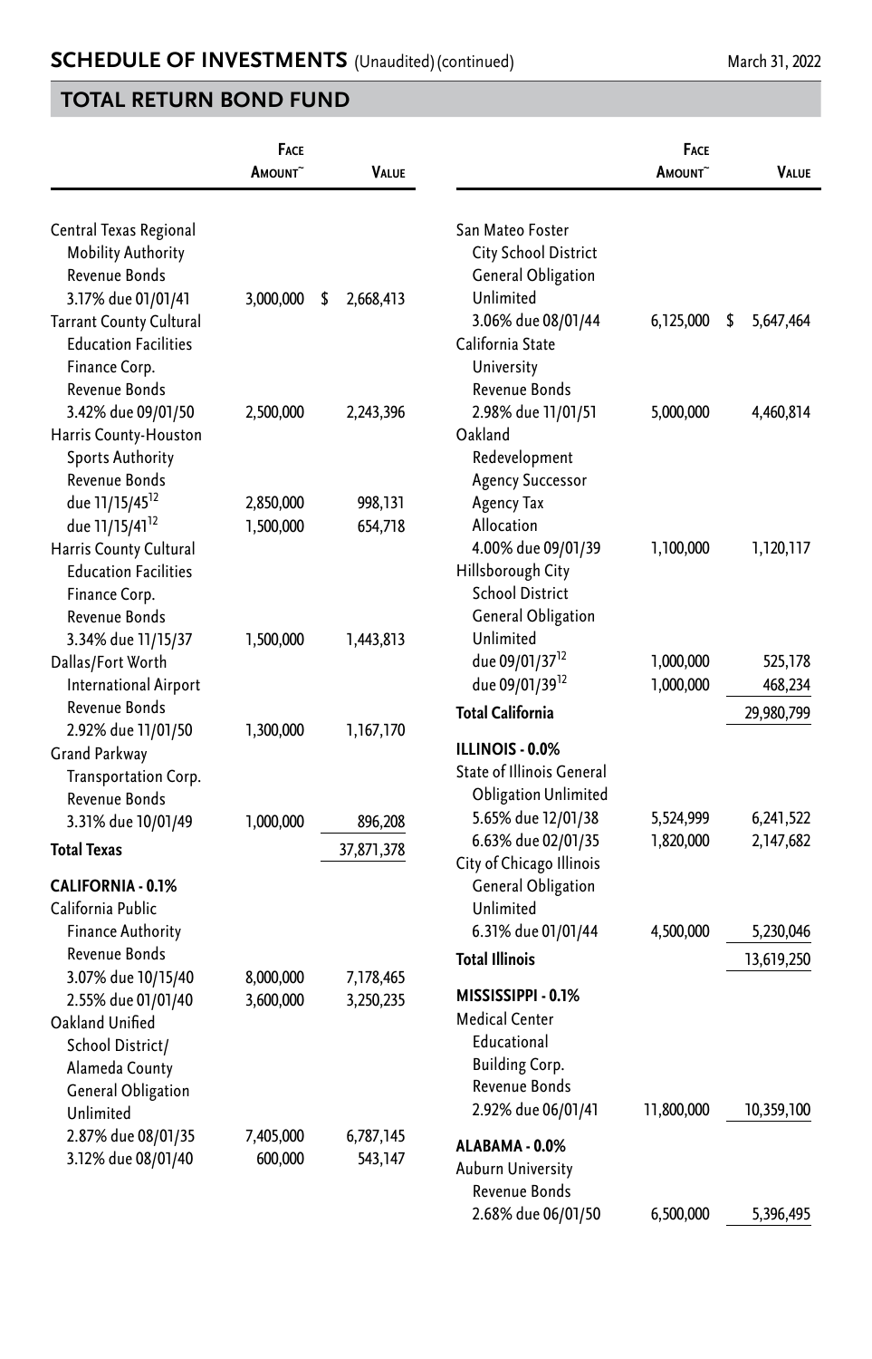## SCHEDULE OF INVESTMENTS (Unaudited) (continued)

March 31, 2022

## TOTAL RETURN BOND FUND

| | Face Amount~ | Value |
|---|---|---|
| Central Texas Regional Mobility Authority Revenue Bonds | | |
| 3.17% due 01/01/41 | 3,000,000 | $ 2,668,413 |
| Tarrant County Cultural Education Facilities Finance Corp. Revenue Bonds | | |
| 3.42% due 09/01/50 | 2,500,000 | 2,243,396 |
| Harris County-Houston Sports Authority Revenue Bonds | | |
| due 11/15/45[12] | 2,850,000 | 998,131 |
| due 11/15/41[12] | 1,500,000 | 654,718 |
| Harris County Cultural Education Facilities Finance Corp. Revenue Bonds | | |
| 3.34% due 11/15/37 | 1,500,000 | 1,443,813 |
| Dallas/Fort Worth International Airport Revenue Bonds | | |
| 2.92% due 11/01/50 | 1,300,000 | 1,167,170 |
| Grand Parkway Transportation Corp. Revenue Bonds | | |
| 3.31% due 10/01/49 | 1,000,000 | 896,208 |
| **Total Texas** | | 37,871,378 |
| **CALIFORNIA - 0.1%** | | |
| California Public Finance Authority Revenue Bonds | | |
| 3.07% due 10/15/40 | 8,000,000 | 7,178,465 |
| 2.55% due 01/01/40 | 3,600,000 | 3,250,235 |
| Oakland Unified School District/Alameda County General Obligation Unlimited | | |
| 2.87% due 08/01/35 | 7,405,000 | 6,787,145 |
| 3.12% due 08/01/40 | 600,000 | 543,147 |
| San Mateo Foster City School District General Obligation Unlimited | | |
| 3.06% due 08/01/44 | 6,125,000 | $ 5,647,464 |
| California State University Revenue Bonds | | |
| 2.98% due 11/01/51 | 5,000,000 | 4,460,814 |
| Oakland Redevelopment Agency Successor Agency Tax Allocation | | |
| 4.00% due 09/01/39 | 1,100,000 | 1,120,117 |
| Hillsborough City School District General Obligation Unlimited | | |
| due 09/01/37[12] | 1,000,000 | 525,178 |
| due 09/01/39[12] | 1,000,000 | 468,234 |
| **Total California** | | 29,980,799 |
| **ILLINOIS - 0.0%** | | |
| State of Illinois General Obligation Unlimited | | |
| 5.65% due 12/01/38 | 5,524,999 | 6,241,522 |
| 6.63% due 02/01/35 | 1,820,000 | 2,147,682 |
| City of Chicago Illinois General Obligation Unlimited | | |
| 6.31% due 01/01/44 | 4,500,000 | 5,230,046 |
| **Total Illinois** | | 13,619,250 |
| **MISSISSIPPI - 0.1%** | | |
| Medical Center Educational Building Corp. Revenue Bonds | | |
| 2.92% due 06/01/41 | 11,800,000 | 10,359,100 |
| **ALABAMA - 0.0%** | | |
| Auburn University Revenue Bonds | | |
| 2.68% due 06/01/50 | 6,500,000 | 5,396,495 |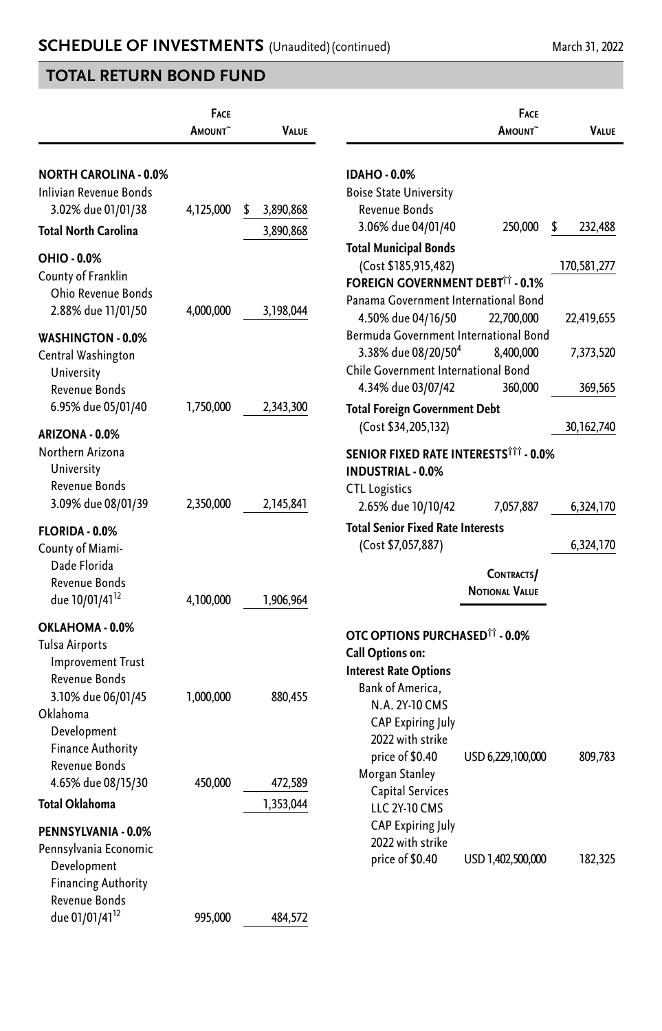## SCHEDULE OF INVESTMENTS (Unaudited) (continued)

March 31, 2022

## TOTAL RETURN BOND FUND

| | Face Amount~ | Value |
|---|---|---|
| **NORTH CAROLINA - 0.0%** | | |
| Inlivian Revenue Bonds 3.02% due 01/01/38 | 4,125,000 | $ 3,890,868 |
| **Total North Carolina** | | 3,890,868 |
| **OHIO - 0.0%** | | |
| County of Franklin Ohio Revenue Bonds 2.88% due 11/01/50 | 4,000,000 | 3,198,044 |
| **WASHINGTON - 0.0%** | | |
| Central Washington University Revenue Bonds 6.95% due 05/01/40 | 1,750,000 | 2,343,300 |
| **ARIZONA - 0.0%** | | |
| Northern Arizona University Revenue Bonds 3.09% due 08/01/39 | 2,350,000 | 2,145,841 |
| **FLORIDA - 0.0%** | | |
| County of Miami-Dade Florida Revenue Bonds due 10/01/41[12] | 4,100,000 | 1,906,964 |
| **OKLAHOMA - 0.0%** | | |
| Tulsa Airports Improvement Trust Revenue Bonds 3.10% due 06/01/45 | 1,000,000 | 880,455 |
| Oklahoma Development Finance Authority Revenue Bonds 4.65% due 08/15/30 | 450,000 | 472,589 |
| **Total Oklahoma** | | 1,353,044 |
| **PENNSYLVANIA - 0.0%** | | |
| Pennsylvania Economic Development Financing Authority Revenue Bonds due 01/01/41[12] | 995,000 | 484,572 |
| **IDAHO - 0.0%** | | |
| Boise State University Revenue Bonds 3.06% due 04/01/40 | 250,000 | $ 232,488 |
| **Total Municipal Bonds** (Cost $185,915,482) | | 170,581,277 |
| **FOREIGN GOVERNMENT DEBT†† - 0.1%** | | |
| Panama Government International Bond 4.50% due 04/16/50 | 22,700,000 | 22,419,655 |
| Bermuda Government International Bond 3.38% due 08/20/50[4] | 8,400,000 | 7,373,520 |
| Chile Government International Bond 4.34% due 03/07/42 | 360,000 | 369,565 |
| **Total Foreign Government Debt** (Cost $34,205,132) | | 30,162,740 |
| **SENIOR FIXED RATE INTERESTS††† - 0.0%** | | |
| **INDUSTRIAL - 0.0%** | | |
| CTL Logistics 2.65% due 10/10/42 | 7,057,887 | 6,324,170 |
| **Total Senior Fixed Rate Interests** (Cost $7,057,887) | | 6,324,170 |

| | Contracts/ Notional Value | |
|---|---|---|
| **OTC OPTIONS PURCHASED†† - 0.0%** | | |
| **Call Options on:** | | |
| **Interest Rate Options** | | |
| Bank of America, N.A. 2Y-10 CMS CAP Expiring July 2022 with strike price of $0.40 | USD 6,229,100,000 | 809,783 |
| Morgan Stanley Capital Services LLC 2Y-10 CMS CAP Expiring July 2022 with strike price of $0.40 | USD 1,402,500,000 | 182,325 |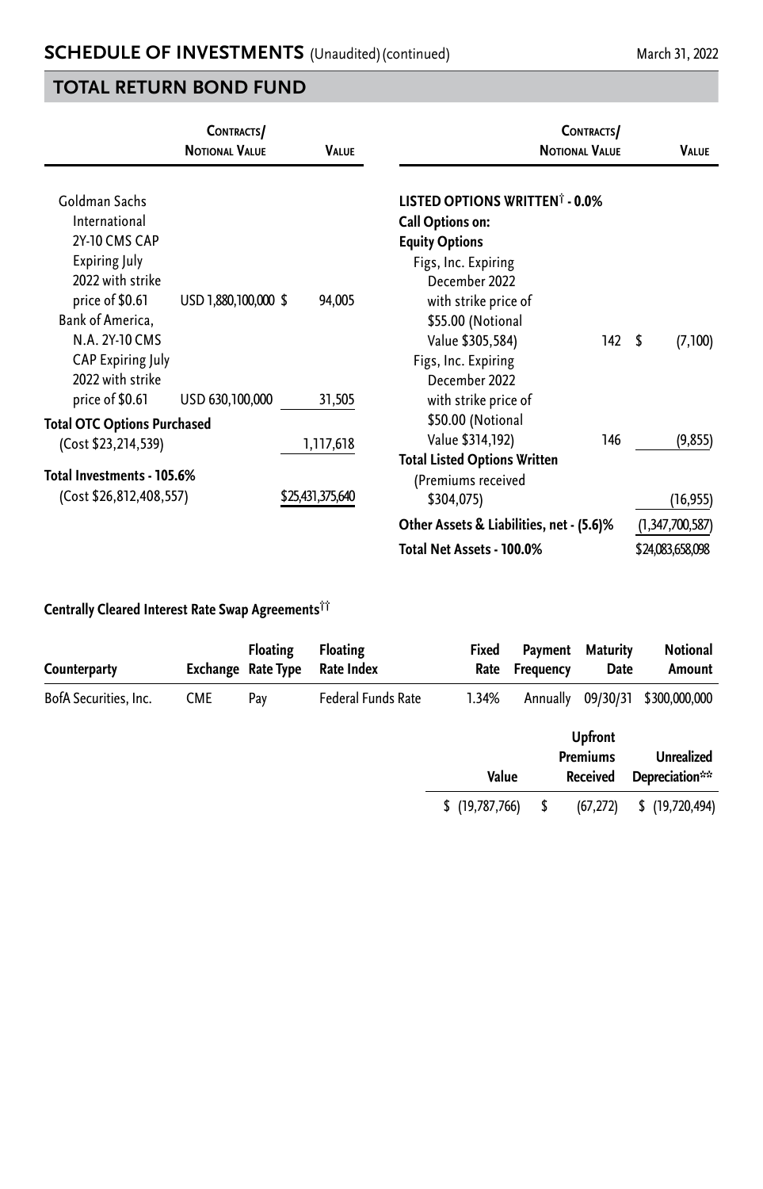## TOTAL RETURN BOND FUND

| | Contracts/ Notional Value | Value |
|---|---|---|
| Goldman Sachs International 2Y-10 CMS CAP Expiring July 2022 with strike price of $0.61 | USD 1,880,100,000 | $ 94,005 |
| Bank of America, N.A. 2Y-10 CMS CAP Expiring July 2022 with strike price of $0.61 | USD 630,100,000 | 31,505 |
| **Total OTC Options Purchased** (Cost $23,214,539) | | 1,117,618 |
| **Total Investments - 105.6%** (Cost $26,812,408,557) | | $25,431,375,640 |

| | Contracts/ Notional Value | Value |
|---|---|---|
| **LISTED OPTIONS WRITTEN† - 0.0%** | | |
| **Call Options on:** | | |
| **Equity Options** | | |
| Figs, Inc. Expiring December 2022 with strike price of $55.00 (Notional Value $305,584) | 142 | $ (7,100) |
| Figs, Inc. Expiring December 2022 with strike price of $50.00 (Notional Value $314,192) | 146 | (9,855) |
| **Total Listed Options Written** (Premiums received $304,075) | | (16,955) |
| **Other Assets & Liabilities, net - (5.6)%** | | (1,347,700,587) |
| **Total Net Assets - 100.0%** | | $24,083,658,098 |

**Centrally Cleared Interest Rate Swap Agreements††**

| Counterparty | Exchange | Floating Rate Type | Floating Rate Index | Fixed Rate | Payment Frequency | Maturity Date | Notional Amount | Value | Upfront Premiums Received | Unrealized Depreciation** |
|---|---|---|---|---|---|---|---|---|---|---|
| BofA Securities, Inc. | CME | Pay | Federal Funds Rate | 1.34% | Annually | 09/30/31 | $300,000,000 | $ (19,787,766) | $ (67,272) | $ (19,720,494) |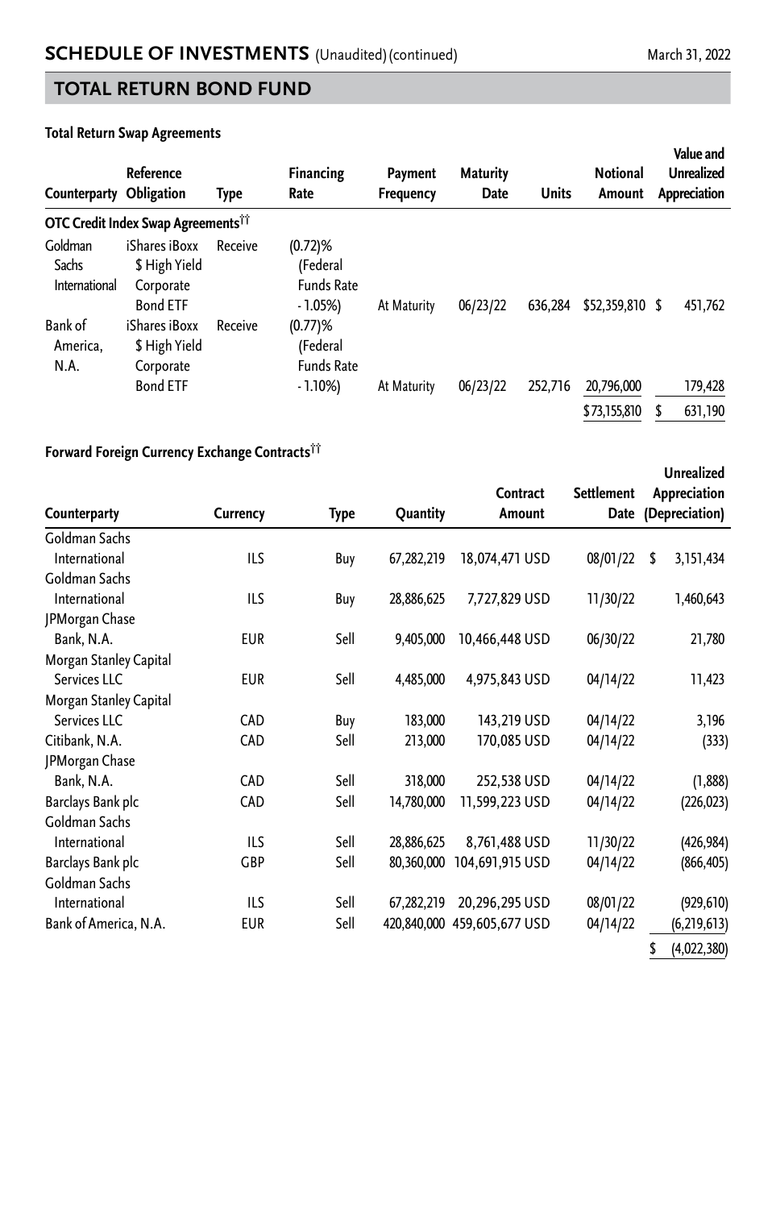## SCHEDULE OF INVESTMENTS (Unaudited) (continued)

March 31, 2022

## TOTAL RETURN BOND FUND

**Total Return Swap Agreements**

| Counterparty | Reference Obligation | Type | Financing Rate | Payment Frequency | Maturity Date | Units | Notional Amount | Value and Unrealized Appreciation |
|---|---|---|---|---|---|---|---|---|
| **OTC Credit Index Swap Agreements††** | | | | | | | | |
| Goldman Sachs International | iShares iBoxx $ High Yield Corporate Bond ETF | Receive | (0.72)% (Federal Funds Rate - 1.05%) | At Maturity | 06/23/22 | 636,284 | $52,359,810 | $ 451,762 |
| Bank of America, N.A. | iShares iBoxx $ High Yield Corporate Bond ETF | Receive | (0.77)% (Federal Funds Rate - 1.10%) | At Maturity | 06/23/22 | 252,716 | 20,796,000 | 179,428 |
| | | | | | | | $73,155,810 | $ 631,190 |

**Forward Foreign Currency Exchange Contracts††**

| Counterparty | Currency | Type | Quantity | Contract Amount | Settlement Date | Unrealized Appreciation (Depreciation) |
|---|---|---|---|---|---|---|
| Goldman Sachs International | ILS | Buy | 67,282,219 | 18,074,471 USD | 08/01/22 | $ 3,151,434 |
| Goldman Sachs International | ILS | Buy | 28,886,625 | 7,727,829 USD | 11/30/22 | 1,460,643 |
| JPMorgan Chase Bank, N.A. | EUR | Sell | 9,405,000 | 10,466,448 USD | 06/30/22 | 21,780 |
| Morgan Stanley Capital Services LLC | EUR | Sell | 4,485,000 | 4,975,843 USD | 04/14/22 | 11,423 |
| Morgan Stanley Capital Services LLC | CAD | Buy | 183,000 | 143,219 USD | 04/14/22 | 3,196 |
| Citibank, N.A. | CAD | Sell | 213,000 | 170,085 USD | 04/14/22 | (333) |
| JPMorgan Chase Bank, N.A. | CAD | Sell | 318,000 | 252,538 USD | 04/14/22 | (1,888) |
| Barclays Bank plc | CAD | Sell | 14,780,000 | 11,599,223 USD | 04/14/22 | (226,023) |
| Goldman Sachs International | ILS | Sell | 28,886,625 | 8,761,488 USD | 11/30/22 | (426,984) |
| Barclays Bank plc | GBP | Sell | 80,360,000 | 104,691,915 USD | 04/14/22 | (866,405) |
| Goldman Sachs International | ILS | Sell | 67,282,219 | 20,296,295 USD | 08/01/22 | (929,610) |
| Bank of America, N.A. | EUR | Sell | 420,840,000 | 459,605,677 USD | 04/14/22 | (6,219,613) |
| | | | | | | $ (4,022,380) |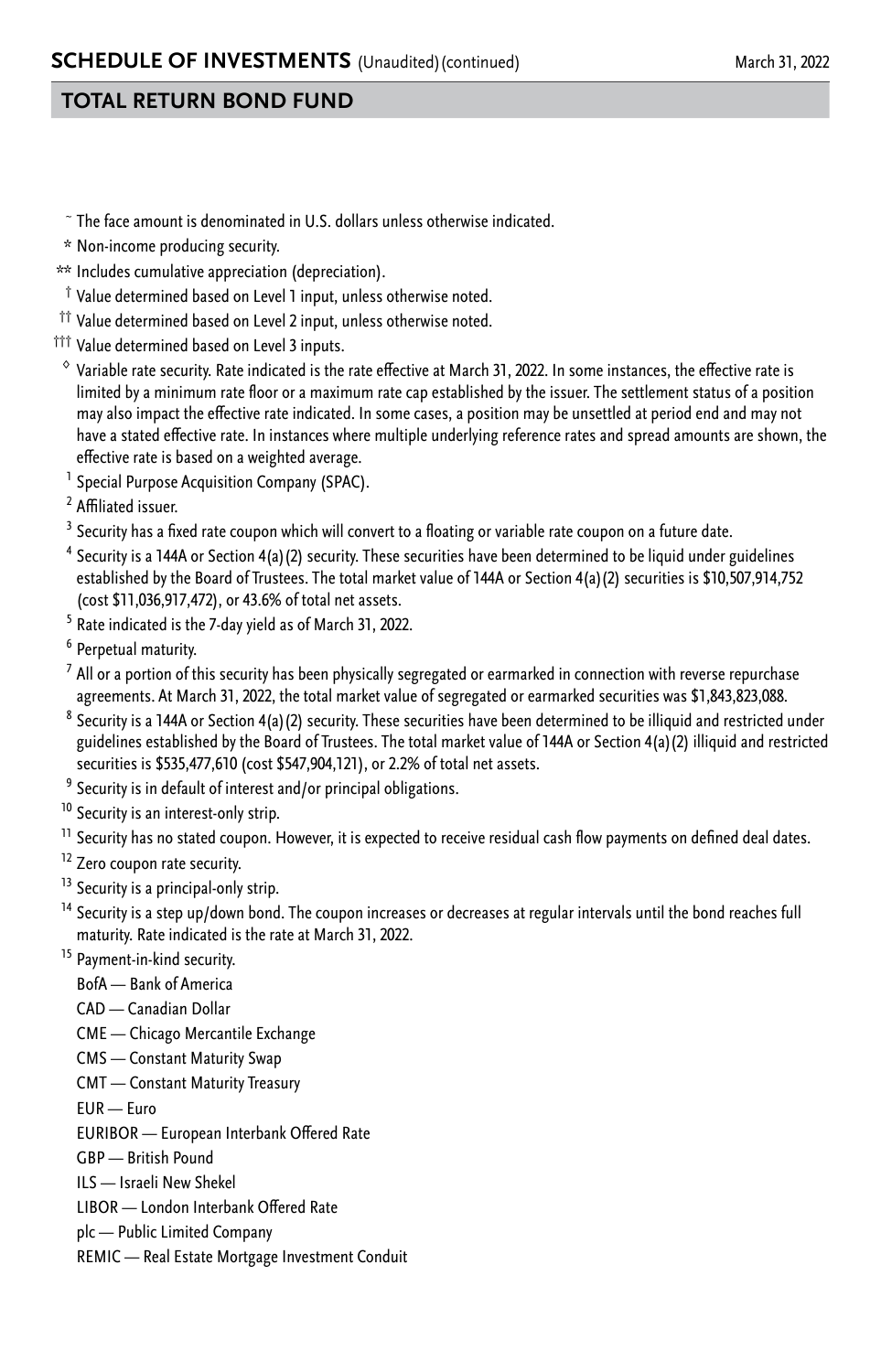## SCHEDULE OF INVESTMENTS (Unaudited) (continued)

March 31, 2022

## TOTAL RETURN BOND FUND

~ The face amount is denominated in U.S. dollars unless otherwise indicated.

\* Non-income producing security.

\*\* Includes cumulative appreciation (depreciation).

† Value determined based on Level 1 input, unless otherwise noted.

†† Value determined based on Level 2 input, unless otherwise noted.

††† Value determined based on Level 3 inputs.

◊ Variable rate security. Rate indicated is the rate effective at March 31, 2022. In some instances, the effective rate is limited by a minimum rate floor or a maximum rate cap established by the issuer. The settlement status of a position may also impact the effective rate indicated. In some cases, a position may be unsettled at period end and may not have a stated effective rate. In instances where multiple underlying reference rates and spread amounts are shown, the effective rate is based on a weighted average.

[1] Special Purpose Acquisition Company (SPAC).

[2] Affiliated issuer.

[3] Security has a fixed rate coupon which will convert to a floating or variable rate coupon on a future date.

[4] Security is a 144A or Section 4(a)(2) security. These securities have been determined to be liquid under guidelines established by the Board of Trustees. The total market value of 144A or Section 4(a)(2) securities is $10,507,914,752 (cost $11,036,917,472), or 43.6% of total net assets.

[5] Rate indicated is the 7-day yield as of March 31, 2022.

[6] Perpetual maturity.

[7] All or a portion of this security has been physically segregated or earmarked in connection with reverse repurchase agreements. At March 31, 2022, the total market value of segregated or earmarked securities was $1,843,823,088.

[8] Security is a 144A or Section 4(a)(2) security. These securities have been determined to be illiquid and restricted under guidelines established by the Board of Trustees. The total market value of 144A or Section 4(a)(2) illiquid and restricted securities is $535,477,610 (cost $547,904,121), or 2.2% of total net assets.

[9] Security is in default of interest and/or principal obligations.

[10] Security is an interest-only strip.

[11] Security has no stated coupon. However, it is expected to receive residual cash flow payments on defined deal dates.

[12] Zero coupon rate security.

[13] Security is a principal-only strip.

[14] Security is a step up/down bond. The coupon increases or decreases at regular intervals until the bond reaches full maturity. Rate indicated is the rate at March 31, 2022.

[15] Payment-in-kind security.

BofA — Bank of America

CAD — Canadian Dollar

CME — Chicago Mercantile Exchange

CMS — Constant Maturity Swap

CMT — Constant Maturity Treasury

EUR — Euro

EURIBOR — European Interbank Offered Rate

GBP — British Pound

ILS — Israeli New Shekel

LIBOR — London Interbank Offered Rate

plc — Public Limited Company

REMIC — Real Estate Mortgage Investment Conduit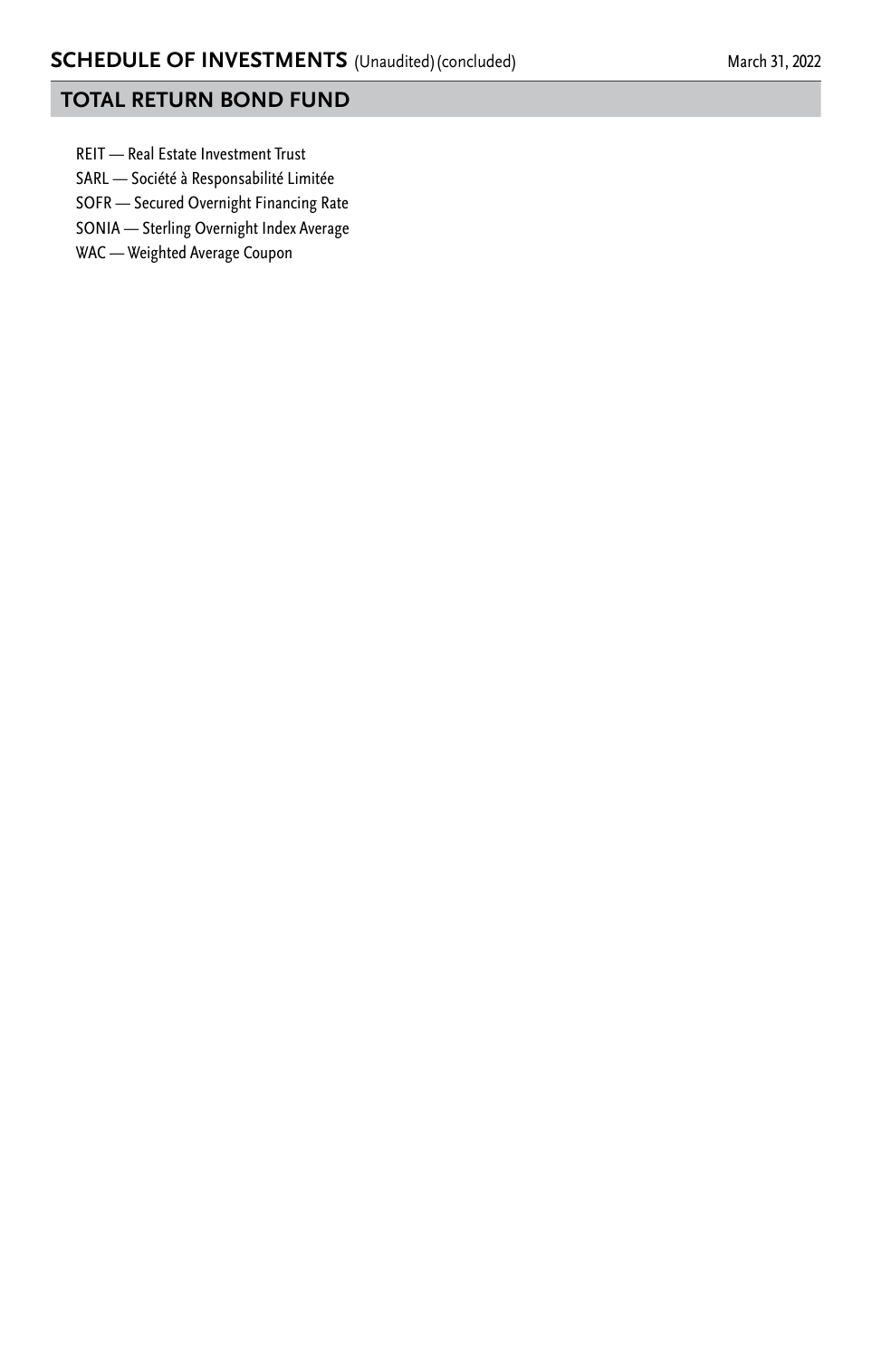## SCHEDULE OF INVESTMENTS (Unaudited) (concluded)

March 31, 2022

## TOTAL RETURN BOND FUND

REIT — Real Estate Investment Trust
SARL — Société à Responsabilité Limitée
SOFR — Secured Overnight Financing Rate
SONIA — Sterling Overnight Index Average
WAC — Weighted Average Coupon